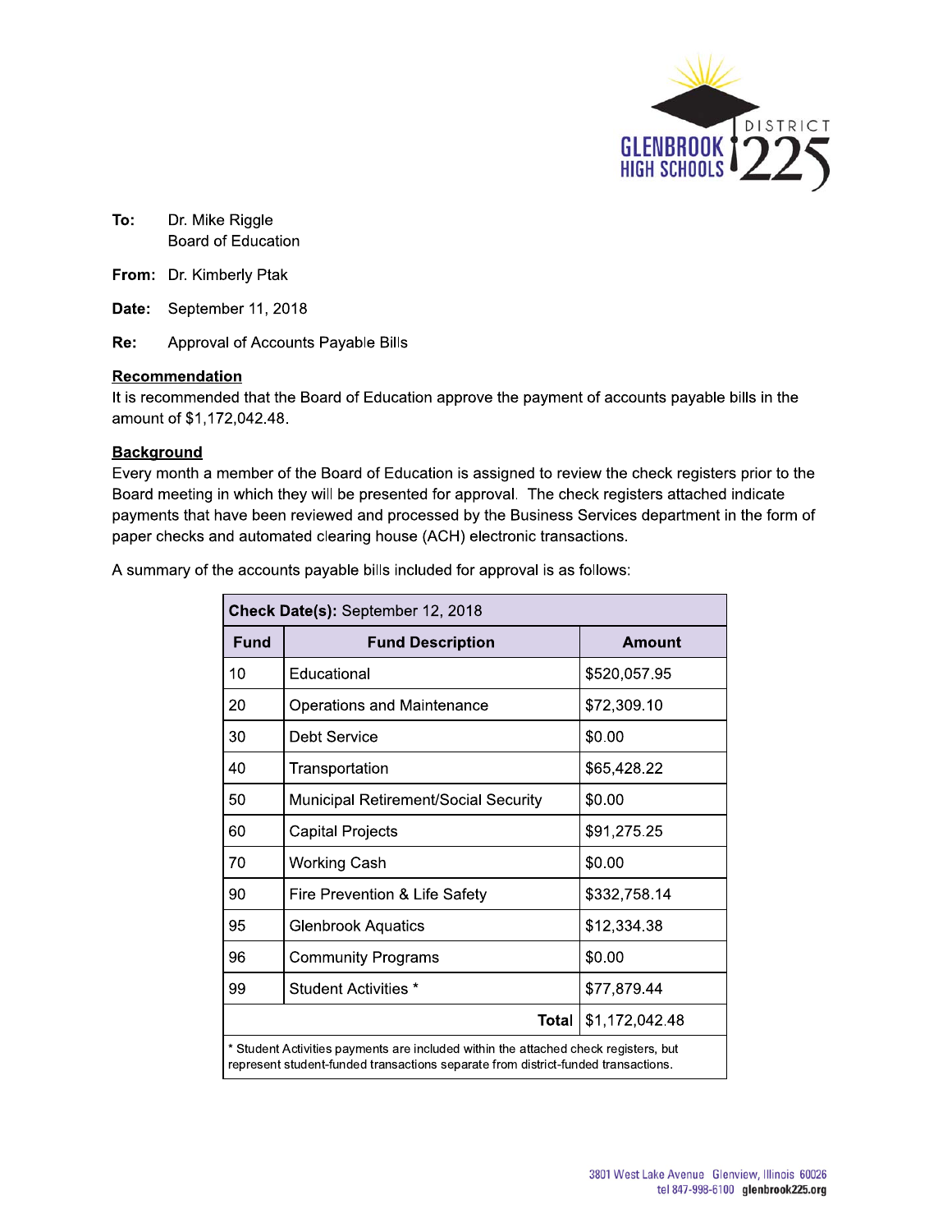**To:** Dr. Mike Riggle
Board of Education

**From:** Dr. Kimberly Ptak

**Date:** September 11, 2018

**Re:** Approval of Accounts Payable Bills

**Recommendation**

It is recommended that the Board of Education approve the payment of accounts payable bills in the amount of $1,172,042.48.

**Background**

Every month a member of the Board of Education is assigned to review the check registers prior to the Board meeting in which they will be presented for approval. The check registers attached indicate payments that have been reviewed and processed by the Business Services department in the form of paper checks and automated clearing house (ACH) electronic transactions.

A summary of the accounts payable bills included for approval is as follows:

| **Check Date(s):** September 12, 2018 | | |
|---|---|---|
| **Fund** | **Fund Description** | **Amount** |
| 10 | Educational | $520,057.95 |
| 20 | Operations and Maintenance | $72,309.10 |
| 30 | Debt Service | $0.00 |
| 40 | Transportation | $65,428.22 |
| 50 | Municipal Retirement/Social Security | $0.00 |
| 60 | Capital Projects | $91,275.25 |
| 70 | Working Cash | $0.00 |
| 90 | Fire Prevention & Life Safety | $332,758.14 |
| 95 | Glenbrook Aquatics | $12,334.38 |
| 96 | Community Programs | $0.00 |
| 99 | Student Activities * | $77,879.44 |
| | **Total** | $1,172,042.48 |

\* Student Activities payments are included within the attached check registers, but represent student-funded transactions separate from district-funded transactions.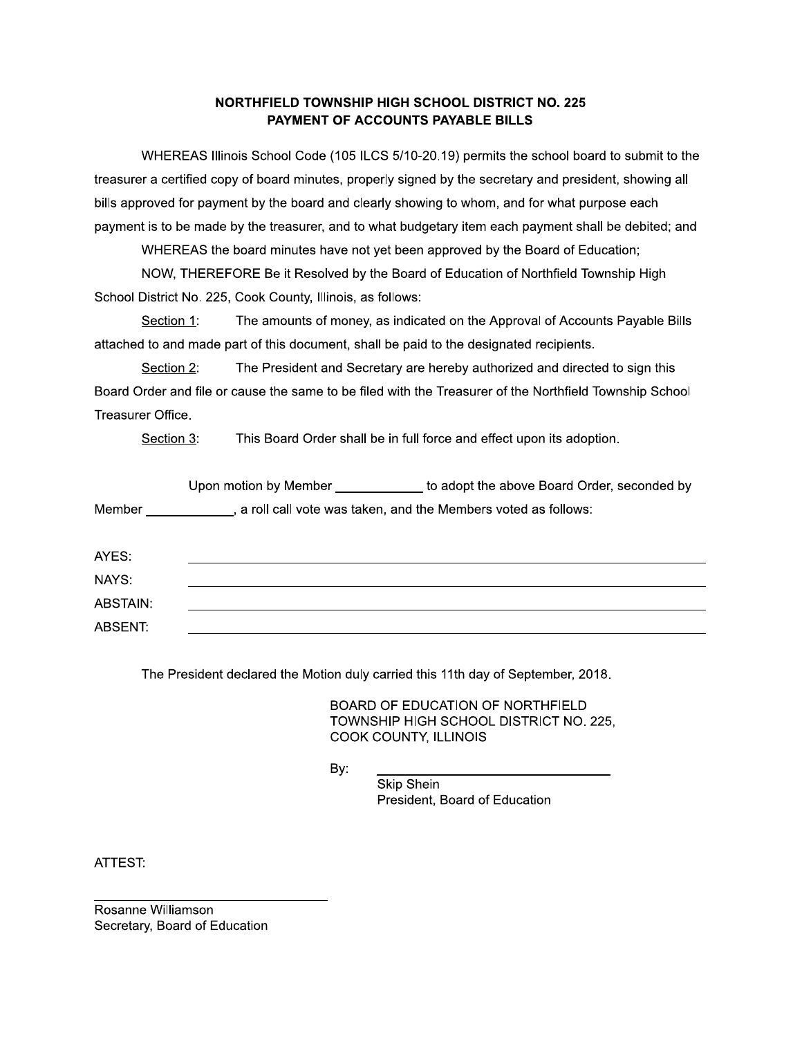**NORTHFIELD TOWNSHIP HIGH SCHOOL DISTRICT NO. 225**
**PAYMENT OF ACCOUNTS PAYABLE BILLS**

WHEREAS Illinois School Code (105 ILCS 5/10-20.19) permits the school board to submit to the treasurer a certified copy of board minutes, properly signed by the secretary and president, showing all bills approved for payment by the board and clearly showing to whom, and for what purpose each payment is to be made by the treasurer, and to what budgetary item each payment shall be debited; and

WHEREAS the board minutes have not yet been approved by the Board of Education;

NOW, THEREFORE Be it Resolved by the Board of Education of Northfield Township High School District No. 225, Cook County, Illinois, as follows:

<u>Section 1</u>: The amounts of money, as indicated on the Approval of Accounts Payable Bills attached to and made part of this document, shall be paid to the designated recipients.

<u>Section 2</u>: The President and Secretary are hereby authorized and directed to sign this Board Order and file or cause the same to be filed with the Treasurer of the Northfield Township School Treasurer Office.

<u>Section 3</u>: This Board Order shall be in full force and effect upon its adoption.

Upon motion by Member ____________ to adopt the above Board Order, seconded by Member ____________, a roll call vote was taken, and the Members voted as follows:

AYES: ______________________________

NAYS: ______________________________

ABSTAIN: ______________________________

ABSENT: ______________________________

The President declared the Motion duly carried this 11th day of September, 2018.

BOARD OF EDUCATION OF NORTHFIELD TOWNSHIP HIGH SCHOOL DISTRICT NO. 225, COOK COUNTY, ILLINOIS

By: ______________________________
Skip Shein
President, Board of Education

ATTEST:

______________________________
Rosanne Williamson
Secretary, Board of Education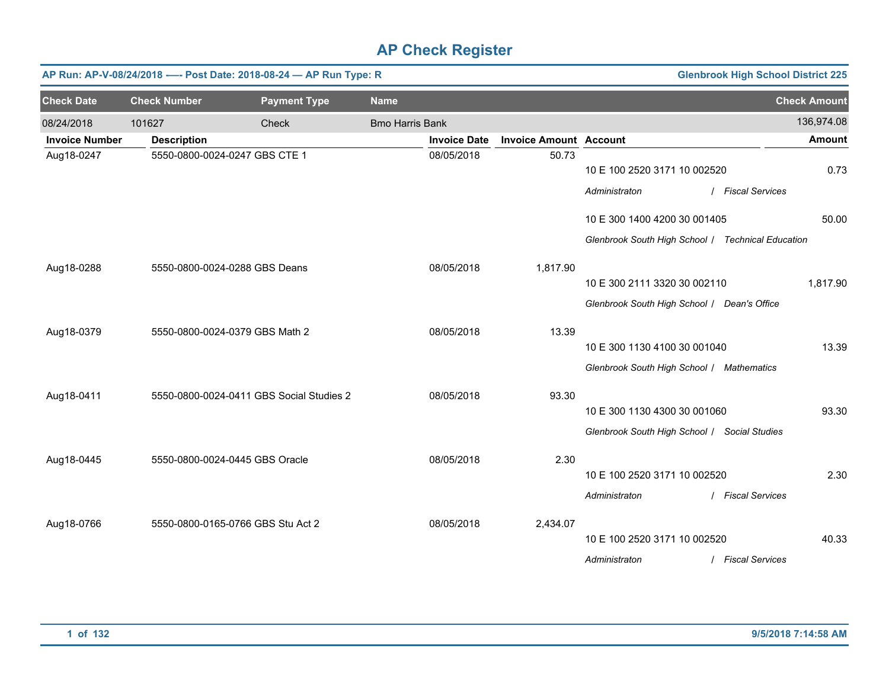# AP Check Register

**AP Run: AP-V-08/24/2018 -—- Post Date: 2018-08-24 — AP Run Type: R** | **Glenbrook High School District 225**

| Check Date | Check Number | Payment Type | Name | Check Amount |
|---|---|---|---|---|
| 08/24/2018 | 101627 | Check | Bmo Harris Bank | 136,974.08 |

| Invoice Number | Description | Invoice Date | Invoice Amount | Account | Amount |
|---|---|---|---|---|---|
| Aug18-0247 | 5550-0800-0024-0247 GBS CTE 1 | 08/05/2018 | 50.73 | | |
| | | | | 10 E 100 2520 3171 10 002520 | 0.73 |
| | | | | *Administraton / Fiscal Services* | |
| | | | | 10 E 300 1400 4200 30 001405 | 50.00 |
| | | | | *Glenbrook South High School / Technical Education* | |
| Aug18-0288 | 5550-0800-0024-0288 GBS Deans | 08/05/2018 | 1,817.90 | | |
| | | | | 10 E 300 2111 3320 30 002110 | 1,817.90 |
| | | | | *Glenbrook South High School / Dean's Office* | |
| Aug18-0379 | 5550-0800-0024-0379 GBS Math 2 | 08/05/2018 | 13.39 | | |
| | | | | 10 E 300 1130 4100 30 001040 | 13.39 |
| | | | | *Glenbrook South High School / Mathematics* | |
| Aug18-0411 | 5550-0800-0024-0411 GBS Social Studies 2 | 08/05/2018 | 93.30 | | |
| | | | | 10 E 300 1130 4300 30 001060 | 93.30 |
| | | | | *Glenbrook South High School / Social Studies* | |
| Aug18-0445 | 5550-0800-0024-0445 GBS Oracle | 08/05/2018 | 2.30 | | |
| | | | | 10 E 100 2520 3171 10 002520 | 2.30 |
| | | | | *Administraton / Fiscal Services* | |
| Aug18-0766 | 5550-0800-0165-0766 GBS Stu Act 2 | 08/05/2018 | 2,434.07 | | |
| | | | | 10 E 100 2520 3171 10 002520 | 40.33 |
| | | | | *Administraton / Fiscal Services* | |

9/5/2018 7:14:58 AM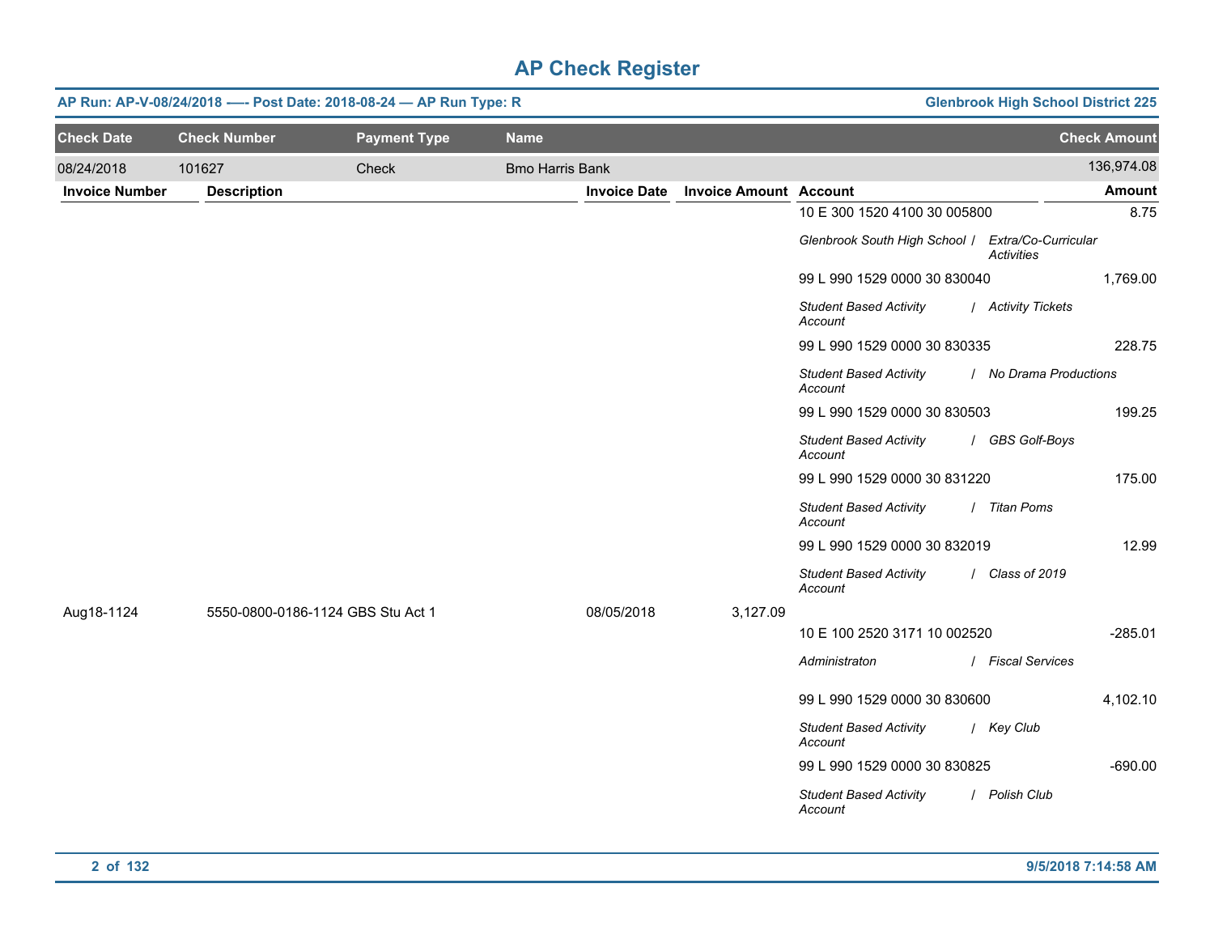# AP Check Register

**AP Run: AP-V-08/24/2018 -—- Post Date: 2018-08-24 — AP Run Type: R** | **Glenbrook High School District 225**

| Check Date | Check Number | Payment Type | Name | Check Amount |
|---|---|---|---|---|
| 08/24/2018 | 101627 | Check | Bmo Harris Bank | 136,974.08 |

| Invoice Number | Description | Invoice Date | Invoice Amount | Account | Amount |
|---|---|---|---|---|---|
| | | | | 10 E 300 1520 4100 30 005800 | 8.75 |
| | | | | *Glenbrook South High School / Extra/Co-Curricular Activities* | |
| | | | | 99 L 990 1529 0000 30 830040 | 1,769.00 |
| | | | | *Student Based Activity Account / Activity Tickets* | |
| | | | | 99 L 990 1529 0000 30 830335 | 228.75 |
| | | | | *Student Based Activity Account / No Drama Productions* | |
| | | | | 99 L 990 1529 0000 30 830503 | 199.25 |
| | | | | *Student Based Activity Account / GBS Golf-Boys* | |
| | | | | 99 L 990 1529 0000 30 831220 | 175.00 |
| | | | | *Student Based Activity Account / Titan Poms* | |
| | | | | 99 L 990 1529 0000 30 832019 | 12.99 |
| | | | | *Student Based Activity Account / Class of 2019* | |
| Aug18-1124 | 5550-0800-0186-1124 GBS Stu Act 1 | 08/05/2018 | 3,127.09 | | |
| | | | | 10 E 100 2520 3171 10 002520 | -285.01 |
| | | | | *Administraton / Fiscal Services* | |
| | | | | 99 L 990 1529 0000 30 830600 | 4,102.10 |
| | | | | *Student Based Activity Account / Key Club* | |
| | | | | 99 L 990 1529 0000 30 830825 | -690.00 |
| | | | | *Student Based Activity Account / Polish Club* | |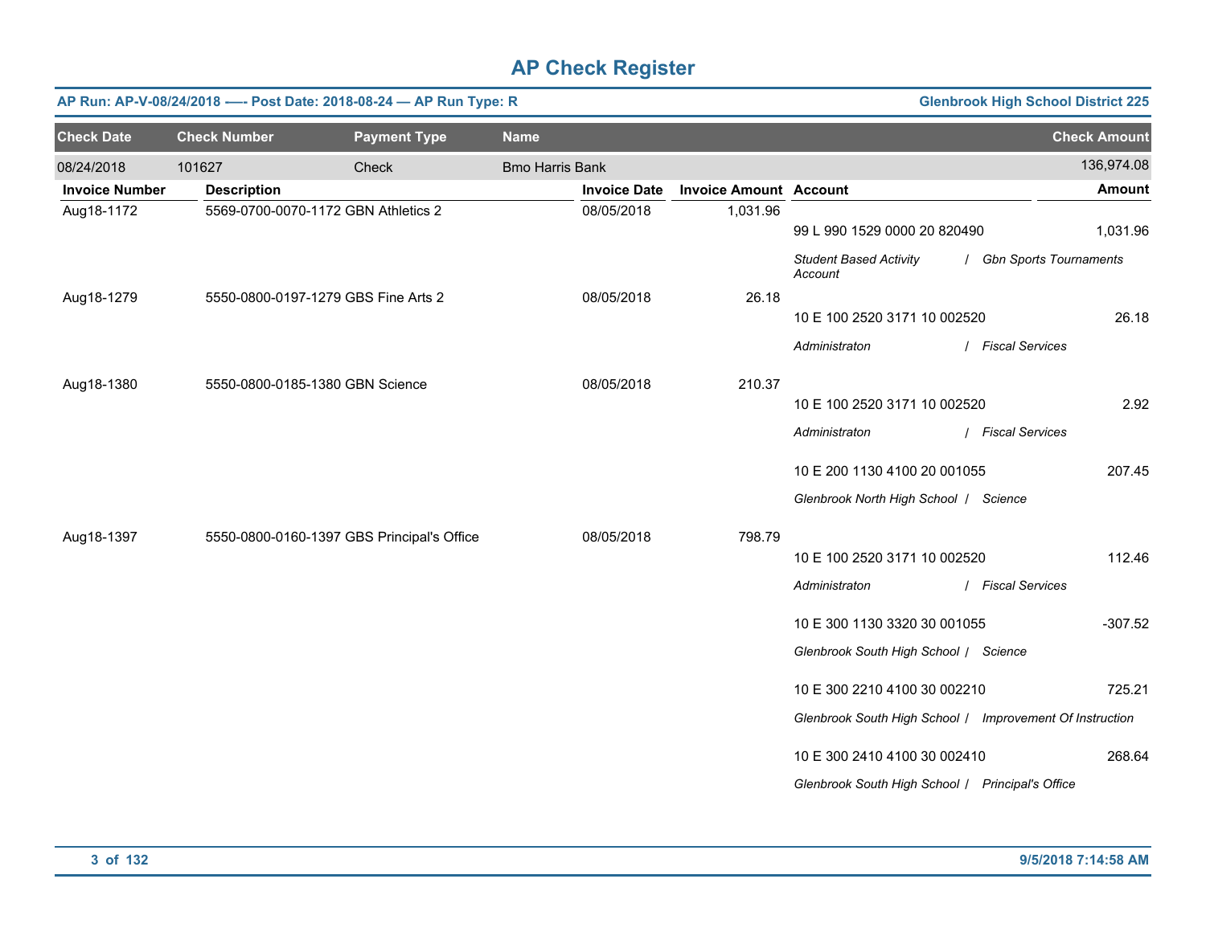# AP Check Register

**AP Run: AP-V-08/24/2018 —- Post Date: 2018-08-24 — AP Run Type: R** | **Glenbrook High School District 225**

| Check Date | Check Number | Payment Type | Name | Check Amount |
|---|---|---|---|---|
| 08/24/2018 | 101627 | Check | Bmo Harris Bank | 136,974.08 |

| Invoice Number | Description | Invoice Date | Invoice Amount | Account | Amount |
|---|---|---|---|---|---|
| Aug18-1172 | 5569-0700-0070-1172 GBN Athletics 2 | 08/05/2018 | 1,031.96 | 99 L 990 1529 0000 20 820490 | 1,031.96 |
| | | | | *Student Based Activity Account / Gbn Sports Tournaments* | |
| Aug18-1279 | 5550-0800-0197-1279 GBS Fine Arts 2 | 08/05/2018 | 26.18 | 10 E 100 2520 3171 10 002520 | 26.18 |
| | | | | *Administraton / Fiscal Services* | |
| Aug18-1380 | 5550-0800-0185-1380 GBN Science | 08/05/2018 | 210.37 | 10 E 100 2520 3171 10 002520 | 2.92 |
| | | | | *Administraton / Fiscal Services* | |
| | | | | 10 E 200 1130 4100 20 001055 | 207.45 |
| | | | | *Glenbrook North High School / Science* | |
| Aug18-1397 | 5550-0800-0160-1397 GBS Principal's Office | 08/05/2018 | 798.79 | 10 E 100 2520 3171 10 002520 | 112.46 |
| | | | | *Administraton / Fiscal Services* | |
| | | | | 10 E 300 1130 3320 30 001055 | -307.52 |
| | | | | *Glenbrook South High School / Science* | |
| | | | | 10 E 300 2210 4100 30 002210 | 725.21 |
| | | | | *Glenbrook South High School / Improvement Of Instruction* | |
| | | | | 10 E 300 2410 4100 30 002410 | 268.64 |
| | | | | *Glenbrook South High School / Principal's Office* | |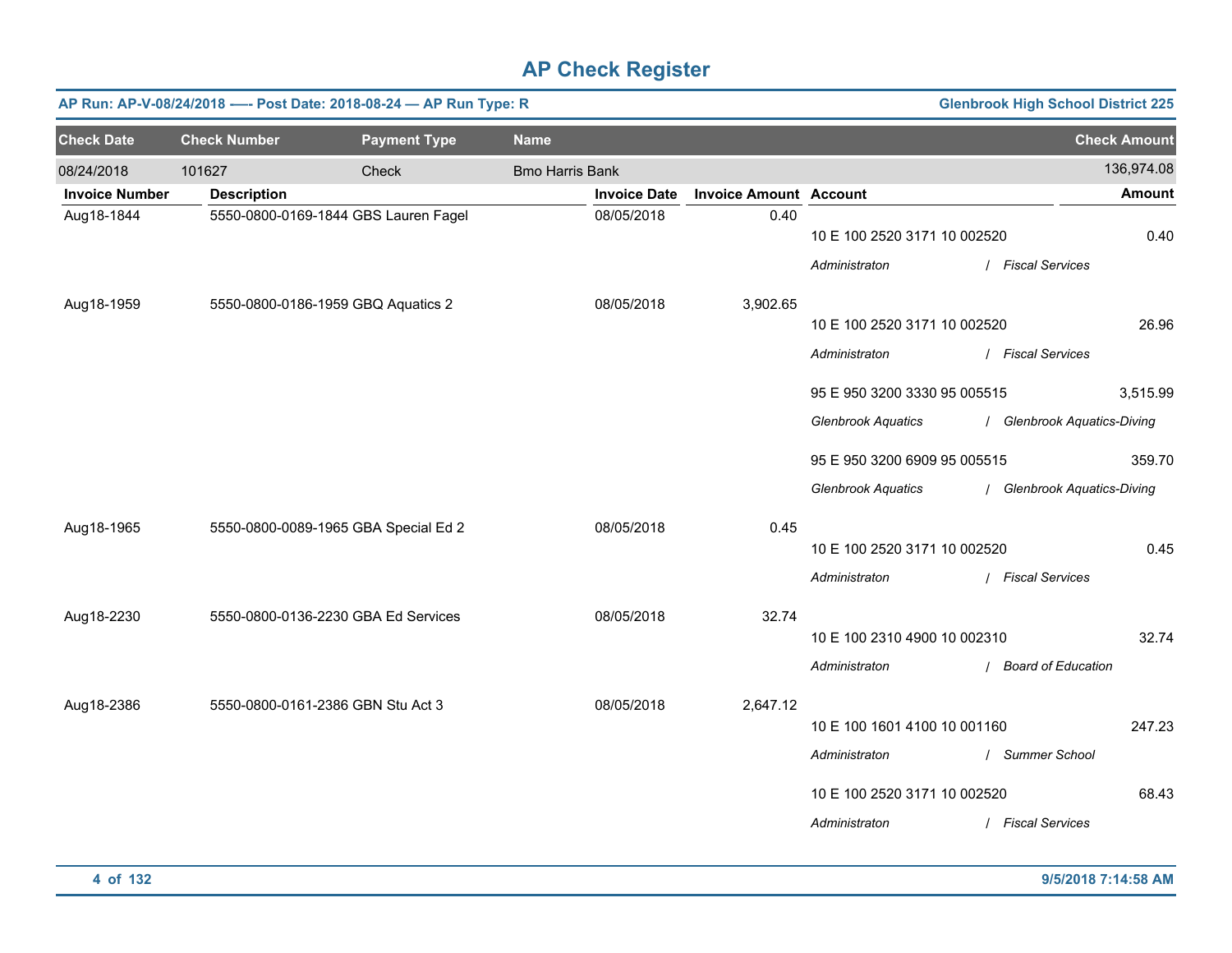# AP Check Register

**AP Run: AP-V-08/24/2018 -—- Post Date: 2018-08-24 — AP Run Type: R** — **Glenbrook High School District 225**

| Check Date | Check Number | Payment Type | Name | Check Amount |
|---|---|---|---|---|
| 08/24/2018 | 101627 | Check | Bmo Harris Bank | 136,974.08 |

| Invoice Number | Description | Invoice Date | Invoice Amount | Account | Amount |
|---|---|---|---|---|---|
| Aug18-1844 | 5550-0800-0169-1844 GBS Lauren Fagel | 08/05/2018 | 0.40 | | |
| | | | | 10 E 100 2520 3171 10 002520 | 0.40 |
| | | | | *Administraton / Fiscal Services* | |
| Aug18-1959 | 5550-0800-0186-1959 GBQ Aquatics 2 | 08/05/2018 | 3,902.65 | | |
| | | | | 10 E 100 2520 3171 10 002520 | 26.96 |
| | | | | *Administraton / Fiscal Services* | |
| | | | | 95 E 950 3200 3330 95 005515 | 3,515.99 |
| | | | | *Glenbrook Aquatics / Glenbrook Aquatics-Diving* | |
| | | | | 95 E 950 3200 6909 95 005515 | 359.70 |
| | | | | *Glenbrook Aquatics / Glenbrook Aquatics-Diving* | |
| Aug18-1965 | 5550-0800-0089-1965 GBA Special Ed 2 | 08/05/2018 | 0.45 | | |
| | | | | 10 E 100 2520 3171 10 002520 | 0.45 |
| | | | | *Administraton / Fiscal Services* | |
| Aug18-2230 | 5550-0800-0136-2230 GBA Ed Services | 08/05/2018 | 32.74 | | |
| | | | | 10 E 100 2310 4900 10 002310 | 32.74 |
| | | | | *Administraton / Board of Education* | |
| Aug18-2386 | 5550-0800-0161-2386 GBN Stu Act 3 | 08/05/2018 | 2,647.12 | | |
| | | | | 10 E 100 1601 4100 10 001160 | 247.23 |
| | | | | *Administraton / Summer School* | |
| | | | | 10 E 100 2520 3171 10 002520 | 68.43 |
| | | | | *Administraton / Fiscal Services* | |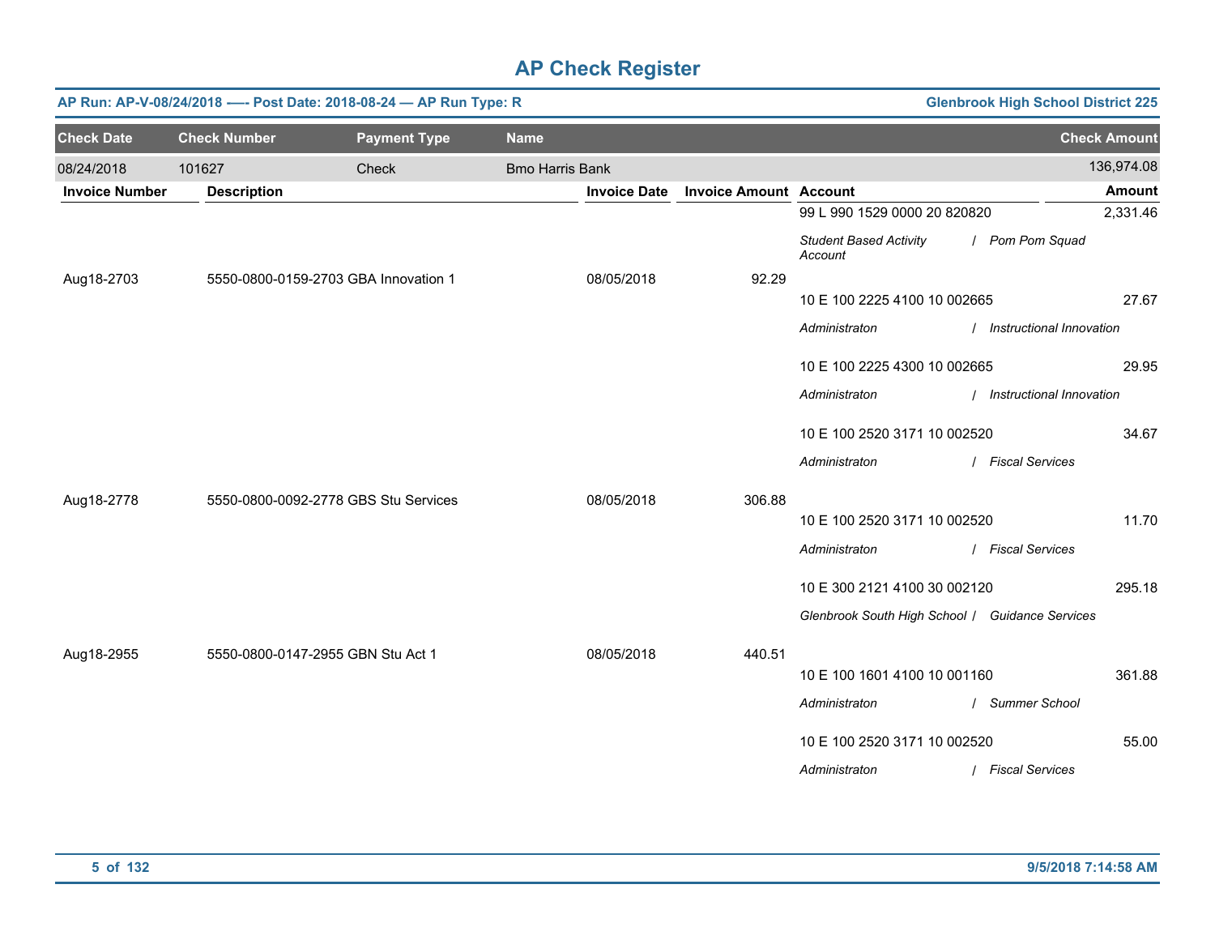# AP Check Register

**AP Run: AP-V-08/24/2018 -—- Post Date: 2018-08-24 — AP Run Type: R** — **Glenbrook High School District 225**

| Check Date | Check Number | Payment Type | Name | Check Amount |
|---|---|---|---|---|
| 08/24/2018 | 101627 | Check | Bmo Harris Bank | 136,974.08 |

| Invoice Number | Description | Invoice Date | Invoice Amount | Account | Amount |
|---|---|---|---|---|---|
| | | | | 99 L 990 1529 0000 20 820820 | 2,331.46 |
| | | | | *Student Based Activity Account / Pom Pom Squad* | |
| Aug18-2703 | 5550-0800-0159-2703 GBA Innovation 1 | 08/05/2018 | 92.29 | | |
| | | | | 10 E 100 2225 4100 10 002665 | 27.67 |
| | | | | *Administraton / Instructional Innovation* | |
| | | | | 10 E 100 2225 4300 10 002665 | 29.95 |
| | | | | *Administraton / Instructional Innovation* | |
| | | | | 10 E 100 2520 3171 10 002520 | 34.67 |
| | | | | *Administraton / Fiscal Services* | |
| Aug18-2778 | 5550-0800-0092-2778 GBS Stu Services | 08/05/2018 | 306.88 | | |
| | | | | 10 E 100 2520 3171 10 002520 | 11.70 |
| | | | | *Administraton / Fiscal Services* | |
| | | | | 10 E 300 2121 4100 30 002120 | 295.18 |
| | | | | *Glenbrook South High School / Guidance Services* | |
| Aug18-2955 | 5550-0800-0147-2955 GBN Stu Act 1 | 08/05/2018 | 440.51 | | |
| | | | | 10 E 100 1601 4100 10 001160 | 361.88 |
| | | | | *Administraton / Summer School* | |
| | | | | 10 E 100 2520 3171 10 002520 | 55.00 |
| | | | | *Administraton / Fiscal Services* | |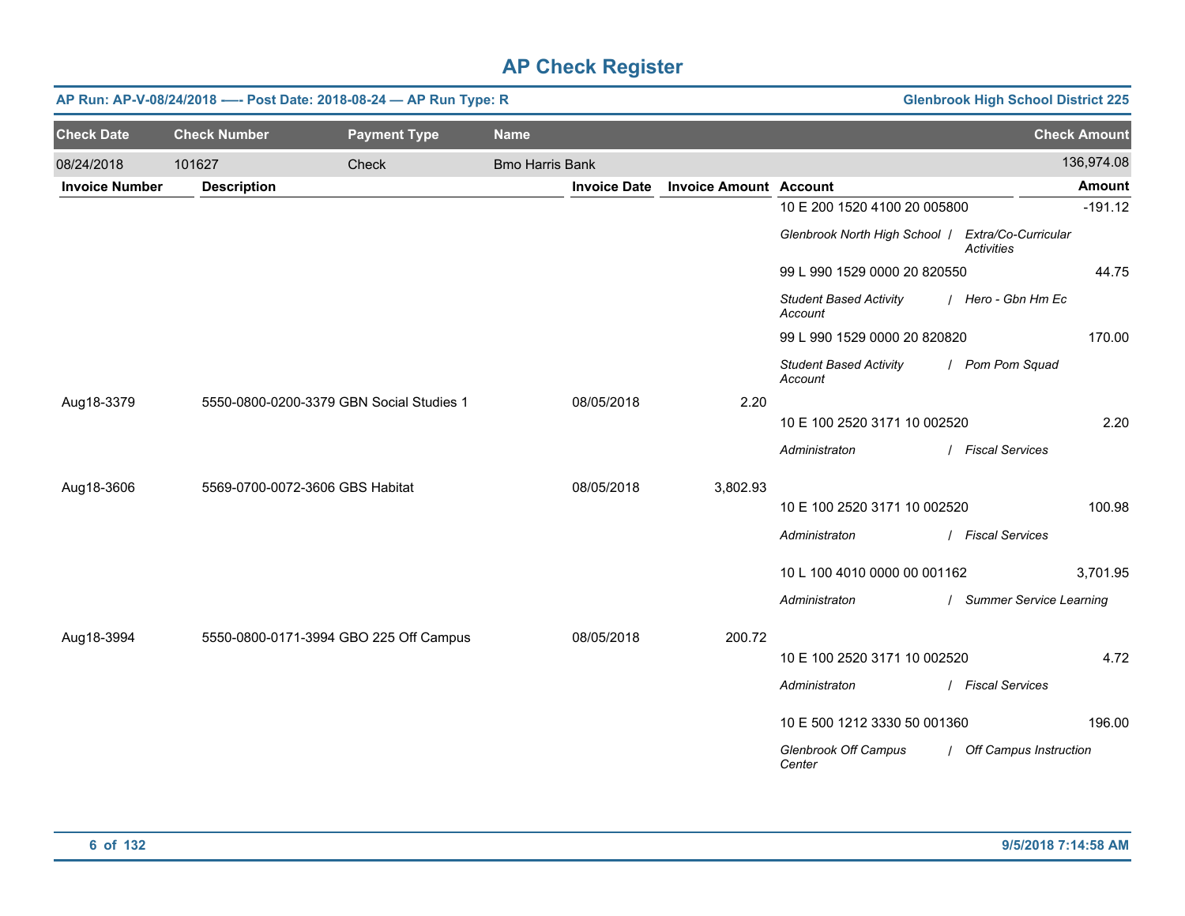# AP Check Register

**AP Run: AP-V-08/24/2018 -—- Post Date: 2018-08-24 — AP Run Type: R** | **Glenbrook High School District 225**

| Check Date | Check Number | Payment Type | Name | Check Amount |
|---|---|---|---|---|
| 08/24/2018 | 101627 | Check | Bmo Harris Bank | 136,974.08 |

| Invoice Number | Description | Invoice Date | Invoice Amount | Account | Amount |
|---|---|---|---|---|---|
| | | | | 10 E 200 1520 4100 20 005800 | -191.12 |
| | | | | *Glenbrook North High School / Extra/Co-Curricular Activities* | |
| | | | | 99 L 990 1529 0000 20 820550 | 44.75 |
| | | | | *Student Based Activity Account / Hero - Gbn Hm Ec* | |
| | | | | 99 L 990 1529 0000 20 820820 | 170.00 |
| | | | | *Student Based Activity Account / Pom Pom Squad* | |
| Aug18-3379 | 5550-0800-0200-3379 GBN Social Studies 1 | 08/05/2018 | 2.20 | | |
| | | | | 10 E 100 2520 3171 10 002520 | 2.20 |
| | | | | *Administraton / Fiscal Services* | |
| Aug18-3606 | 5569-0700-0072-3606 GBS Habitat | 08/05/2018 | 3,802.93 | | |
| | | | | 10 E 100 2520 3171 10 002520 | 100.98 |
| | | | | *Administraton / Fiscal Services* | |
| | | | | 10 L 100 4010 0000 00 001162 | 3,701.95 |
| | | | | *Administraton / Summer Service Learning* | |
| Aug18-3994 | 5550-0800-0171-3994 GBO 225 Off Campus | 08/05/2018 | 200.72 | | |
| | | | | 10 E 100 2520 3171 10 002520 | 4.72 |
| | | | | *Administraton / Fiscal Services* | |
| | | | | 10 E 500 1212 3330 50 001360 | 196.00 |
| | | | | *Glenbrook Off Campus Center / Off Campus Instruction* | |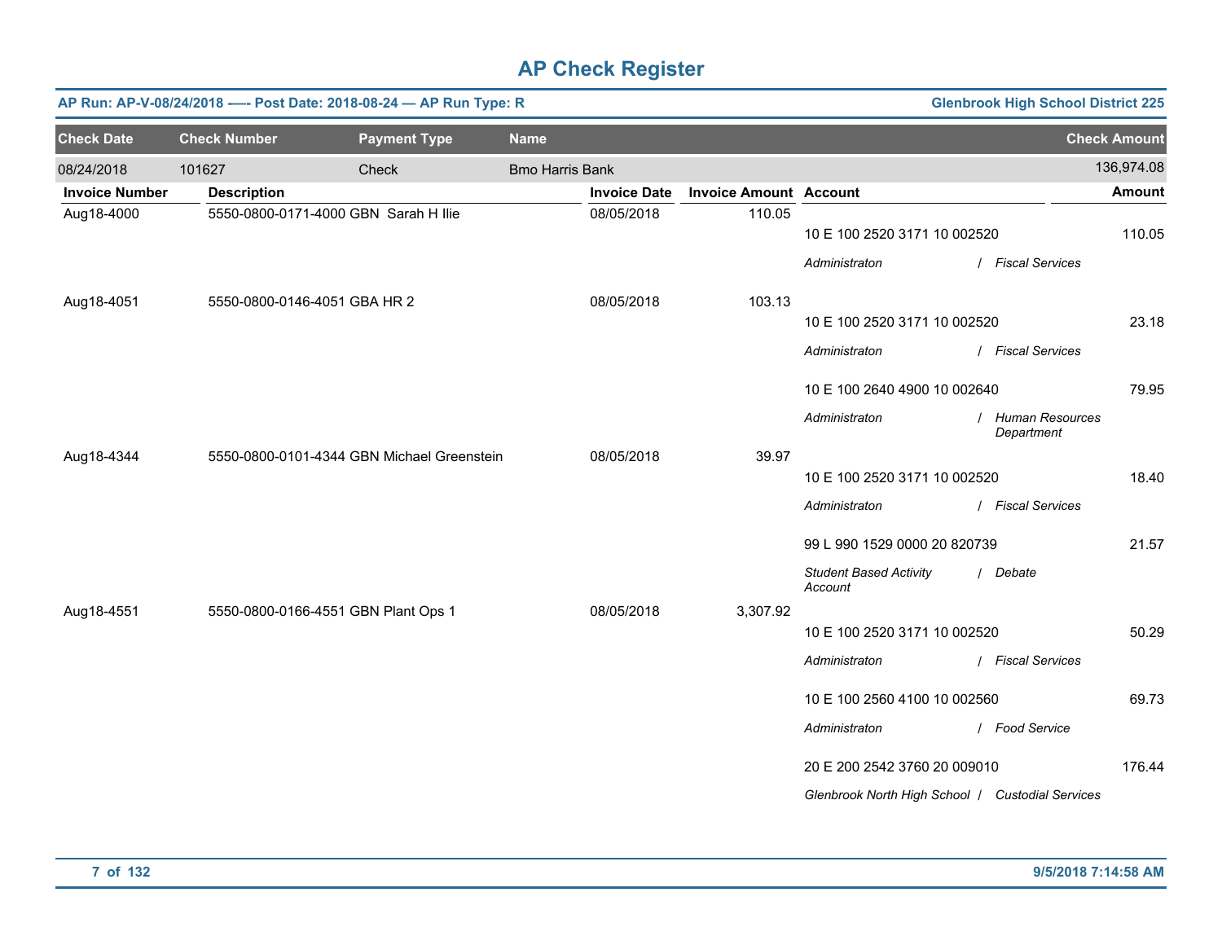# AP Check Register

**AP Run: AP-V-08/24/2018 -—- Post Date: 2018-08-24 — AP Run Type: R** | **Glenbrook High School District 225**

| Check Date | Check Number | Payment Type | Name | Check Amount |
|---|---|---|---|---|
| 08/24/2018 | 101627 | Check | Bmo Harris Bank | 136,974.08 |

| Invoice Number | Description | Invoice Date | Invoice Amount | Account | Amount |
|---|---|---|---|---|---|
| Aug18-4000 | 5550-0800-0171-4000 GBN Sarah H Ilie | 08/05/2018 | 110.05 | | |
| | | | | 10 E 100 2520 3171 10 002520 | 110.05 |
| | | | | *Administraton / Fiscal Services* | |
| Aug18-4051 | 5550-0800-0146-4051 GBA HR 2 | 08/05/2018 | 103.13 | | |
| | | | | 10 E 100 2520 3171 10 002520 | 23.18 |
| | | | | *Administraton / Fiscal Services* | |
| | | | | 10 E 100 2640 4900 10 002640 | 79.95 |
| | | | | *Administraton / Human Resources Department* | |
| Aug18-4344 | 5550-0800-0101-4344 GBN Michael Greenstein | 08/05/2018 | 39.97 | | |
| | | | | 10 E 100 2520 3171 10 002520 | 18.40 |
| | | | | *Administraton / Fiscal Services* | |
| | | | | 99 L 990 1529 0000 20 820739 | 21.57 |
| | | | | *Student Based Activity Account / Debate* | |
| Aug18-4551 | 5550-0800-0166-4551 GBN Plant Ops 1 | 08/05/2018 | 3,307.92 | | |
| | | | | 10 E 100 2520 3171 10 002520 | 50.29 |
| | | | | *Administraton / Fiscal Services* | |
| | | | | 10 E 100 2560 4100 10 002560 | 69.73 |
| | | | | *Administraton / Food Service* | |
| | | | | 20 E 200 2542 3760 20 009010 | 176.44 |
| | | | | *Glenbrook North High School / Custodial Services* | |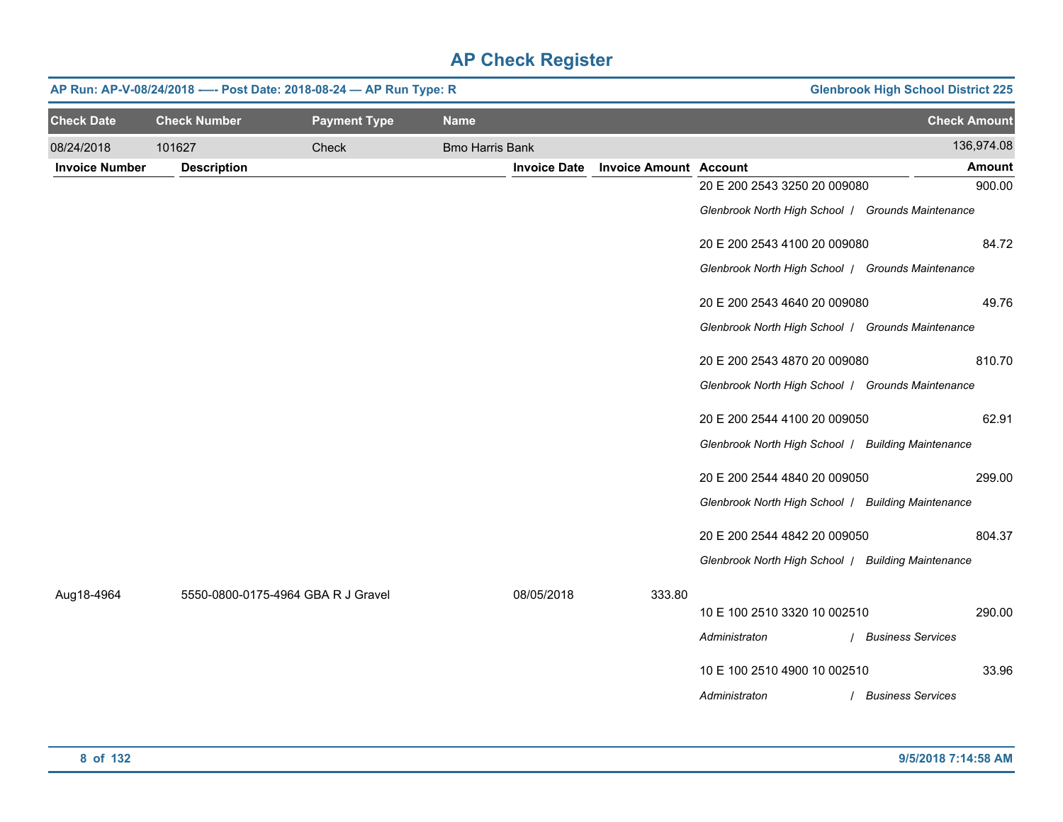# AP Check Register

**AP Run: AP-V-08/24/2018 -—- Post Date: 2018-08-24 — AP Run Type: R** | **Glenbrook High School District 225**

| Check Date | Check Number | Payment Type | Name | Check Amount |
|---|---|---|---|---|
| 08/24/2018 | 101627 | Check | Bmo Harris Bank | 136,974.08 |

| Invoice Number | Description | Invoice Date | Invoice Amount | Account | Amount |
|---|---|---|---|---|---|
| | | | | 20 E 200 2543 3250 20 009080<br>*Glenbrook North High School / Grounds Maintenance* | 900.00 |
| | | | | 20 E 200 2543 4100 20 009080<br>*Glenbrook North High School / Grounds Maintenance* | 84.72 |
| | | | | 20 E 200 2543 4640 20 009080<br>*Glenbrook North High School / Grounds Maintenance* | 49.76 |
| | | | | 20 E 200 2543 4870 20 009080<br>*Glenbrook North High School / Grounds Maintenance* | 810.70 |
| | | | | 20 E 200 2544 4100 20 009050<br>*Glenbrook North High School / Building Maintenance* | 62.91 |
| | | | | 20 E 200 2544 4840 20 009050<br>*Glenbrook North High School / Building Maintenance* | 299.00 |
| | | | | 20 E 200 2544 4842 20 009050<br>*Glenbrook North High School / Building Maintenance* | 804.37 |
| Aug18-4964 | 5550-0800-0175-4964 GBA R J Gravel | 08/05/2018 | 333.80 | | |
| | | | | 10 E 100 2510 3320 10 002510<br>*Administraton / Business Services* | 290.00 |
| | | | | 10 E 100 2510 4900 10 002510<br>*Administraton / Business Services* | 33.96 |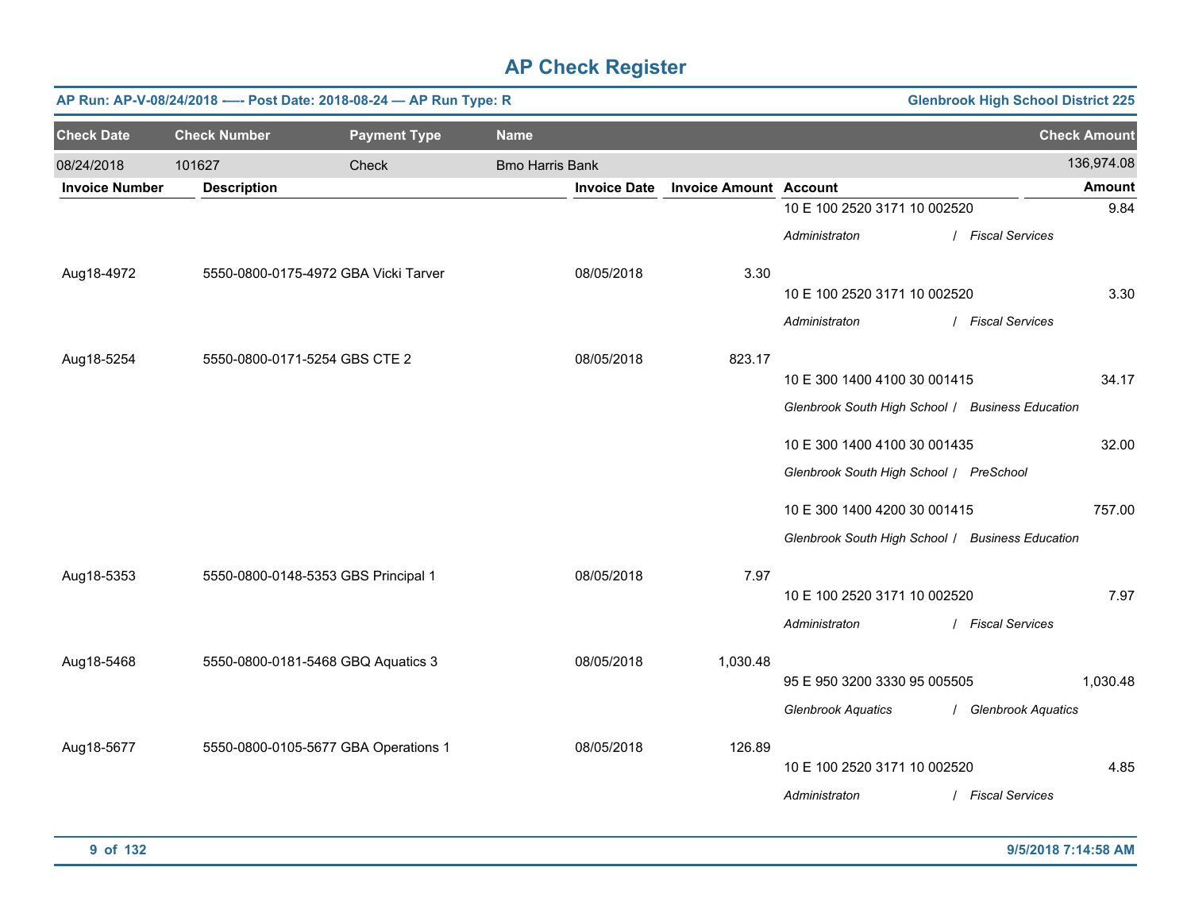# AP Check Register

**AP Run: AP-V-08/24/2018 -—- Post Date: 2018-08-24 — AP Run Type: R** **Glenbrook High School District 225**

| Check Date | Check Number | Payment Type | Name | Check Amount |
|---|---|---|---|---|
| 08/24/2018 | 101627 | Check | Bmo Harris Bank | 136,974.08 |

| Invoice Number | Description | Invoice Date | Invoice Amount | Account | Amount |
|---|---|---|---|---|---|
| | | | | 10 E 100 2520 3171 10 002520 | 9.84 |
| | | | | *Administraton / Fiscal Services* | |
| Aug18-4972 | 5550-0800-0175-4972 GBA Vicki Tarver | 08/05/2018 | 3.30 | | |
| | | | | 10 E 100 2520 3171 10 002520 | 3.30 |
| | | | | *Administraton / Fiscal Services* | |
| Aug18-5254 | 5550-0800-0171-5254 GBS CTE 2 | 08/05/2018 | 823.17 | | |
| | | | | 10 E 300 1400 4100 30 001415 | 34.17 |
| | | | | *Glenbrook South High School / Business Education* | |
| | | | | 10 E 300 1400 4100 30 001435 | 32.00 |
| | | | | *Glenbrook South High School / PreSchool* | |
| | | | | 10 E 300 1400 4200 30 001415 | 757.00 |
| | | | | *Glenbrook South High School / Business Education* | |
| Aug18-5353 | 5550-0800-0148-5353 GBS Principal 1 | 08/05/2018 | 7.97 | | |
| | | | | 10 E 100 2520 3171 10 002520 | 7.97 |
| | | | | *Administraton / Fiscal Services* | |
| Aug18-5468 | 5550-0800-0181-5468 GBQ Aquatics 3 | 08/05/2018 | 1,030.48 | | |
| | | | | 95 E 950 3200 3330 95 005505 | 1,030.48 |
| | | | | *Glenbrook Aquatics / Glenbrook Aquatics* | |
| Aug18-5677 | 5550-0800-0105-5677 GBA Operations 1 | 08/05/2018 | 126.89 | | |
| | | | | 10 E 100 2520 3171 10 002520 | 4.85 |
| | | | | *Administraton / Fiscal Services* | |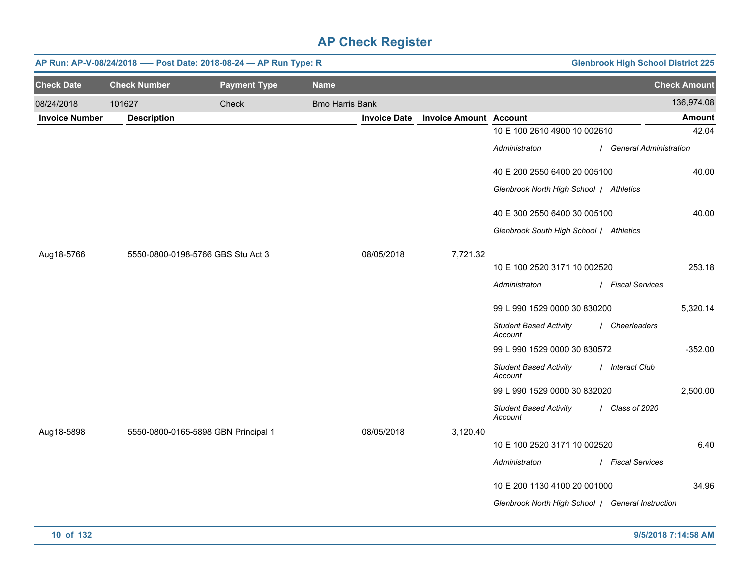# AP Check Register

**AP Run: AP-V-08/24/2018 -—- Post Date: 2018-08-24 — AP Run Type: R** | **Glenbrook High School District 225**

| Check Date | Check Number | Payment Type | Name | Check Amount |
|---|---|---|---|---|
| 08/24/2018 | 101627 | Check | Bmo Harris Bank | 136,974.08 |

| Invoice Number | Description | Invoice Date | Invoice Amount | Account | Amount |
|---|---|---|---|---|---|
| | | | | 10 E 100 2610 4900 10 002610<br>*Administraton / General Administration* | 42.04 |
| | | | | 40 E 200 2550 6400 20 005100<br>*Glenbrook North High School / Athletics* | 40.00 |
| | | | | 40 E 300 2550 6400 30 005100<br>*Glenbrook South High School / Athletics* | 40.00 |
| Aug18-5766 | 5550-0800-0198-5766 GBS Stu Act 3 | 08/05/2018 | 7,721.32 | | |
| | | | | 10 E 100 2520 3171 10 002520<br>*Administraton / Fiscal Services* | 253.18 |
| | | | | 99 L 990 1529 0000 30 830200<br>*Student Based Activity Account / Cheerleaders* | 5,320.14 |
| | | | | 99 L 990 1529 0000 30 830572<br>*Student Based Activity Account / Interact Club* | -352.00 |
| | | | | 99 L 990 1529 0000 30 832020<br>*Student Based Activity Account / Class of 2020* | 2,500.00 |
| Aug18-5898 | 5550-0800-0165-5898 GBN Principal 1 | 08/05/2018 | 3,120.40 | | |
| | | | | 10 E 100 2520 3171 10 002520<br>*Administraton / Fiscal Services* | 6.40 |
| | | | | 10 E 200 1130 4100 20 001000<br>*Glenbrook North High School / General Instruction* | 34.96 |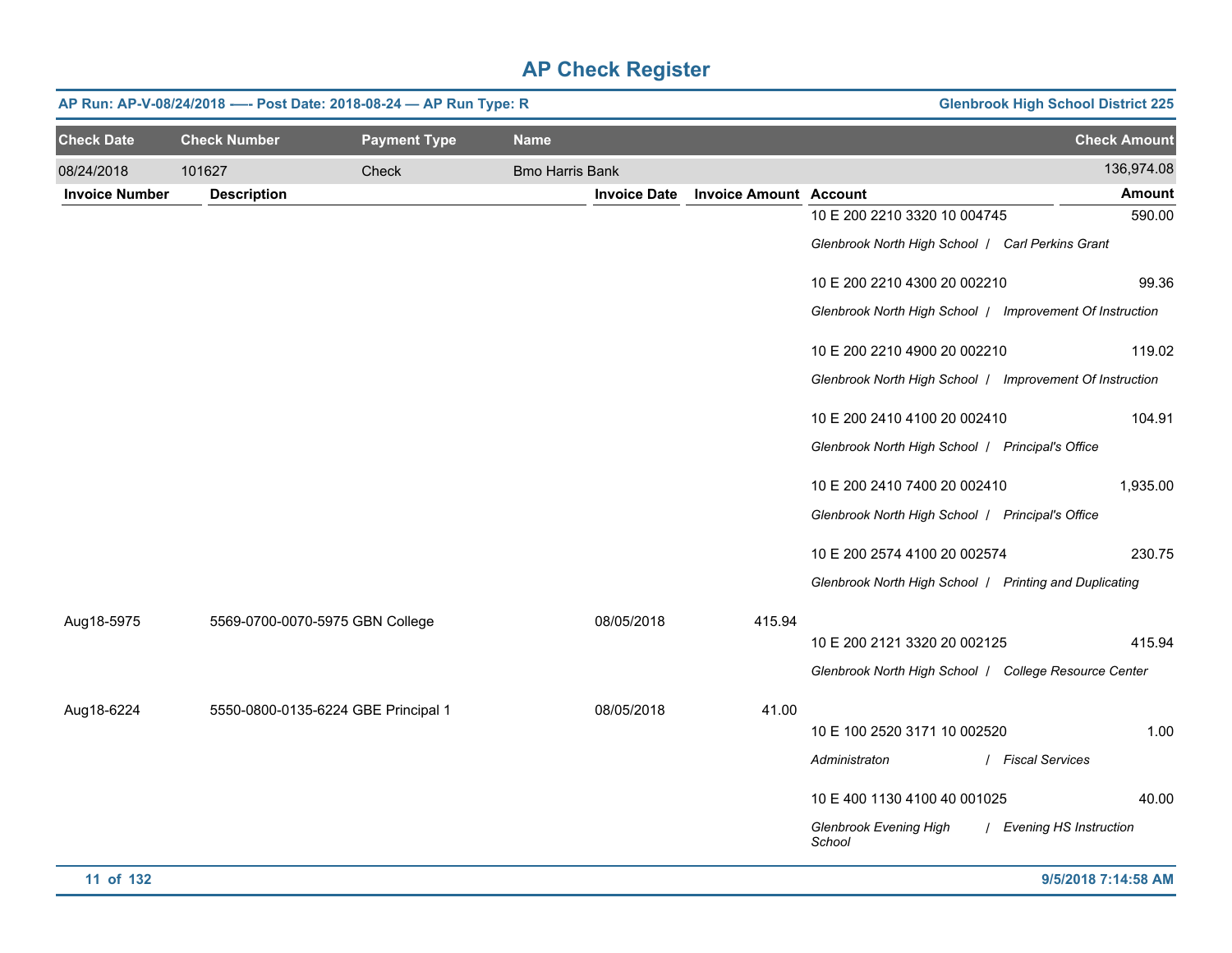# AP Check Register

**AP Run: AP-V-08/24/2018 -—- Post Date: 2018-08-24 — AP Run Type: R** | **Glenbrook High School District 225**

| Check Date | Check Number | Payment Type | Name | Check Amount |
|---|---|---|---|---|
| 08/24/2018 | 101627 | Check | Bmo Harris Bank | 136,974.08 |

| Invoice Number | Description | Invoice Date | Invoice Amount | Account | Amount |
|---|---|---|---|---|---|
| | | | | 10 E 200 2210 3320 10 004745<br>*Glenbrook North High School / Carl Perkins Grant* | 590.00 |
| | | | | 10 E 200 2210 4300 20 002210<br>*Glenbrook North High School / Improvement Of Instruction* | 99.36 |
| | | | | 10 E 200 2210 4900 20 002210<br>*Glenbrook North High School / Improvement Of Instruction* | 119.02 |
| | | | | 10 E 200 2410 4100 20 002410<br>*Glenbrook North High School / Principal's Office* | 104.91 |
| | | | | 10 E 200 2410 7400 20 002410<br>*Glenbrook North High School / Principal's Office* | 1,935.00 |
| | | | | 10 E 200 2574 4100 20 002574<br>*Glenbrook North High School / Printing and Duplicating* | 230.75 |
| Aug18-5975 | 5569-0700-0070-5975 GBN College | 08/05/2018 | 415.94 | | |
| | | | | 10 E 200 2121 3320 20 002125<br>*Glenbrook North High School / College Resource Center* | 415.94 |
| Aug18-6224 | 5550-0800-0135-6224 GBE Principal 1 | 08/05/2018 | 41.00 | | |
| | | | | 10 E 100 2520 3171 10 002520<br>*Administraton / Fiscal Services* | 1.00 |
| | | | | 10 E 400 1130 4100 40 001025<br>*Glenbrook Evening High School / Evening HS Instruction* | 40.00 |

9/5/2018 7:14:58 AM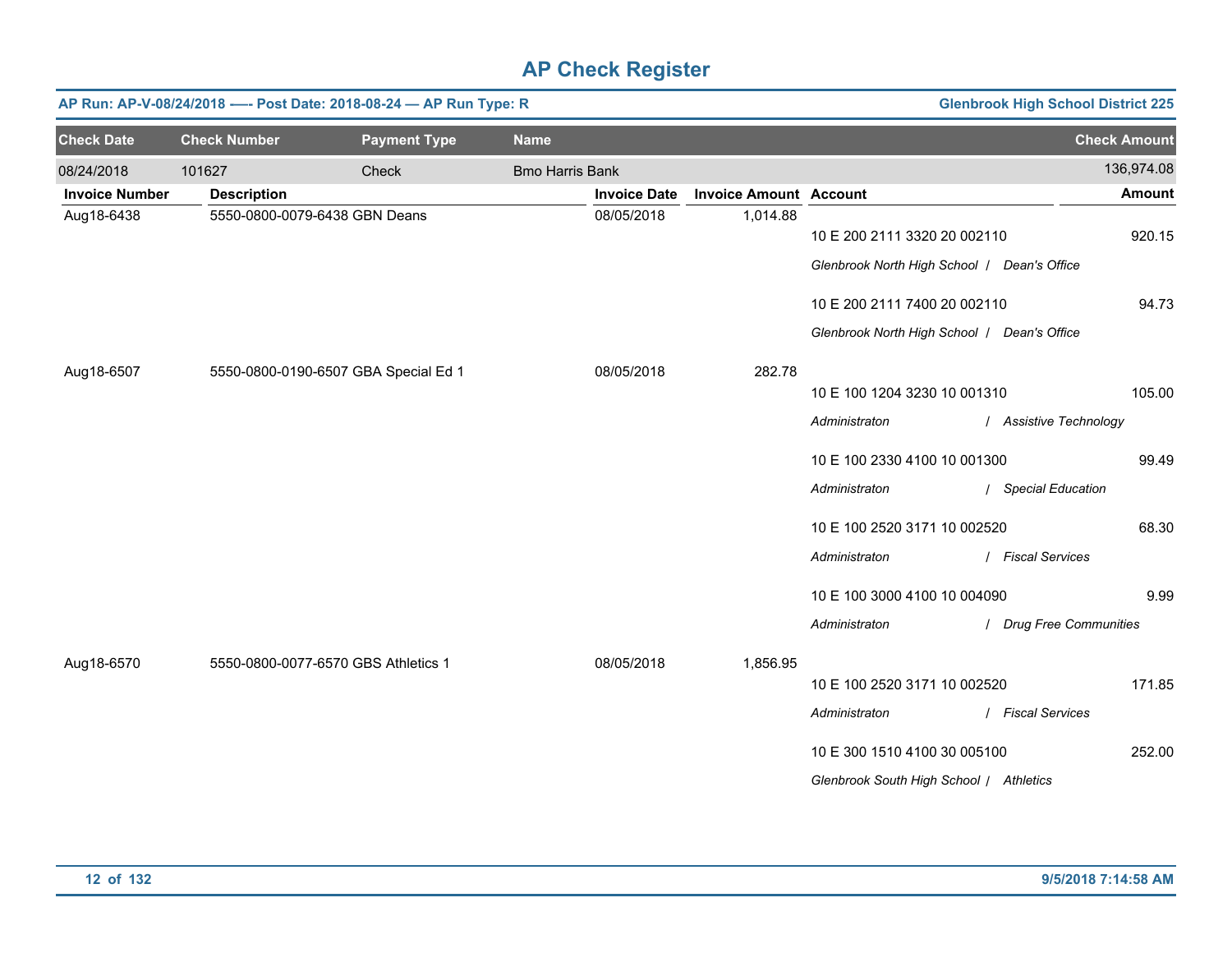# AP Check Register

**AP Run: AP-V-08/24/2018 -— Post Date: 2018-08-24 — AP Run Type: R** | **Glenbrook High School District 225**

| Check Date | Check Number | Payment Type | Name | Check Amount |
|---|---|---|---|---|
| 08/24/2018 | 101627 | Check | Bmo Harris Bank | 136,974.08 |

| Invoice Number | Description | Invoice Date | Invoice Amount | Account | Amount |
|---|---|---|---|---|---|
| Aug18-6438 | 5550-0800-0079-6438 GBN Deans | 08/05/2018 | 1,014.88 | | |
| | | | | 10 E 200 2111 3320 20 002110<br>*Glenbrook North High School / Dean's Office* | 920.15 |
| | | | | 10 E 200 2111 7400 20 002110<br>*Glenbrook North High School / Dean's Office* | 94.73 |
| Aug18-6507 | 5550-0800-0190-6507 GBA Special Ed 1 | 08/05/2018 | 282.78 | | |
| | | | | 10 E 100 1204 3230 10 001310<br>*Administraton / Assistive Technology* | 105.00 |
| | | | | 10 E 100 2330 4100 10 001300<br>*Administraton / Special Education* | 99.49 |
| | | | | 10 E 100 2520 3171 10 002520<br>*Administraton / Fiscal Services* | 68.30 |
| | | | | 10 E 100 3000 4100 10 004090<br>*Administraton / Drug Free Communities* | 9.99 |
| Aug18-6570 | 5550-0800-0077-6570 GBS Athletics 1 | 08/05/2018 | 1,856.95 | | |
| | | | | 10 E 100 2520 3171 10 002520<br>*Administraton / Fiscal Services* | 171.85 |
| | | | | 10 E 300 1510 4100 30 005100<br>*Glenbrook South High School / Athletics* | 252.00 |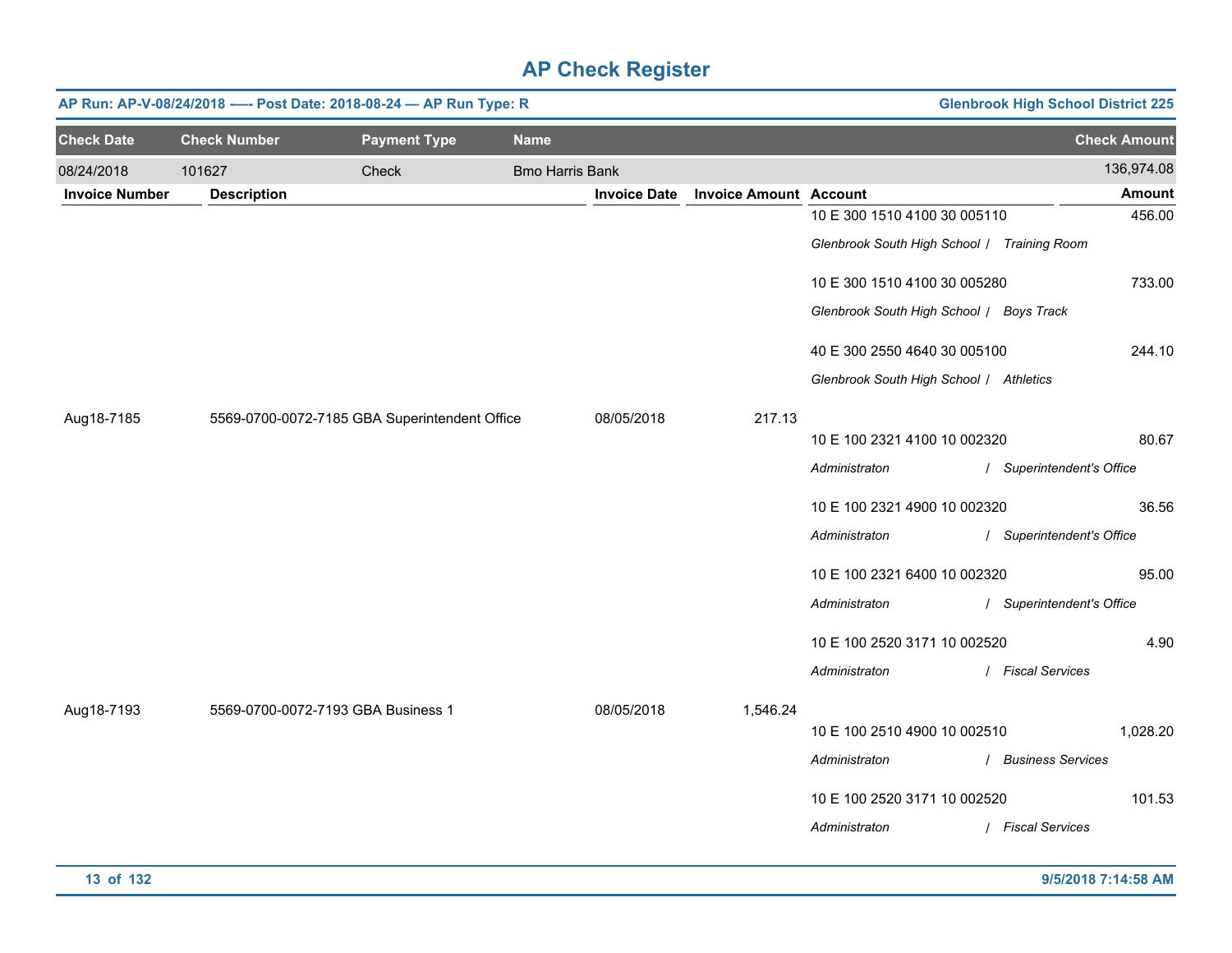# AP Check Register

**AP Run: AP-V-08/24/2018 -—- Post Date: 2018-08-24 — AP Run Type: R** | **Glenbrook High School District 225**

| Check Date | Check Number | Payment Type | Name | Check Amount |
|---|---|---|---|---|
| 08/24/2018 | 101627 | Check | Bmo Harris Bank | 136,974.08 |

| Invoice Number | Description | Invoice Date | Invoice Amount | Account | Amount |
|---|---|---|---|---|---|
| | | | | 10 E 300 1510 4100 30 005110<br>*Glenbrook South High School / Training Room* | 456.00 |
| | | | | 10 E 300 1510 4100 30 005280<br>*Glenbrook South High School / Boys Track* | 733.00 |
| | | | | 40 E 300 2550 4640 30 005100<br>*Glenbrook South High School / Athletics* | 244.10 |
| Aug18-7185 | 5569-0700-0072-7185 GBA Superintendent Office | 08/05/2018 | 217.13 | | |
| | | | | 10 E 100 2321 4100 10 002320<br>*Administraton / Superintendent's Office* | 80.67 |
| | | | | 10 E 100 2321 4900 10 002320<br>*Administraton / Superintendent's Office* | 36.56 |
| | | | | 10 E 100 2321 6400 10 002320<br>*Administraton / Superintendent's Office* | 95.00 |
| | | | | 10 E 100 2520 3171 10 002520<br>*Administraton / Fiscal Services* | 4.90 |
| Aug18-7193 | 5569-0700-0072-7193 GBA Business 1 | 08/05/2018 | 1,546.24 | | |
| | | | | 10 E 100 2510 4900 10 002510<br>*Administraton / Business Services* | 1,028.20 |
| | | | | 10 E 100 2520 3171 10 002520<br>*Administraton / Fiscal Services* | 101.53 |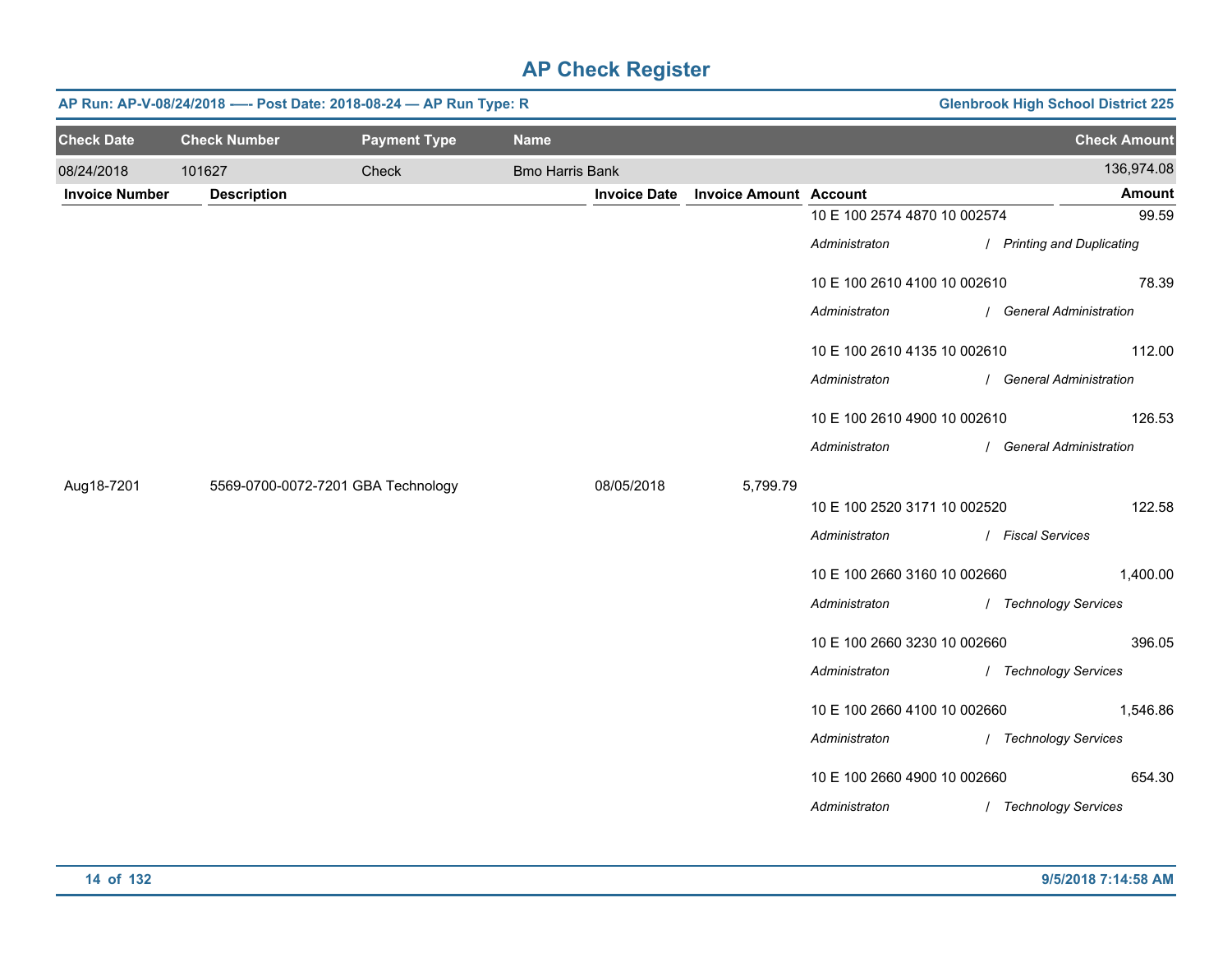# AP Check Register

**AP Run: AP-V-08/24/2018 -— Post Date: 2018-08-24 — AP Run Type: R** | **Glenbrook High School District 225**

| Check Date | Check Number | Payment Type | Name | Check Amount |
|---|---|---|---|---|
| 08/24/2018 | 101627 | Check | Bmo Harris Bank | 136,974.08 |

| Invoice Number | Description | Invoice Date | Invoice Amount | Account | Amount |
|---|---|---|---|---|---|
| | | | | 10 E 100 2574 4870 10 002574<br>*Administraton / Printing and Duplicating* | 99.59 |
| | | | | 10 E 100 2610 4100 10 002610<br>*Administraton / General Administration* | 78.39 |
| | | | | 10 E 100 2610 4135 10 002610<br>*Administraton / General Administration* | 112.00 |
| | | | | 10 E 100 2610 4900 10 002610<br>*Administraton / General Administration* | 126.53 |
| Aug18-7201 | 5569-0700-0072-7201 GBA Technology | 08/05/2018 | 5,799.79 | | |
| | | | | 10 E 100 2520 3171 10 002520<br>*Administraton / Fiscal Services* | 122.58 |
| | | | | 10 E 100 2660 3160 10 002660<br>*Administraton / Technology Services* | 1,400.00 |
| | | | | 10 E 100 2660 3230 10 002660<br>*Administraton / Technology Services* | 396.05 |
| | | | | 10 E 100 2660 4100 10 002660<br>*Administraton / Technology Services* | 1,546.86 |
| | | | | 10 E 100 2660 4900 10 002660<br>*Administraton / Technology Services* | 654.30 |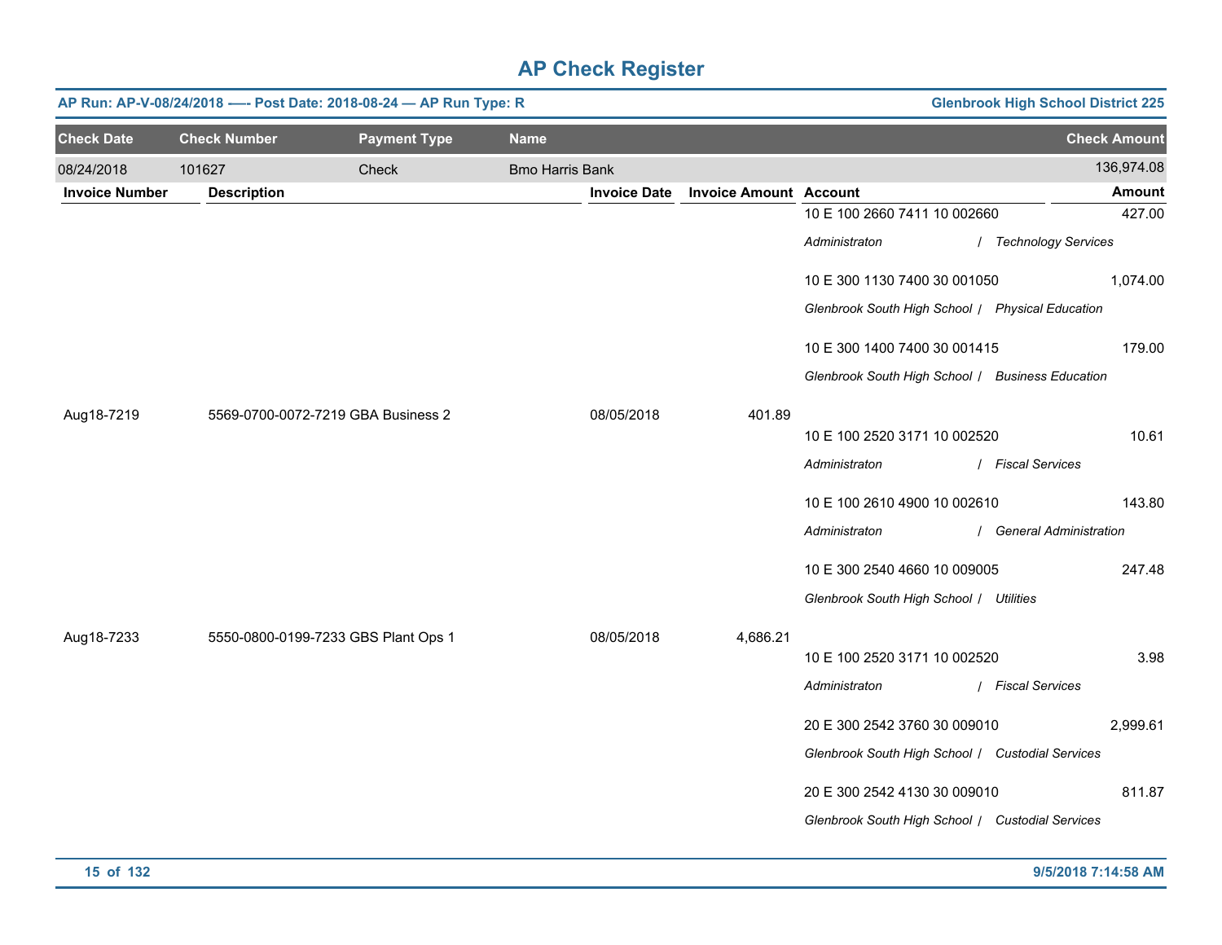# AP Check Register

**AP Run: AP-V-08/24/2018 —- Post Date: 2018-08-24 — AP Run Type: R** | **Glenbrook High School District 225**

| Check Date | Check Number | Payment Type | Name | Check Amount |
|---|---|---|---|---|
| 08/24/2018 | 101627 | Check | Bmo Harris Bank | 136,974.08 |

| Invoice Number | Description | Invoice Date | Invoice Amount | Account | Amount |
|---|---|---|---|---|---|
| | | | | 10 E 100 2660 7411 10 002660<br>*Administraton / Technology Services* | 427.00 |
| | | | | 10 E 300 1130 7400 30 001050<br>*Glenbrook South High School / Physical Education* | 1,074.00 |
| | | | | 10 E 300 1400 7400 30 001415<br>*Glenbrook South High School / Business Education* | 179.00 |
| Aug18-7219 | 5569-0700-0072-7219 GBA Business 2 | 08/05/2018 | 401.89 | | |
| | | | | 10 E 100 2520 3171 10 002520<br>*Administraton / Fiscal Services* | 10.61 |
| | | | | 10 E 100 2610 4900 10 002610<br>*Administraton / General Administration* | 143.80 |
| | | | | 10 E 300 2540 4660 10 009005<br>*Glenbrook South High School / Utilities* | 247.48 |
| Aug18-7233 | 5550-0800-0199-7233 GBS Plant Ops 1 | 08/05/2018 | 4,686.21 | | |
| | | | | 10 E 100 2520 3171 10 002520<br>*Administraton / Fiscal Services* | 3.98 |
| | | | | 20 E 300 2542 3760 30 009010<br>*Glenbrook South High School / Custodial Services* | 2,999.61 |
| | | | | 20 E 300 2542 4130 30 009010<br>*Glenbrook South High School / Custodial Services* | 811.87 |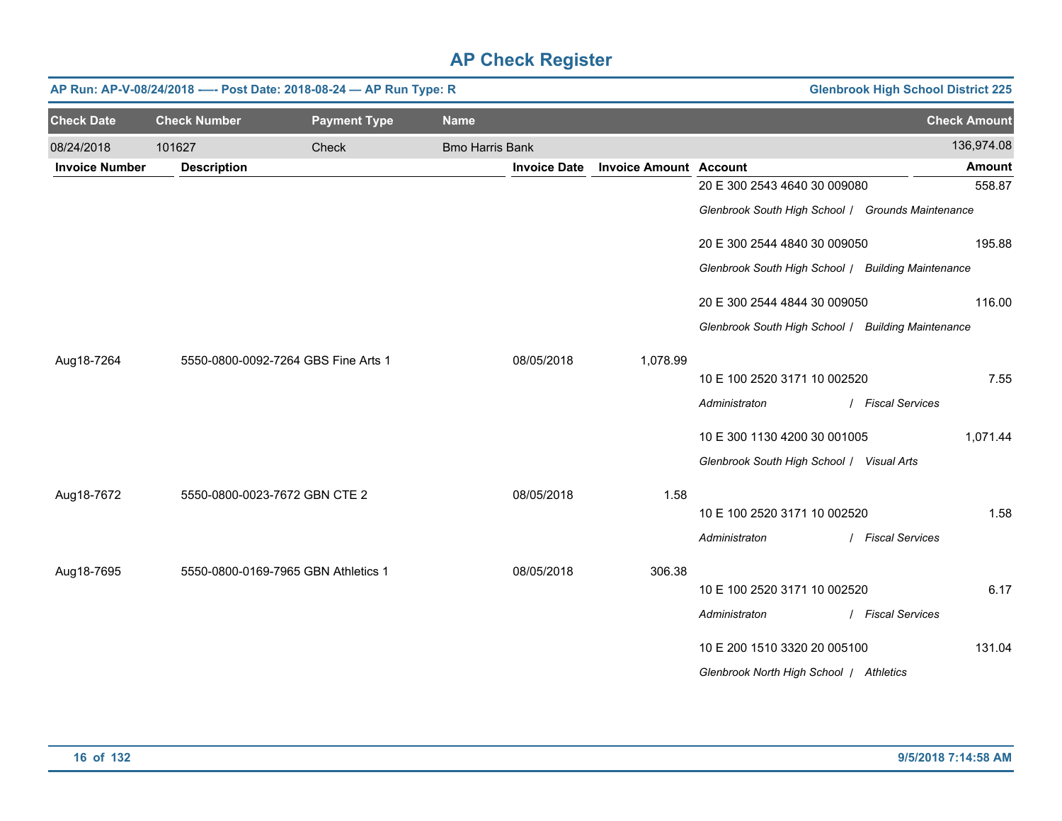# AP Check Register

**AP Run: AP-V-08/24/2018 -—- Post Date: 2018-08-24 — AP Run Type: R** | **Glenbrook High School District 225**

| Check Date | Check Number | Payment Type | Name | Check Amount |
|---|---|---|---|---|
| 08/24/2018 | 101627 | Check | Bmo Harris Bank | 136,974.08 |

| Invoice Number | Description | Invoice Date | Invoice Amount | Account | Amount |
|---|---|---|---|---|---|
| | | | | 20 E 300 2543 4640 30 009080 | 558.87 |
| | | | | *Glenbrook South High School / Grounds Maintenance* | |
| | | | | 20 E 300 2544 4840 30 009050 | 195.88 |
| | | | | *Glenbrook South High School / Building Maintenance* | |
| | | | | 20 E 300 2544 4844 30 009050 | 116.00 |
| | | | | *Glenbrook South High School / Building Maintenance* | |
| Aug18-7264 | 5550-0800-0092-7264 GBS Fine Arts 1 | 08/05/2018 | 1,078.99 | | |
| | | | | 10 E 100 2520 3171 10 002520 | 7.55 |
| | | | | *Administraton / Fiscal Services* | |
| | | | | 10 E 300 1130 4200 30 001005 | 1,071.44 |
| | | | | *Glenbrook South High School / Visual Arts* | |
| Aug18-7672 | 5550-0800-0023-7672 GBN CTE 2 | 08/05/2018 | 1.58 | | |
| | | | | 10 E 100 2520 3171 10 002520 | 1.58 |
| | | | | *Administraton / Fiscal Services* | |
| Aug18-7695 | 5550-0800-0169-7965 GBN Athletics 1 | 08/05/2018 | 306.38 | | |
| | | | | 10 E 100 2520 3171 10 002520 | 6.17 |
| | | | | *Administraton / Fiscal Services* | |
| | | | | 10 E 200 1510 3320 20 005100 | 131.04 |
| | | | | *Glenbrook North High School / Athletics* | |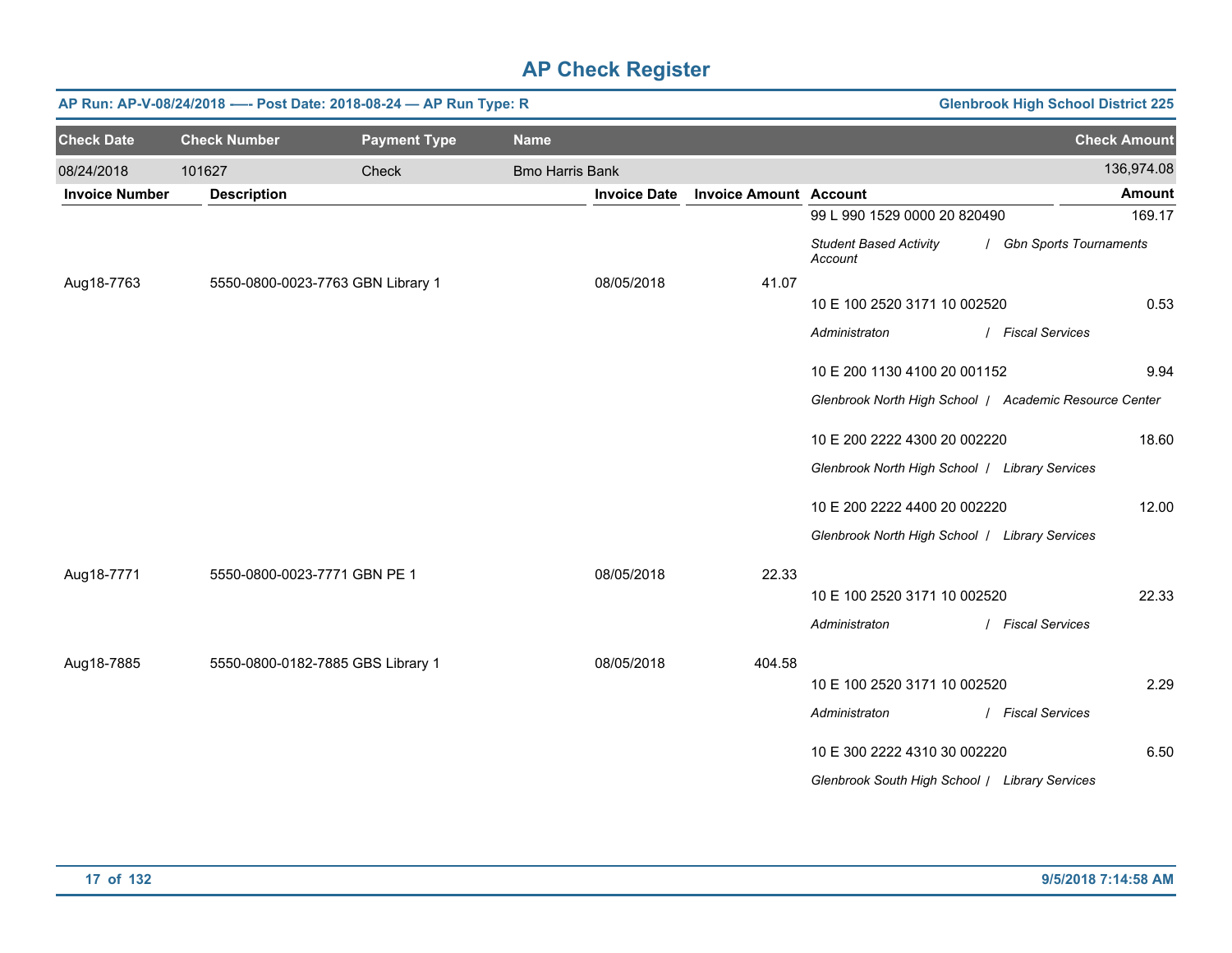# AP Check Register

**AP Run: AP-V-08/24/2018 —- Post Date: 2018-08-24 — AP Run Type: R** — **Glenbrook High School District 225**

| Check Date | Check Number | Payment Type | Name | Check Amount |
|---|---|---|---|---|
| 08/24/2018 | 101627 | Check | Bmo Harris Bank | 136,974.08 |

| Invoice Number | Description | Invoice Date | Invoice Amount | Account | Amount |
|---|---|---|---|---|---|
| | | | | 99 L 990 1529 0000 20 820490 | 169.17 |
| | | | | *Student Based Activity Account / Gbn Sports Tournaments* | |
| Aug18-7763 | 5550-0800-0023-7763 GBN Library 1 | 08/05/2018 | 41.07 | | |
| | | | | 10 E 100 2520 3171 10 002520 | 0.53 |
| | | | | *Administraton / Fiscal Services* | |
| | | | | 10 E 200 1130 4100 20 001152 | 9.94 |
| | | | | *Glenbrook North High School / Academic Resource Center* | |
| | | | | 10 E 200 2222 4300 20 002220 | 18.60 |
| | | | | *Glenbrook North High School / Library Services* | |
| | | | | 10 E 200 2222 4400 20 002220 | 12.00 |
| | | | | *Glenbrook North High School / Library Services* | |
| Aug18-7771 | 5550-0800-0023-7771 GBN PE 1 | 08/05/2018 | 22.33 | | |
| | | | | 10 E 100 2520 3171 10 002520 | 22.33 |
| | | | | *Administraton / Fiscal Services* | |
| Aug18-7885 | 5550-0800-0182-7885 GBS Library 1 | 08/05/2018 | 404.58 | | |
| | | | | 10 E 100 2520 3171 10 002520 | 2.29 |
| | | | | *Administraton / Fiscal Services* | |
| | | | | 10 E 300 2222 4310 30 002220 | 6.50 |
| | | | | *Glenbrook South High School / Library Services* | |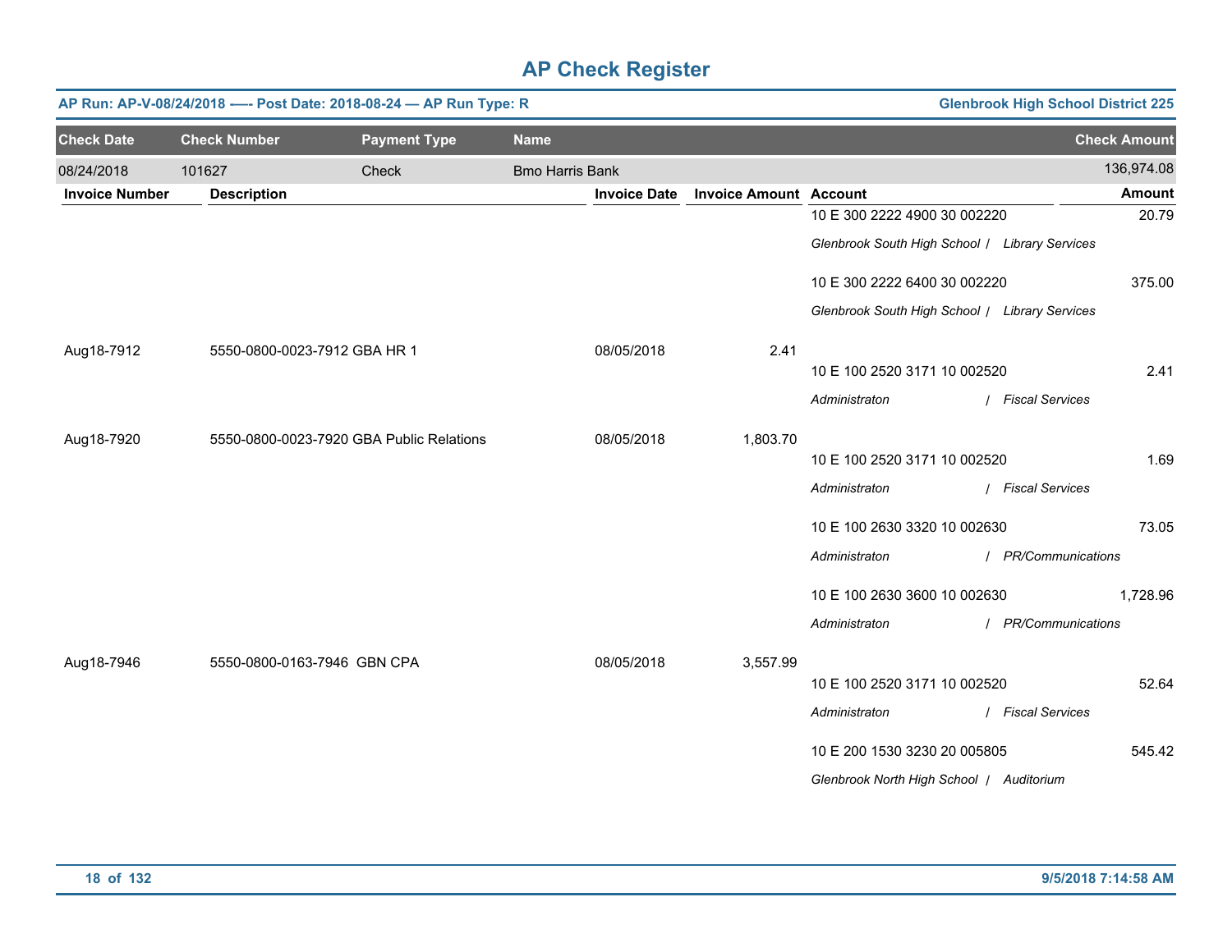# AP Check Register

**AP Run: AP-V-08/24/2018 -— Post Date: 2018-08-24 — AP Run Type: R** — **Glenbrook High School District 225**

| Check Date | Check Number | Payment Type | Name | Check Amount |
|---|---|---|---|---|
| 08/24/2018 | 101627 | Check | Bmo Harris Bank | 136,974.08 |

| Invoice Number | Description | Invoice Date | Invoice Amount | Account | Amount |
|---|---|---|---|---|---|
| | | | | 10 E 300 2222 4900 30 002220<br>*Glenbrook South High School / Library Services* | 20.79 |
| | | | | 10 E 300 2222 6400 30 002220<br>*Glenbrook South High School / Library Services* | 375.00 |
| Aug18-7912 | 5550-0800-0023-7912 GBA HR 1 | 08/05/2018 | 2.41 | | |
| | | | | 10 E 100 2520 3171 10 002520<br>*Administraton / Fiscal Services* | 2.41 |
| Aug18-7920 | 5550-0800-0023-7920 GBA Public Relations | 08/05/2018 | 1,803.70 | | |
| | | | | 10 E 100 2520 3171 10 002520<br>*Administraton / Fiscal Services* | 1.69 |
| | | | | 10 E 100 2630 3320 10 002630<br>*Administraton / PR/Communications* | 73.05 |
| | | | | 10 E 100 2630 3600 10 002630<br>*Administraton / PR/Communications* | 1,728.96 |
| Aug18-7946 | 5550-0800-0163-7946 GBN CPA | 08/05/2018 | 3,557.99 | | |
| | | | | 10 E 100 2520 3171 10 002520<br>*Administraton / Fiscal Services* | 52.64 |
| | | | | 10 E 200 1530 3230 20 005805<br>*Glenbrook North High School / Auditorium* | 545.42 |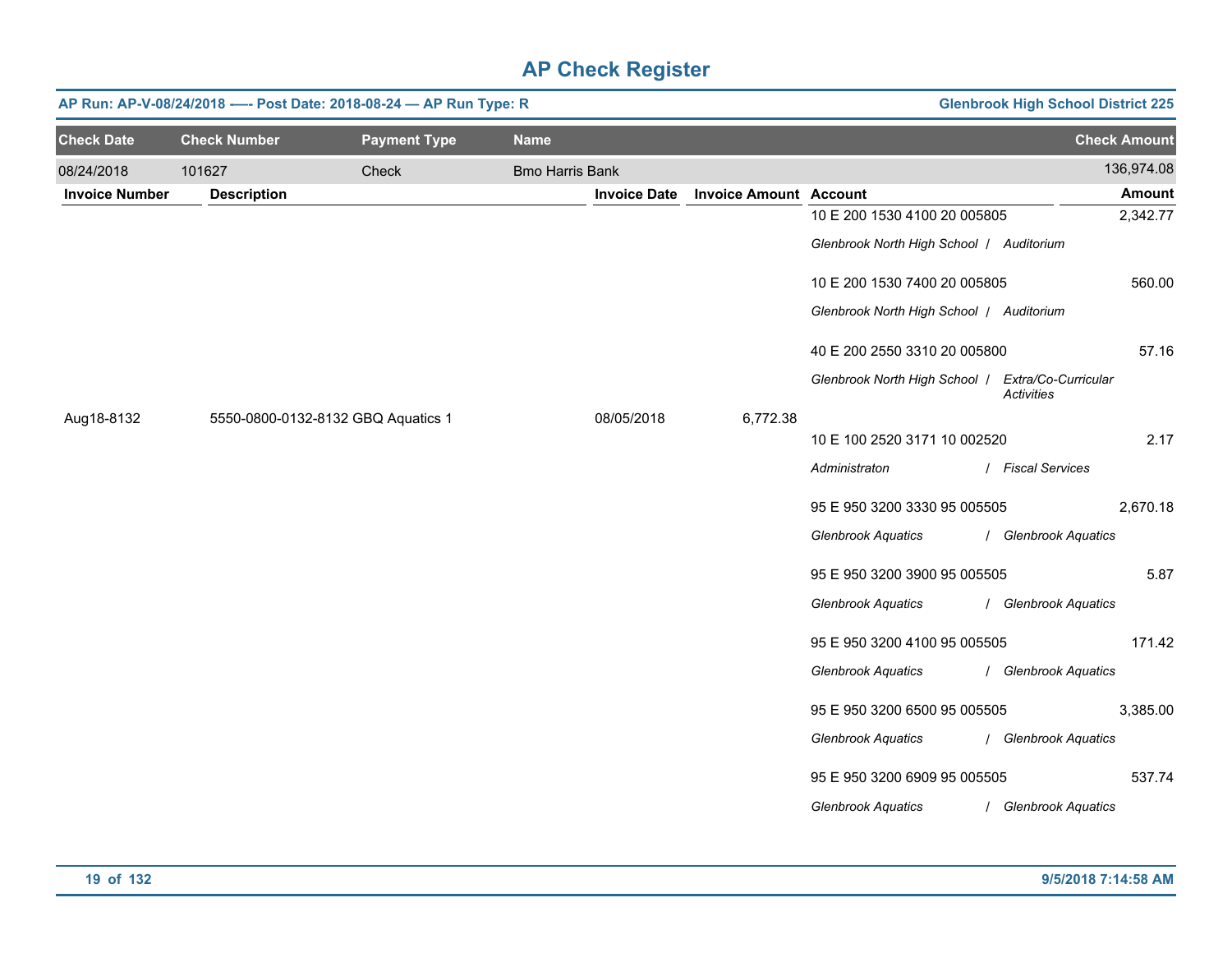# AP Check Register

**AP Run: AP-V-08/24/2018 -—- Post Date: 2018-08-24 — AP Run Type: R** | **Glenbrook High School District 225**

| Check Date | Check Number | Payment Type | Name | Check Amount |
|---|---|---|---|---|
| 08/24/2018 | 101627 | Check | Bmo Harris Bank | 136,974.08 |

| Invoice Number | Description | Invoice Date | Invoice Amount | Account | Amount |
|---|---|---|---|---|---|
| | | | | 10 E 200 1530 4100 20 005805<br>*Glenbrook North High School / Auditorium* | 2,342.77 |
| | | | | 10 E 200 1530 7400 20 005805<br>*Glenbrook North High School / Auditorium* | 560.00 |
| | | | | 40 E 200 2550 3310 20 005800<br>*Glenbrook North High School / Extra/Co-Curricular Activities* | 57.16 |
| Aug18-8132 | 5550-0800-0132-8132 GBQ Aquatics 1 | 08/05/2018 | 6,772.38 | | |
| | | | | 10 E 100 2520 3171 10 002520<br>*Administraton / Fiscal Services* | 2.17 |
| | | | | 95 E 950 3200 3330 95 005505<br>*Glenbrook Aquatics / Glenbrook Aquatics* | 2,670.18 |
| | | | | 95 E 950 3200 3900 95 005505<br>*Glenbrook Aquatics / Glenbrook Aquatics* | 5.87 |
| | | | | 95 E 950 3200 4100 95 005505<br>*Glenbrook Aquatics / Glenbrook Aquatics* | 171.42 |
| | | | | 95 E 950 3200 6500 95 005505<br>*Glenbrook Aquatics / Glenbrook Aquatics* | 3,385.00 |
| | | | | 95 E 950 3200 6909 95 005505<br>*Glenbrook Aquatics / Glenbrook Aquatics* | 537.74 |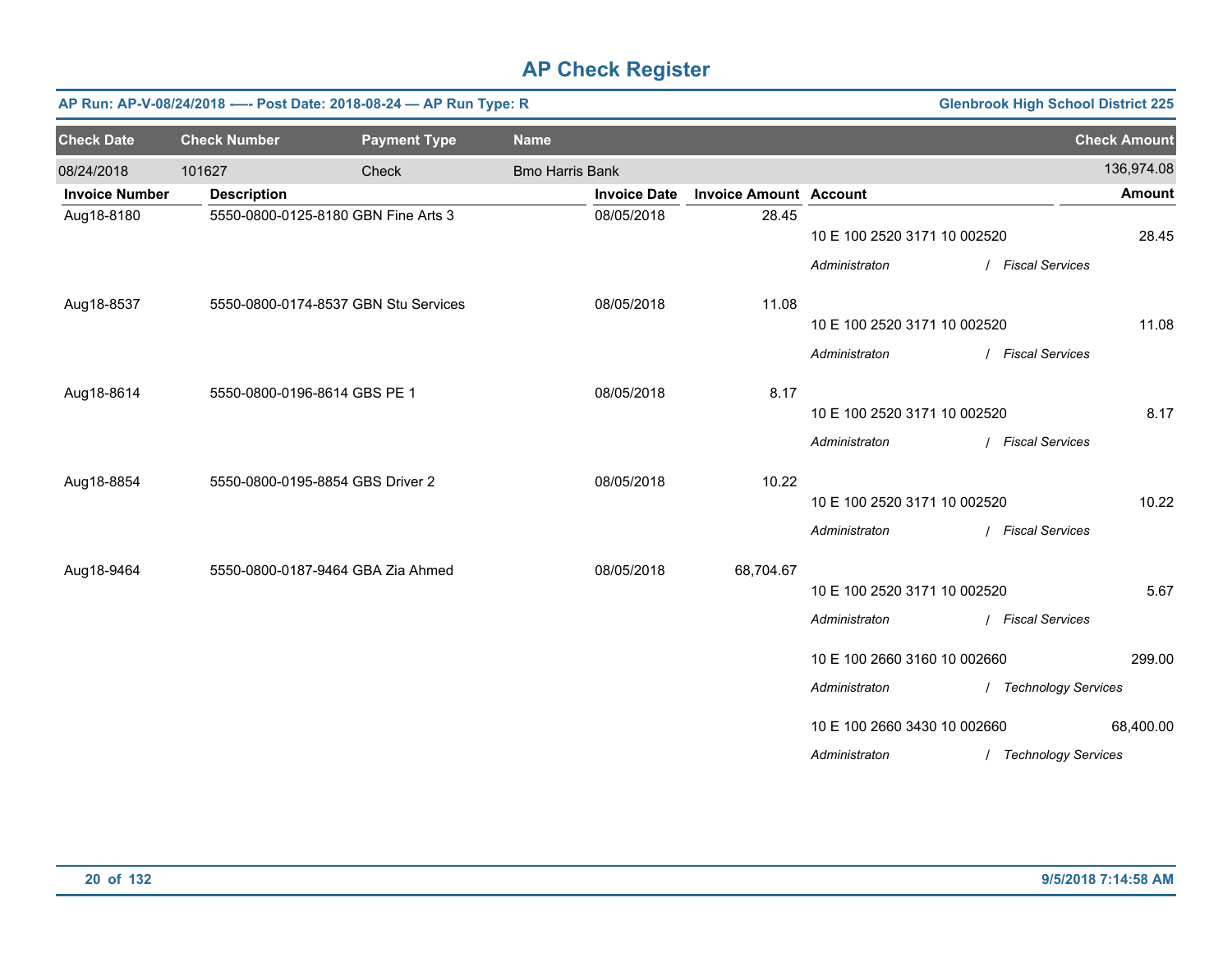# AP Check Register

**AP Run: AP-V-08/24/2018 —- Post Date: 2018-08-24 — AP Run Type: R** | **Glenbrook High School District 225**

| Check Date | Check Number | Payment Type | Name | Check Amount |
|---|---|---|---|---|
| 08/24/2018 | 101627 | Check | Bmo Harris Bank | 136,974.08 |

| Invoice Number | Description | Invoice Date | Invoice Amount | Account | Amount |
|---|---|---|---|---|---|
| Aug18-8180 | 5550-0800-0125-8180 GBN Fine Arts 3 | 08/05/2018 | 28.45 | | |
| | | | | 10 E 100 2520 3171 10 002520 | 28.45 |
| | | | | *Administraton / Fiscal Services* | |
| Aug18-8537 | 5550-0800-0174-8537 GBN Stu Services | 08/05/2018 | 11.08 | | |
| | | | | 10 E 100 2520 3171 10 002520 | 11.08 |
| | | | | *Administraton / Fiscal Services* | |
| Aug18-8614 | 5550-0800-0196-8614 GBS PE 1 | 08/05/2018 | 8.17 | | |
| | | | | 10 E 100 2520 3171 10 002520 | 8.17 |
| | | | | *Administraton / Fiscal Services* | |
| Aug18-8854 | 5550-0800-0195-8854 GBS Driver 2 | 08/05/2018 | 10.22 | | |
| | | | | 10 E 100 2520 3171 10 002520 | 10.22 |
| | | | | *Administraton / Fiscal Services* | |
| Aug18-9464 | 5550-0800-0187-9464 GBA Zia Ahmed | 08/05/2018 | 68,704.67 | | |
| | | | | 10 E 100 2520 3171 10 002520 | 5.67 |
| | | | | *Administraton / Fiscal Services* | |
| | | | | 10 E 100 2660 3160 10 002660 | 299.00 |
| | | | | *Administraton / Technology Services* | |
| | | | | 10 E 100 2660 3430 10 002660 | 68,400.00 |
| | | | | *Administraton / Technology Services* | |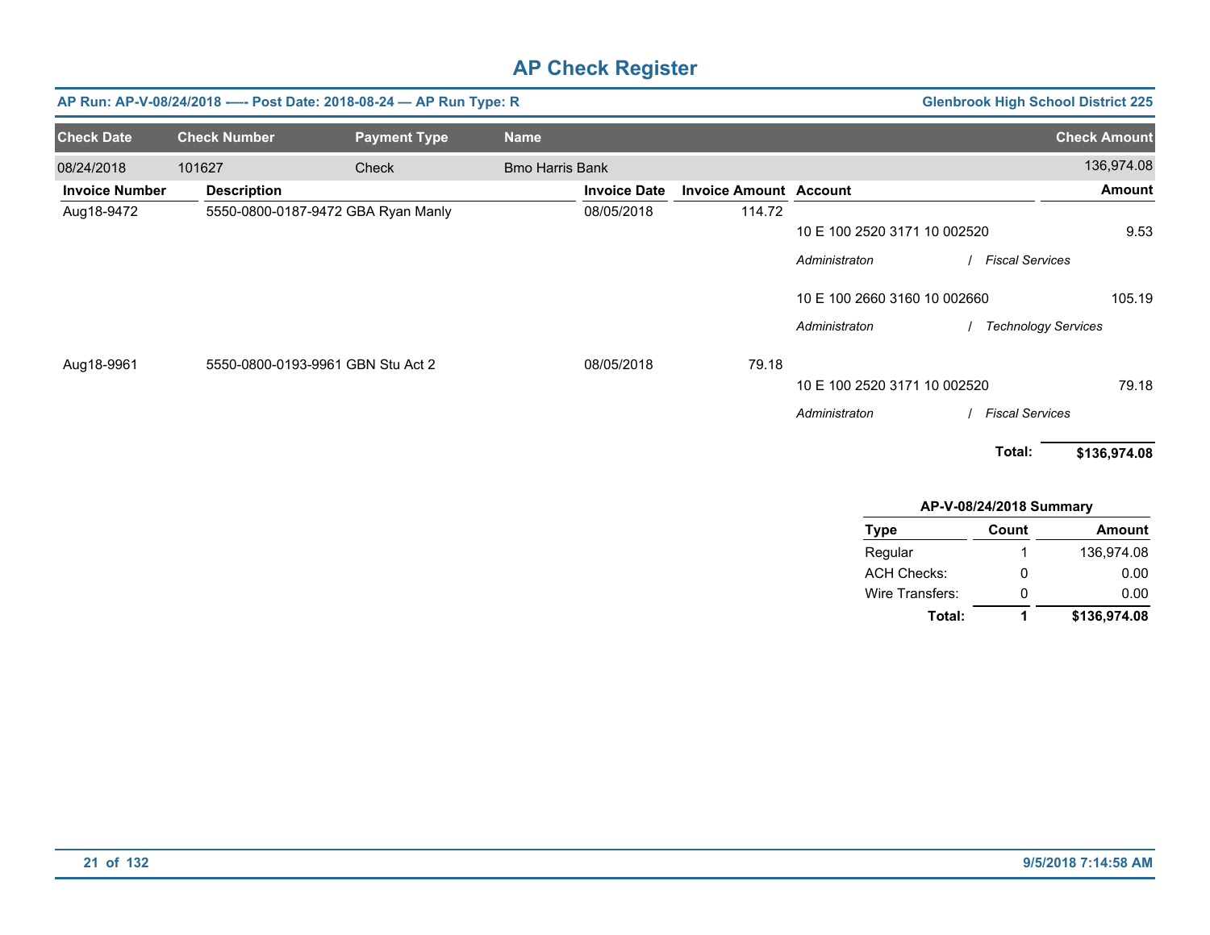# AP Check Register

**AP Run: AP-V-08/24/2018 –– Post Date: 2018-08-24 — AP Run Type: R** | **Glenbrook High School District 225**

| Check Date | Check Number | Payment Type | Name | Check Amount |
|---|---|---|---|---|
| 08/24/2018 | 101627 | Check | Bmo Harris Bank | 136,974.08 |

| Invoice Number | Description | Invoice Date | Invoice Amount | Account | Amount |
|---|---|---|---|---|---|
| Aug18-9472 | 5550-0800-0187-9472 GBA Ryan Manly | 08/05/2018 | 114.72 | | |
| | | | | 10 E 100 2520 3171 10 002520 | 9.53 |
| | | | | *Administraton / Fiscal Services* | |
| | | | | 10 E 100 2660 3160 10 002660 | 105.19 |
| | | | | *Administraton / Technology Services* | |
| Aug18-9961 | 5550-0800-0193-9961 GBN Stu Act 2 | 08/05/2018 | 79.18 | | |
| | | | | 10 E 100 2520 3171 10 002520 | 79.18 |
| | | | | *Administraton / Fiscal Services* | |
| | | | | **Total:** | **$136,974.08** |

**AP-V-08/24/2018 Summary**

| Type | Count | Amount |
|---|---|---|
| Regular | 1 | 136,974.08 |
| ACH Checks: | 0 | 0.00 |
| Wire Transfers: | 0 | 0.00 |
| **Total:** | **1** | **$136,974.08** |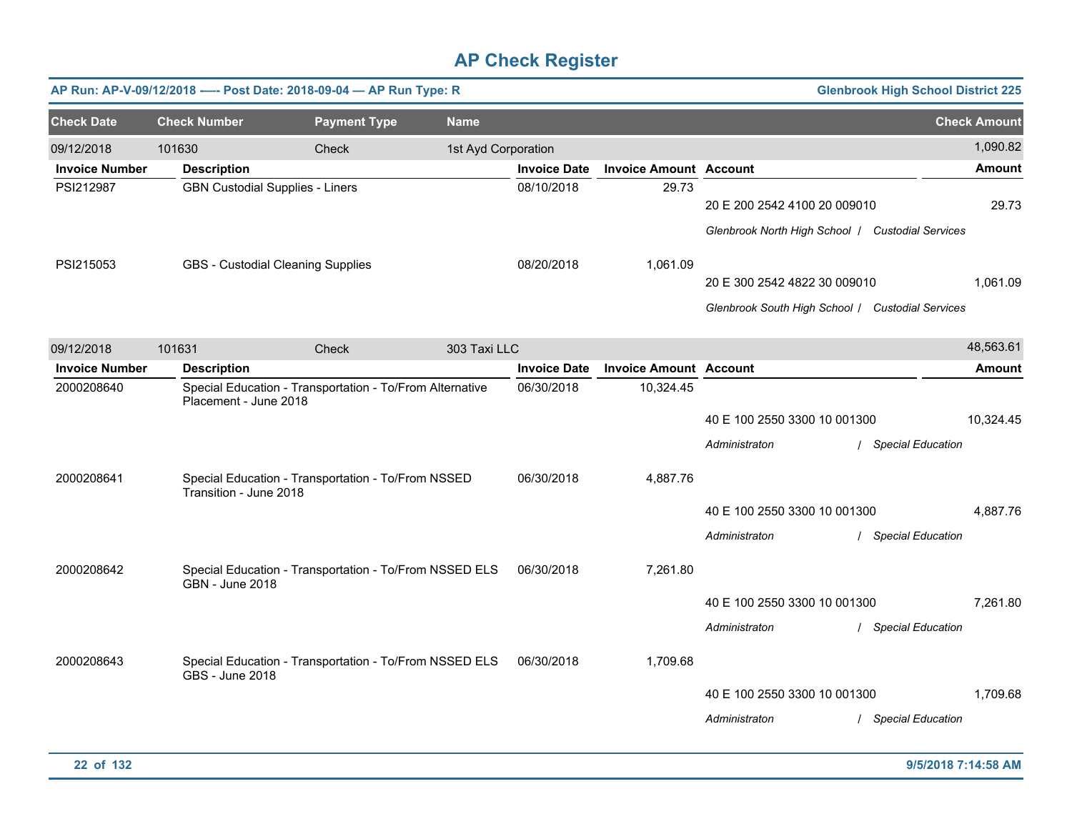# AP Check Register

**AP Run: AP-V-09/12/2018 —- Post Date: 2018-09-04 — AP Run Type: R** — **Glenbrook High School District 225**

| Check Date | Check Number | Payment Type | Name | Check Amount |
|---|---|---|---|---|
| 09/12/2018 | 101630 | Check | 1st Ayd Corporation | 1,090.82 |

| Invoice Number | Description | Invoice Date | Invoice Amount | Account | Amount |
|---|---|---|---|---|---|
| PSI212987 | GBN Custodial Supplies - Liners | 08/10/2018 | 29.73 | 20 E 200 2542 4100 20 009010 | 29.73 |
| | | | | *Glenbrook North High School / Custodial Services* | |
| PSI215053 | GBS - Custodial Cleaning Supplies | 08/20/2018 | 1,061.09 | 20 E 300 2542 4822 30 009010 | 1,061.09 |
| | | | | *Glenbrook South High School / Custodial Services* | |

| Check Date | Check Number | Payment Type | Name | Check Amount |
|---|---|---|---|---|
| 09/12/2018 | 101631 | Check | 303 Taxi LLC | 48,563.61 |

| Invoice Number | Description | Invoice Date | Invoice Amount | Account | Amount |
|---|---|---|---|---|---|
| 2000208640 | Special Education - Transportation - To/From Alternative Placement - June 2018 | 06/30/2018 | 10,324.45 | 40 E 100 2550 3300 10 001300 | 10,324.45 |
| | | | | *Administraton / Special Education* | |
| 2000208641 | Special Education - Transportation - To/From NSSED Transition - June 2018 | 06/30/2018 | 4,887.76 | 40 E 100 2550 3300 10 001300 | 4,887.76 |
| | | | | *Administraton / Special Education* | |
| 2000208642 | Special Education - Transportation - To/From NSSED ELS GBN - June 2018 | 06/30/2018 | 7,261.80 | 40 E 100 2550 3300 10 001300 | 7,261.80 |
| | | | | *Administraton / Special Education* | |
| 2000208643 | Special Education - Transportation - To/From NSSED ELS GBS - June 2018 | 06/30/2018 | 1,709.68 | 40 E 100 2550 3300 10 001300 | 1,709.68 |
| | | | | *Administraton / Special Education* | |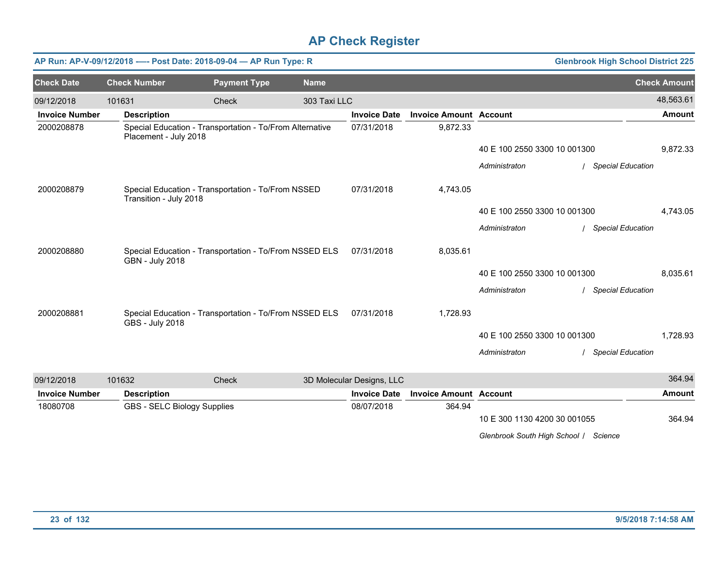# AP Check Register

**AP Run: AP-V-09/12/2018 —- Post Date: 2018-09-04 — AP Run Type: R** — **Glenbrook High School District 225**

| Check Date | Check Number | Payment Type | Name | Check Amount |
|---|---|---|---|---|
| 09/12/2018 | 101631 | Check | 303 Taxi LLC | 48,563.61 |

| Invoice Number | Description | Invoice Date | Invoice Amount | Account | Amount |
|---|---|---|---|---|---|
| 2000208878 | Special Education - Transportation - To/From Alternative Placement - July 2018 | 07/31/2018 | 9,872.33 | 40 E 100 2550 3300 10 001300 | 9,872.33 |
| | | | | *Administraton / Special Education* | |
| 2000208879 | Special Education - Transportation - To/From NSSED Transition - July 2018 | 07/31/2018 | 4,743.05 | 40 E 100 2550 3300 10 001300 | 4,743.05 |
| | | | | *Administraton / Special Education* | |
| 2000208880 | Special Education - Transportation - To/From NSSED ELS GBN - July 2018 | 07/31/2018 | 8,035.61 | 40 E 100 2550 3300 10 001300 | 8,035.61 |
| | | | | *Administraton / Special Education* | |
| 2000208881 | Special Education - Transportation - To/From NSSED ELS GBS - July 2018 | 07/31/2018 | 1,728.93 | 40 E 100 2550 3300 10 001300 | 1,728.93 |
| | | | | *Administraton / Special Education* | |

| Check Date | Check Number | Payment Type | Name | Check Amount |
|---|---|---|---|---|
| 09/12/2018 | 101632 | Check | 3D Molecular Designs, LLC | 364.94 |

| Invoice Number | Description | Invoice Date | Invoice Amount | Account | Amount |
|---|---|---|---|---|---|
| 18080708 | GBS - SELC Biology Supplies | 08/07/2018 | 364.94 | 10 E 300 1130 4200 30 001055 | 364.94 |
| | | | | *Glenbrook South High School / Science* | |

9/5/2018 7:14:58 AM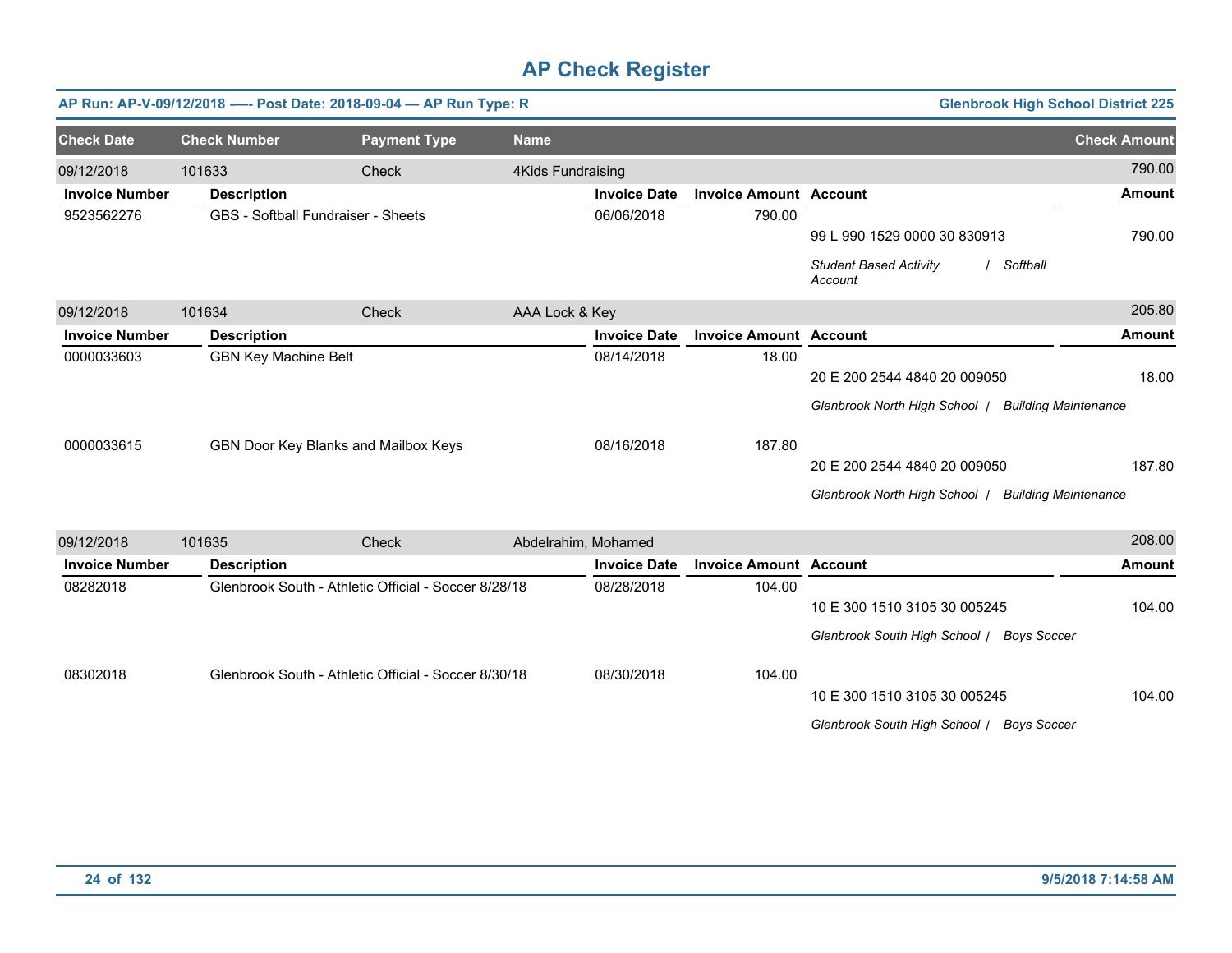# AP Check Register

**AP Run: AP-V-09/12/2018 —- Post Date: 2018-09-04 — AP Run Type: R** — **Glenbrook High School District 225**

| Check Date | Check Number | Payment Type | Name | Check Amount |
|---|---|---|---|---|
| 09/12/2018 | 101633 | Check | 4Kids Fundraising | 790.00 |

| Invoice Number | Description | Invoice Date | Invoice Amount | Account | Amount |
|---|---|---|---|---|---|
| 9523562276 | GBS - Softball Fundraiser - Sheets | 06/06/2018 | 790.00 | 99 L 990 1529 0000 30 830913 | 790.00 |
| | | | | *Student Based Activity Account / Softball* | |

| Check Date | Check Number | Payment Type | Name | Check Amount |
|---|---|---|---|---|
| 09/12/2018 | 101634 | Check | AAA Lock & Key | 205.80 |

| Invoice Number | Description | Invoice Date | Invoice Amount | Account | Amount |
|---|---|---|---|---|---|
| 0000033603 | GBN Key Machine Belt | 08/14/2018 | 18.00 | 20 E 200 2544 4840 20 009050 | 18.00 |
| | | | | *Glenbrook North High School / Building Maintenance* | |
| 0000033615 | GBN Door Key Blanks and Mailbox Keys | 08/16/2018 | 187.80 | 20 E 200 2544 4840 20 009050 | 187.80 |
| | | | | *Glenbrook North High School / Building Maintenance* | |

| Check Date | Check Number | Payment Type | Name | Check Amount |
|---|---|---|---|---|
| 09/12/2018 | 101635 | Check | Abdelrahim, Mohamed | 208.00 |

| Invoice Number | Description | Invoice Date | Invoice Amount | Account | Amount |
|---|---|---|---|---|---|
| 08282018 | Glenbrook South - Athletic Official - Soccer 8/28/18 | 08/28/2018 | 104.00 | 10 E 300 1510 3105 30 005245 | 104.00 |
| | | | | *Glenbrook South High School / Boys Soccer* | |
| 08302018 | Glenbrook South - Athletic Official - Soccer 8/30/18 | 08/30/2018 | 104.00 | 10 E 300 1510 3105 30 005245 | 104.00 |
| | | | | *Glenbrook South High School / Boys Soccer* | |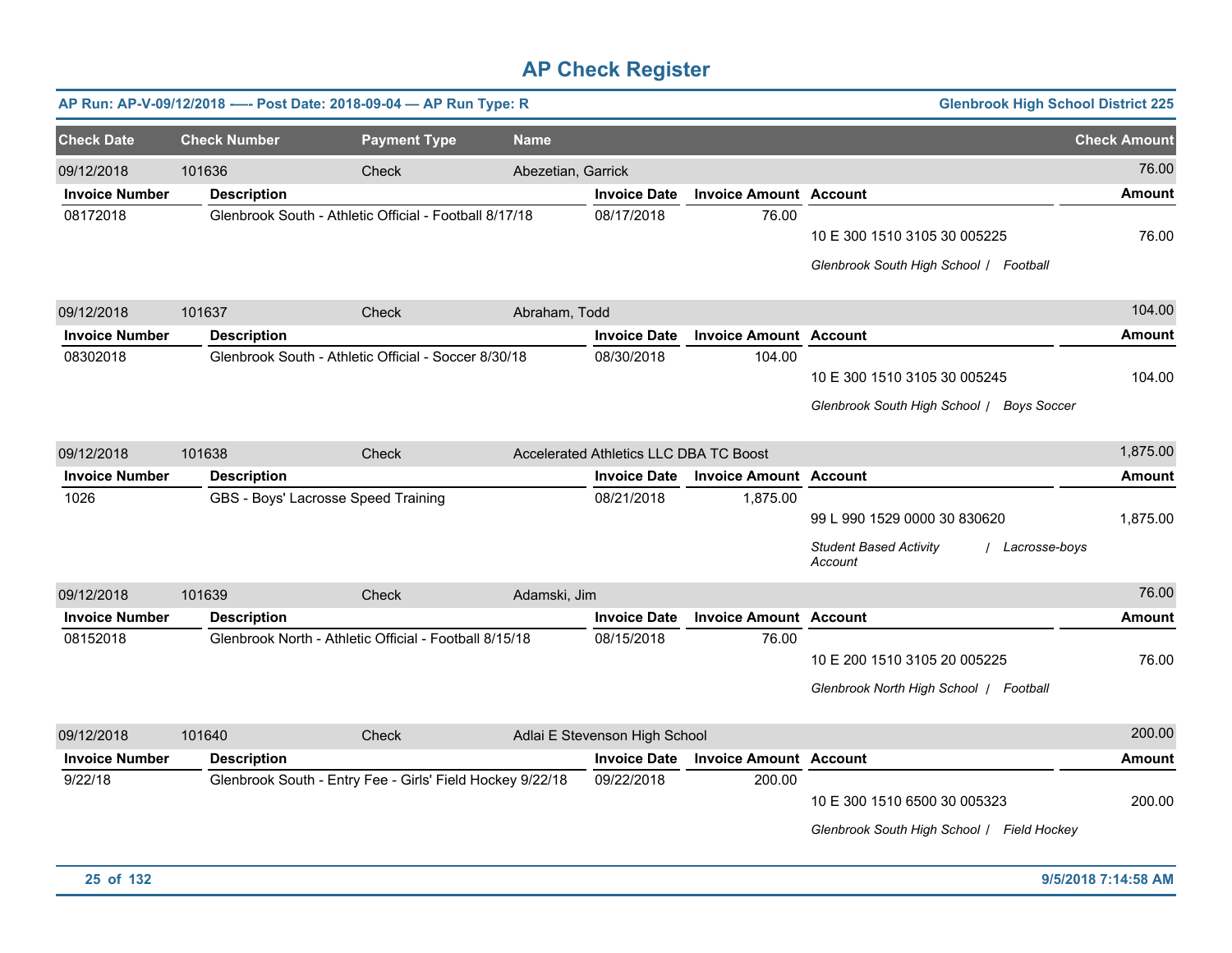# AP Check Register

**AP Run: AP-V-09/12/2018 -—- Post Date: 2018-09-04 — AP Run Type: R** | **Glenbrook High School District 225**

| Check Date | Check Number | Payment Type | Name | Check Amount |
|---|---|---|---|---|
| 09/12/2018 | 101636 | Check | Abezetian, Garrick | 76.00 |

| Invoice Number | Description | Invoice Date | Invoice Amount | Account | Amount |
|---|---|---|---|---|---|
| 08172018 | Glenbrook South - Athletic Official - Football 8/17/18 | 08/17/2018 | 76.00 | 10 E 300 1510 3105 30 005225 | 76.00 |
| | | | | *Glenbrook South High School / Football* | |

| Check Date | Check Number | Payment Type | Name | Check Amount |
|---|---|---|---|---|
| 09/12/2018 | 101637 | Check | Abraham, Todd | 104.00 |

| Invoice Number | Description | Invoice Date | Invoice Amount | Account | Amount |
|---|---|---|---|---|---|
| 08302018 | Glenbrook South - Athletic Official - Soccer 8/30/18 | 08/30/2018 | 104.00 | 10 E 300 1510 3105 30 005245 | 104.00 |
| | | | | *Glenbrook South High School / Boys Soccer* | |

| Check Date | Check Number | Payment Type | Name | Check Amount |
|---|---|---|---|---|
| 09/12/2018 | 101638 | Check | Accelerated Athletics LLC DBA TC Boost | 1,875.00 |

| Invoice Number | Description | Invoice Date | Invoice Amount | Account | Amount |
|---|---|---|---|---|---|
| 1026 | GBS - Boys' Lacrosse Speed Training | 08/21/2018 | 1,875.00 | 99 L 990 1529 0000 30 830620 | 1,875.00 |
| | | | | *Student Based Activity Account / Lacrosse-boys* | |

| Check Date | Check Number | Payment Type | Name | Check Amount |
|---|---|---|---|---|
| 09/12/2018 | 101639 | Check | Adamski, Jim | 76.00 |

| Invoice Number | Description | Invoice Date | Invoice Amount | Account | Amount |
|---|---|---|---|---|---|
| 08152018 | Glenbrook North - Athletic Official - Football 8/15/18 | 08/15/2018 | 76.00 | 10 E 200 1510 3105 20 005225 | 76.00 |
| | | | | *Glenbrook North High School / Football* | |

| Check Date | Check Number | Payment Type | Name | Check Amount |
|---|---|---|---|---|
| 09/12/2018 | 101640 | Check | Adlai E Stevenson High School | 200.00 |

| Invoice Number | Description | Invoice Date | Invoice Amount | Account | Amount |
|---|---|---|---|---|---|
| 9/22/18 | Glenbrook South - Entry Fee - Girls' Field Hockey 9/22/18 | 09/22/2018 | 200.00 | 10 E 300 1510 6500 30 005323 | 200.00 |
| | | | | *Glenbrook South High School / Field Hockey* | |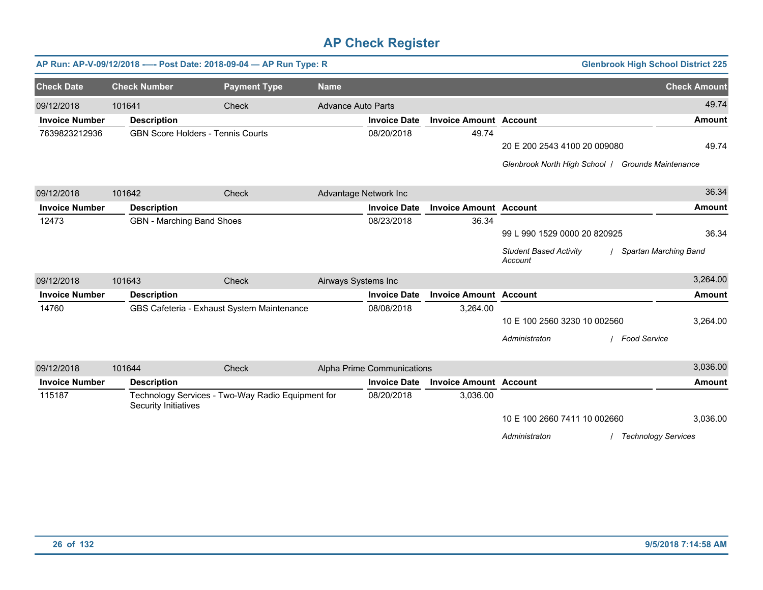# AP Check Register

**AP Run: AP-V-09/12/2018 —- Post Date: 2018-09-04 — AP Run Type: R** | **Glenbrook High School District 225**

| Check Date | Check Number | Payment Type | Name | Check Amount |
|---|---|---|---|---|
| 09/12/2018 | 101641 | Check | Advance Auto Parts | 49.74 |

| Invoice Number | Description | Invoice Date | Invoice Amount | Account | Amount |
|---|---|---|---|---|---|
| 7639823212936 | GBN Score Holders - Tennis Courts | 08/20/2018 | 49.74 | 20 E 200 2543 4100 20 009080 | 49.74 |
| | | | | *Glenbrook North High School / Grounds Maintenance* | |

| Check Date | Check Number | Payment Type | Name | Check Amount |
|---|---|---|---|---|
| 09/12/2018 | 101642 | Check | Advantage Network Inc | 36.34 |

| Invoice Number | Description | Invoice Date | Invoice Amount | Account | Amount |
|---|---|---|---|---|---|
| 12473 | GBN - Marching Band Shoes | 08/23/2018 | 36.34 | 99 L 990 1529 0000 20 820925 | 36.34 |
| | | | | *Student Based Activity Account / Spartan Marching Band* | |

| Check Date | Check Number | Payment Type | Name | Check Amount |
|---|---|---|---|---|
| 09/12/2018 | 101643 | Check | Airways Systems Inc | 3,264.00 |

| Invoice Number | Description | Invoice Date | Invoice Amount | Account | Amount |
|---|---|---|---|---|---|
| 14760 | GBS Cafeteria - Exhaust System Maintenance | 08/08/2018 | 3,264.00 | 10 E 100 2560 3230 10 002560 | 3,264.00 |
| | | | | *Administraton / Food Service* | |

| Check Date | Check Number | Payment Type | Name | Check Amount |
|---|---|---|---|---|
| 09/12/2018 | 101644 | Check | Alpha Prime Communications | 3,036.00 |

| Invoice Number | Description | Invoice Date | Invoice Amount | Account | Amount |
|---|---|---|---|---|---|
| 115187 | Technology Services - Two-Way Radio Equipment for Security Initiatives | 08/20/2018 | 3,036.00 | 10 E 100 2660 7411 10 002660 | 3,036.00 |
| | | | | *Administraton / Technology Services* | |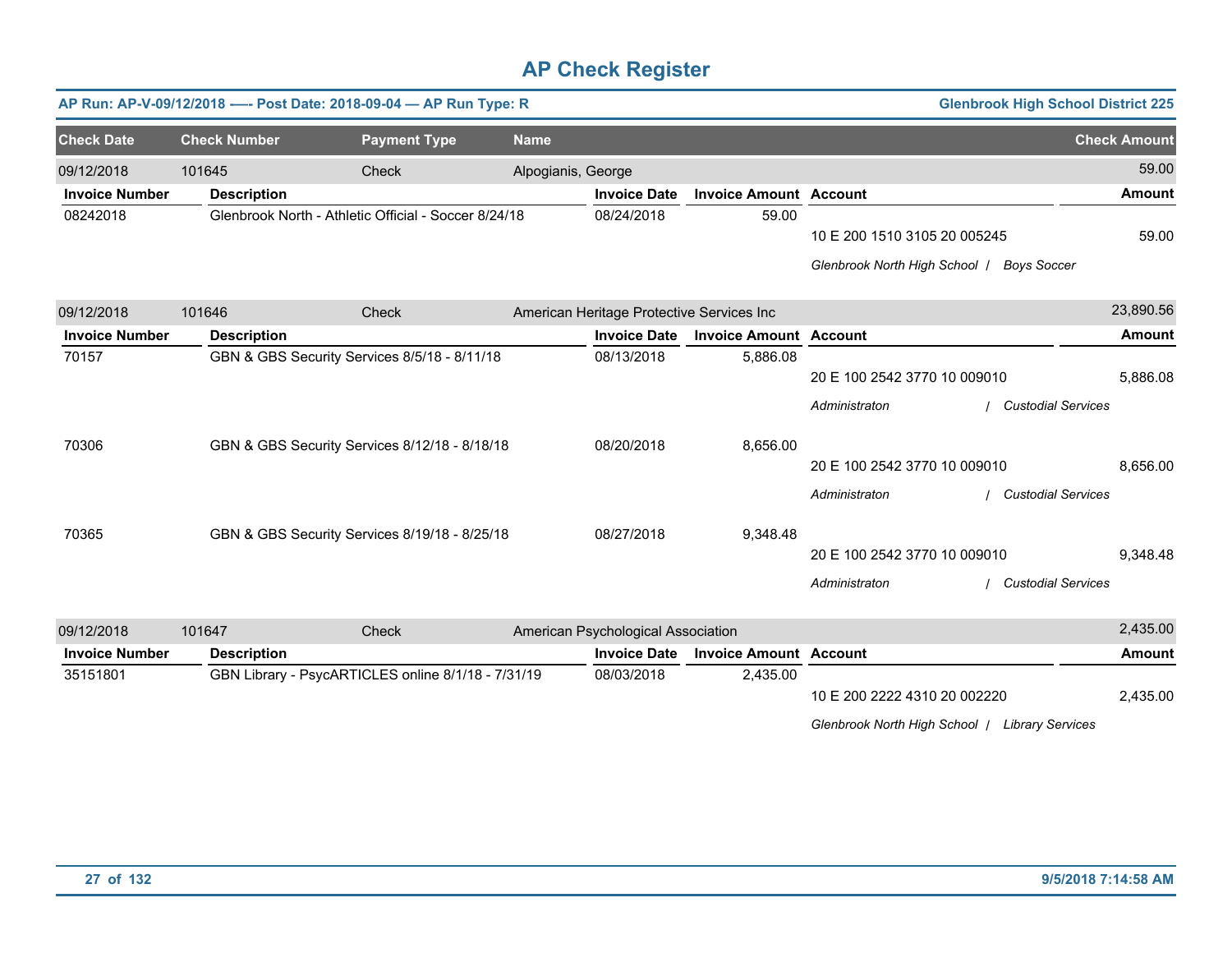# AP Check Register

**AP Run: AP-V-09/12/2018 —- Post Date: 2018-09-04 — AP Run Type: R** | **Glenbrook High School District 225**

| Check Date | Check Number | Payment Type | Name | Check Amount |
|---|---|---|---|---|
| 09/12/2018 | 101645 | Check | Alpogianis, George | 59.00 |

| Invoice Number | Description | Invoice Date | Invoice Amount | Account | Amount |
|---|---|---|---|---|---|
| 08242018 | Glenbrook North - Athletic Official - Soccer 8/24/18 | 08/24/2018 | 59.00 | 10 E 200 1510 3105 20 005245 | 59.00 |
| | | | | *Glenbrook North High School / Boys Soccer* | |

| Check Date | Check Number | Payment Type | Name | Check Amount |
|---|---|---|---|---|
| 09/12/2018 | 101646 | Check | American Heritage Protective Services Inc | 23,890.56 |

| Invoice Number | Description | Invoice Date | Invoice Amount | Account | Amount |
|---|---|---|---|---|---|
| 70157 | GBN & GBS Security Services 8/5/18 - 8/11/18 | 08/13/2018 | 5,886.08 | 20 E 100 2542 3770 10 009010 | 5,886.08 |
| | | | | *Administraton / Custodial Services* | |
| 70306 | GBN & GBS Security Services 8/12/18 - 8/18/18 | 08/20/2018 | 8,656.00 | 20 E 100 2542 3770 10 009010 | 8,656.00 |
| | | | | *Administraton / Custodial Services* | |
| 70365 | GBN & GBS Security Services 8/19/18 - 8/25/18 | 08/27/2018 | 9,348.48 | 20 E 100 2542 3770 10 009010 | 9,348.48 |
| | | | | *Administraton / Custodial Services* | |

| Check Date | Check Number | Payment Type | Name | Check Amount |
|---|---|---|---|---|
| 09/12/2018 | 101647 | Check | American Psychological Association | 2,435.00 |

| Invoice Number | Description | Invoice Date | Invoice Amount | Account | Amount |
|---|---|---|---|---|---|
| 35151801 | GBN Library - PsycARTICLES online 8/1/18 - 7/31/19 | 08/03/2018 | 2,435.00 | 10 E 200 2222 4310 20 002220 | 2,435.00 |
| | | | | *Glenbrook North High School / Library Services* | |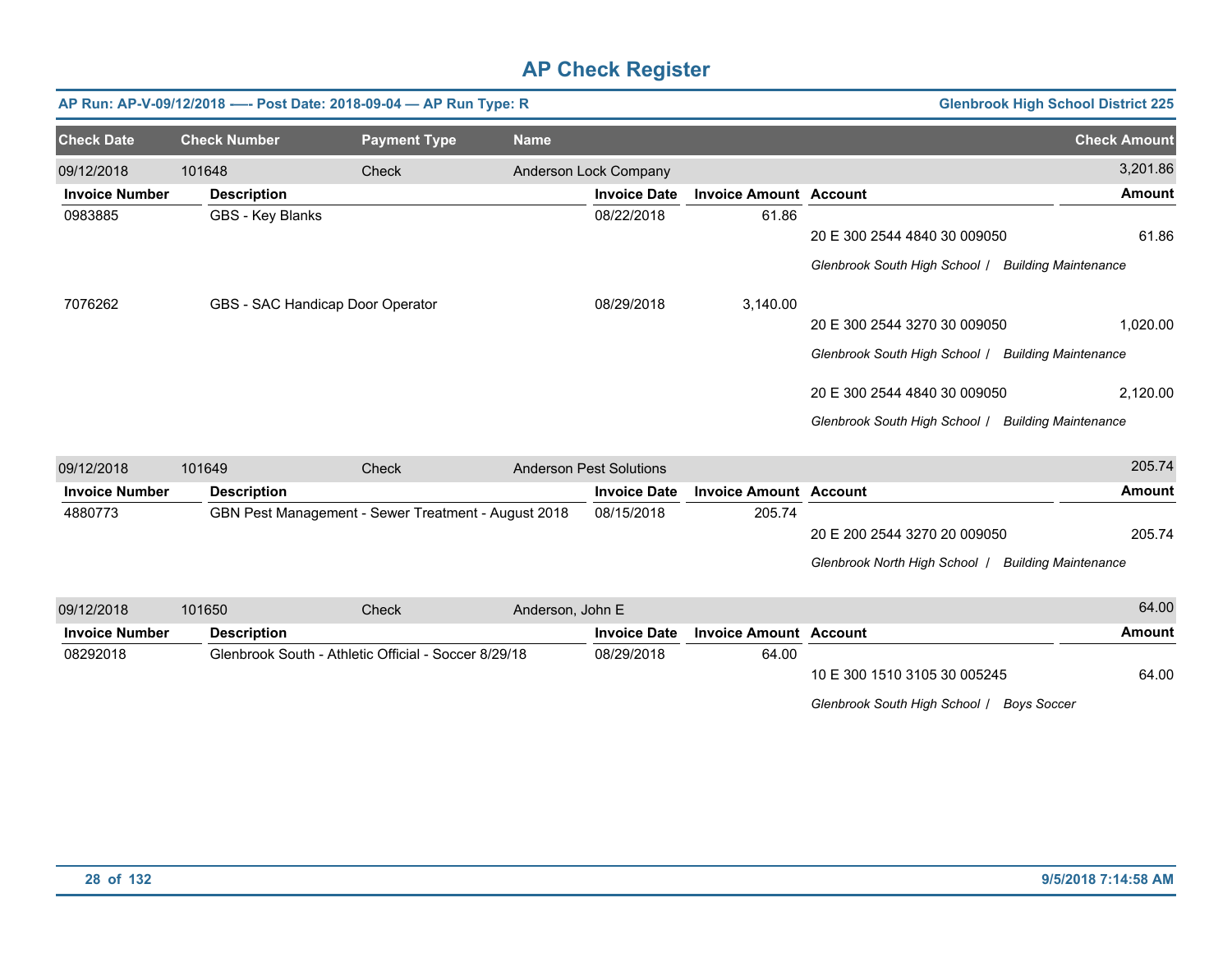# AP Check Register

**AP Run: AP-V-09/12/2018 -—- Post Date: 2018-09-04 — AP Run Type: R** | **Glenbrook High School District 225**

| Check Date | Check Number | Payment Type | Name | Check Amount |
|---|---|---|---|---|
| 09/12/2018 | 101648 | Check | Anderson Lock Company | 3,201.86 |

| Invoice Number | Description | Invoice Date | Invoice Amount | Account | Amount |
|---|---|---|---|---|---|
| 0983885 | GBS - Key Blanks | 08/22/2018 | 61.86 | | |
| | | | | 20 E 300 2544 4840 30 009050 | 61.86 |
| | | | | *Glenbrook South High School / Building Maintenance* | |
| 7076262 | GBS - SAC Handicap Door Operator | 08/29/2018 | 3,140.00 | | |
| | | | | 20 E 300 2544 3270 30 009050 | 1,020.00 |
| | | | | *Glenbrook South High School / Building Maintenance* | |
| | | | | 20 E 300 2544 4840 30 009050 | 2,120.00 |
| | | | | *Glenbrook South High School / Building Maintenance* | |

| Check Date | Check Number | Payment Type | Name | Check Amount |
|---|---|---|---|---|
| 09/12/2018 | 101649 | Check | Anderson Pest Solutions | 205.74 |

| Invoice Number | Description | Invoice Date | Invoice Amount | Account | Amount |
|---|---|---|---|---|---|
| 4880773 | GBN Pest Management - Sewer Treatment - August 2018 | 08/15/2018 | 205.74 | | |
| | | | | 20 E 200 2544 3270 20 009050 | 205.74 |
| | | | | *Glenbrook North High School / Building Maintenance* | |

| Check Date | Check Number | Payment Type | Name | Check Amount |
|---|---|---|---|---|
| 09/12/2018 | 101650 | Check | Anderson, John E | 64.00 |

| Invoice Number | Description | Invoice Date | Invoice Amount | Account | Amount |
|---|---|---|---|---|---|
| 08292018 | Glenbrook South - Athletic Official - Soccer 8/29/18 | 08/29/2018 | 64.00 | | |
| | | | | 10 E 300 1510 3105 30 005245 | 64.00 |
| | | | | *Glenbrook South High School / Boys Soccer* | |

9/5/2018 7:14:58 AM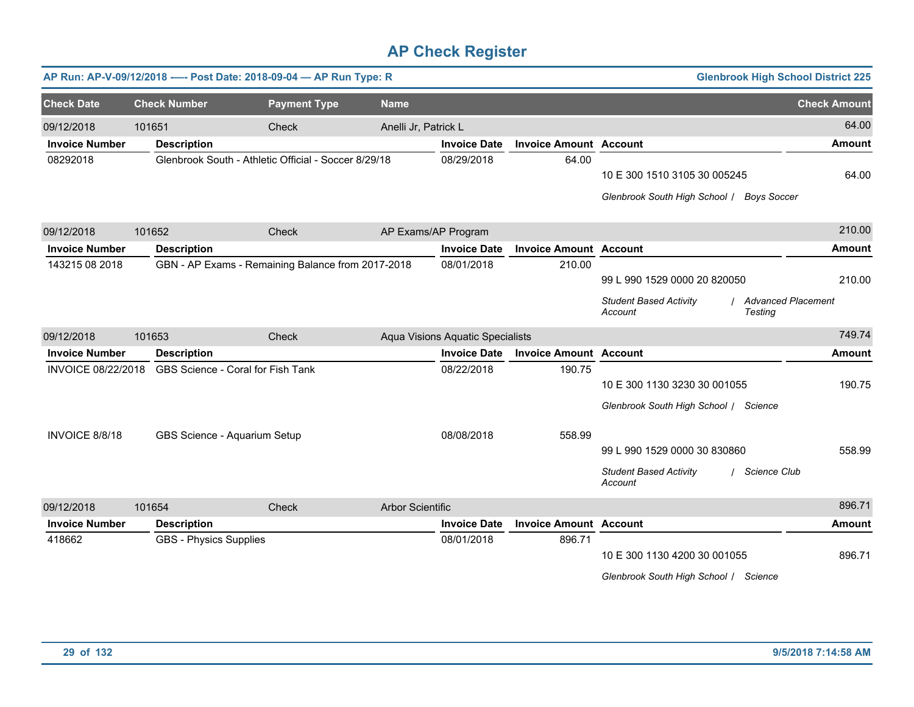# AP Check Register

**AP Run: AP-V-09/12/2018 —- Post Date: 2018-09-04 — AP Run Type: R** | **Glenbrook High School District 225**

| Check Date | Check Number | Payment Type | Name | Check Amount |
|---|---|---|---|---|
| 09/12/2018 | 101651 | Check | Anelli Jr, Patrick L | 64.00 |

| Invoice Number | Description | Invoice Date | Invoice Amount | Account | Amount |
|---|---|---|---|---|---|
| 08292018 | Glenbrook South - Athletic Official - Soccer 8/29/18 | 08/29/2018 | 64.00 | 10 E 300 1510 3105 30 005245 | 64.00 |
| | | | | *Glenbrook South High School / Boys Soccer* | |

| Check Date | Check Number | Payment Type | Name | Check Amount |
|---|---|---|---|---|
| 09/12/2018 | 101652 | Check | AP Exams/AP Program | 210.00 |

| Invoice Number | Description | Invoice Date | Invoice Amount | Account | Amount |
|---|---|---|---|---|---|
| 143215 08 2018 | GBN - AP Exams - Remaining Balance from 2017-2018 | 08/01/2018 | 210.00 | 99 L 990 1529 0000 20 820050 | 210.00 |
| | | | | *Student Based Activity Account / Advanced Placement Testing* | |

| Check Date | Check Number | Payment Type | Name | Check Amount |
|---|---|---|---|---|
| 09/12/2018 | 101653 | Check | Aqua Visions Aquatic Specialists | 749.74 |

| Invoice Number | Description | Invoice Date | Invoice Amount | Account | Amount |
|---|---|---|---|---|---|
| INVOICE 08/22/2018 | GBS Science - Coral for Fish Tank | 08/22/2018 | 190.75 | 10 E 300 1130 3230 30 001055 | 190.75 |
| | | | | *Glenbrook South High School / Science* | |
| INVOICE 8/8/18 | GBS Science - Aquarium Setup | 08/08/2018 | 558.99 | 99 L 990 1529 0000 30 830860 | 558.99 |
| | | | | *Student Based Activity Account / Science Club* | |

| Check Date | Check Number | Payment Type | Name | Check Amount |
|---|---|---|---|---|
| 09/12/2018 | 101654 | Check | Arbor Scientific | 896.71 |

| Invoice Number | Description | Invoice Date | Invoice Amount | Account | Amount |
|---|---|---|---|---|---|
| 418662 | GBS - Physics Supplies | 08/01/2018 | 896.71 | 10 E 300 1130 4200 30 001055 | 896.71 |
| | | | | *Glenbrook South High School / Science* | |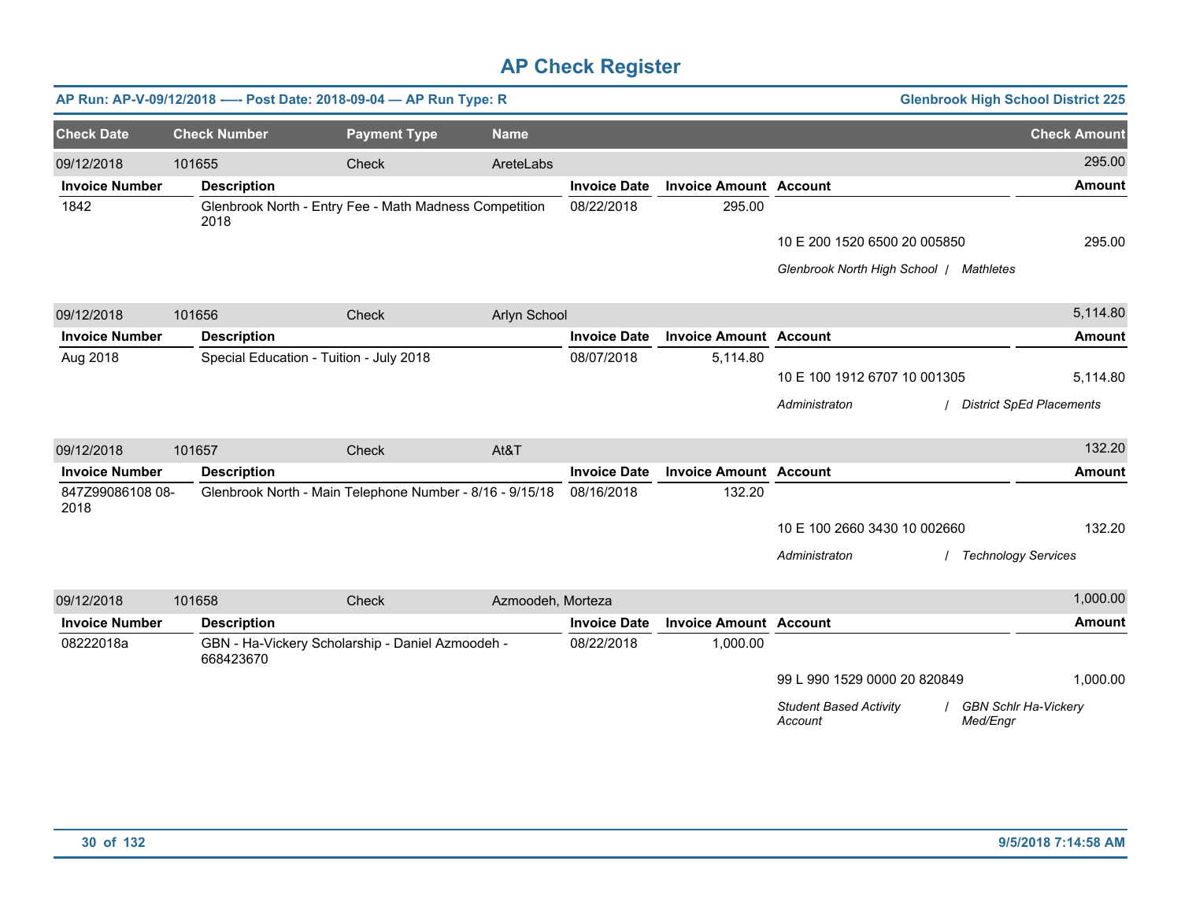# AP Check Register

**AP Run: AP-V-09/12/2018 —- Post Date: 2018-09-04 — AP Run Type: R** | **Glenbrook High School District 225**

| Check Date | Check Number | Payment Type | Name | Check Amount |
|---|---|---|---|---|
| 09/12/2018 | 101655 | Check | AreteLabs | 295.00 |

| Invoice Number | Description | Invoice Date | Invoice Amount | Account | Amount |
|---|---|---|---|---|---|
| 1842 | Glenbrook North - Entry Fee - Math Madness Competition 2018 | 08/22/2018 | 295.00 | | |
| | | | | 10 E 200 1520 6500 20 005850 | 295.00 |
| | | | | *Glenbrook North High School / Mathletes* | |

| Check Date | Check Number | Payment Type | Name | Check Amount |
|---|---|---|---|---|
| 09/12/2018 | 101656 | Check | Arlyn School | 5,114.80 |

| Invoice Number | Description | Invoice Date | Invoice Amount | Account | Amount |
|---|---|---|---|---|---|
| Aug 2018 | Special Education - Tuition - July 2018 | 08/07/2018 | 5,114.80 | | |
| | | | | 10 E 100 1912 6707 10 001305 | 5,114.80 |
| | | | | *Administraton / District SpEd Placements* | |

| Check Date | Check Number | Payment Type | Name | Check Amount |
|---|---|---|---|---|
| 09/12/2018 | 101657 | Check | At&T | 132.20 |

| Invoice Number | Description | Invoice Date | Invoice Amount | Account | Amount |
|---|---|---|---|---|---|
| 847Z99086108 08-2018 | Glenbrook North - Main Telephone Number - 8/16 - 9/15/18 | 08/16/2018 | 132.20 | | |
| | | | | 10 E 100 2660 3430 10 002660 | 132.20 |
| | | | | *Administraton / Technology Services* | |

| Check Date | Check Number | Payment Type | Name | Check Amount |
|---|---|---|---|---|
| 09/12/2018 | 101658 | Check | Azmoodeh, Morteza | 1,000.00 |

| Invoice Number | Description | Invoice Date | Invoice Amount | Account | Amount |
|---|---|---|---|---|---|
| 08222018a | GBN - Ha-Vickery Scholarship - Daniel Azmoodeh - 668423670 | 08/22/2018 | 1,000.00 | | |
| | | | | 99 L 990 1529 0000 20 820849 | 1,000.00 |
| | | | | *Student Based Activity Account / GBN Schlr Ha-Vickery Med/Engr* | |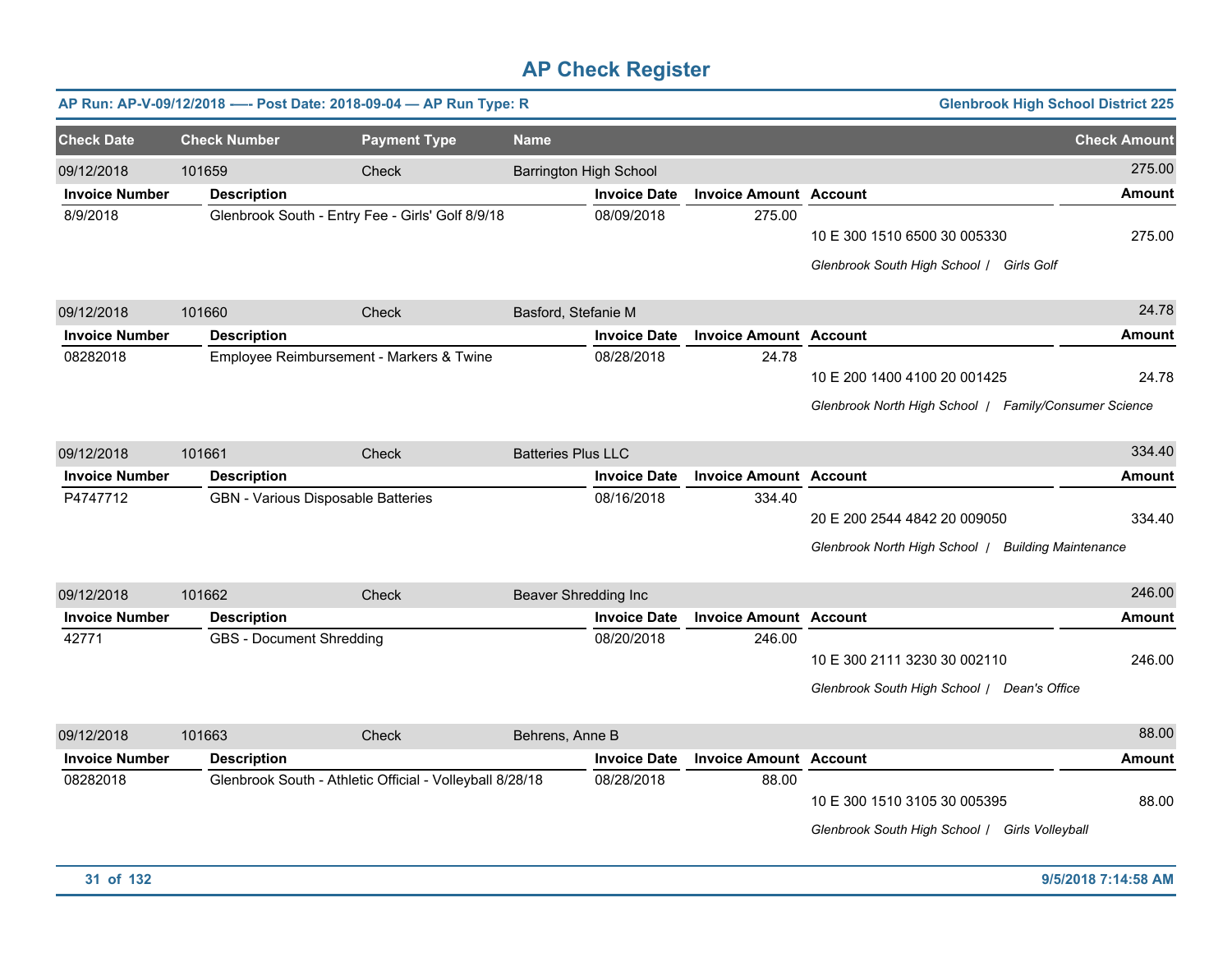# AP Check Register

**AP Run: AP-V-09/12/2018 —- Post Date: 2018-09-04 — AP Run Type: R** | **Glenbrook High School District 225**

| Check Date | Check Number | Payment Type | Name | Check Amount |
|---|---|---|---|---|
| 09/12/2018 | 101659 | Check | Barrington High School | 275.00 |

| Invoice Number | Description | Invoice Date | Invoice Amount | Account | Amount |
|---|---|---|---|---|---|
| 8/9/2018 | Glenbrook South - Entry Fee - Girls' Golf 8/9/18 | 08/09/2018 | 275.00 | 10 E 300 1510 6500 30 005330 | 275.00 |
| | | | | *Glenbrook South High School \| Girls Golf* | |

| Check Date | Check Number | Payment Type | Name | Check Amount |
|---|---|---|---|---|
| 09/12/2018 | 101660 | Check | Basford, Stefanie M | 24.78 |

| Invoice Number | Description | Invoice Date | Invoice Amount | Account | Amount |
|---|---|---|---|---|---|
| 08282018 | Employee Reimbursement - Markers & Twine | 08/28/2018 | 24.78 | 10 E 200 1400 4100 20 001425 | 24.78 |
| | | | | *Glenbrook North High School \| Family/Consumer Science* | |

| Check Date | Check Number | Payment Type | Name | Check Amount |
|---|---|---|---|---|
| 09/12/2018 | 101661 | Check | Batteries Plus LLC | 334.40 |

| Invoice Number | Description | Invoice Date | Invoice Amount | Account | Amount |
|---|---|---|---|---|---|
| P4747712 | GBN - Various Disposable Batteries | 08/16/2018 | 334.40 | 20 E 200 2544 4842 20 009050 | 334.40 |
| | | | | *Glenbrook North High School \| Building Maintenance* | |

| Check Date | Check Number | Payment Type | Name | Check Amount |
|---|---|---|---|---|
| 09/12/2018 | 101662 | Check | Beaver Shredding Inc | 246.00 |

| Invoice Number | Description | Invoice Date | Invoice Amount | Account | Amount |
|---|---|---|---|---|---|
| 42771 | GBS - Document Shredding | 08/20/2018 | 246.00 | 10 E 300 2111 3230 30 002110 | 246.00 |
| | | | | *Glenbrook South High School \| Dean's Office* | |

| Check Date | Check Number | Payment Type | Name | Check Amount |
|---|---|---|---|---|
| 09/12/2018 | 101663 | Check | Behrens, Anne B | 88.00 |

| Invoice Number | Description | Invoice Date | Invoice Amount | Account | Amount |
|---|---|---|---|---|---|
| 08282018 | Glenbrook South - Athletic Official - Volleyball 8/28/18 | 08/28/2018 | 88.00 | 10 E 300 1510 3105 30 005395 | 88.00 |
| | | | | *Glenbrook South High School \| Girls Volleyball* | |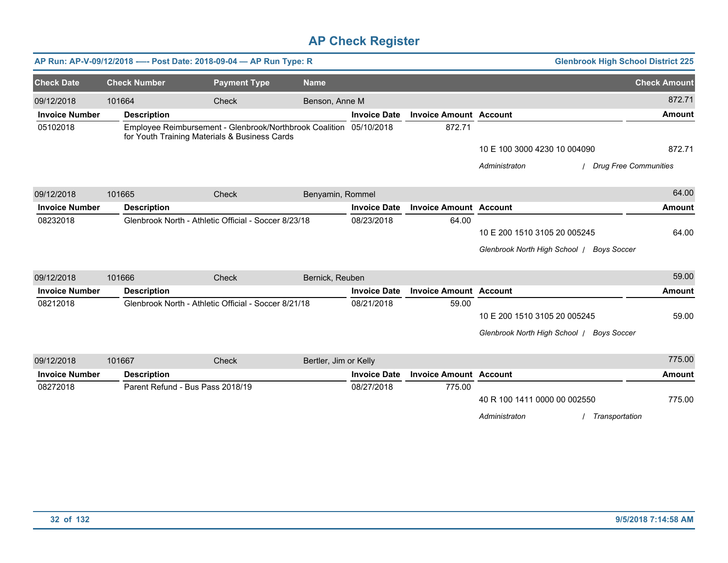# AP Check Register

**AP Run: AP-V-09/12/2018 -— Post Date: 2018-09-04 — AP Run Type: R** | **Glenbrook High School District 225**

| Check Date | Check Number | Payment Type | Name | Check Amount |
|---|---|---|---|---|
| 09/12/2018 | 101664 | Check | Benson, Anne M | 872.71 |

| Invoice Number | Description | Invoice Date | Invoice Amount | Account | Amount |
|---|---|---|---|---|---|
| 05102018 | Employee Reimbursement - Glenbrook/Northbrook Coalition for Youth Training Materials & Business Cards | 05/10/2018 | 872.71 | | |
| | | | | 10 E 100 3000 4230 10 004090 | 872.71 |
| | | | | *Administraton / Drug Free Communities* | |

| Check Date | Check Number | Payment Type | Name | Check Amount |
|---|---|---|---|---|
| 09/12/2018 | 101665 | Check | Benyamin, Rommel | 64.00 |

| Invoice Number | Description | Invoice Date | Invoice Amount | Account | Amount |
|---|---|---|---|---|---|
| 08232018 | Glenbrook North - Athletic Official - Soccer 8/23/18 | 08/23/2018 | 64.00 | | |
| | | | | 10 E 200 1510 3105 20 005245 | 64.00 |
| | | | | *Glenbrook North High School / Boys Soccer* | |

| Check Date | Check Number | Payment Type | Name | Check Amount |
|---|---|---|---|---|
| 09/12/2018 | 101666 | Check | Bernick, Reuben | 59.00 |

| Invoice Number | Description | Invoice Date | Invoice Amount | Account | Amount |
|---|---|---|---|---|---|
| 08212018 | Glenbrook North - Athletic Official - Soccer 8/21/18 | 08/21/2018 | 59.00 | | |
| | | | | 10 E 200 1510 3105 20 005245 | 59.00 |
| | | | | *Glenbrook North High School / Boys Soccer* | |

| Check Date | Check Number | Payment Type | Name | Check Amount |
|---|---|---|---|---|
| 09/12/2018 | 101667 | Check | Bertler, Jim or Kelly | 775.00 |

| Invoice Number | Description | Invoice Date | Invoice Amount | Account | Amount |
|---|---|---|---|---|---|
| 08272018 | Parent Refund - Bus Pass 2018/19 | 08/27/2018 | 775.00 | | |
| | | | | 40 R 100 1411 0000 00 002550 | 775.00 |
| | | | | *Administraton / Transportation* | |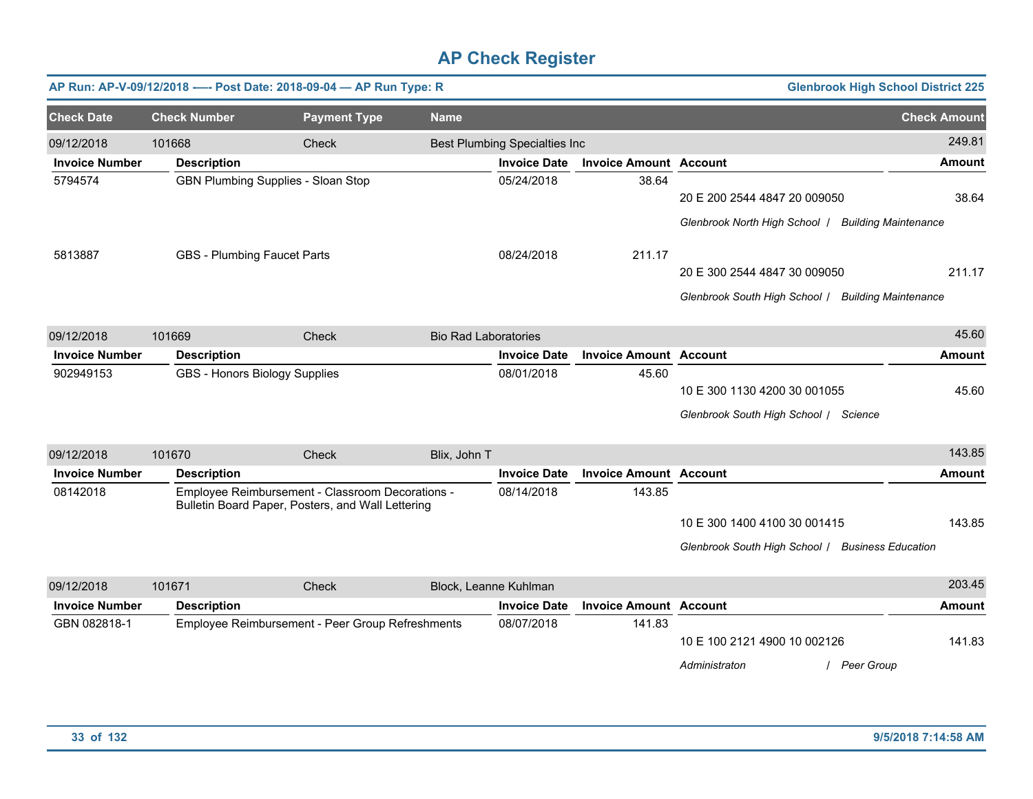# AP Check Register

**AP Run: AP-V-09/12/2018 —- Post Date: 2018-09-04 — AP Run Type: R** | **Glenbrook High School District 225**

| Check Date | Check Number | Payment Type | Name | Check Amount |
|---|---|---|---|---|
| 09/12/2018 | 101668 | Check | Best Plumbing Specialties Inc | 249.81 |

| Invoice Number | Description | Invoice Date | Invoice Amount | Account | Amount |
|---|---|---|---|---|---|
| 5794574 | GBN Plumbing Supplies - Sloan Stop | 05/24/2018 | 38.64 | 20 E 200 2544 4847 20 009050 | 38.64 |
| | | | | *Glenbrook North High School / Building Maintenance* | |
| 5813887 | GBS - Plumbing Faucet Parts | 08/24/2018 | 211.17 | 20 E 300 2544 4847 30 009050 | 211.17 |
| | | | | *Glenbrook South High School / Building Maintenance* | |

| Check Date | Check Number | Payment Type | Name | Check Amount |
|---|---|---|---|---|
| 09/12/2018 | 101669 | Check | Bio Rad Laboratories | 45.60 |

| Invoice Number | Description | Invoice Date | Invoice Amount | Account | Amount |
|---|---|---|---|---|---|
| 902949153 | GBS - Honors Biology Supplies | 08/01/2018 | 45.60 | 10 E 300 1130 4200 30 001055 | 45.60 |
| | | | | *Glenbrook South High School / Science* | |

| Check Date | Check Number | Payment Type | Name | Check Amount |
|---|---|---|---|---|
| 09/12/2018 | 101670 | Check | Blix, John T | 143.85 |

| Invoice Number | Description | Invoice Date | Invoice Amount | Account | Amount |
|---|---|---|---|---|---|
| 08142018 | Employee Reimbursement - Classroom Decorations - Bulletin Board Paper, Posters, and Wall Lettering | 08/14/2018 | 143.85 | 10 E 300 1400 4100 30 001415 | 143.85 |
| | | | | *Glenbrook South High School / Business Education* | |

| Check Date | Check Number | Payment Type | Name | Check Amount |
|---|---|---|---|---|
| 09/12/2018 | 101671 | Check | Block, Leanne Kuhlman | 203.45 |

| Invoice Number | Description | Invoice Date | Invoice Amount | Account | Amount |
|---|---|---|---|---|---|
| GBN 082818-1 | Employee Reimbursement - Peer Group Refreshments | 08/07/2018 | 141.83 | 10 E 100 2121 4900 10 002126 | 141.83 |
| | | | | *Administraton / Peer Group* | |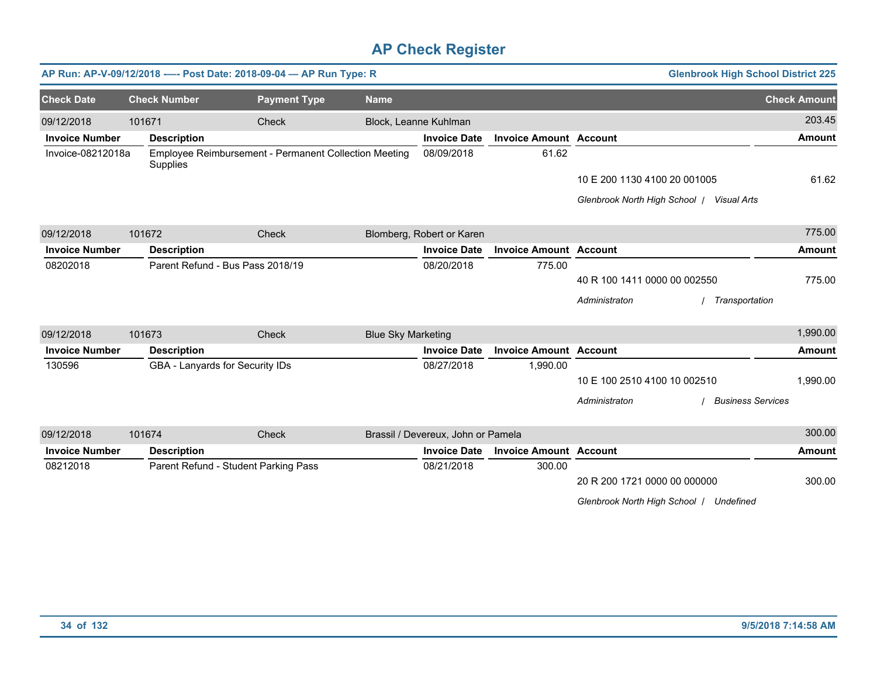# AP Check Register

**AP Run: AP-V-09/12/2018 -—- Post Date: 2018-09-04 — AP Run Type: R** | **Glenbrook High School District 225**

| Check Date | Check Number | Payment Type | Name | Check Amount |
|---|---|---|---|---|
| 09/12/2018 | 101671 | Check | Block, Leanne Kuhlman | 203.45 |

| Invoice Number | Description | Invoice Date | Invoice Amount | Account | Amount |
|---|---|---|---|---|---|
| Invoice-08212018a | Employee Reimbursement - Permanent Collection Meeting Supplies | 08/09/2018 | 61.62 | | |
| | | | | 10 E 200 1130 4100 20 001005 | 61.62 |
| | | | | *Glenbrook North High School / Visual Arts* | |

| Check Date | Check Number | Payment Type | Name | Check Amount |
|---|---|---|---|---|
| 09/12/2018 | 101672 | Check | Blomberg, Robert or Karen | 775.00 |

| Invoice Number | Description | Invoice Date | Invoice Amount | Account | Amount |
|---|---|---|---|---|---|
| 08202018 | Parent Refund - Bus Pass 2018/19 | 08/20/2018 | 775.00 | | |
| | | | | 40 R 100 1411 0000 00 002550 | 775.00 |
| | | | | *Administraton / Transportation* | |

| Check Date | Check Number | Payment Type | Name | Check Amount |
|---|---|---|---|---|
| 09/12/2018 | 101673 | Check | Blue Sky Marketing | 1,990.00 |

| Invoice Number | Description | Invoice Date | Invoice Amount | Account | Amount |
|---|---|---|---|---|---|
| 130596 | GBA - Lanyards for Security IDs | 08/27/2018 | 1,990.00 | | |
| | | | | 10 E 100 2510 4100 10 002510 | 1,990.00 |
| | | | | *Administraton / Business Services* | |

| Check Date | Check Number | Payment Type | Name | Check Amount |
|---|---|---|---|---|
| 09/12/2018 | 101674 | Check | Brassil / Devereux, John or Pamela | 300.00 |

| Invoice Number | Description | Invoice Date | Invoice Amount | Account | Amount |
|---|---|---|---|---|---|
| 08212018 | Parent Refund - Student Parking Pass | 08/21/2018 | 300.00 | | |
| | | | | 20 R 200 1721 0000 00 000000 | 300.00 |
| | | | | *Glenbrook North High School / Undefined* | |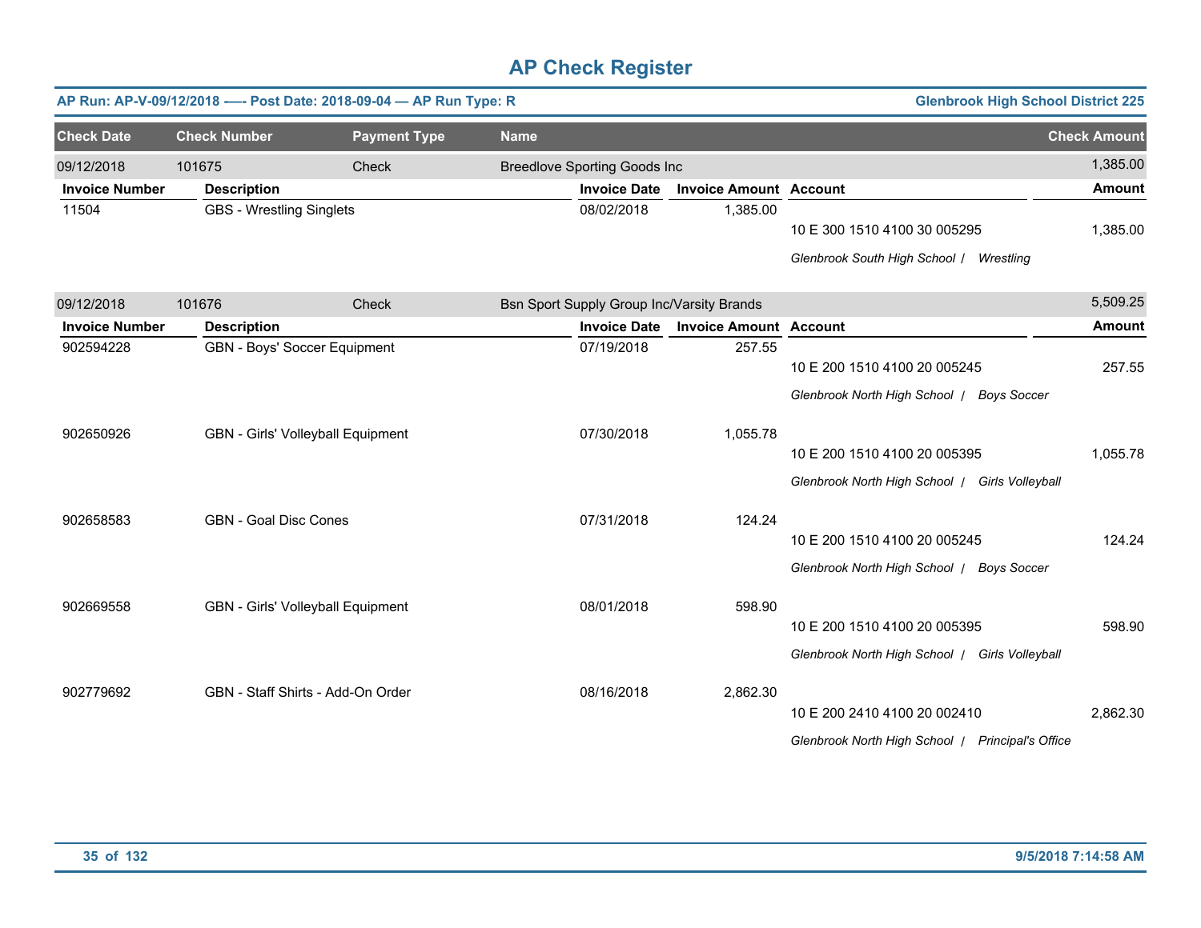# AP Check Register

**AP Run: AP-V-09/12/2018 -—- Post Date: 2018-09-04 — AP Run Type: R** | **Glenbrook High School District 225**

| Check Date | Check Number | Payment Type | Name | Check Amount |
|---|---|---|---|---|
| 09/12/2018 | 101675 | Check | Breedlove Sporting Goods Inc | 1,385.00 |

| Invoice Number | Description | Invoice Date | Invoice Amount | Account | Amount |
|---|---|---|---|---|---|
| 11504 | GBS - Wrestling Singlets | 08/02/2018 | 1,385.00 | 10 E 300 1510 4100 30 005295 | 1,385.00 |
| | | | | *Glenbrook South High School / Wrestling* | |

| Check Date | Check Number | Payment Type | Name | Check Amount |
|---|---|---|---|---|
| 09/12/2018 | 101676 | Check | Bsn Sport Supply Group Inc/Varsity Brands | 5,509.25 |

| Invoice Number | Description | Invoice Date | Invoice Amount | Account | Amount |
|---|---|---|---|---|---|
| 902594228 | GBN - Boys' Soccer Equipment | 07/19/2018 | 257.55 | 10 E 200 1510 4100 20 005245 | 257.55 |
| | | | | *Glenbrook North High School / Boys Soccer* | |
| 902650926 | GBN - Girls' Volleyball Equipment | 07/30/2018 | 1,055.78 | 10 E 200 1510 4100 20 005395 | 1,055.78 |
| | | | | *Glenbrook North High School / Girls Volleyball* | |
| 902658583 | GBN - Goal Disc Cones | 07/31/2018 | 124.24 | 10 E 200 1510 4100 20 005245 | 124.24 |
| | | | | *Glenbrook North High School / Boys Soccer* | |
| 902669558 | GBN - Girls' Volleyball Equipment | 08/01/2018 | 598.90 | 10 E 200 1510 4100 20 005395 | 598.90 |
| | | | | *Glenbrook North High School / Girls Volleyball* | |
| 902779692 | GBN - Staff Shirts - Add-On Order | 08/16/2018 | 2,862.30 | 10 E 200 2410 4100 20 002410 | 2,862.30 |
| | | | | *Glenbrook North High School / Principal's Office* | |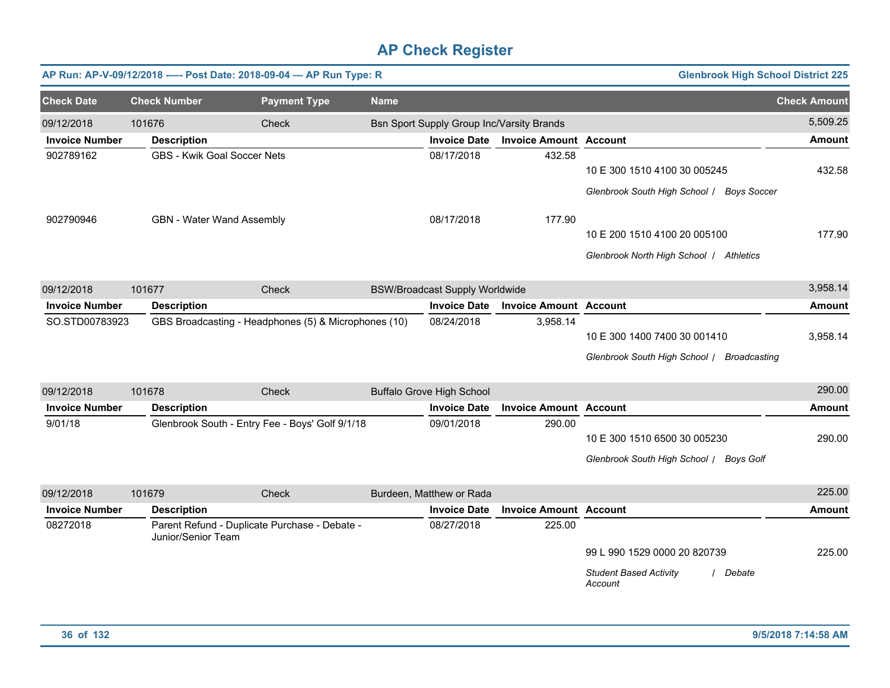# AP Check Register

**AP Run: AP-V-09/12/2018 —- Post Date: 2018-09-04 — AP Run Type: R** | **Glenbrook High School District 225**

| Check Date | Check Number | Payment Type | Name | Check Amount |
|---|---|---|---|---|
| 09/12/2018 | 101676 | Check | Bsn Sport Supply Group Inc/Varsity Brands | 5,509.25 |

| Invoice Number | Description | Invoice Date | Invoice Amount | Account | Amount |
|---|---|---|---|---|---|
| 902789162 | GBS - Kwik Goal Soccer Nets | 08/17/2018 | 432.58 | 10 E 300 1510 4100 30 005245 | 432.58 |
| | | | | *Glenbrook South High School / Boys Soccer* | |
| 902790946 | GBN - Water Wand Assembly | 08/17/2018 | 177.90 | 10 E 200 1510 4100 20 005100 | 177.90 |
| | | | | *Glenbrook North High School / Athletics* | |

| Check Date | Check Number | Payment Type | Name | Check Amount |
|---|---|---|---|---|
| 09/12/2018 | 101677 | Check | BSW/Broadcast Supply Worldwide | 3,958.14 |

| Invoice Number | Description | Invoice Date | Invoice Amount | Account | Amount |
|---|---|---|---|---|---|
| SO.STD00783923 | GBS Broadcasting - Headphones (5) & Microphones (10) | 08/24/2018 | 3,958.14 | 10 E 300 1400 7400 30 001410 | 3,958.14 |
| | | | | *Glenbrook South High School / Broadcasting* | |

| Check Date | Check Number | Payment Type | Name | Check Amount |
|---|---|---|---|---|
| 09/12/2018 | 101678 | Check | Buffalo Grove High School | 290.00 |

| Invoice Number | Description | Invoice Date | Invoice Amount | Account | Amount |
|---|---|---|---|---|---|
| 9/01/18 | Glenbrook South - Entry Fee - Boys' Golf 9/1/18 | 09/01/2018 | 290.00 | 10 E 300 1510 6500 30 005230 | 290.00 |
| | | | | *Glenbrook South High School / Boys Golf* | |

| Check Date | Check Number | Payment Type | Name | Check Amount |
|---|---|---|---|---|
| 09/12/2018 | 101679 | Check | Burdeen, Matthew or Rada | 225.00 |

| Invoice Number | Description | Invoice Date | Invoice Amount | Account | Amount |
|---|---|---|---|---|---|
| 08272018 | Parent Refund - Duplicate Purchase - Debate - Junior/Senior Team | 08/27/2018 | 225.00 | 99 L 990 1529 0000 20 820739 | 225.00 |
| | | | | *Student Based Activity Account / Debate* | |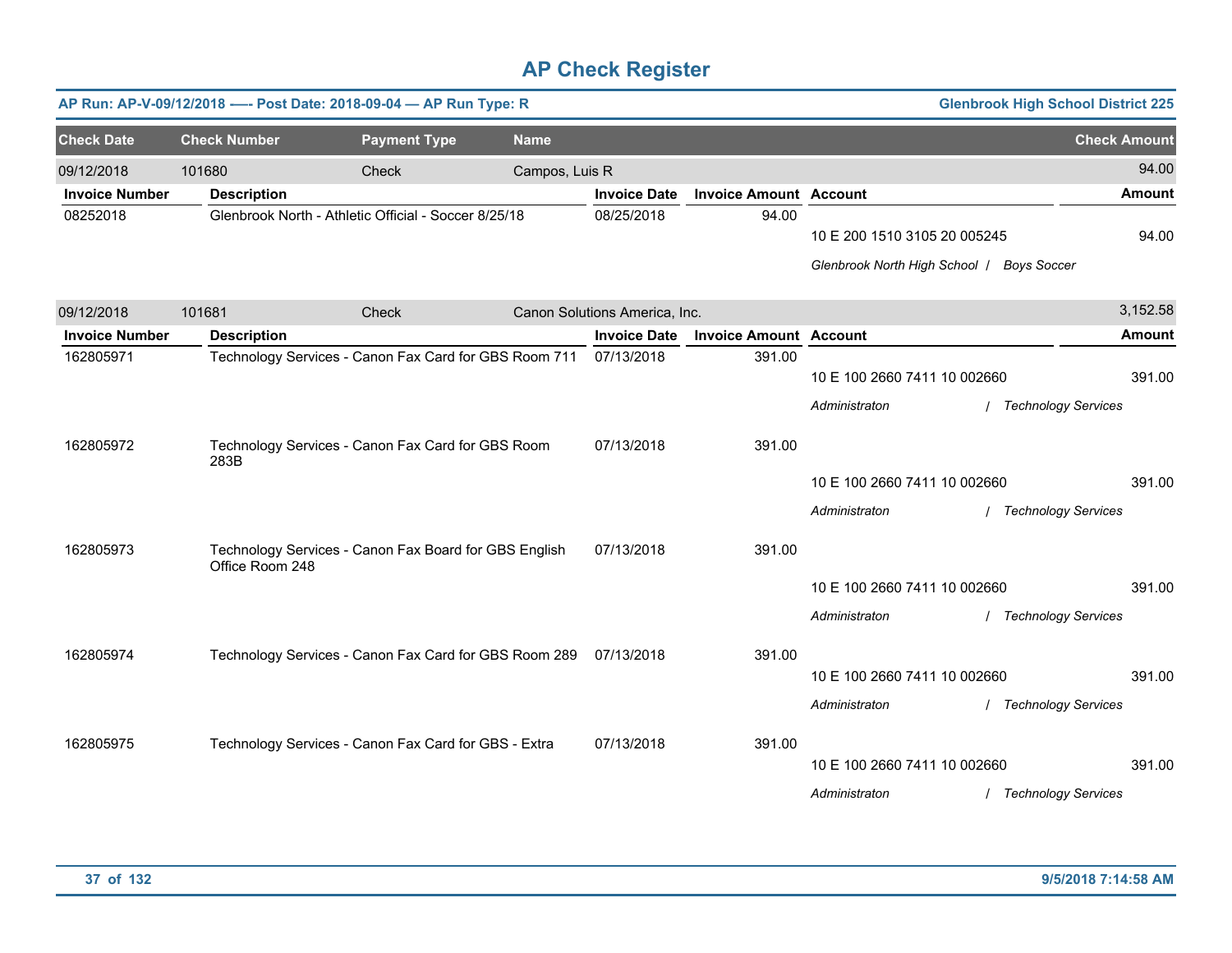# AP Check Register

**AP Run: AP-V-09/12/2018 -— Post Date: 2018-09-04 — AP Run Type: R** | **Glenbrook High School District 225**

| Check Date | Check Number | Payment Type | Name | Check Amount |
|---|---|---|---|---|
| 09/12/2018 | 101680 | Check | Campos, Luis R | 94.00 |

| Invoice Number | Description | Invoice Date | Invoice Amount | Account | Amount |
|---|---|---|---|---|---|
| 08252018 | Glenbrook North - Athletic Official - Soccer 8/25/18 | 08/25/2018 | 94.00 | 10 E 200 1510 3105 20 005245 | 94.00 |
| | | | | *Glenbrook North High School / Boys Soccer* | |

| Check Date | Check Number | Payment Type | Name | Check Amount |
|---|---|---|---|---|
| 09/12/2018 | 101681 | Check | Canon Solutions America, Inc. | 3,152.58 |

| Invoice Number | Description | Invoice Date | Invoice Amount | Account | Amount |
|---|---|---|---|---|---|
| 162805971 | Technology Services - Canon Fax Card for GBS Room 711 | 07/13/2018 | 391.00 | 10 E 100 2660 7411 10 002660 | 391.00 |
| | | | | *Administraton / Technology Services* | |
| 162805972 | Technology Services - Canon Fax Card for GBS Room 283B | 07/13/2018 | 391.00 | 10 E 100 2660 7411 10 002660 | 391.00 |
| | | | | *Administraton / Technology Services* | |
| 162805973 | Technology Services - Canon Fax Board for GBS English Office Room 248 | 07/13/2018 | 391.00 | 10 E 100 2660 7411 10 002660 | 391.00 |
| | | | | *Administraton / Technology Services* | |
| 162805974 | Technology Services - Canon Fax Card for GBS Room 289 | 07/13/2018 | 391.00 | 10 E 100 2660 7411 10 002660 | 391.00 |
| | | | | *Administraton / Technology Services* | |
| 162805975 | Technology Services - Canon Fax Card for GBS - Extra | 07/13/2018 | 391.00 | 10 E 100 2660 7411 10 002660 | 391.00 |
| | | | | *Administraton / Technology Services* | |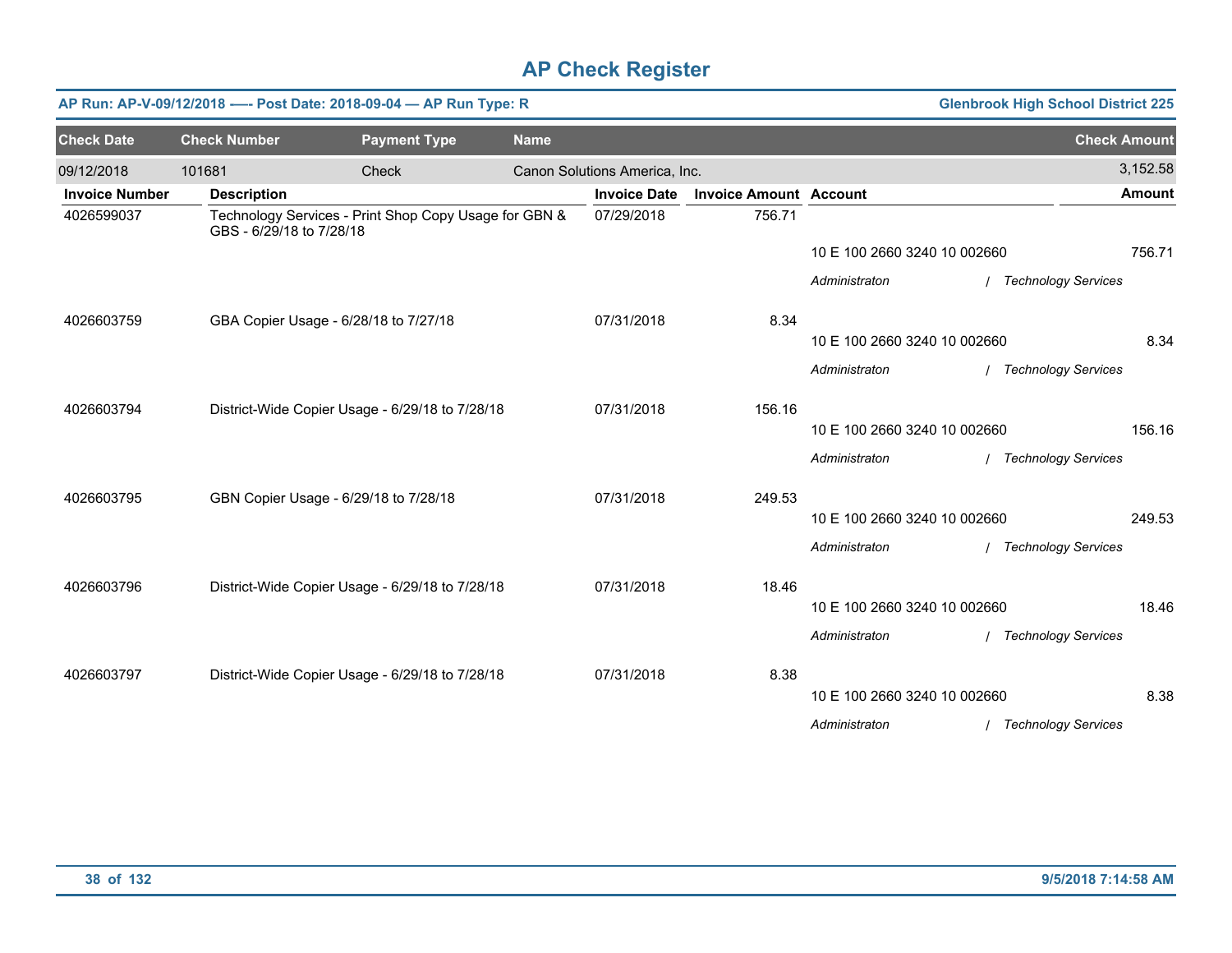# AP Check Register

**AP Run: AP-V-09/12/2018 —- Post Date: 2018-09-04 — AP Run Type: R** | **Glenbrook High School District 225**

| Check Date | Check Number | Payment Type | Name | Check Amount |
|---|---|---|---|---|
| 09/12/2018 | 101681 | Check | Canon Solutions America, Inc. | 3,152.58 |

| Invoice Number | Description | Invoice Date | Invoice Amount | Account | Amount |
|---|---|---|---|---|---|
| 4026599037 | Technology Services - Print Shop Copy Usage for GBN & GBS - 6/29/18 to 7/28/18 | 07/29/2018 | 756.71 | | |
| | | | | 10 E 100 2660 3240 10 002660 | 756.71 |
| | | | | *Administraton / Technology Services* | |
| 4026603759 | GBA Copier Usage - 6/28/18 to 7/27/18 | 07/31/2018 | 8.34 | | |
| | | | | 10 E 100 2660 3240 10 002660 | 8.34 |
| | | | | *Administraton / Technology Services* | |
| 4026603794 | District-Wide Copier Usage - 6/29/18 to 7/28/18 | 07/31/2018 | 156.16 | | |
| | | | | 10 E 100 2660 3240 10 002660 | 156.16 |
| | | | | *Administraton / Technology Services* | |
| 4026603795 | GBN Copier Usage - 6/29/18 to 7/28/18 | 07/31/2018 | 249.53 | | |
| | | | | 10 E 100 2660 3240 10 002660 | 249.53 |
| | | | | *Administraton / Technology Services* | |
| 4026603796 | District-Wide Copier Usage - 6/29/18 to 7/28/18 | 07/31/2018 | 18.46 | | |
| | | | | 10 E 100 2660 3240 10 002660 | 18.46 |
| | | | | *Administraton / Technology Services* | |
| 4026603797 | District-Wide Copier Usage - 6/29/18 to 7/28/18 | 07/31/2018 | 8.38 | | |
| | | | | 10 E 100 2660 3240 10 002660 | 8.38 |
| | | | | *Administraton / Technology Services* | |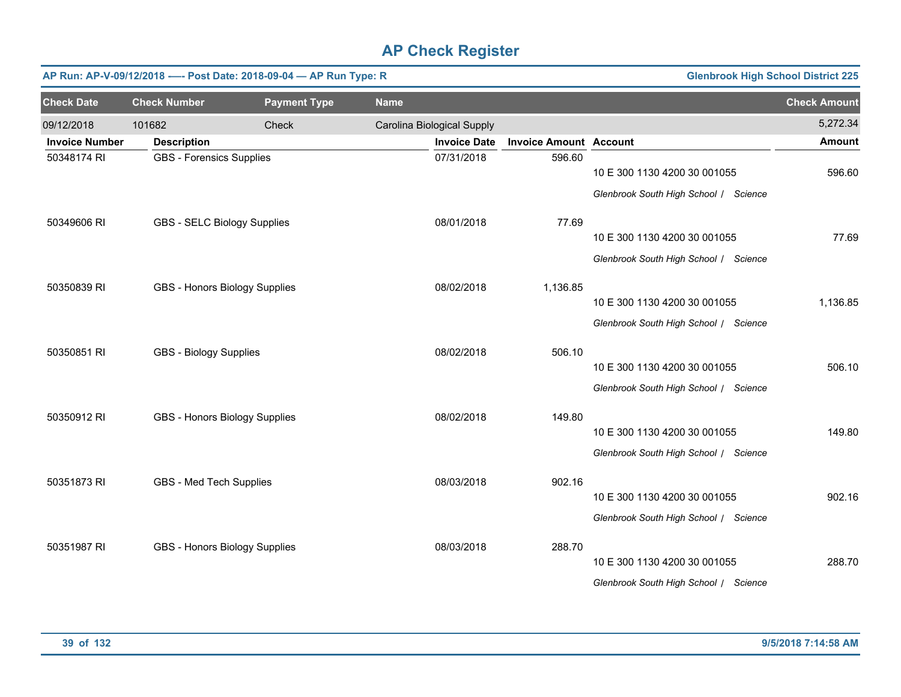# AP Check Register

**AP Run: AP-V-09/12/2018 -–- Post Date: 2018-09-04 — AP Run Type: R** | **Glenbrook High School District 225**

| Check Date | Check Number | Payment Type | Name | Check Amount |
|---|---|---|---|---|
| 09/12/2018 | 101682 | Check | Carolina Biological Supply | 5,272.34 |

| Invoice Number | Description | Invoice Date | Invoice Amount | Account | Amount |
|---|---|---|---|---|---|
| 50348174 RI | GBS - Forensics Supplies | 07/31/2018 | 596.60 | 10 E 300 1130 4200 30 001055 *Glenbrook South High School / Science* | 596.60 |
| 50349606 RI | GBS - SELC Biology Supplies | 08/01/2018 | 77.69 | 10 E 300 1130 4200 30 001055 *Glenbrook South High School / Science* | 77.69 |
| 50350839 RI | GBS - Honors Biology Supplies | 08/02/2018 | 1,136.85 | 10 E 300 1130 4200 30 001055 *Glenbrook South High School / Science* | 1,136.85 |
| 50350851 RI | GBS - Biology Supplies | 08/02/2018 | 506.10 | 10 E 300 1130 4200 30 001055 *Glenbrook South High School / Science* | 506.10 |
| 50350912 RI | GBS - Honors Biology Supplies | 08/02/2018 | 149.80 | 10 E 300 1130 4200 30 001055 *Glenbrook South High School / Science* | 149.80 |
| 50351873 RI | GBS - Med Tech Supplies | 08/03/2018 | 902.16 | 10 E 300 1130 4200 30 001055 *Glenbrook South High School / Science* | 902.16 |
| 50351987 RI | GBS - Honors Biology Supplies | 08/03/2018 | 288.70 | 10 E 300 1130 4200 30 001055 *Glenbrook South High School / Science* | 288.70 |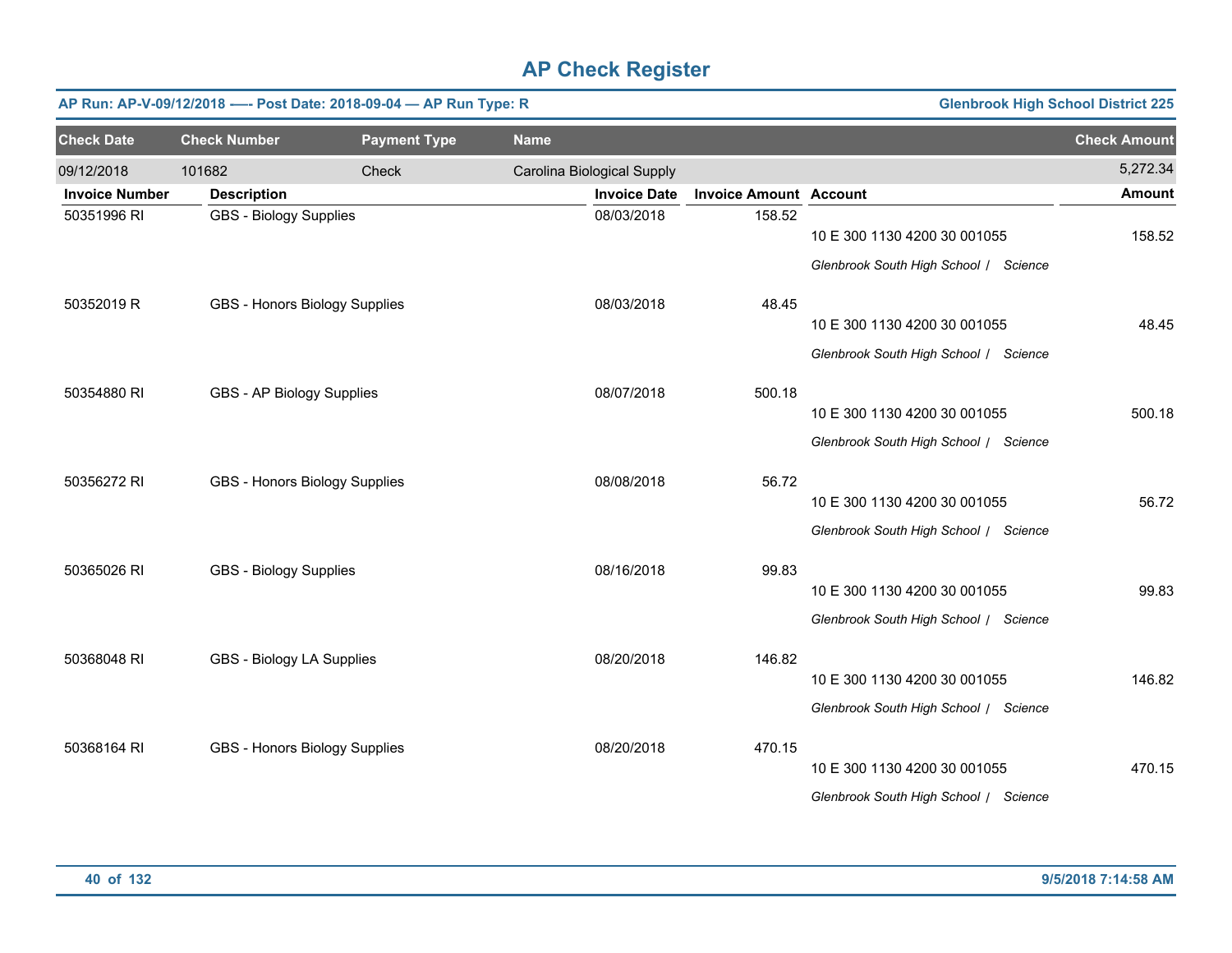# AP Check Register

**AP Run: AP-V-09/12/2018 -— Post Date: 2018-09-04 — AP Run Type: R** — **Glenbrook High School District 225**

| Check Date | Check Number | Payment Type | Name | Check Amount |
|---|---|---|---|---|
| 09/12/2018 | 101682 | Check | Carolina Biological Supply | 5,272.34 |

| Invoice Number | Description | Invoice Date | Invoice Amount | Account | Amount |
|---|---|---|---|---|---|
| 50351996 RI | GBS - Biology Supplies | 08/03/2018 | 158.52 | 10 E 300 1130 4200 30 001055 *Glenbrook South High School / Science* | 158.52 |
| 50352019 R | GBS - Honors Biology Supplies | 08/03/2018 | 48.45 | 10 E 300 1130 4200 30 001055 *Glenbrook South High School / Science* | 48.45 |
| 50354880 RI | GBS - AP Biology Supplies | 08/07/2018 | 500.18 | 10 E 300 1130 4200 30 001055 *Glenbrook South High School / Science* | 500.18 |
| 50356272 RI | GBS - Honors Biology Supplies | 08/08/2018 | 56.72 | 10 E 300 1130 4200 30 001055 *Glenbrook South High School / Science* | 56.72 |
| 50365026 RI | GBS - Biology Supplies | 08/16/2018 | 99.83 | 10 E 300 1130 4200 30 001055 *Glenbrook South High School / Science* | 99.83 |
| 50368048 RI | GBS - Biology LA Supplies | 08/20/2018 | 146.82 | 10 E 300 1130 4200 30 001055 *Glenbrook South High School / Science* | 146.82 |
| 50368164 RI | GBS - Honors Biology Supplies | 08/20/2018 | 470.15 | 10 E 300 1130 4200 30 001055 *Glenbrook South High School / Science* | 470.15 |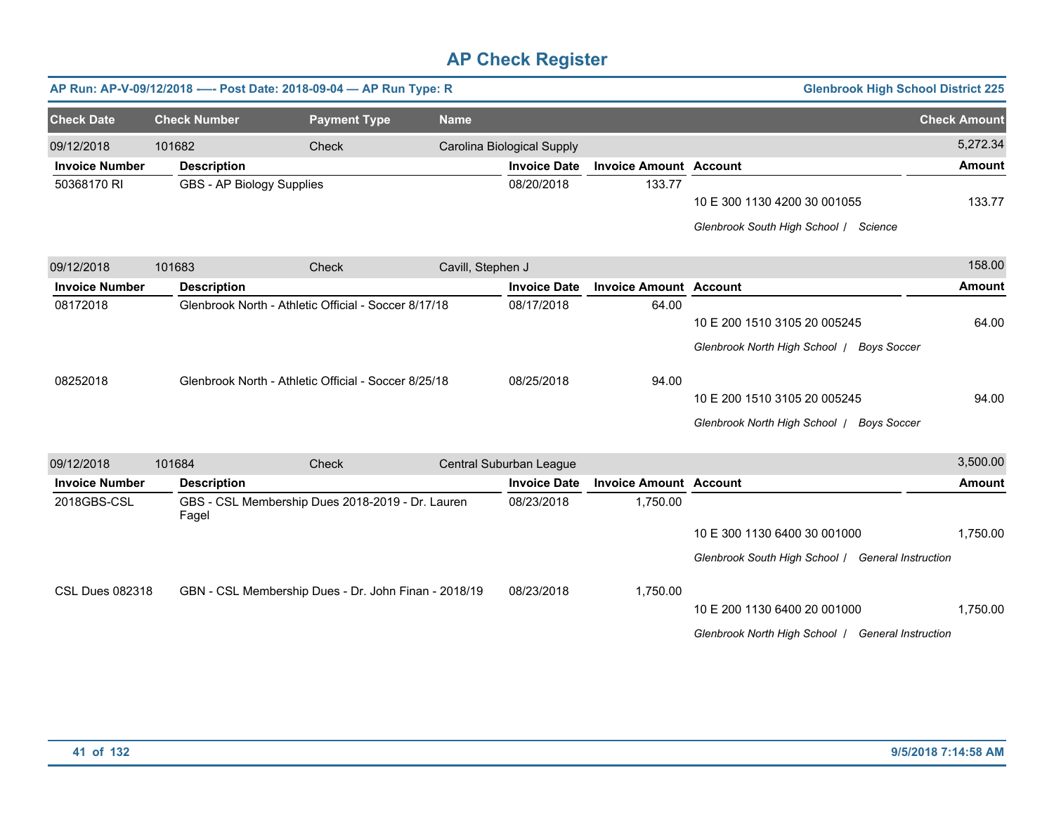# AP Check Register

**AP Run: AP-V-09/12/2018 —- Post Date: 2018-09-04 — AP Run Type: R** | **Glenbrook High School District 225**

| Check Date | Check Number | Payment Type | Name | Check Amount |
|---|---|---|---|---|
| 09/12/2018 | 101682 | Check | Carolina Biological Supply | 5,272.34 |

| Invoice Number | Description | Invoice Date | Invoice Amount | Account | Amount |
|---|---|---|---|---|---|
| 50368170 RI | GBS - AP Biology Supplies | 08/20/2018 | 133.77 | | |
| | | | | 10 E 300 1130 4200 30 001055 | 133.77 |
| | | | | *Glenbrook South High School / Science* | |

| Check Date | Check Number | Payment Type | Name | Check Amount |
|---|---|---|---|---|
| 09/12/2018 | 101683 | Check | Cavill, Stephen J | 158.00 |

| Invoice Number | Description | Invoice Date | Invoice Amount | Account | Amount |
|---|---|---|---|---|---|
| 08172018 | Glenbrook North - Athletic Official - Soccer 8/17/18 | 08/17/2018 | 64.00 | | |
| | | | | 10 E 200 1510 3105 20 005245 | 64.00 |
| | | | | *Glenbrook North High School / Boys Soccer* | |
| 08252018 | Glenbrook North - Athletic Official - Soccer 8/25/18 | 08/25/2018 | 94.00 | | |
| | | | | 10 E 200 1510 3105 20 005245 | 94.00 |
| | | | | *Glenbrook North High School / Boys Soccer* | |

| Check Date | Check Number | Payment Type | Name | Check Amount |
|---|---|---|---|---|
| 09/12/2018 | 101684 | Check | Central Suburban League | 3,500.00 |

| Invoice Number | Description | Invoice Date | Invoice Amount | Account | Amount |
|---|---|---|---|---|---|
| 2018GBS-CSL | GBS - CSL Membership Dues 2018-2019 - Dr. Lauren Fagel | 08/23/2018 | 1,750.00 | | |
| | | | | 10 E 300 1130 6400 30 001000 | 1,750.00 |
| | | | | *Glenbrook South High School / General Instruction* | |
| CSL Dues 082318 | GBN - CSL Membership Dues - Dr. John Finan - 2018/19 | 08/23/2018 | 1,750.00 | | |
| | | | | 10 E 200 1130 6400 20 001000 | 1,750.00 |
| | | | | *Glenbrook North High School / General Instruction* | |

9/5/2018 7:14:58 AM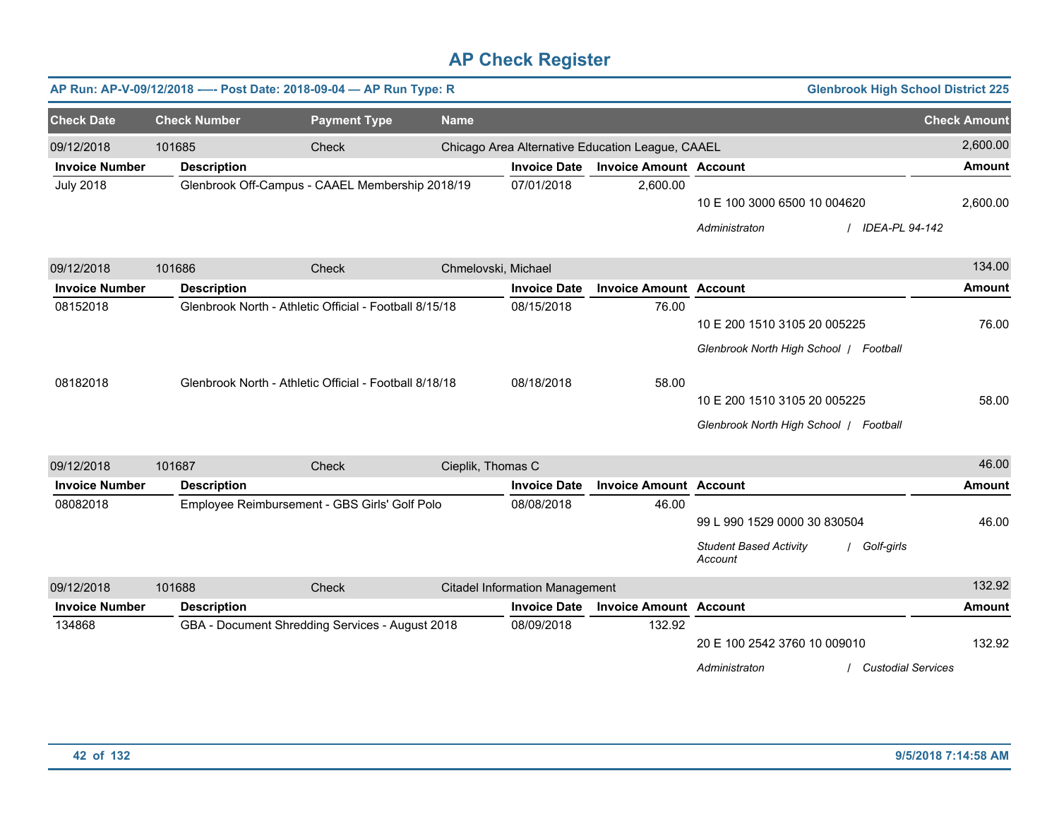# AP Check Register

**AP Run: AP-V-09/12/2018 —- Post Date: 2018-09-04 — AP Run Type: R** | **Glenbrook High School District 225**

| Check Date | Check Number | Payment Type | Name | Check Amount |
|---|---|---|---|---|
| 09/12/2018 | 101685 | Check | Chicago Area Alternative Education League, CAAEL | 2,600.00 |

| Invoice Number | Description | Invoice Date | Invoice Amount | Account | Amount |
|---|---|---|---|---|---|
| July 2018 | Glenbrook Off-Campus - CAAEL Membership 2018/19 | 07/01/2018 | 2,600.00 | 10 E 100 3000 6500 10 004620 | 2,600.00 |
| | | | | *Administraton / IDEA-PL 94-142* | |

| Check Date | Check Number | Payment Type | Name | Check Amount |
|---|---|---|---|---|
| 09/12/2018 | 101686 | Check | Chmelovski, Michael | 134.00 |

| Invoice Number | Description | Invoice Date | Invoice Amount | Account | Amount |
|---|---|---|---|---|---|
| 08152018 | Glenbrook North - Athletic Official - Football 8/15/18 | 08/15/2018 | 76.00 | 10 E 200 1510 3105 20 005225 | 76.00 |
| | | | | *Glenbrook North High School / Football* | |
| 08182018 | Glenbrook North - Athletic Official - Football 8/18/18 | 08/18/2018 | 58.00 | 10 E 200 1510 3105 20 005225 | 58.00 |
| | | | | *Glenbrook North High School / Football* | |

| Check Date | Check Number | Payment Type | Name | Check Amount |
|---|---|---|---|---|
| 09/12/2018 | 101687 | Check | Cieplik, Thomas C | 46.00 |

| Invoice Number | Description | Invoice Date | Invoice Amount | Account | Amount |
|---|---|---|---|---|---|
| 08082018 | Employee Reimbursement - GBS Girls' Golf Polo | 08/08/2018 | 46.00 | 99 L 990 1529 0000 30 830504 | 46.00 |
| | | | | *Student Based Activity Account / Golf-girls* | |

| Check Date | Check Number | Payment Type | Name | Check Amount |
|---|---|---|---|---|
| 09/12/2018 | 101688 | Check | Citadel Information Management | 132.92 |

| Invoice Number | Description | Invoice Date | Invoice Amount | Account | Amount |
|---|---|---|---|---|---|
| 134868 | GBA - Document Shredding Services - August 2018 | 08/09/2018 | 132.92 | 20 E 100 2542 3760 10 009010 | 132.92 |
| | | | | *Administraton / Custodial Services* | |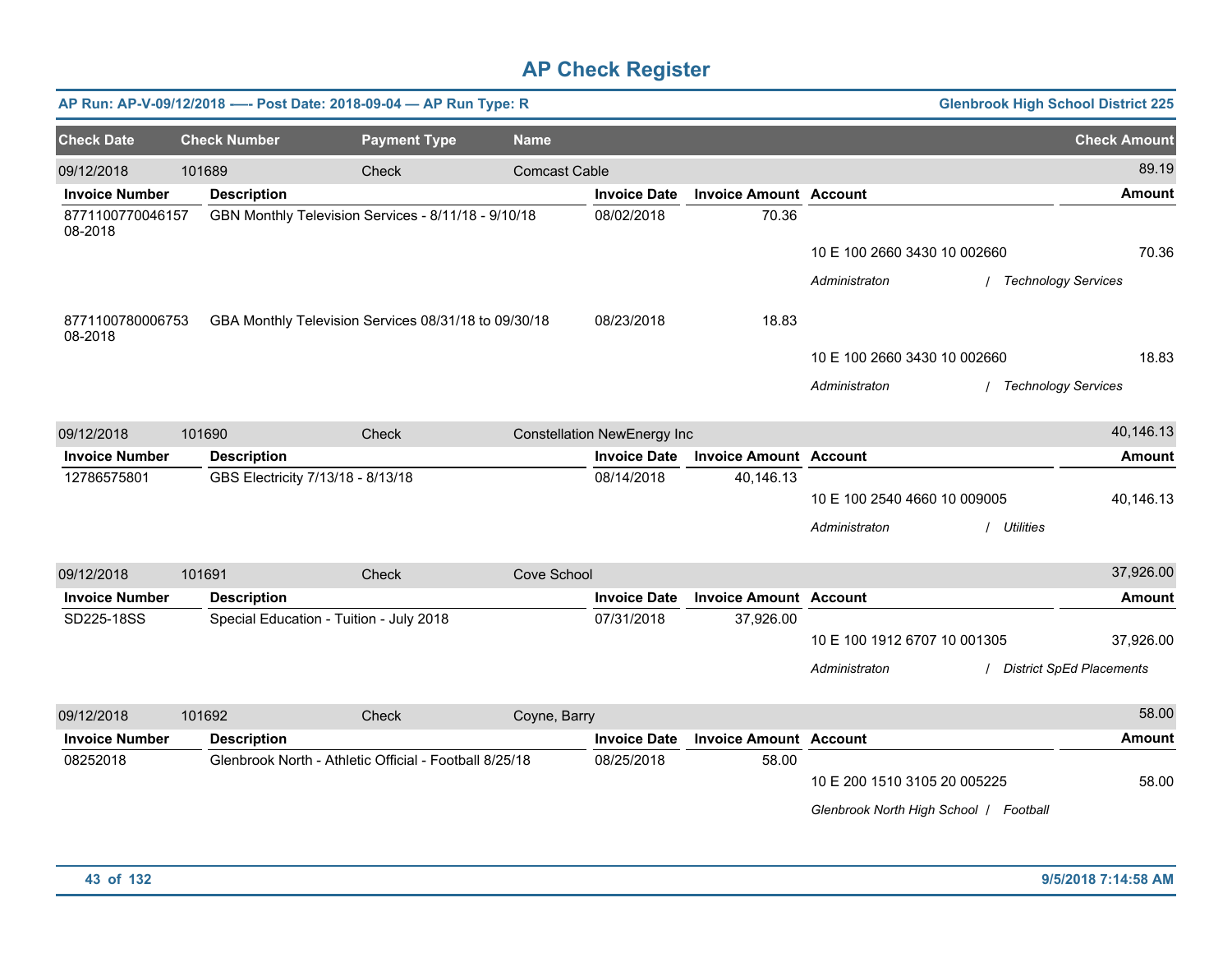# AP Check Register

**AP Run: AP-V-09/12/2018 —- Post Date: 2018-09-04 — AP Run Type: R** | **Glenbrook High School District 225**

| Check Date | Check Number | Payment Type | Name | Check Amount |
|---|---|---|---|---|
| 09/12/2018 | 101689 | Check | Comcast Cable | 89.19 |

| Invoice Number | Description | Invoice Date | Invoice Amount | Account | Amount |
|---|---|---|---|---|---|
| 8771100770046157 08-2018 | GBN Monthly Television Services - 8/11/18 - 9/10/18 | 08/02/2018 | 70.36 | 10 E 100 2660 3430 10 002660 | 70.36 |
| | | | | *Administraton / Technology Services* | |
| 8771100780006753 08-2018 | GBA Monthly Television Services 08/31/18 to 09/30/18 | 08/23/2018 | 18.83 | 10 E 100 2660 3430 10 002660 | 18.83 |
| | | | | *Administraton / Technology Services* | |

| Check Date | Check Number | Payment Type | Name | Check Amount |
|---|---|---|---|---|
| 09/12/2018 | 101690 | Check | Constellation NewEnergy Inc | 40,146.13 |

| Invoice Number | Description | Invoice Date | Invoice Amount | Account | Amount |
|---|---|---|---|---|---|
| 12786575801 | GBS Electricity 7/13/18 - 8/13/18 | 08/14/2018 | 40,146.13 | 10 E 100 2540 4660 10 009005 | 40,146.13 |
| | | | | *Administraton / Utilities* | |

| Check Date | Check Number | Payment Type | Name | Check Amount |
|---|---|---|---|---|
| 09/12/2018 | 101691 | Check | Cove School | 37,926.00 |

| Invoice Number | Description | Invoice Date | Invoice Amount | Account | Amount |
|---|---|---|---|---|---|
| SD225-18SS | Special Education - Tuition - July 2018 | 07/31/2018 | 37,926.00 | 10 E 100 1912 6707 10 001305 | 37,926.00 |
| | | | | *Administraton / District SpEd Placements* | |

| Check Date | Check Number | Payment Type | Name | Check Amount |
|---|---|---|---|---|
| 09/12/2018 | 101692 | Check | Coyne, Barry | 58.00 |

| Invoice Number | Description | Invoice Date | Invoice Amount | Account | Amount |
|---|---|---|---|---|---|
| 08252018 | Glenbrook North - Athletic Official - Football 8/25/18 | 08/25/2018 | 58.00 | 10 E 200 1510 3105 20 005225 | 58.00 |
| | | | | *Glenbrook North High School / Football* | |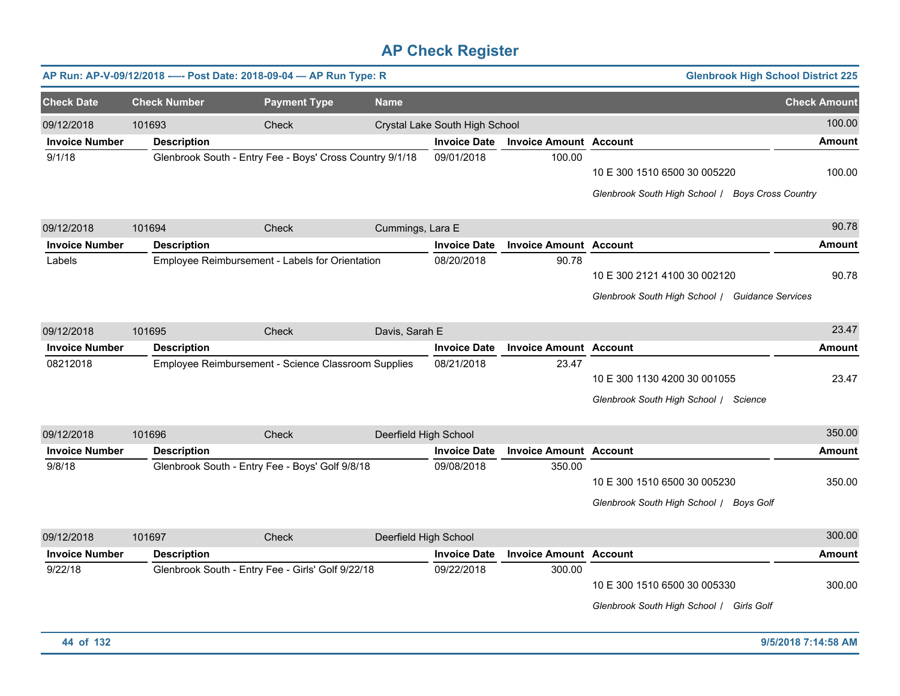# AP Check Register

**AP Run: AP-V-09/12/2018 —- Post Date: 2018-09-04 — AP Run Type: R** **Glenbrook High School District 225**

| Check Date | Check Number | Payment Type | Name | Check Amount |
|---|---|---|---|---|
| 09/12/2018 | 101693 | Check | Crystal Lake South High School | 100.00 |

| Invoice Number | Description | Invoice Date | Invoice Amount | Account | Amount |
|---|---|---|---|---|---|
| 9/1/18 | Glenbrook South - Entry Fee - Boys' Cross Country 9/1/18 | 09/01/2018 | 100.00 | 10 E 300 1510 6500 30 005220 | 100.00 |
| | | | | *Glenbrook South High School / Boys Cross Country* | |

| Check Date | Check Number | Payment Type | Name | Check Amount |
|---|---|---|---|---|
| 09/12/2018 | 101694 | Check | Cummings, Lara E | 90.78 |

| Invoice Number | Description | Invoice Date | Invoice Amount | Account | Amount |
|---|---|---|---|---|---|
| Labels | Employee Reimbursement - Labels for Orientation | 08/20/2018 | 90.78 | 10 E 300 2121 4100 30 002120 | 90.78 |
| | | | | *Glenbrook South High School / Guidance Services* | |

| Check Date | Check Number | Payment Type | Name | Check Amount |
|---|---|---|---|---|
| 09/12/2018 | 101695 | Check | Davis, Sarah E | 23.47 |

| Invoice Number | Description | Invoice Date | Invoice Amount | Account | Amount |
|---|---|---|---|---|---|
| 08212018 | Employee Reimbursement - Science Classroom Supplies | 08/21/2018 | 23.47 | 10 E 300 1130 4200 30 001055 | 23.47 |
| | | | | *Glenbrook South High School / Science* | |

| Check Date | Check Number | Payment Type | Name | Check Amount |
|---|---|---|---|---|
| 09/12/2018 | 101696 | Check | Deerfield High School | 350.00 |

| Invoice Number | Description | Invoice Date | Invoice Amount | Account | Amount |
|---|---|---|---|---|---|
| 9/8/18 | Glenbrook South - Entry Fee - Boys' Golf 9/8/18 | 09/08/2018 | 350.00 | 10 E 300 1510 6500 30 005230 | 350.00 |
| | | | | *Glenbrook South High School / Boys Golf* | |

| Check Date | Check Number | Payment Type | Name | Check Amount |
|---|---|---|---|---|
| 09/12/2018 | 101697 | Check | Deerfield High School | 300.00 |

| Invoice Number | Description | Invoice Date | Invoice Amount | Account | Amount |
|---|---|---|---|---|---|
| 9/22/18 | Glenbrook South - Entry Fee - Girls' Golf 9/22/18 | 09/22/2018 | 300.00 | 10 E 300 1510 6500 30 005330 | 300.00 |
| | | | | *Glenbrook South High School / Girls Golf* | |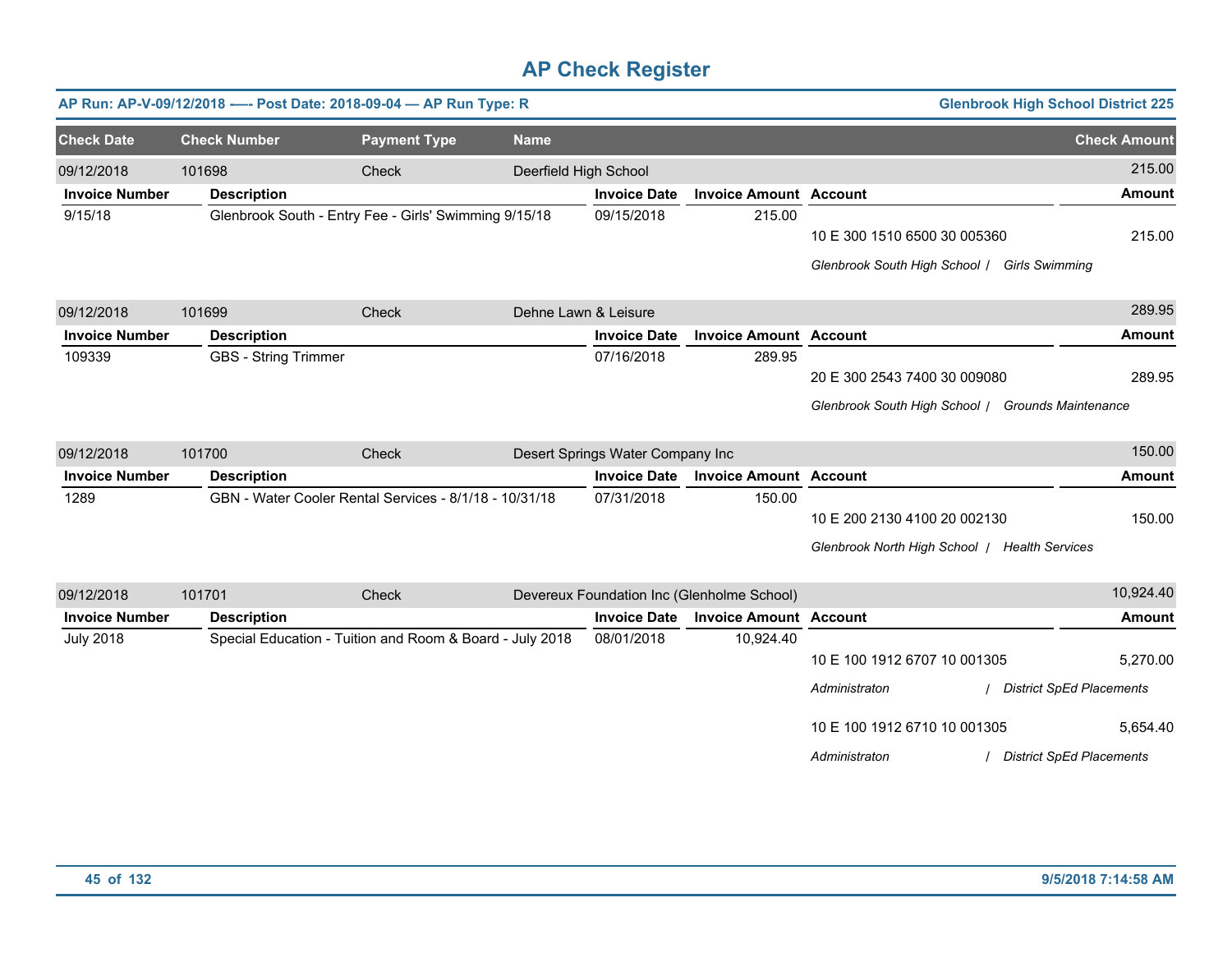# AP Check Register

**AP Run: AP-V-09/12/2018 —- Post Date: 2018-09-04 — AP Run Type: R** | **Glenbrook High School District 225**

| Check Date | Check Number | Payment Type | Name | Check Amount |
|---|---|---|---|---|
| 09/12/2018 | 101698 | Check | Deerfield High School | 215.00 |

| Invoice Number | Description | Invoice Date | Invoice Amount | Account | Amount |
|---|---|---|---|---|---|
| 9/15/18 | Glenbrook South - Entry Fee - Girls' Swimming 9/15/18 | 09/15/2018 | 215.00 | | |
| | | | | 10 E 300 1510 6500 30 005360 | 215.00 |
| | | | | *Glenbrook South High School / Girls Swimming* | |

| Check Date | Check Number | Payment Type | Name | Check Amount |
|---|---|---|---|---|
| 09/12/2018 | 101699 | Check | Dehne Lawn & Leisure | 289.95 |

| Invoice Number | Description | Invoice Date | Invoice Amount | Account | Amount |
|---|---|---|---|---|---|
| 109339 | GBS - String Trimmer | 07/16/2018 | 289.95 | | |
| | | | | 20 E 300 2543 7400 30 009080 | 289.95 |
| | | | | *Glenbrook South High School / Grounds Maintenance* | |

| Check Date | Check Number | Payment Type | Name | Check Amount |
|---|---|---|---|---|
| 09/12/2018 | 101700 | Check | Desert Springs Water Company Inc | 150.00 |

| Invoice Number | Description | Invoice Date | Invoice Amount | Account | Amount |
|---|---|---|---|---|---|
| 1289 | GBN - Water Cooler Rental Services - 8/1/18 - 10/31/18 | 07/31/2018 | 150.00 | | |
| | | | | 10 E 200 2130 4100 20 002130 | 150.00 |
| | | | | *Glenbrook North High School / Health Services* | |

| Check Date | Check Number | Payment Type | Name | Check Amount |
|---|---|---|---|---|
| 09/12/2018 | 101701 | Check | Devereux Foundation Inc (Glenholme School) | 10,924.40 |

| Invoice Number | Description | Invoice Date | Invoice Amount | Account | Amount |
|---|---|---|---|---|---|
| July 2018 | Special Education - Tuition and Room & Board - July 2018 | 08/01/2018 | 10,924.40 | | |
| | | | | 10 E 100 1912 6707 10 001305 | 5,270.00 |
| | | | | *Administraton / District SpEd Placements* | |
| | | | | 10 E 100 1912 6710 10 001305 | 5,654.40 |
| | | | | *Administraton / District SpEd Placements* | |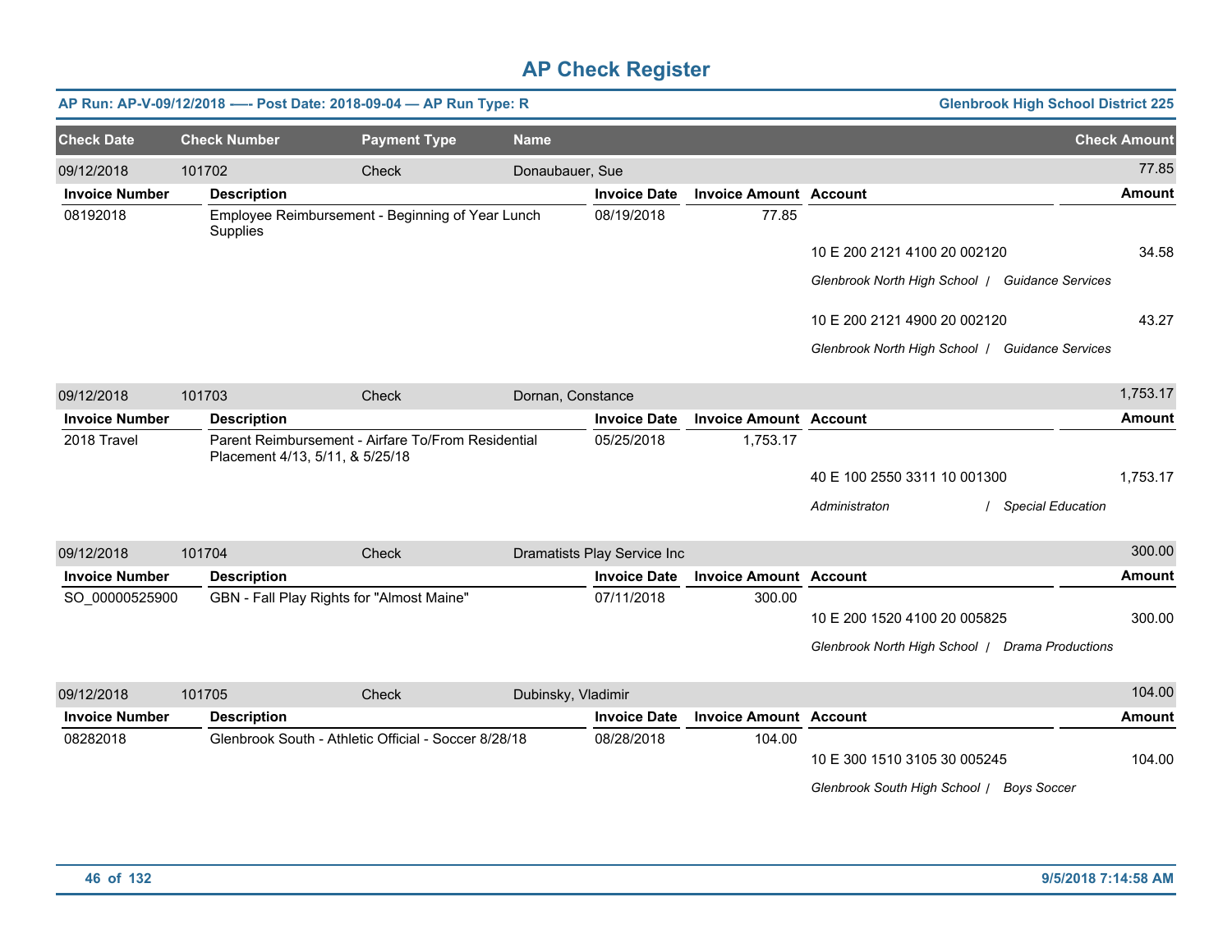# AP Check Register

**AP Run: AP-V-09/12/2018 —- Post Date: 2018-09-04 — AP Run Type: R** — **Glenbrook High School District 225**

| Check Date | Check Number | Payment Type | Name | Check Amount |
|---|---|---|---|---|
| 09/12/2018 | 101702 | Check | Donaubauer, Sue | 77.85 |

| Invoice Number | Description | Invoice Date | Invoice Amount | Account | Amount |
|---|---|---|---|---|---|
| 08192018 | Employee Reimbursement - Beginning of Year Lunch Supplies | 08/19/2018 | 77.85 | | |
| | | | | 10 E 200 2121 4100 20 002120<br>*Glenbrook North High School / Guidance Services* | 34.58 |
| | | | | 10 E 200 2121 4900 20 002120<br>*Glenbrook North High School / Guidance Services* | 43.27 |

| Check Date | Check Number | Payment Type | Name | Check Amount |
|---|---|---|---|---|
| 09/12/2018 | 101703 | Check | Dornan, Constance | 1,753.17 |

| Invoice Number | Description | Invoice Date | Invoice Amount | Account | Amount |
|---|---|---|---|---|---|
| 2018 Travel | Parent Reimbursement - Airfare To/From Residential Placement 4/13, 5/11, & 5/25/18 | 05/25/2018 | 1,753.17 | | |
| | | | | 40 E 100 2550 3311 10 001300<br>*Administraton / Special Education* | 1,753.17 |

| Check Date | Check Number | Payment Type | Name | Check Amount |
|---|---|---|---|---|
| 09/12/2018 | 101704 | Check | Dramatists Play Service Inc | 300.00 |

| Invoice Number | Description | Invoice Date | Invoice Amount | Account | Amount |
|---|---|---|---|---|---|
| SO_00000525900 | GBN - Fall Play Rights for "Almost Maine" | 07/11/2018 | 300.00 | | |
| | | | | 10 E 200 1520 4100 20 005825<br>*Glenbrook North High School / Drama Productions* | 300.00 |

| Check Date | Check Number | Payment Type | Name | Check Amount |
|---|---|---|---|---|
| 09/12/2018 | 101705 | Check | Dubinsky, Vladimir | 104.00 |

| Invoice Number | Description | Invoice Date | Invoice Amount | Account | Amount |
|---|---|---|---|---|---|
| 08282018 | Glenbrook South - Athletic Official - Soccer 8/28/18 | 08/28/2018 | 104.00 | | |
| | | | | 10 E 300 1510 3105 30 005245<br>*Glenbrook South High School / Boys Soccer* | 104.00 |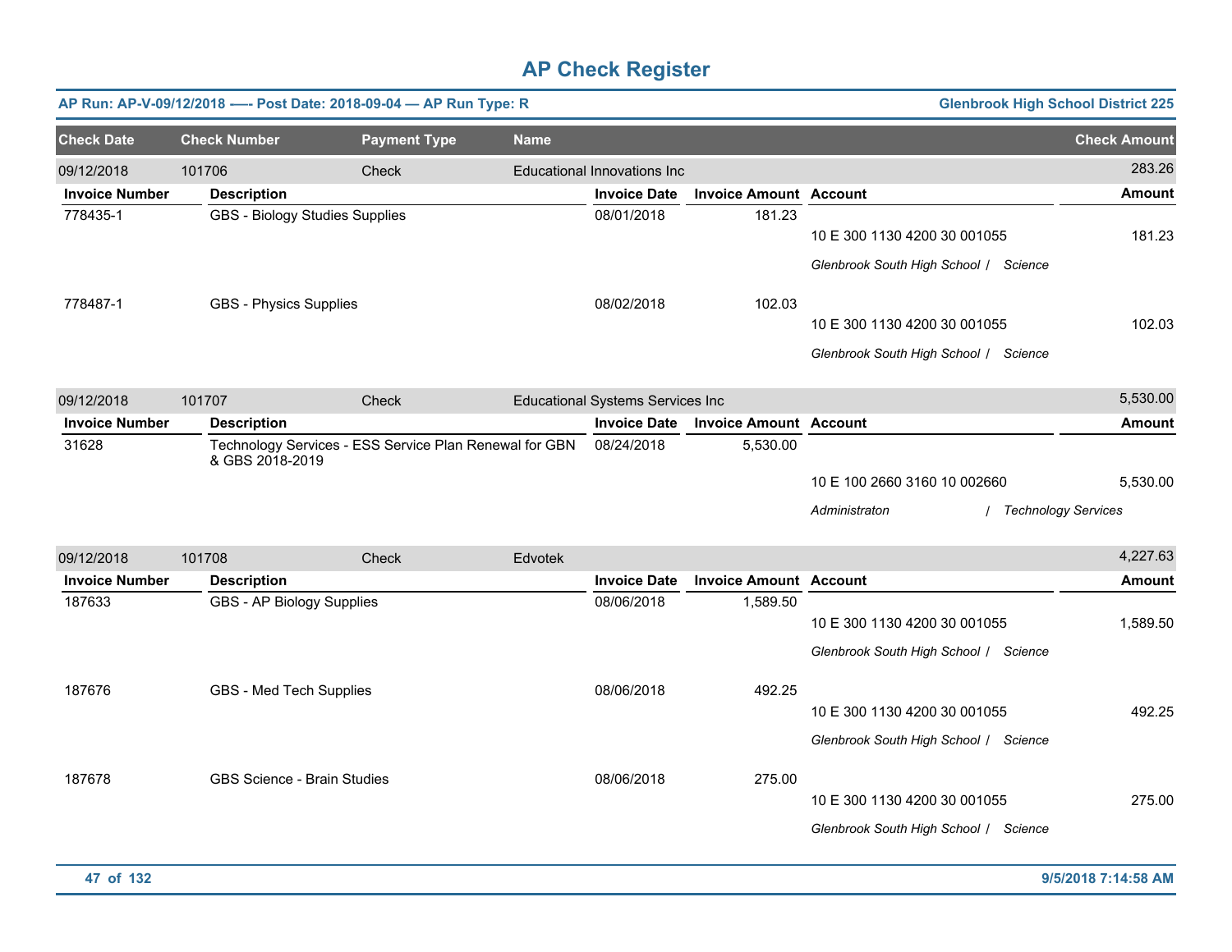# AP Check Register

**AP Run: AP-V-09/12/2018 -— Post Date: 2018-09-04 — AP Run Type: R** | **Glenbrook High School District 225**

| Check Date | Check Number | Payment Type | Name | Check Amount |
|---|---|---|---|---|
| 09/12/2018 | 101706 | Check | Educational Innovations Inc | 283.26 |

| Invoice Number | Description | Invoice Date | Invoice Amount | Account | Amount |
|---|---|---|---|---|---|
| 778435-1 | GBS - Biology Studies Supplies | 08/01/2018 | 181.23 | 10 E 300 1130 4200 30 001055 | 181.23 |
| | | | | *Glenbrook South High School / Science* | |
| 778487-1 | GBS - Physics Supplies | 08/02/2018 | 102.03 | 10 E 300 1130 4200 30 001055 | 102.03 |
| | | | | *Glenbrook South High School / Science* | |

| Check Date | Check Number | Payment Type | Name | Check Amount |
|---|---|---|---|---|
| 09/12/2018 | 101707 | Check | Educational Systems Services Inc | 5,530.00 |

| Invoice Number | Description | Invoice Date | Invoice Amount | Account | Amount |
|---|---|---|---|---|---|
| 31628 | Technology Services - ESS Service Plan Renewal for GBN & GBS 2018-2019 | 08/24/2018 | 5,530.00 | 10 E 100 2660 3160 10 002660 | 5,530.00 |
| | | | | *Administraton / Technology Services* | |

| Check Date | Check Number | Payment Type | Name | Check Amount |
|---|---|---|---|---|
| 09/12/2018 | 101708 | Check | Edvotek | 4,227.63 |

| Invoice Number | Description | Invoice Date | Invoice Amount | Account | Amount |
|---|---|---|---|---|---|
| 187633 | GBS - AP Biology Supplies | 08/06/2018 | 1,589.50 | 10 E 300 1130 4200 30 001055 | 1,589.50 |
| | | | | *Glenbrook South High School / Science* | |
| 187676 | GBS - Med Tech Supplies | 08/06/2018 | 492.25 | 10 E 300 1130 4200 30 001055 | 492.25 |
| | | | | *Glenbrook South High School / Science* | |
| 187678 | GBS Science - Brain Studies | 08/06/2018 | 275.00 | 10 E 300 1130 4200 30 001055 | 275.00 |
| | | | | *Glenbrook South High School / Science* | |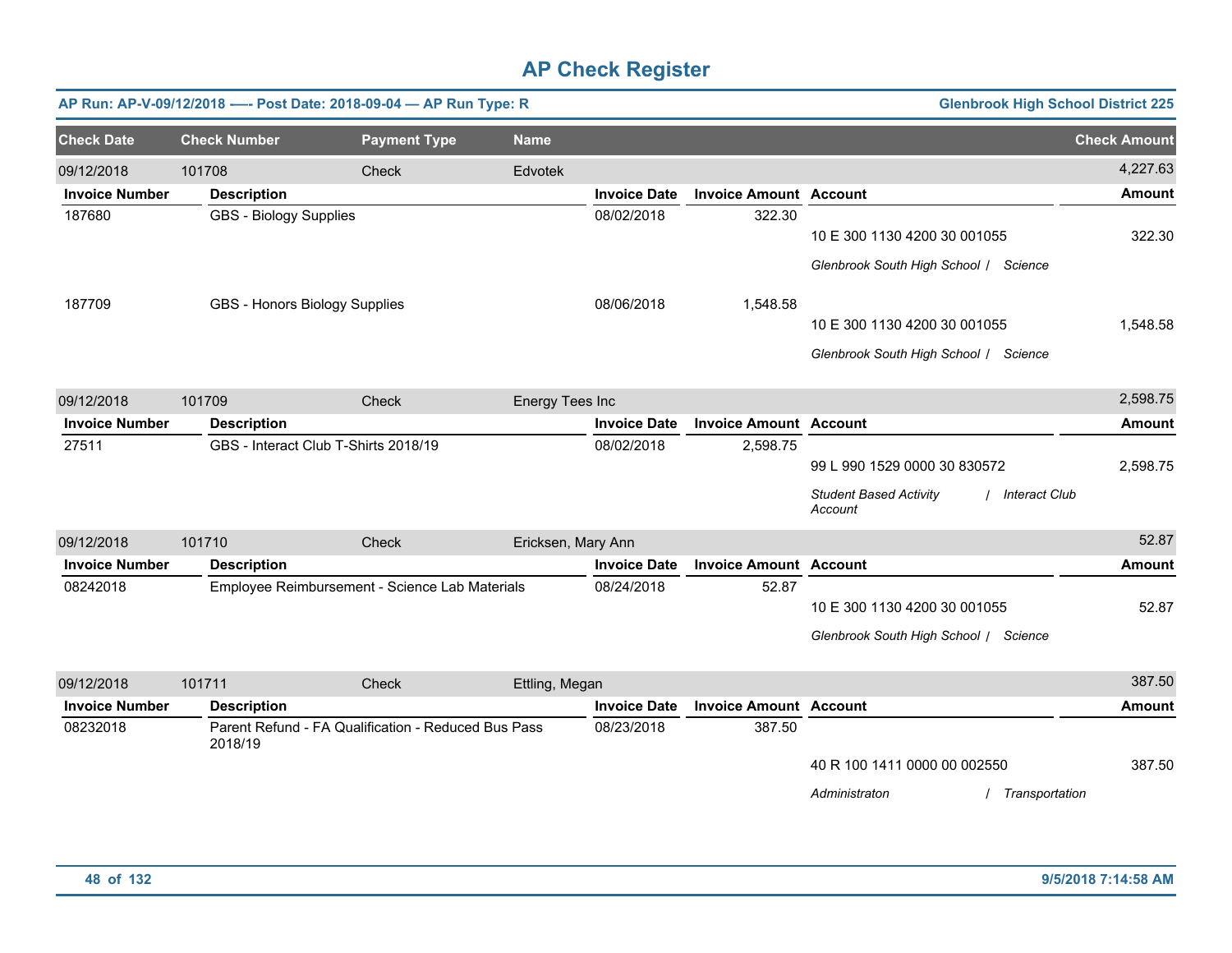# AP Check Register

**AP Run: AP-V-09/12/2018 —- Post Date: 2018-09-04 — AP Run Type: R** | **Glenbrook High School District 225**

| Check Date | Check Number | Payment Type | Name | | | | Check Amount |
|---|---|---|---|---|---|---|---|
| 09/12/2018 | 101708 | Check | Edvotek | | | | 4,227.63 |
| **Invoice Number** | **Description** | | | **Invoice Date** | **Invoice Amount** | **Account** | **Amount** |
| 187680 | GBS - Biology Supplies | | | 08/02/2018 | 322.30 | 10 E 300 1130 4200 30 001055<br>*Glenbrook South High School / Science* | 322.30 |
| 187709 | GBS - Honors Biology Supplies | | | 08/06/2018 | 1,548.58 | 10 E 300 1130 4200 30 001055<br>*Glenbrook South High School / Science* | 1,548.58 |
| 09/12/2018 | 101709 | Check | Energy Tees Inc | | | | 2,598.75 |
| **Invoice Number** | **Description** | | | **Invoice Date** | **Invoice Amount** | **Account** | **Amount** |
| 27511 | GBS - Interact Club T-Shirts 2018/19 | | | 08/02/2018 | 2,598.75 | 99 L 990 1529 0000 30 830572<br>*Student Based Activity Account / Interact Club* | 2,598.75 |
| 09/12/2018 | 101710 | Check | Ericksen, Mary Ann | | | | 52.87 |
| **Invoice Number** | **Description** | | | **Invoice Date** | **Invoice Amount** | **Account** | **Amount** |
| 08242018 | Employee Reimbursement - Science Lab Materials | | | 08/24/2018 | 52.87 | 10 E 300 1130 4200 30 001055<br>*Glenbrook South High School / Science* | 52.87 |
| 09/12/2018 | 101711 | Check | Ettling, Megan | | | | 387.50 |
| **Invoice Number** | **Description** | | | **Invoice Date** | **Invoice Amount** | **Account** | **Amount** |
| 08232018 | Parent Refund - FA Qualification - Reduced Bus Pass 2018/19 | | | 08/23/2018 | 387.50 | 40 R 100 1411 0000 00 002550<br>*Administraton / Transportation* | 387.50 |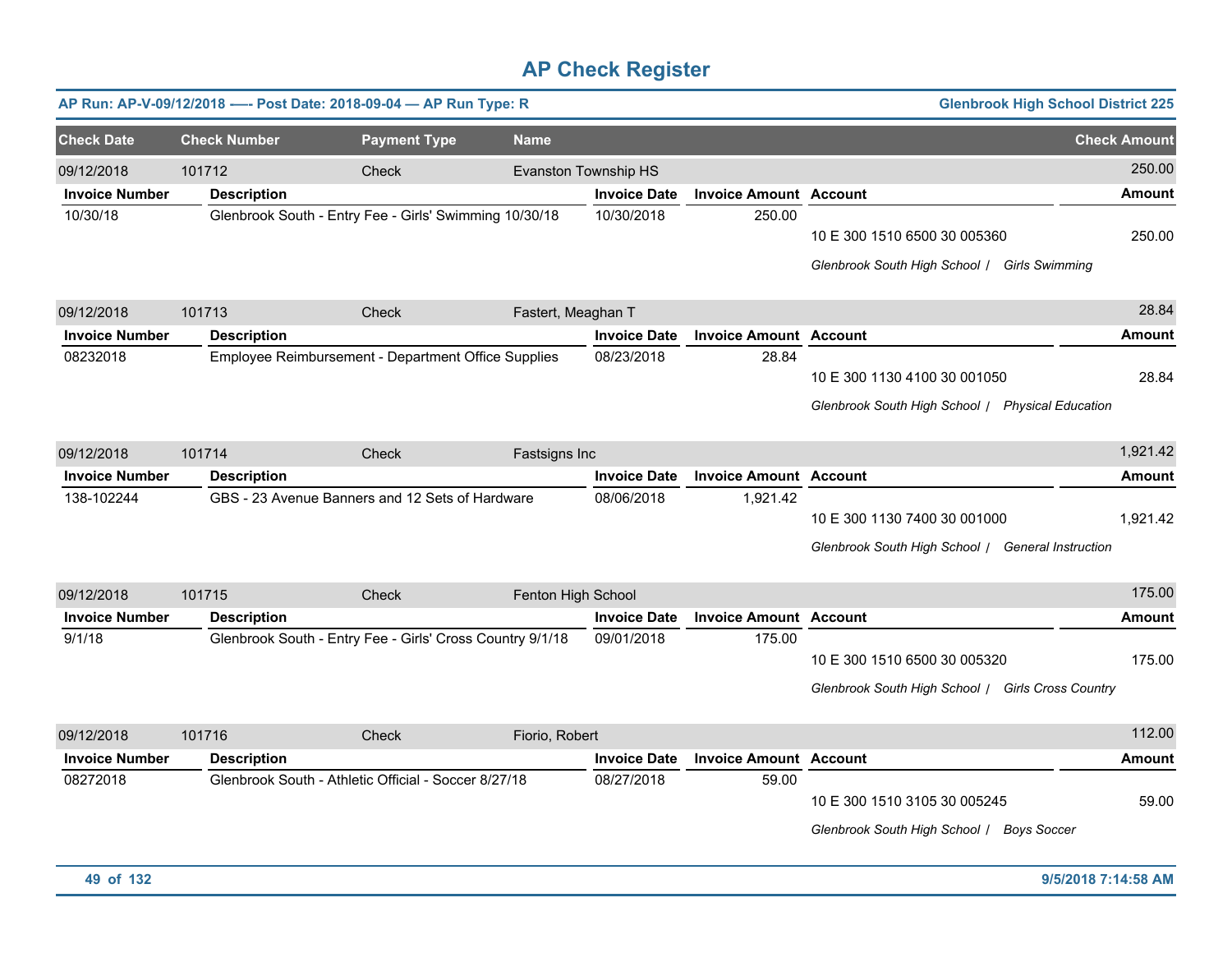# AP Check Register

**AP Run: AP-V-09/12/2018 -–- Post Date: 2018-09-04 — AP Run Type: R** | **Glenbrook High School District 225**

| Check Date | Check Number | Payment Type | Name | Check Amount |
|---|---|---|---|---|
| 09/12/2018 | 101712 | Check | Evanston Township HS | 250.00 |

| Invoice Number | Description | Invoice Date | Invoice Amount | Account | Amount |
|---|---|---|---|---|---|
| 10/30/18 | Glenbrook South - Entry Fee - Girls' Swimming 10/30/18 | 10/30/2018 | 250.00 | 10 E 300 1510 6500 30 005360 | 250.00 |
| | | | | *Glenbrook South High School / Girls Swimming* | |

| Check Date | Check Number | Payment Type | Name | Check Amount |
|---|---|---|---|---|
| 09/12/2018 | 101713 | Check | Fastert, Meaghan T | 28.84 |

| Invoice Number | Description | Invoice Date | Invoice Amount | Account | Amount |
|---|---|---|---|---|---|
| 08232018 | Employee Reimbursement - Department Office Supplies | 08/23/2018 | 28.84 | 10 E 300 1130 4100 30 001050 | 28.84 |
| | | | | *Glenbrook South High School / Physical Education* | |

| Check Date | Check Number | Payment Type | Name | Check Amount |
|---|---|---|---|---|
| 09/12/2018 | 101714 | Check | Fastsigns Inc | 1,921.42 |

| Invoice Number | Description | Invoice Date | Invoice Amount | Account | Amount |
|---|---|---|---|---|---|
| 138-102244 | GBS - 23 Avenue Banners and 12 Sets of Hardware | 08/06/2018 | 1,921.42 | 10 E 300 1130 7400 30 001000 | 1,921.42 |
| | | | | *Glenbrook South High School / General Instruction* | |

| Check Date | Check Number | Payment Type | Name | Check Amount |
|---|---|---|---|---|
| 09/12/2018 | 101715 | Check | Fenton High School | 175.00 |

| Invoice Number | Description | Invoice Date | Invoice Amount | Account | Amount |
|---|---|---|---|---|---|
| 9/1/18 | Glenbrook South - Entry Fee - Girls' Cross Country 9/1/18 | 09/01/2018 | 175.00 | 10 E 300 1510 6500 30 005320 | 175.00 |
| | | | | *Glenbrook South High School / Girls Cross Country* | |

| Check Date | Check Number | Payment Type | Name | Check Amount |
|---|---|---|---|---|
| 09/12/2018 | 101716 | Check | Fiorio, Robert | 112.00 |

| Invoice Number | Description | Invoice Date | Invoice Amount | Account | Amount |
|---|---|---|---|---|---|
| 08272018 | Glenbrook South - Athletic Official - Soccer 8/27/18 | 08/27/2018 | 59.00 | 10 E 300 1510 3105 30 005245 | 59.00 |
| | | | | *Glenbrook South High School / Boys Soccer* | |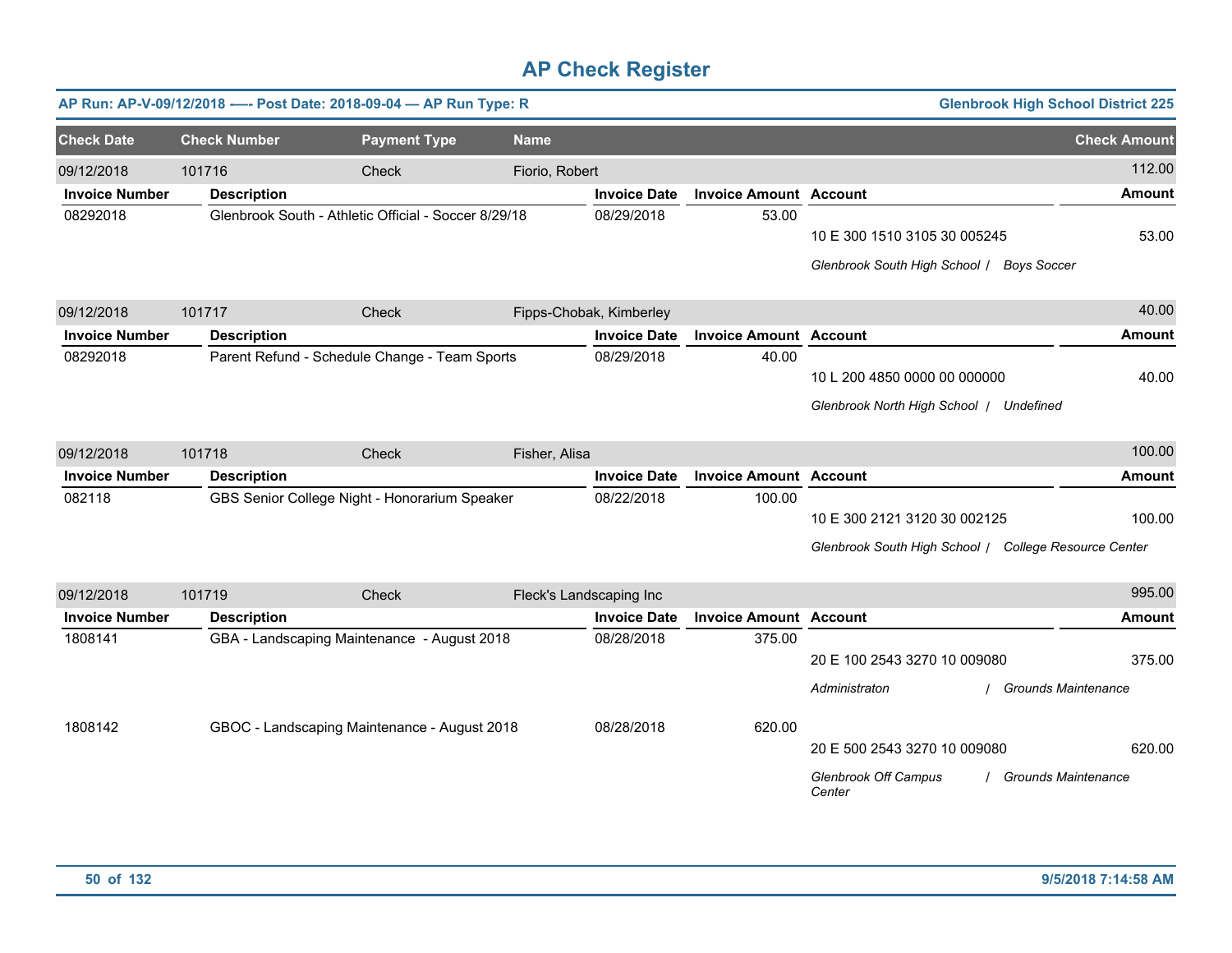# AP Check Register

**AP Run: AP-V-09/12/2018 —- Post Date: 2018-09-04 — AP Run Type: R** | **Glenbrook High School District 225**

| Check Date | Check Number | Payment Type | Name | Check Amount |
|---|---|---|---|---|
| 09/12/2018 | 101716 | Check | Fiorio, Robert | 112.00 |

| Invoice Number | Description | Invoice Date | Invoice Amount | Account | Amount |
|---|---|---|---|---|---|
| 08292018 | Glenbrook South - Athletic Official - Soccer 8/29/18 | 08/29/2018 | 53.00 | 10 E 300 1510 3105 30 005245 | 53.00 |
| | | | | *Glenbrook South High School / Boys Soccer* | |

| Check Date | Check Number | Payment Type | Name | Check Amount |
|---|---|---|---|---|
| 09/12/2018 | 101717 | Check | Fipps-Chobak, Kimberley | 40.00 |

| Invoice Number | Description | Invoice Date | Invoice Amount | Account | Amount |
|---|---|---|---|---|---|
| 08292018 | Parent Refund - Schedule Change - Team Sports | 08/29/2018 | 40.00 | 10 L 200 4850 0000 00 000000 | 40.00 |
| | | | | *Glenbrook North High School / Undefined* | |

| Check Date | Check Number | Payment Type | Name | Check Amount |
|---|---|---|---|---|
| 09/12/2018 | 101718 | Check | Fisher, Alisa | 100.00 |

| Invoice Number | Description | Invoice Date | Invoice Amount | Account | Amount |
|---|---|---|---|---|---|
| 082118 | GBS Senior College Night - Honorarium Speaker | 08/22/2018 | 100.00 | 10 E 300 2121 3120 30 002125 | 100.00 |
| | | | | *Glenbrook South High School / College Resource Center* | |

| Check Date | Check Number | Payment Type | Name | Check Amount |
|---|---|---|---|---|
| 09/12/2018 | 101719 | Check | Fleck's Landscaping Inc | 995.00 |

| Invoice Number | Description | Invoice Date | Invoice Amount | Account | Amount |
|---|---|---|---|---|---|
| 1808141 | GBA - Landscaping Maintenance - August 2018 | 08/28/2018 | 375.00 | 20 E 100 2543 3270 10 009080 | 375.00 |
| | | | | *Administraton / Grounds Maintenance* | |
| 1808142 | GBOC - Landscaping Maintenance - August 2018 | 08/28/2018 | 620.00 | 20 E 500 2543 3270 10 009080 | 620.00 |
| | | | | *Glenbrook Off Campus Center / Grounds Maintenance* | |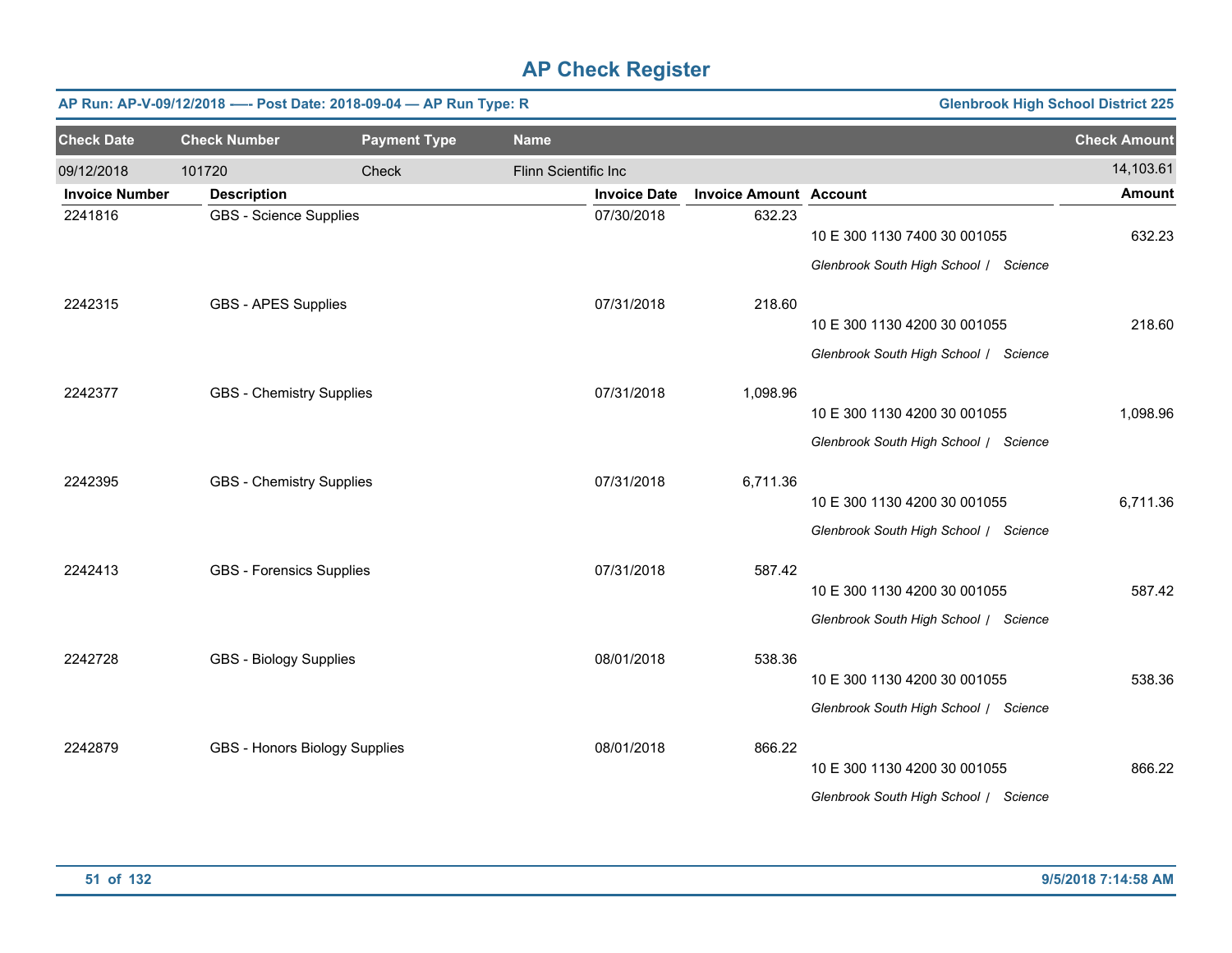# AP Check Register

**AP Run: AP-V-09/12/2018 -—- Post Date: 2018-09-04 — AP Run Type: R** | **Glenbrook High School District 225**

| Check Date | Check Number | Payment Type | Name | Check Amount |
|---|---|---|---|---|
| 09/12/2018 | 101720 | Check | Flinn Scientific Inc | 14,103.61 |

| Invoice Number | Description | Invoice Date | Invoice Amount | Account | Amount |
|---|---|---|---|---|---|
| 2241816 | GBS - Science Supplies | 07/30/2018 | 632.23 | 10 E 300 1130 7400 30 001055<br>*Glenbrook South High School / Science* | 632.23 |
| 2242315 | GBS - APES Supplies | 07/31/2018 | 218.60 | 10 E 300 1130 4200 30 001055<br>*Glenbrook South High School / Science* | 218.60 |
| 2242377 | GBS - Chemistry Supplies | 07/31/2018 | 1,098.96 | 10 E 300 1130 4200 30 001055<br>*Glenbrook South High School / Science* | 1,098.96 |
| 2242395 | GBS - Chemistry Supplies | 07/31/2018 | 6,711.36 | 10 E 300 1130 4200 30 001055<br>*Glenbrook South High School / Science* | 6,711.36 |
| 2242413 | GBS - Forensics Supplies | 07/31/2018 | 587.42 | 10 E 300 1130 4200 30 001055<br>*Glenbrook South High School / Science* | 587.42 |
| 2242728 | GBS - Biology Supplies | 08/01/2018 | 538.36 | 10 E 300 1130 4200 30 001055<br>*Glenbrook South High School / Science* | 538.36 |
| 2242879 | GBS - Honors Biology Supplies | 08/01/2018 | 866.22 | 10 E 300 1130 4200 30 001055<br>*Glenbrook South High School / Science* | 866.22 |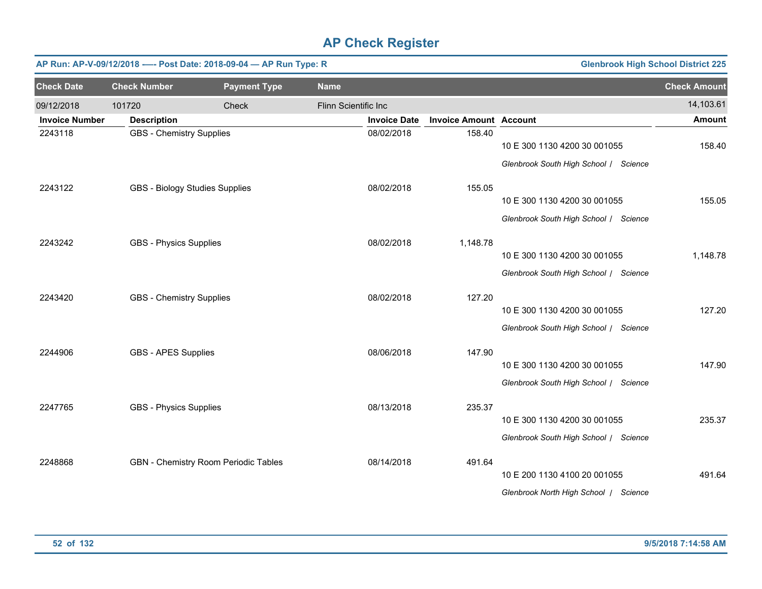# AP Check Register

**AP Run: AP-V-09/12/2018 —- Post Date: 2018-09-04 — AP Run Type: R** | **Glenbrook High School District 225**

| Check Date | Check Number | Payment Type | Name | Check Amount |
|---|---|---|---|---|
| 09/12/2018 | 101720 | Check | Flinn Scientific Inc | 14,103.61 |

| Invoice Number | Description | Invoice Date | Invoice Amount | Account | Amount |
|---|---|---|---|---|---|
| 2243118 | GBS - Chemistry Supplies | 08/02/2018 | 158.40 | 10 E 300 1130 4200 30 001055<br>*Glenbrook South High School / Science* | 158.40 |
| 2243122 | GBS - Biology Studies Supplies | 08/02/2018 | 155.05 | 10 E 300 1130 4200 30 001055<br>*Glenbrook South High School / Science* | 155.05 |
| 2243242 | GBS - Physics Supplies | 08/02/2018 | 1,148.78 | 10 E 300 1130 4200 30 001055<br>*Glenbrook South High School / Science* | 1,148.78 |
| 2243420 | GBS - Chemistry Supplies | 08/02/2018 | 127.20 | 10 E 300 1130 4200 30 001055<br>*Glenbrook South High School / Science* | 127.20 |
| 2244906 | GBS - APES Supplies | 08/06/2018 | 147.90 | 10 E 300 1130 4200 30 001055<br>*Glenbrook South High School / Science* | 147.90 |
| 2247765 | GBS - Physics Supplies | 08/13/2018 | 235.37 | 10 E 300 1130 4200 30 001055<br>*Glenbrook South High School / Science* | 235.37 |
| 2248868 | GBN - Chemistry Room Periodic Tables | 08/14/2018 | 491.64 | 10 E 200 1130 4100 20 001055<br>*Glenbrook North High School / Science* | 491.64 |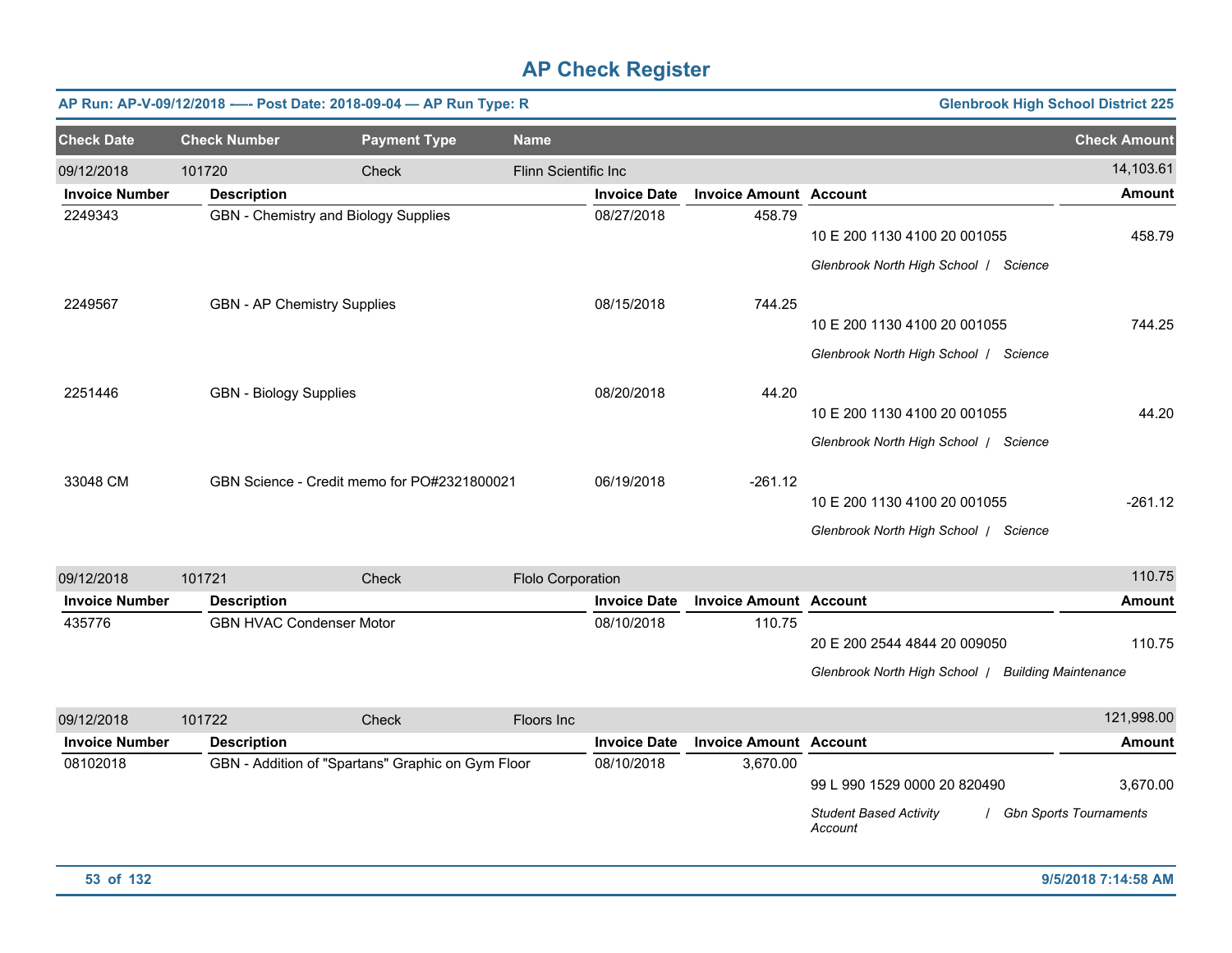# AP Check Register

**AP Run: AP-V-09/12/2018 -—- Post Date: 2018-09-04 — AP Run Type: R** — **Glenbrook High School District 225**

| Check Date | Check Number | Payment Type | Name | Check Amount |
|---|---|---|---|---|
| 09/12/2018 | 101720 | Check | Flinn Scientific Inc | 14,103.61 |

| Invoice Number | Description | Invoice Date | Invoice Amount | Account | Amount |
|---|---|---|---|---|---|
| 2249343 | GBN - Chemistry and Biology Supplies | 08/27/2018 | 458.79 | 10 E 200 1130 4100 20 001055<br>*Glenbrook North High School / Science* | 458.79 |
| 2249567 | GBN - AP Chemistry Supplies | 08/15/2018 | 744.25 | 10 E 200 1130 4100 20 001055<br>*Glenbrook North High School / Science* | 744.25 |
| 2251446 | GBN - Biology Supplies | 08/20/2018 | 44.20 | 10 E 200 1130 4100 20 001055<br>*Glenbrook North High School / Science* | 44.20 |
| 33048 CM | GBN Science - Credit memo for PO#2321800021 | 06/19/2018 | -261.12 | 10 E 200 1130 4100 20 001055<br>*Glenbrook North High School / Science* | -261.12 |

| Check Date | Check Number | Payment Type | Name | Check Amount |
|---|---|---|---|---|
| 09/12/2018 | 101721 | Check | Flolo Corporation | 110.75 |

| Invoice Number | Description | Invoice Date | Invoice Amount | Account | Amount |
|---|---|---|---|---|---|
| 435776 | GBN HVAC Condenser Motor | 08/10/2018 | 110.75 | 20 E 200 2544 4844 20 009050<br>*Glenbrook North High School / Building Maintenance* | 110.75 |

| Check Date | Check Number | Payment Type | Name | Check Amount |
|---|---|---|---|---|
| 09/12/2018 | 101722 | Check | Floors Inc | 121,998.00 |

| Invoice Number | Description | Invoice Date | Invoice Amount | Account | Amount |
|---|---|---|---|---|---|
| 08102018 | GBN - Addition of "Spartans" Graphic on Gym Floor | 08/10/2018 | 3,670.00 | 99 L 990 1529 0000 20 820490<br>*Student Based Activity Account / Gbn Sports Tournaments* | 3,670.00 |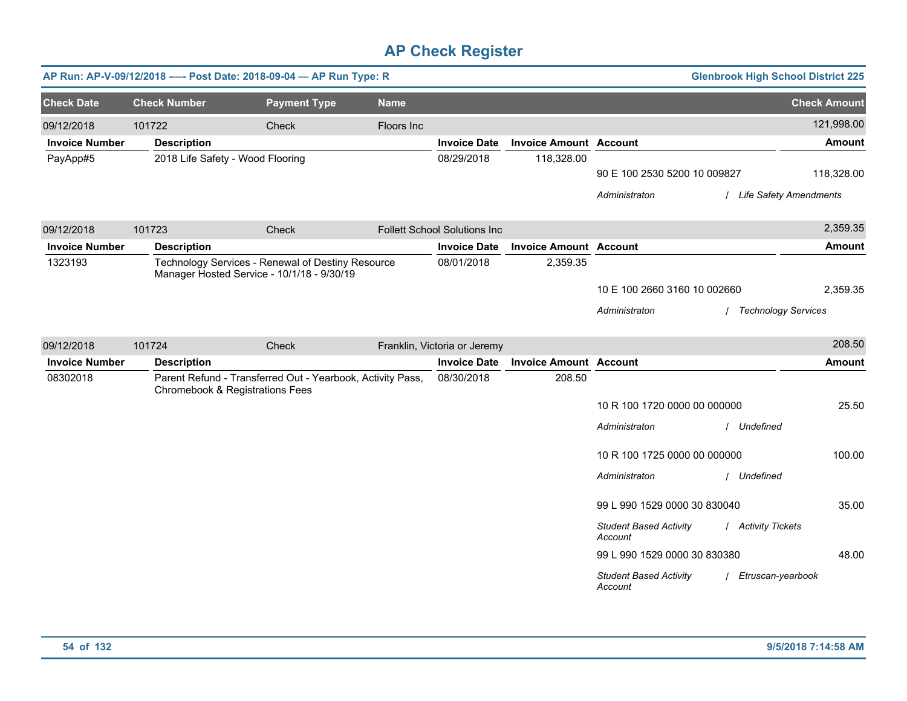# AP Check Register

**AP Run: AP-V-09/12/2018 -—- Post Date: 2018-09-04 — AP Run Type: R** — **Glenbrook High School District 225**

| Check Date | Check Number | Payment Type | Name | Check Amount |
|---|---|---|---|---|
| 09/12/2018 | 101722 | Check | Floors Inc | 121,998.00 |

| Invoice Number | Description | Invoice Date | Invoice Amount | Account | Amount |
|---|---|---|---|---|---|
| PayApp#5 | 2018 Life Safety - Wood Flooring | 08/29/2018 | 118,328.00 | | |
| | | | | 90 E 100 2530 5200 10 009827 | 118,328.00 |
| | | | | *Administraton / Life Safety Amendments* | |

| Check Date | Check Number | Payment Type | Name | Check Amount |
|---|---|---|---|---|
| 09/12/2018 | 101723 | Check | Follett School Solutions Inc | 2,359.35 |

| Invoice Number | Description | Invoice Date | Invoice Amount | Account | Amount |
|---|---|---|---|---|---|
| 1323193 | Technology Services - Renewal of Destiny Resource Manager Hosted Service - 10/1/18 - 9/30/19 | 08/01/2018 | 2,359.35 | | |
| | | | | 10 E 100 2660 3160 10 002660 | 2,359.35 |
| | | | | *Administraton / Technology Services* | |

| Check Date | Check Number | Payment Type | Name | Check Amount |
|---|---|---|---|---|
| 09/12/2018 | 101724 | Check | Franklin, Victoria or Jeremy | 208.50 |

| Invoice Number | Description | Invoice Date | Invoice Amount | Account | Amount |
|---|---|---|---|---|---|
| 08302018 | Parent Refund - Transferred Out - Yearbook, Activity Pass, Chromebook & Registrations Fees | 08/30/2018 | 208.50 | | |
| | | | | 10 R 100 1720 0000 00 000000 | 25.50 |
| | | | | *Administraton / Undefined* | |
| | | | | 10 R 100 1725 0000 00 000000 | 100.00 |
| | | | | *Administraton / Undefined* | |
| | | | | 99 L 990 1529 0000 30 830040 | 35.00 |
| | | | | *Student Based Activity Account / Activity Tickets* | |
| | | | | 99 L 990 1529 0000 30 830380 | 48.00 |
| | | | | *Student Based Activity Account / Etruscan-yearbook* | |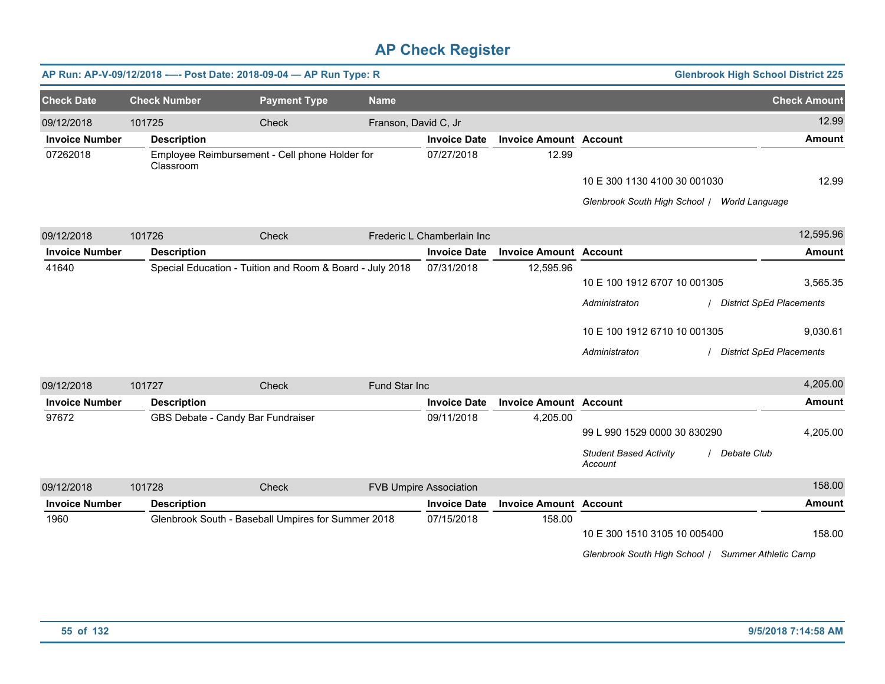# AP Check Register

**AP Run: AP-V-09/12/2018 -—- Post Date: 2018-09-04 — AP Run Type: R** | **Glenbrook High School District 225**

| Check Date | Check Number | Payment Type | Name | Check Amount |
|---|---|---|---|---|
| 09/12/2018 | 101725 | Check | Franson, David C, Jr | 12.99 |

| Invoice Number | Description | Invoice Date | Invoice Amount | Account | Amount |
|---|---|---|---|---|---|
| 07262018 | Employee Reimbursement - Cell phone Holder for Classroom | 07/27/2018 | 12.99 | | |
| | | | | 10 E 300 1130 4100 30 001030 | 12.99 |
| | | | | *Glenbrook South High School / World Language* | |

| Check Date | Check Number | Payment Type | Name | Check Amount |
|---|---|---|---|---|
| 09/12/2018 | 101726 | Check | Frederic L Chamberlain Inc | 12,595.96 |

| Invoice Number | Description | Invoice Date | Invoice Amount | Account | Amount |
|---|---|---|---|---|---|
| 41640 | Special Education - Tuition and Room & Board - July 2018 | 07/31/2018 | 12,595.96 | | |
| | | | | 10 E 100 1912 6707 10 001305 | 3,565.35 |
| | | | | *Administraton / District SpEd Placements* | |
| | | | | 10 E 100 1912 6710 10 001305 | 9,030.61 |
| | | | | *Administraton / District SpEd Placements* | |

| Check Date | Check Number | Payment Type | Name | Check Amount |
|---|---|---|---|---|
| 09/12/2018 | 101727 | Check | Fund Star Inc | 4,205.00 |

| Invoice Number | Description | Invoice Date | Invoice Amount | Account | Amount |
|---|---|---|---|---|---|
| 97672 | GBS Debate - Candy Bar Fundraiser | 09/11/2018 | 4,205.00 | | |
| | | | | 99 L 990 1529 0000 30 830290 | 4,205.00 |
| | | | | *Student Based Activity Account / Debate Club* | |

| Check Date | Check Number | Payment Type | Name | Check Amount |
|---|---|---|---|---|
| 09/12/2018 | 101728 | Check | FVB Umpire Association | 158.00 |

| Invoice Number | Description | Invoice Date | Invoice Amount | Account | Amount |
|---|---|---|---|---|---|
| 1960 | Glenbrook South - Baseball Umpires for Summer 2018 | 07/15/2018 | 158.00 | | |
| | | | | 10 E 300 1510 3105 10 005400 | 158.00 |
| | | | | *Glenbrook South High School / Summer Athletic Camp* | |

**9/5/2018 7:14:58 AM**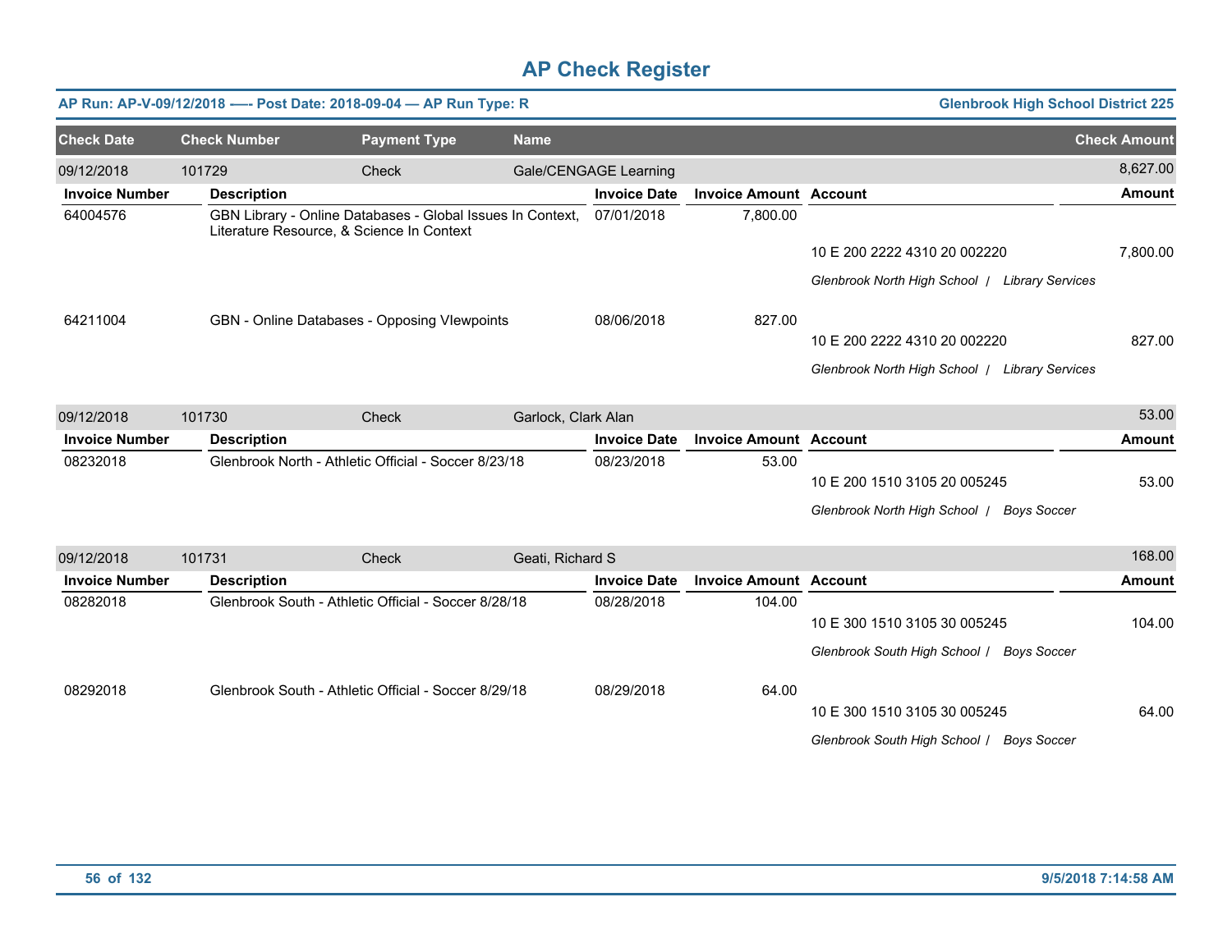# AP Check Register

**AP Run: AP-V-09/12/2018 -—- Post Date: 2018-09-04 — AP Run Type: R** — **Glenbrook High School District 225**

| Check Date | Check Number | Payment Type | Name | | | Check Amount |
|---|---|---|---|---|---|---|
| 09/12/2018 | 101729 | Check | Gale/CENGAGE Learning | | | 8,627.00 |

| Invoice Number | Description | Invoice Date | Invoice Amount | Account | Amount |
|---|---|---|---|---|---|
| 64004576 | GBN Library - Online Databases - Global Issues In Context, Literature Resource, & Science In Context | 07/01/2018 | 7,800.00 | | |
| | | | | 10 E 200 2222 4310 20 002220 | 7,800.00 |
| | | | | *Glenbrook North High School / Library Services* | |
| 64211004 | GBN - Online Databases - Opposing VIewpoints | 08/06/2018 | 827.00 | | |
| | | | | 10 E 200 2222 4310 20 002220 | 827.00 |
| | | | | *Glenbrook North High School / Library Services* | |

| Check Date | Check Number | Payment Type | Name | | | Check Amount |
|---|---|---|---|---|---|---|
| 09/12/2018 | 101730 | Check | Garlock, Clark Alan | | | 53.00 |

| Invoice Number | Description | Invoice Date | Invoice Amount | Account | Amount |
|---|---|---|---|---|---|
| 08232018 | Glenbrook North - Athletic Official - Soccer 8/23/18 | 08/23/2018 | 53.00 | | |
| | | | | 10 E 200 1510 3105 20 005245 | 53.00 |
| | | | | *Glenbrook North High School / Boys Soccer* | |

| Check Date | Check Number | Payment Type | Name | | | Check Amount |
|---|---|---|---|---|---|---|
| 09/12/2018 | 101731 | Check | Geati, Richard S | | | 168.00 |

| Invoice Number | Description | Invoice Date | Invoice Amount | Account | Amount |
|---|---|---|---|---|---|
| 08282018 | Glenbrook South - Athletic Official - Soccer 8/28/18 | 08/28/2018 | 104.00 | | |
| | | | | 10 E 300 1510 3105 30 005245 | 104.00 |
| | | | | *Glenbrook South High School / Boys Soccer* | |
| 08292018 | Glenbrook South - Athletic Official - Soccer 8/29/18 | 08/29/2018 | 64.00 | | |
| | | | | 10 E 300 1510 3105 30 005245 | 64.00 |
| | | | | *Glenbrook South High School / Boys Soccer* | |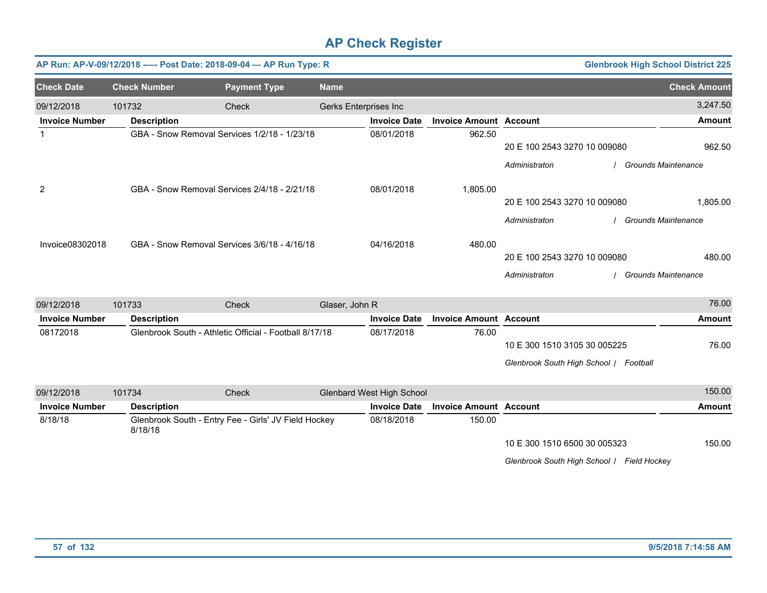# AP Check Register

**AP Run: AP-V-09/12/2018 -—- Post Date: 2018-09-04 — AP Run Type: R** — **Glenbrook High School District 225**

| Check Date | Check Number | Payment Type | Name | Check Amount |
|---|---|---|---|---|
| 09/12/2018 | 101732 | Check | Gerks Enterprises Inc | 3,247.50 |

| Invoice Number | Description | Invoice Date | Invoice Amount | Account | Amount |
|---|---|---|---|---|---|
| 1 | GBA - Snow Removal Services 1/2/18 - 1/23/18 | 08/01/2018 | 962.50 | 20 E 100 2543 3270 10 009080 | 962.50 |
| | | | | *Administraton / Grounds Maintenance* | |
| 2 | GBA - Snow Removal Services 2/4/18 - 2/21/18 | 08/01/2018 | 1,805.00 | 20 E 100 2543 3270 10 009080 | 1,805.00 |
| | | | | *Administraton / Grounds Maintenance* | |
| Invoice08302018 | GBA - Snow Removal Services 3/6/18 - 4/16/18 | 04/16/2018 | 480.00 | 20 E 100 2543 3270 10 009080 | 480.00 |
| | | | | *Administraton / Grounds Maintenance* | |

| Check Date | Check Number | Payment Type | Name | Check Amount |
|---|---|---|---|---|
| 09/12/2018 | 101733 | Check | Glaser, John R | 76.00 |

| Invoice Number | Description | Invoice Date | Invoice Amount | Account | Amount |
|---|---|---|---|---|---|
| 08172018 | Glenbrook South - Athletic Official - Football 8/17/18 | 08/17/2018 | 76.00 | 10 E 300 1510 3105 30 005225 | 76.00 |
| | | | | *Glenbrook South High School / Football* | |

| Check Date | Check Number | Payment Type | Name | Check Amount |
|---|---|---|---|---|
| 09/12/2018 | 101734 | Check | Glenbard West High School | 150.00 |

| Invoice Number | Description | Invoice Date | Invoice Amount | Account | Amount |
|---|---|---|---|---|---|
| 8/18/18 | Glenbrook South - Entry Fee - Girls' JV Field Hockey 8/18/18 | 08/18/2018 | 150.00 | 10 E 300 1510 6500 30 005323 | 150.00 |
| | | | | *Glenbrook South High School / Field Hockey* | |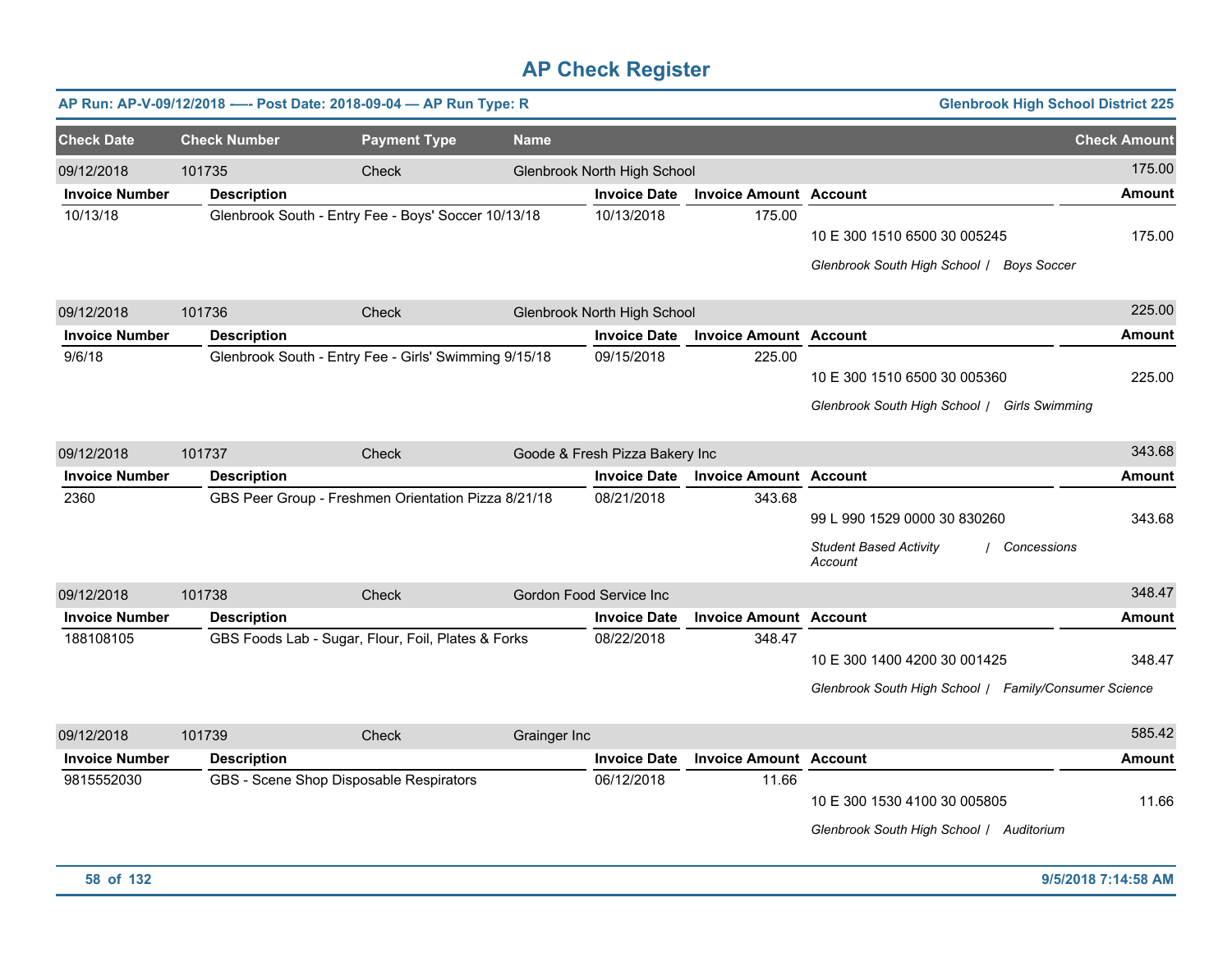# AP Check Register

**AP Run: AP-V-09/12/2018 —- Post Date: 2018-09-04 — AP Run Type: R** | **Glenbrook High School District 225**

| Check Date | Check Number | Payment Type | Name | | | Check Amount |
|---|---|---|---|---|---|---|
| 09/12/2018 | 101735 | Check | Glenbrook North High School | | | 175.00 |
| **Invoice Number** | **Description** | | **Invoice Date** | **Invoice Amount** | **Account** | **Amount** |
| 10/13/18 | Glenbrook South - Entry Fee - Boys' Soccer 10/13/18 | | 10/13/2018 | 175.00 | 10 E 300 1510 6500 30 005245 | 175.00 |
| | | | | | *Glenbrook South High School / Boys Soccer* | |
| 09/12/2018 | 101736 | Check | Glenbrook North High School | | | 225.00 |
| **Invoice Number** | **Description** | | **Invoice Date** | **Invoice Amount** | **Account** | **Amount** |
| 9/6/18 | Glenbrook South - Entry Fee - Girls' Swimming 9/15/18 | | 09/15/2018 | 225.00 | 10 E 300 1510 6500 30 005360 | 225.00 |
| | | | | | *Glenbrook South High School / Girls Swimming* | |
| 09/12/2018 | 101737 | Check | Goode & Fresh Pizza Bakery Inc | | | 343.68 |
| **Invoice Number** | **Description** | | **Invoice Date** | **Invoice Amount** | **Account** | **Amount** |
| 2360 | GBS Peer Group - Freshmen Orientation Pizza 8/21/18 | | 08/21/2018 | 343.68 | 99 L 990 1529 0000 30 830260 | 343.68 |
| | | | | | *Student Based Activity Account / Concessions* | |
| 09/12/2018 | 101738 | Check | Gordon Food Service Inc | | | 348.47 |
| **Invoice Number** | **Description** | | **Invoice Date** | **Invoice Amount** | **Account** | **Amount** |
| 188108105 | GBS Foods Lab - Sugar, Flour, Foil, Plates & Forks | | 08/22/2018 | 348.47 | 10 E 300 1400 4200 30 001425 | 348.47 |
| | | | | | *Glenbrook South High School / Family/Consumer Science* | |
| 09/12/2018 | 101739 | Check | Grainger Inc | | | 585.42 |
| **Invoice Number** | **Description** | | **Invoice Date** | **Invoice Amount** | **Account** | **Amount** |
| 9815552030 | GBS - Scene Shop Disposable Respirators | | 06/12/2018 | 11.66 | 10 E 300 1530 4100 30 005805 | 11.66 |
| | | | | | *Glenbrook South High School / Auditorium* | |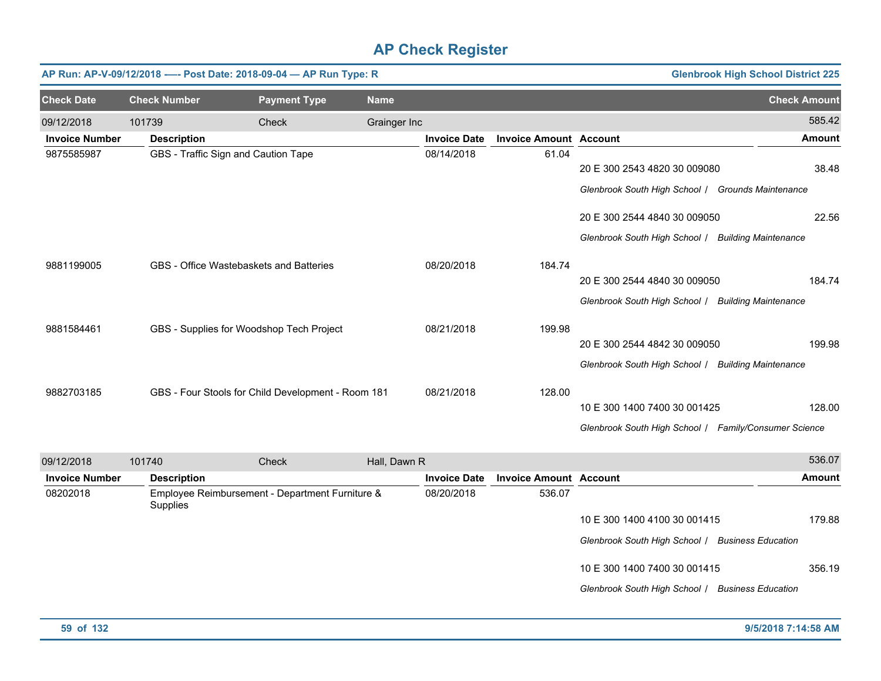# AP Check Register

**AP Run: AP-V-09/12/2018 —- Post Date: 2018-09-04 — AP Run Type: R** | **Glenbrook High School District 225**

| Check Date | Check Number | Payment Type | Name | Check Amount |
|---|---|---|---|---|
| 09/12/2018 | 101739 | Check | Grainger Inc | 585.42 |

| Invoice Number | Description | Invoice Date | Invoice Amount | Account | Amount |
|---|---|---|---|---|---|
| 9875585987 | GBS - Traffic Sign and Caution Tape | 08/14/2018 | 61.04 | | |
| | | | | 20 E 300 2543 4820 30 009080 | 38.48 |
| | | | | *Glenbrook South High School / Grounds Maintenance* | |
| | | | | 20 E 300 2544 4840 30 009050 | 22.56 |
| | | | | *Glenbrook South High School / Building Maintenance* | |
| 9881199005 | GBS - Office Wastebaskets and Batteries | 08/20/2018 | 184.74 | | |
| | | | | 20 E 300 2544 4840 30 009050 | 184.74 |
| | | | | *Glenbrook South High School / Building Maintenance* | |
| 9881584461 | GBS - Supplies for Woodshop Tech Project | 08/21/2018 | 199.98 | | |
| | | | | 20 E 300 2544 4842 30 009050 | 199.98 |
| | | | | *Glenbrook South High School / Building Maintenance* | |
| 9882703185 | GBS - Four Stools for Child Development - Room 181 | 08/21/2018 | 128.00 | | |
| | | | | 10 E 300 1400 7400 30 001425 | 128.00 |
| | | | | *Glenbrook South High School / Family/Consumer Science* | |

| Check Date | Check Number | Payment Type | Name | Check Amount |
|---|---|---|---|---|
| 09/12/2018 | 101740 | Check | Hall, Dawn R | 536.07 |

| Invoice Number | Description | Invoice Date | Invoice Amount | Account | Amount |
|---|---|---|---|---|---|
| 08202018 | Employee Reimbursement - Department Furniture & Supplies | 08/20/2018 | 536.07 | | |
| | | | | 10 E 300 1400 4100 30 001415 | 179.88 |
| | | | | *Glenbrook South High School / Business Education* | |
| | | | | 10 E 300 1400 7400 30 001415 | 356.19 |
| | | | | *Glenbrook South High School / Business Education* | |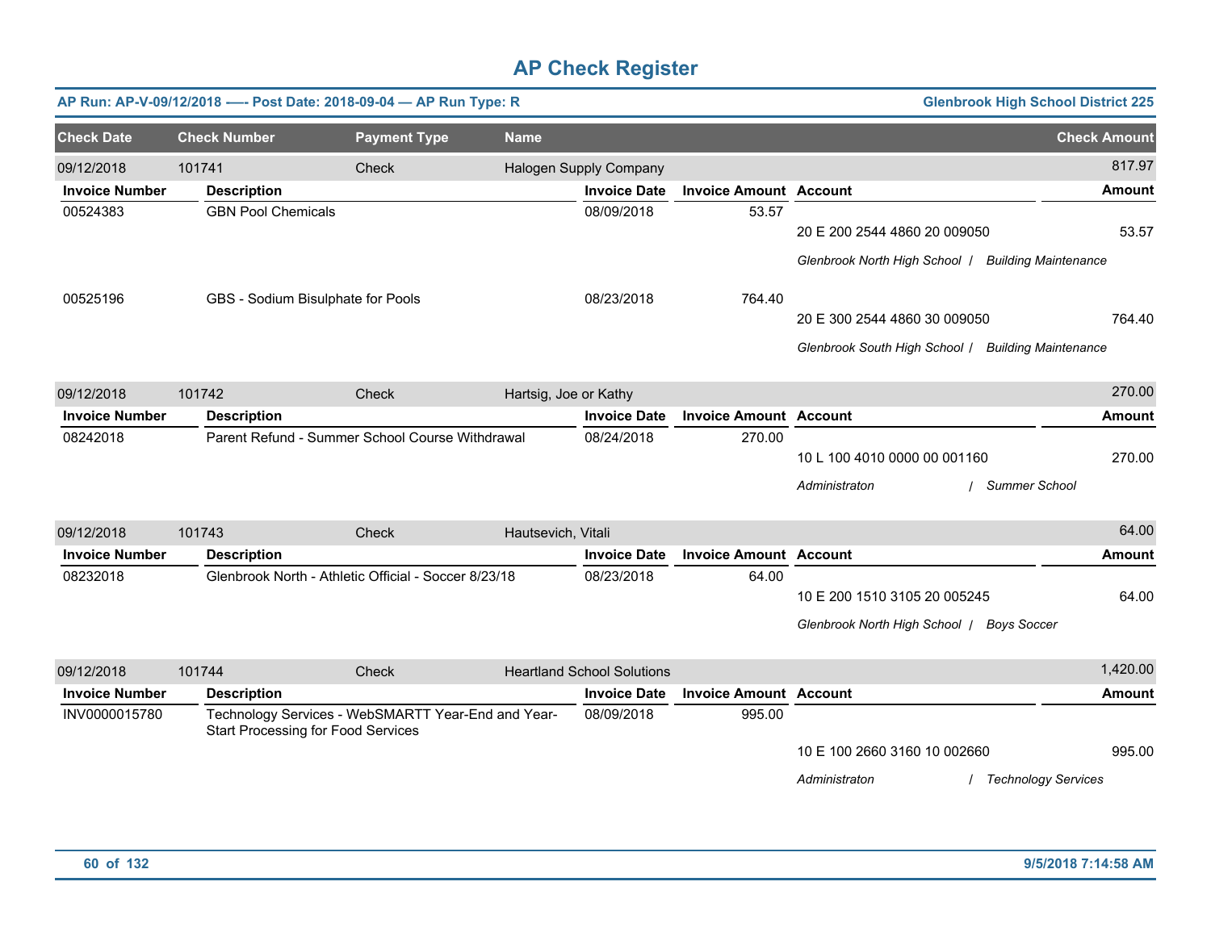# AP Check Register

**AP Run: AP-V-09/12/2018 —- Post Date: 2018-09-04 — AP Run Type: R** | **Glenbrook High School District 225**

| Check Date | Check Number | Payment Type | Name | Check Amount |
|---|---|---|---|---|
| 09/12/2018 | 101741 | Check | Halogen Supply Company | 817.97 |

| Invoice Number | Description | Invoice Date | Invoice Amount | Account | Amount |
|---|---|---|---|---|---|
| 00524383 | GBN Pool Chemicals | 08/09/2018 | 53.57 | 20 E 200 2544 4860 20 009050 | 53.57 |
| | | | | *Glenbrook North High School / Building Maintenance* | |
| 00525196 | GBS - Sodium Bisulphate for Pools | 08/23/2018 | 764.40 | 20 E 300 2544 4860 30 009050 | 764.40 |
| | | | | *Glenbrook South High School / Building Maintenance* | |

| Check Date | Check Number | Payment Type | Name | Check Amount |
|---|---|---|---|---|
| 09/12/2018 | 101742 | Check | Hartsig, Joe or Kathy | 270.00 |

| Invoice Number | Description | Invoice Date | Invoice Amount | Account | Amount |
|---|---|---|---|---|---|
| 08242018 | Parent Refund - Summer School Course Withdrawal | 08/24/2018 | 270.00 | 10 L 100 4010 0000 00 001160 | 270.00 |
| | | | | *Administraton / Summer School* | |

| Check Date | Check Number | Payment Type | Name | Check Amount |
|---|---|---|---|---|
| 09/12/2018 | 101743 | Check | Hautsevich, Vitali | 64.00 |

| Invoice Number | Description | Invoice Date | Invoice Amount | Account | Amount |
|---|---|---|---|---|---|
| 08232018 | Glenbrook North - Athletic Official - Soccer 8/23/18 | 08/23/2018 | 64.00 | 10 E 200 1510 3105 20 005245 | 64.00 |
| | | | | *Glenbrook North High School / Boys Soccer* | |

| Check Date | Check Number | Payment Type | Name | Check Amount |
|---|---|---|---|---|
| 09/12/2018 | 101744 | Check | Heartland School Solutions | 1,420.00 |

| Invoice Number | Description | Invoice Date | Invoice Amount | Account | Amount |
|---|---|---|---|---|---|
| INV0000015780 | Technology Services - WebSMARTT Year-End and Year-Start Processing for Food Services | 08/09/2018 | 995.00 | 10 E 100 2660 3160 10 002660 | 995.00 |
| | | | | *Administraton / Technology Services* | |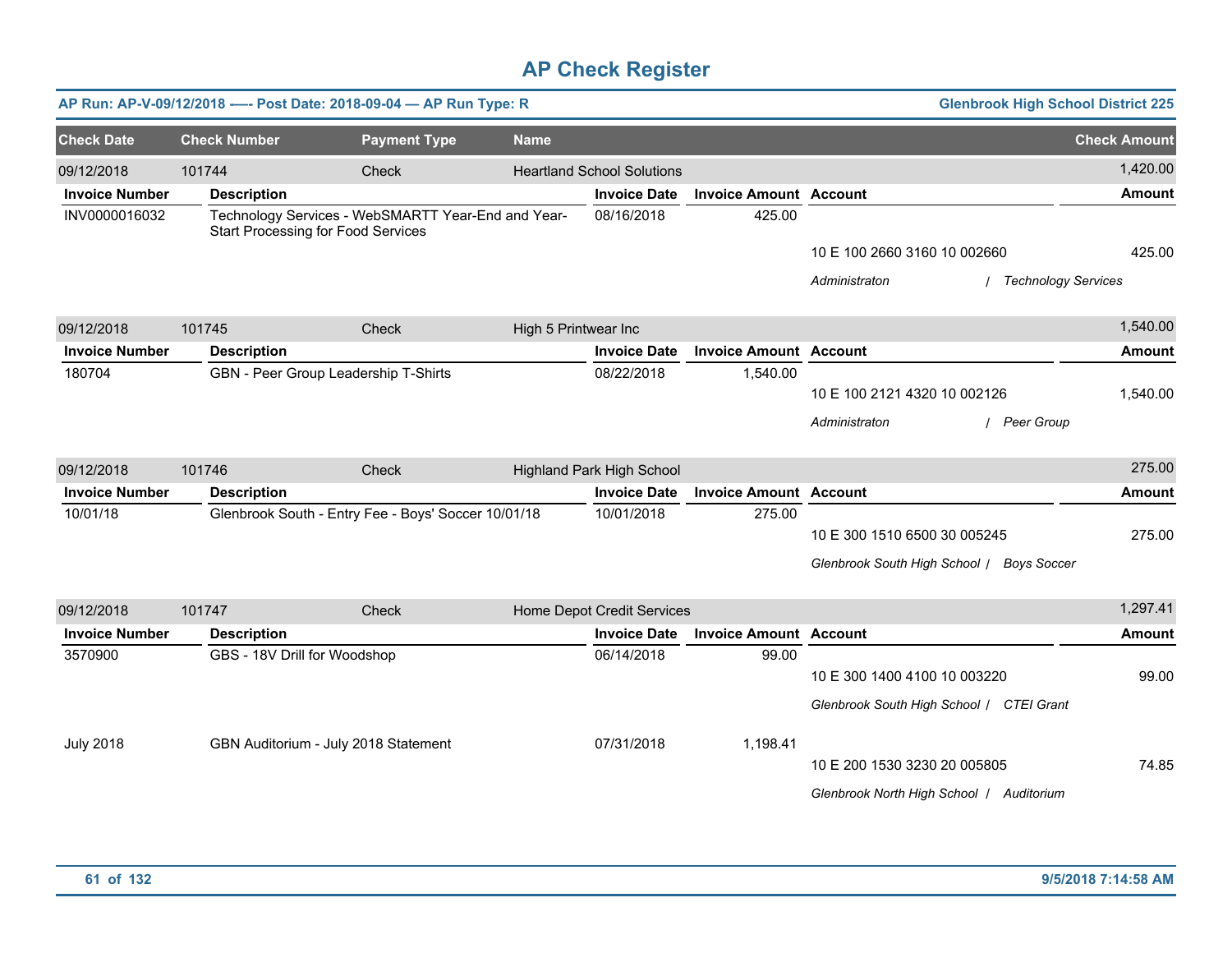# AP Check Register

**AP Run: AP-V-09/12/2018 —- Post Date: 2018-09-04 — AP Run Type: R** — **Glenbrook High School District 225**

| Check Date | Check Number | Payment Type | Name | Check Amount |
|---|---|---|---|---|
| 09/12/2018 | 101744 | Check | Heartland School Solutions | 1,420.00 |

| Invoice Number | Description | Invoice Date | Invoice Amount | Account | Amount |
|---|---|---|---|---|---|
| INV0000016032 | Technology Services - WebSMARTT Year-End and Year-Start Processing for Food Services | 08/16/2018 | 425.00 | | |
| | | | | 10 E 100 2660 3160 10 002660 | 425.00 |
| | | | | *Administraton / Technology Services* | |

| Check Date | Check Number | Payment Type | Name | Check Amount |
|---|---|---|---|---|
| 09/12/2018 | 101745 | Check | High 5 Printwear Inc | 1,540.00 |

| Invoice Number | Description | Invoice Date | Invoice Amount | Account | Amount |
|---|---|---|---|---|---|
| 180704 | GBN - Peer Group Leadership T-Shirts | 08/22/2018 | 1,540.00 | | |
| | | | | 10 E 100 2121 4320 10 002126 | 1,540.00 |
| | | | | *Administraton / Peer Group* | |

| Check Date | Check Number | Payment Type | Name | Check Amount |
|---|---|---|---|---|
| 09/12/2018 | 101746 | Check | Highland Park High School | 275.00 |

| Invoice Number | Description | Invoice Date | Invoice Amount | Account | Amount |
|---|---|---|---|---|---|
| 10/01/18 | Glenbrook South - Entry Fee - Boys' Soccer 10/01/18 | 10/01/2018 | 275.00 | | |
| | | | | 10 E 300 1510 6500 30 005245 | 275.00 |
| | | | | *Glenbrook South High School / Boys Soccer* | |

| Check Date | Check Number | Payment Type | Name | Check Amount |
|---|---|---|---|---|
| 09/12/2018 | 101747 | Check | Home Depot Credit Services | 1,297.41 |

| Invoice Number | Description | Invoice Date | Invoice Amount | Account | Amount |
|---|---|---|---|---|---|
| 3570900 | GBS - 18V Drill for Woodshop | 06/14/2018 | 99.00 | | |
| | | | | 10 E 300 1400 4100 10 003220 | 99.00 |
| | | | | *Glenbrook South High School / CTEI Grant* | |
| July 2018 | GBN Auditorium - July 2018 Statement | 07/31/2018 | 1,198.41 | | |
| | | | | 10 E 200 1530 3230 20 005805 | 74.85 |
| | | | | *Glenbrook North High School / Auditorium* | |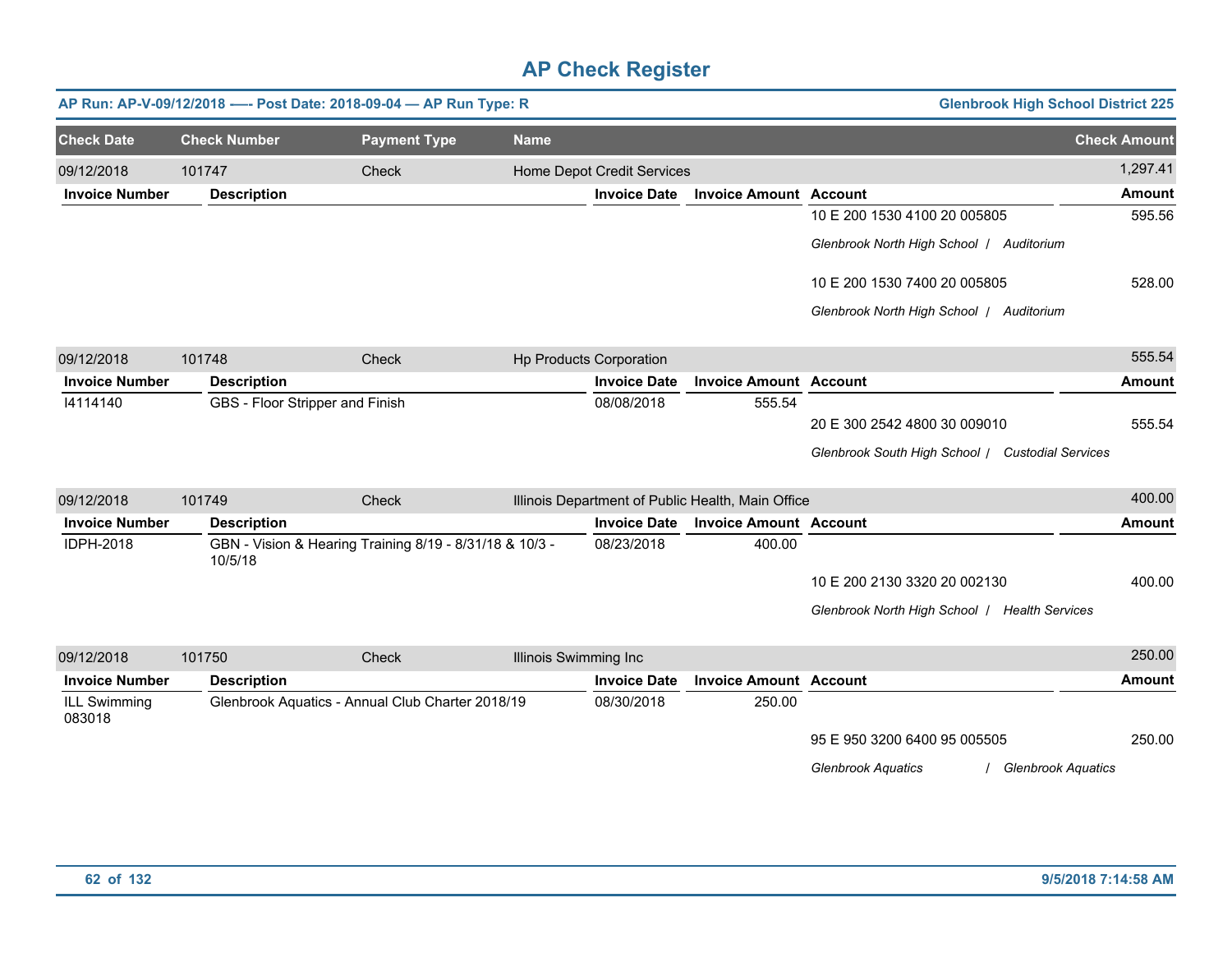# AP Check Register

**AP Run: AP-V-09/12/2018 —- Post Date: 2018-09-04 — AP Run Type: R** | **Glenbrook High School District 225**

| Check Date | Check Number | Payment Type | Name | Check Amount |
|---|---|---|---|---|
| 09/12/2018 | 101747 | Check | Home Depot Credit Services | 1,297.41 |

| Invoice Number | Description | Invoice Date | Invoice Amount | Account | Amount |
|---|---|---|---|---|---|
| | | | | 10 E 200 1530 4100 20 005805 | 595.56 |
| | | | | *Glenbrook North High School / Auditorium* | |
| | | | | 10 E 200 1530 7400 20 005805 | 528.00 |
| | | | | *Glenbrook North High School / Auditorium* | |

| Check Date | Check Number | Payment Type | Name | Check Amount |
|---|---|---|---|---|
| 09/12/2018 | 101748 | Check | Hp Products Corporation | 555.54 |

| Invoice Number | Description | Invoice Date | Invoice Amount | Account | Amount |
|---|---|---|---|---|---|
| I4114140 | GBS - Floor Stripper and Finish | 08/08/2018 | 555.54 | | |
| | | | | 20 E 300 2542 4800 30 009010 | 555.54 |
| | | | | *Glenbrook South High School / Custodial Services* | |

| Check Date | Check Number | Payment Type | Name | Check Amount |
|---|---|---|---|---|
| 09/12/2018 | 101749 | Check | Illinois Department of Public Health, Main Office | 400.00 |

| Invoice Number | Description | Invoice Date | Invoice Amount | Account | Amount |
|---|---|---|---|---|---|
| IDPH-2018 | GBN - Vision & Hearing Training 8/19 - 8/31/18 & 10/3 - 10/5/18 | 08/23/2018 | 400.00 | | |
| | | | | 10 E 200 2130 3320 20 002130 | 400.00 |
| | | | | *Glenbrook North High School / Health Services* | |

| Check Date | Check Number | Payment Type | Name | Check Amount |
|---|---|---|---|---|
| 09/12/2018 | 101750 | Check | Illinois Swimming Inc | 250.00 |

| Invoice Number | Description | Invoice Date | Invoice Amount | Account | Amount |
|---|---|---|---|---|---|
| ILL Swimming 083018 | Glenbrook Aquatics - Annual Club Charter 2018/19 | 08/30/2018 | 250.00 | | |
| | | | | 95 E 950 3200 6400 95 005505 | 250.00 |
| | | | | *Glenbrook Aquatics / Glenbrook Aquatics* | |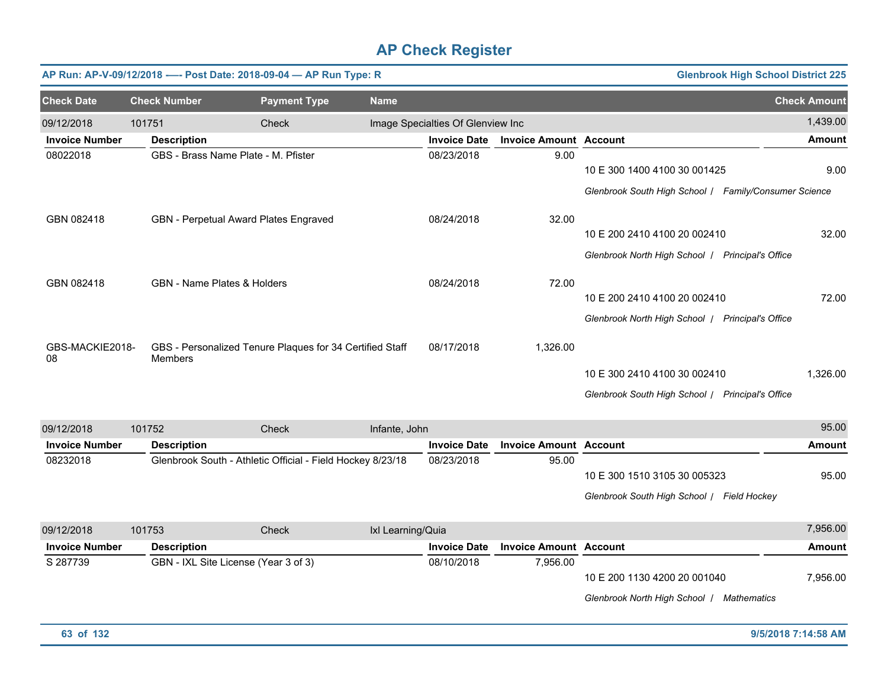# AP Check Register

**AP Run: AP-V-09/12/2018 —- Post Date: 2018-09-04 — AP Run Type: R** **Glenbrook High School District 225**

| Check Date | Check Number | Payment Type | Name | Check Amount |
|---|---|---|---|---|
| 09/12/2018 | 101751 | Check | Image Specialties Of Glenview Inc | 1,439.00 |

| Invoice Number | Description | Invoice Date | Invoice Amount | Account | Amount |
|---|---|---|---|---|---|
| 08022018 | GBS - Brass Name Plate - M. Pfister | 08/23/2018 | 9.00 | 10 E 300 1400 4100 30 001425 | 9.00 |
| | | | | *Glenbrook South High School / Family/Consumer Science* | |
| GBN 082418 | GBN - Perpetual Award Plates Engraved | 08/24/2018 | 32.00 | 10 E 200 2410 4100 20 002410 | 32.00 |
| | | | | *Glenbrook North High School / Principal's Office* | |
| GBN 082418 | GBN - Name Plates & Holders | 08/24/2018 | 72.00 | 10 E 200 2410 4100 20 002410 | 72.00 |
| | | | | *Glenbrook North High School / Principal's Office* | |
| GBS-MACKIE2018-08 | GBS - Personalized Tenure Plaques for 34 Certified Staff Members | 08/17/2018 | 1,326.00 | 10 E 300 2410 4100 30 002410 | 1,326.00 |
| | | | | *Glenbrook South High School / Principal's Office* | |

| Check Date | Check Number | Payment Type | Name | Check Amount |
|---|---|---|---|---|
| 09/12/2018 | 101752 | Check | Infante, John | 95.00 |

| Invoice Number | Description | Invoice Date | Invoice Amount | Account | Amount |
|---|---|---|---|---|---|
| 08232018 | Glenbrook South - Athletic Official - Field Hockey 8/23/18 | 08/23/2018 | 95.00 | 10 E 300 1510 3105 30 005323 | 95.00 |
| | | | | *Glenbrook South High School / Field Hockey* | |

| Check Date | Check Number | Payment Type | Name | Check Amount |
|---|---|---|---|---|
| 09/12/2018 | 101753 | Check | Ixl Learning/Quia | 7,956.00 |

| Invoice Number | Description | Invoice Date | Invoice Amount | Account | Amount |
|---|---|---|---|---|---|
| S 287739 | GBN - IXL Site License (Year 3 of 3) | 08/10/2018 | 7,956.00 | 10 E 200 1130 4200 20 001040 | 7,956.00 |
| | | | | *Glenbrook North High School / Mathematics* | |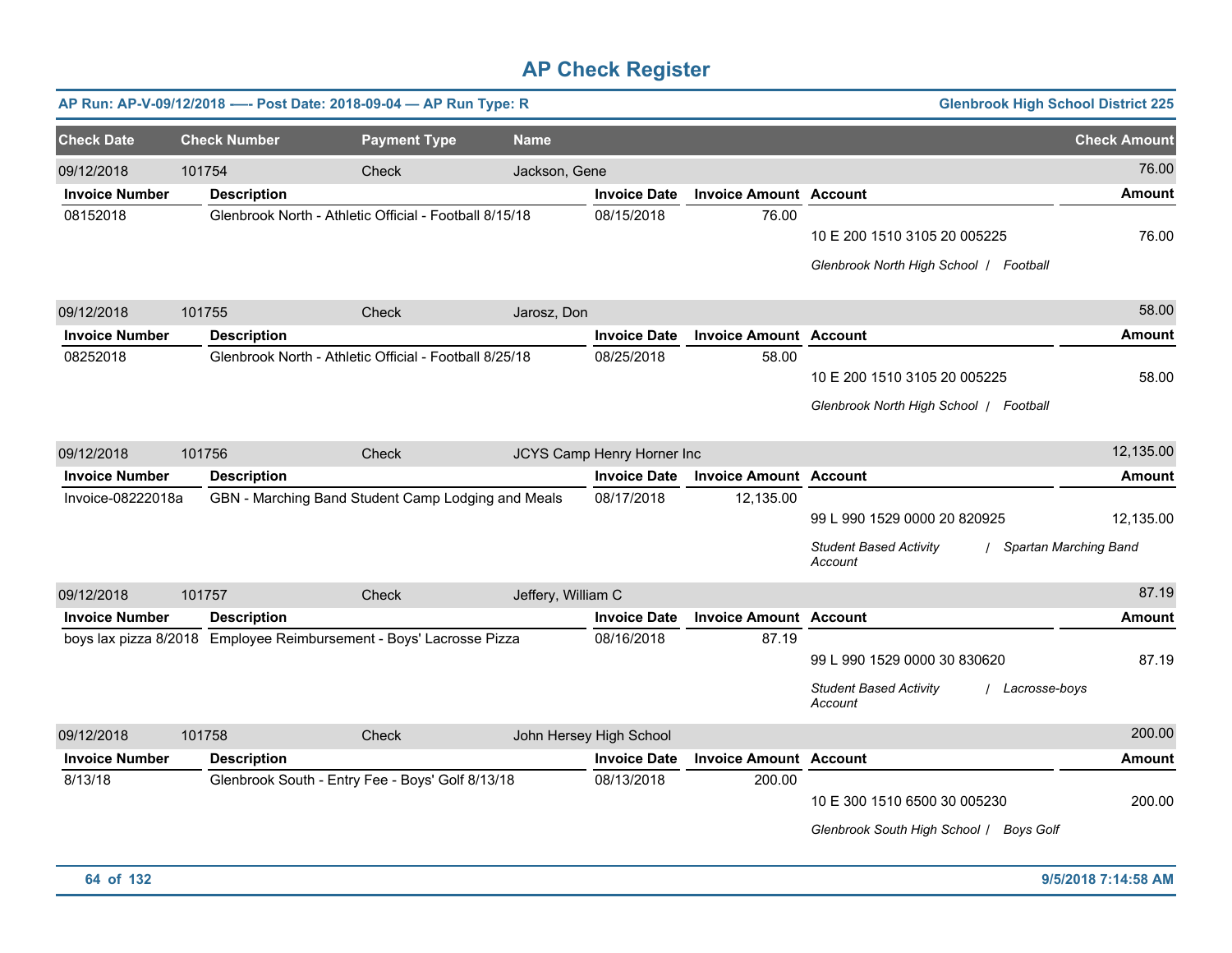# AP Check Register

**AP Run: AP-V-09/12/2018 —- Post Date: 2018-09-04 — AP Run Type: R** | **Glenbrook High School District 225**

| Check Date | Check Number | Payment Type | Name | Check Amount |
|---|---|---|---|---|
| 09/12/2018 | 101754 | Check | Jackson, Gene | 76.00 |

| Invoice Number | Description | Invoice Date | Invoice Amount | Account | Amount |
|---|---|---|---|---|---|
| 08152018 | Glenbrook North - Athletic Official - Football 8/15/18 | 08/15/2018 | 76.00 | 10 E 200 1510 3105 20 005225 | 76.00 |
| | | | | *Glenbrook North High School / Football* | |

| Check Date | Check Number | Payment Type | Name | Check Amount |
|---|---|---|---|---|
| 09/12/2018 | 101755 | Check | Jarosz, Don | 58.00 |

| Invoice Number | Description | Invoice Date | Invoice Amount | Account | Amount |
|---|---|---|---|---|---|
| 08252018 | Glenbrook North - Athletic Official - Football 8/25/18 | 08/25/2018 | 58.00 | 10 E 200 1510 3105 20 005225 | 58.00 |
| | | | | *Glenbrook North High School / Football* | |

| Check Date | Check Number | Payment Type | Name | Check Amount |
|---|---|---|---|---|
| 09/12/2018 | 101756 | Check | JCYS Camp Henry Horner Inc | 12,135.00 |

| Invoice Number | Description | Invoice Date | Invoice Amount | Account | Amount |
|---|---|---|---|---|---|
| Invoice-08222018a | GBN - Marching Band Student Camp Lodging and Meals | 08/17/2018 | 12,135.00 | 99 L 990 1529 0000 20 820925 | 12,135.00 |
| | | | | *Student Based Activity Account / Spartan Marching Band* | |

| Check Date | Check Number | Payment Type | Name | Check Amount |
|---|---|---|---|---|
| 09/12/2018 | 101757 | Check | Jeffery, William C | 87.19 |

| Invoice Number | Description | Invoice Date | Invoice Amount | Account | Amount |
|---|---|---|---|---|---|
| boys lax pizza 8/2018 | Employee Reimbursement - Boys' Lacrosse Pizza | 08/16/2018 | 87.19 | 99 L 990 1529 0000 30 830620 | 87.19 |
| | | | | *Student Based Activity Account / Lacrosse-boys* | |

| Check Date | Check Number | Payment Type | Name | Check Amount |
|---|---|---|---|---|
| 09/12/2018 | 101758 | Check | John Hersey High School | 200.00 |

| Invoice Number | Description | Invoice Date | Invoice Amount | Account | Amount |
|---|---|---|---|---|---|
| 8/13/18 | Glenbrook South - Entry Fee - Boys' Golf 8/13/18 | 08/13/2018 | 200.00 | 10 E 300 1510 6500 30 005230 | 200.00 |
| | | | | *Glenbrook South High School / Boys Golf* | |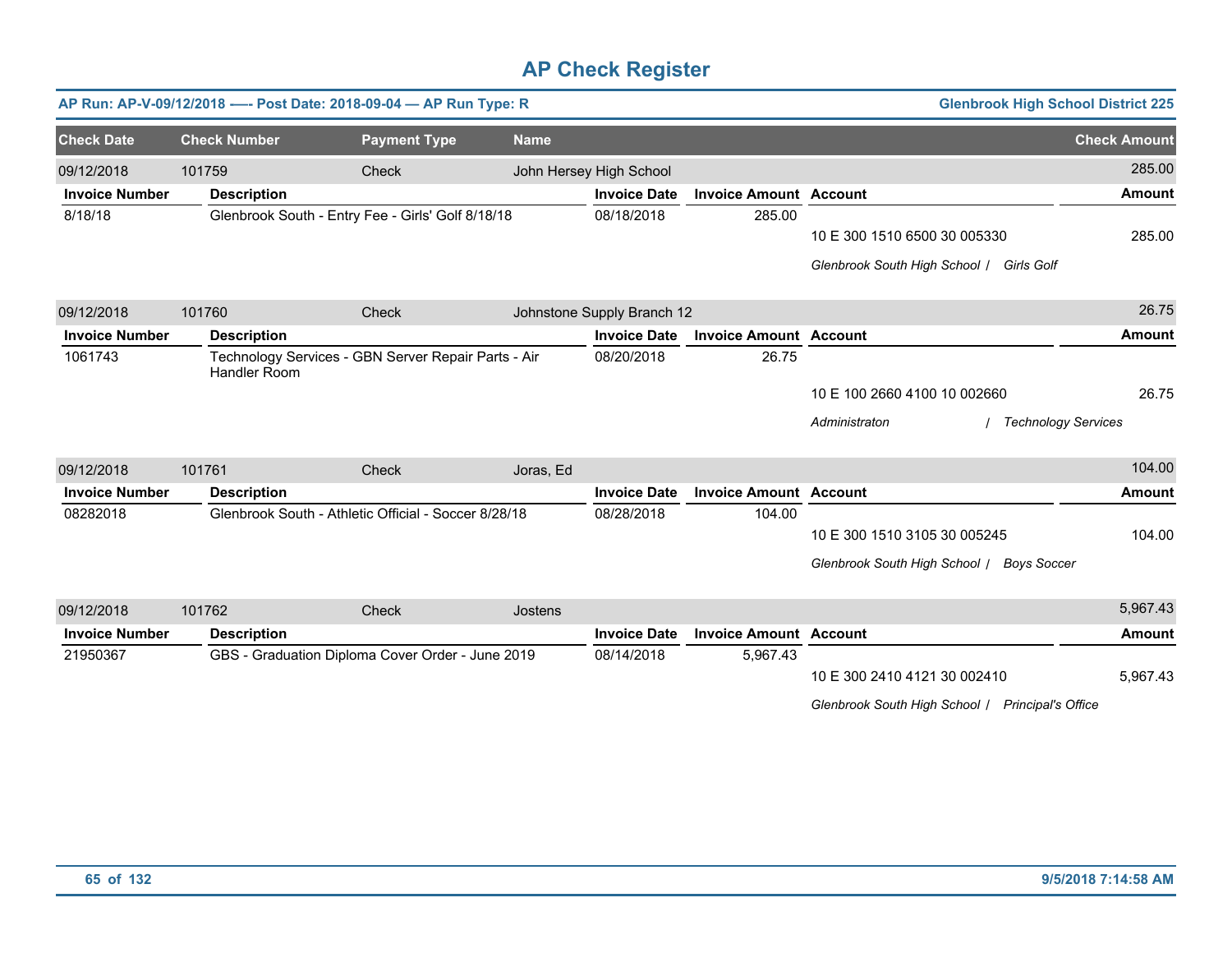# AP Check Register

**AP Run: AP-V-09/12/2018 —- Post Date: 2018-09-04 — AP Run Type: R** — **Glenbrook High School District 225**

| Check Date | Check Number | Payment Type | Name | Check Amount |
|---|---|---|---|---|
| 09/12/2018 | 101759 | Check | John Hersey High School | 285.00 |

| Invoice Number | Description | Invoice Date | Invoice Amount | Account | Amount |
|---|---|---|---|---|---|
| 8/18/18 | Glenbrook South - Entry Fee - Girls' Golf 8/18/18 | 08/18/2018 | 285.00 | 10 E 300 1510 6500 30 005330 | 285.00 |
| | | | | *Glenbrook South High School / Girls Golf* | |

| Check Date | Check Number | Payment Type | Name | Check Amount |
|---|---|---|---|---|
| 09/12/2018 | 101760 | Check | Johnstone Supply Branch 12 | 26.75 |

| Invoice Number | Description | Invoice Date | Invoice Amount | Account | Amount |
|---|---|---|---|---|---|
| 1061743 | Technology Services - GBN Server Repair Parts - Air Handler Room | 08/20/2018 | 26.75 | 10 E 100 2660 4100 10 002660 | 26.75 |
| | | | | *Administraton / Technology Services* | |

| Check Date | Check Number | Payment Type | Name | Check Amount |
|---|---|---|---|---|
| 09/12/2018 | 101761 | Check | Joras, Ed | 104.00 |

| Invoice Number | Description | Invoice Date | Invoice Amount | Account | Amount |
|---|---|---|---|---|---|
| 08282018 | Glenbrook South - Athletic Official - Soccer 8/28/18 | 08/28/2018 | 104.00 | 10 E 300 1510 3105 30 005245 | 104.00 |
| | | | | *Glenbrook South High School / Boys Soccer* | |

| Check Date | Check Number | Payment Type | Name | Check Amount |
|---|---|---|---|---|
| 09/12/2018 | 101762 | Check | Jostens | 5,967.43 |

| Invoice Number | Description | Invoice Date | Invoice Amount | Account | Amount |
|---|---|---|---|---|---|
| 21950367 | GBS - Graduation Diploma Cover Order - June 2019 | 08/14/2018 | 5,967.43 | 10 E 300 2410 4121 30 002410 | 5,967.43 |
| | | | | *Glenbrook South High School / Principal's Office* | |

9/5/2018 7:14:58 AM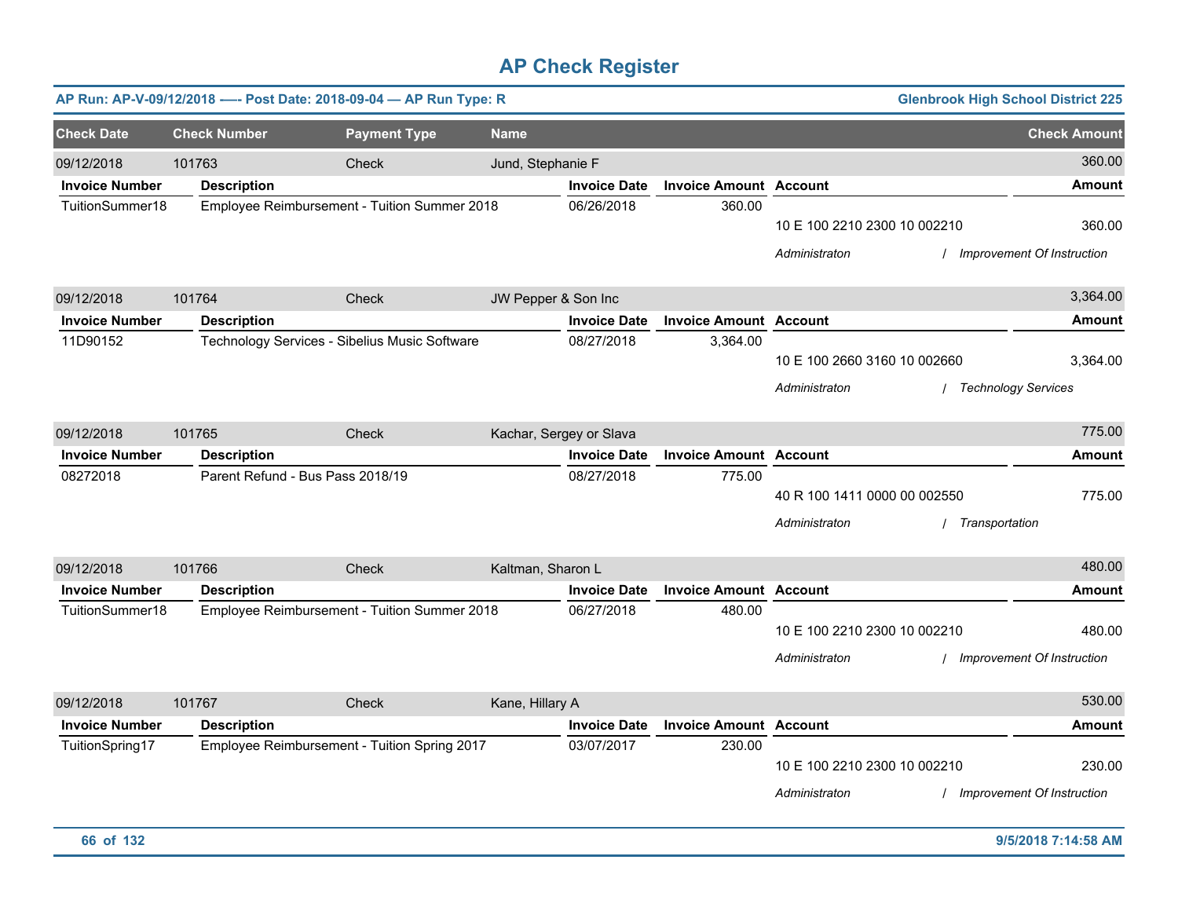# AP Check Register

**AP Run: AP-V-09/12/2018 —- Post Date: 2018-09-04 — AP Run Type: R** | **Glenbrook High School District 225**

| Check Date | Check Number | Payment Type | Name | Check Amount |
|---|---|---|---|---|
| 09/12/2018 | 101763 | Check | Jund, Stephanie F | 360.00 |

| Invoice Number | Description | Invoice Date | Invoice Amount | Account | Amount |
|---|---|---|---|---|---|
| TuitionSummer18 | Employee Reimbursement - Tuition Summer 2018 | 06/26/2018 | 360.00 | | |
| | | | | 10 E 100 2210 2300 10 002210 | 360.00 |
| | | | | *Administraton / Improvement Of Instruction* | |

| Check Date | Check Number | Payment Type | Name | Check Amount |
|---|---|---|---|---|
| 09/12/2018 | 101764 | Check | JW Pepper & Son Inc | 3,364.00 |

| Invoice Number | Description | Invoice Date | Invoice Amount | Account | Amount |
|---|---|---|---|---|---|
| 11D90152 | Technology Services - Sibelius Music Software | 08/27/2018 | 3,364.00 | | |
| | | | | 10 E 100 2660 3160 10 002660 | 3,364.00 |
| | | | | *Administraton / Technology Services* | |

| Check Date | Check Number | Payment Type | Name | Check Amount |
|---|---|---|---|---|
| 09/12/2018 | 101765 | Check | Kachar, Sergey or Slava | 775.00 |

| Invoice Number | Description | Invoice Date | Invoice Amount | Account | Amount |
|---|---|---|---|---|---|
| 08272018 | Parent Refund - Bus Pass 2018/19 | 08/27/2018 | 775.00 | | |
| | | | | 40 R 100 1411 0000 00 002550 | 775.00 |
| | | | | *Administraton / Transportation* | |

| Check Date | Check Number | Payment Type | Name | Check Amount |
|---|---|---|---|---|
| 09/12/2018 | 101766 | Check | Kaltman, Sharon L | 480.00 |

| Invoice Number | Description | Invoice Date | Invoice Amount | Account | Amount |
|---|---|---|---|---|---|
| TuitionSummer18 | Employee Reimbursement - Tuition Summer 2018 | 06/27/2018 | 480.00 | | |
| | | | | 10 E 100 2210 2300 10 002210 | 480.00 |
| | | | | *Administraton / Improvement Of Instruction* | |

| Check Date | Check Number | Payment Type | Name | Check Amount |
|---|---|---|---|---|
| 09/12/2018 | 101767 | Check | Kane, Hillary A | 530.00 |

| Invoice Number | Description | Invoice Date | Invoice Amount | Account | Amount |
|---|---|---|---|---|---|
| TuitionSpring17 | Employee Reimbursement - Tuition Spring 2017 | 03/07/2017 | 230.00 | | |
| | | | | 10 E 100 2210 2300 10 002210 | 230.00 |
| | | | | *Administraton / Improvement Of Instruction* | |

9/5/2018 7:14:58 AM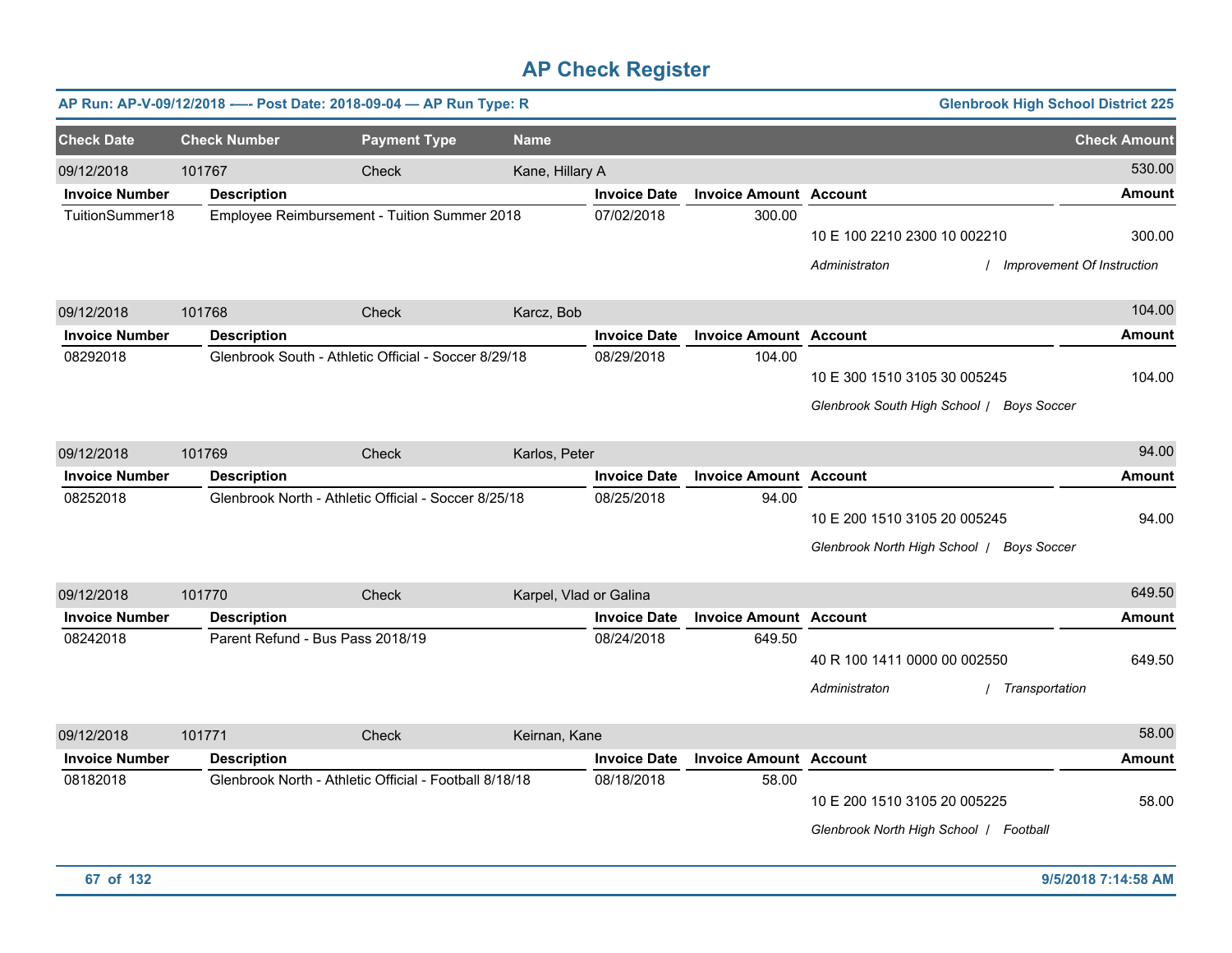# AP Check Register

**AP Run: AP-V-09/12/2018 -—- Post Date: 2018-09-04 — AP Run Type: R** **Glenbrook High School District 225**

| Check Date | Check Number | Payment Type | Name | Check Amount |
|---|---|---|---|---|
| 09/12/2018 | 101767 | Check | Kane, Hillary A | 530.00 |

| Invoice Number | Description | Invoice Date | Invoice Amount | Account | Amount |
|---|---|---|---|---|---|
| TuitionSummer18 | Employee Reimbursement - Tuition Summer 2018 | 07/02/2018 | 300.00 | 10 E 100 2210 2300 10 002210 | 300.00 |
| | | | | *Administraton / Improvement Of Instruction* | |

| Check Date | Check Number | Payment Type | Name | Check Amount |
|---|---|---|---|---|
| 09/12/2018 | 101768 | Check | Karcz, Bob | 104.00 |

| Invoice Number | Description | Invoice Date | Invoice Amount | Account | Amount |
|---|---|---|---|---|---|
| 08292018 | Glenbrook South - Athletic Official - Soccer 8/29/18 | 08/29/2018 | 104.00 | 10 E 300 1510 3105 30 005245 | 104.00 |
| | | | | *Glenbrook South High School / Boys Soccer* | |

| Check Date | Check Number | Payment Type | Name | Check Amount |
|---|---|---|---|---|
| 09/12/2018 | 101769 | Check | Karlos, Peter | 94.00 |

| Invoice Number | Description | Invoice Date | Invoice Amount | Account | Amount |
|---|---|---|---|---|---|
| 08252018 | Glenbrook North - Athletic Official - Soccer 8/25/18 | 08/25/2018 | 94.00 | 10 E 200 1510 3105 20 005245 | 94.00 |
| | | | | *Glenbrook North High School / Boys Soccer* | |

| Check Date | Check Number | Payment Type | Name | Check Amount |
|---|---|---|---|---|
| 09/12/2018 | 101770 | Check | Karpel, Vlad or Galina | 649.50 |

| Invoice Number | Description | Invoice Date | Invoice Amount | Account | Amount |
|---|---|---|---|---|---|
| 08242018 | Parent Refund - Bus Pass 2018/19 | 08/24/2018 | 649.50 | 40 R 100 1411 0000 00 002550 | 649.50 |
| | | | | *Administraton / Transportation* | |

| Check Date | Check Number | Payment Type | Name | Check Amount |
|---|---|---|---|---|
| 09/12/2018 | 101771 | Check | Keirnan, Kane | 58.00 |

| Invoice Number | Description | Invoice Date | Invoice Amount | Account | Amount |
|---|---|---|---|---|---|
| 08182018 | Glenbrook North - Athletic Official - Football 8/18/18 | 08/18/2018 | 58.00 | 10 E 200 1510 3105 20 005225 | 58.00 |
| | | | | *Glenbrook North High School / Football* | |

9/5/2018 7:14:58 AM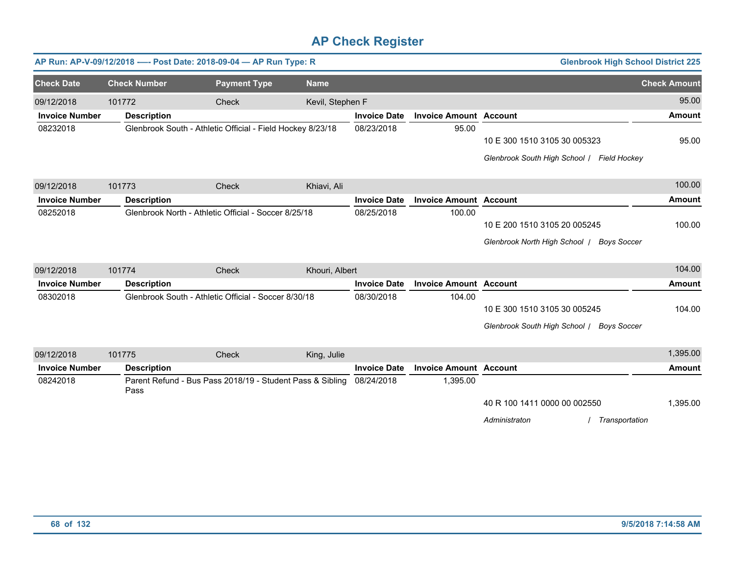# AP Check Register

**AP Run: AP-V-09/12/2018 —- Post Date: 2018-09-04 — AP Run Type: R** | **Glenbrook High School District 225**

| Check Date | Check Number | Payment Type | Name | Check Amount |
|---|---|---|---|---|
| 09/12/2018 | 101772 | Check | Kevil, Stephen F | 95.00 |

| Invoice Number | Description | Invoice Date | Invoice Amount | Account | Amount |
|---|---|---|---|---|---|
| 08232018 | Glenbrook South - Athletic Official - Field Hockey 8/23/18 | 08/23/2018 | 95.00 | | |
| | | | | 10 E 300 1510 3105 30 005323 | 95.00 |
| | | | | *Glenbrook South High School / Field Hockey* | |

| Check Date | Check Number | Payment Type | Name | Check Amount |
|---|---|---|---|---|
| 09/12/2018 | 101773 | Check | Khiavi, Ali | 100.00 |

| Invoice Number | Description | Invoice Date | Invoice Amount | Account | Amount |
|---|---|---|---|---|---|
| 08252018 | Glenbrook North - Athletic Official - Soccer 8/25/18 | 08/25/2018 | 100.00 | | |
| | | | | 10 E 200 1510 3105 20 005245 | 100.00 |
| | | | | *Glenbrook North High School / Boys Soccer* | |

| Check Date | Check Number | Payment Type | Name | Check Amount |
|---|---|---|---|---|
| 09/12/2018 | 101774 | Check | Khouri, Albert | 104.00 |

| Invoice Number | Description | Invoice Date | Invoice Amount | Account | Amount |
|---|---|---|---|---|---|
| 08302018 | Glenbrook South - Athletic Official - Soccer 8/30/18 | 08/30/2018 | 104.00 | | |
| | | | | 10 E 300 1510 3105 30 005245 | 104.00 |
| | | | | *Glenbrook South High School / Boys Soccer* | |

| Check Date | Check Number | Payment Type | Name | Check Amount |
|---|---|---|---|---|
| 09/12/2018 | 101775 | Check | King, Julie | 1,395.00 |

| Invoice Number | Description | Invoice Date | Invoice Amount | Account | Amount |
|---|---|---|---|---|---|
| 08242018 | Parent Refund - Bus Pass 2018/19 - Student Pass & Sibling Pass | 08/24/2018 | 1,395.00 | | |
| | | | | 40 R 100 1411 0000 00 002550 | 1,395.00 |
| | | | | *Administraton / Transportation* | |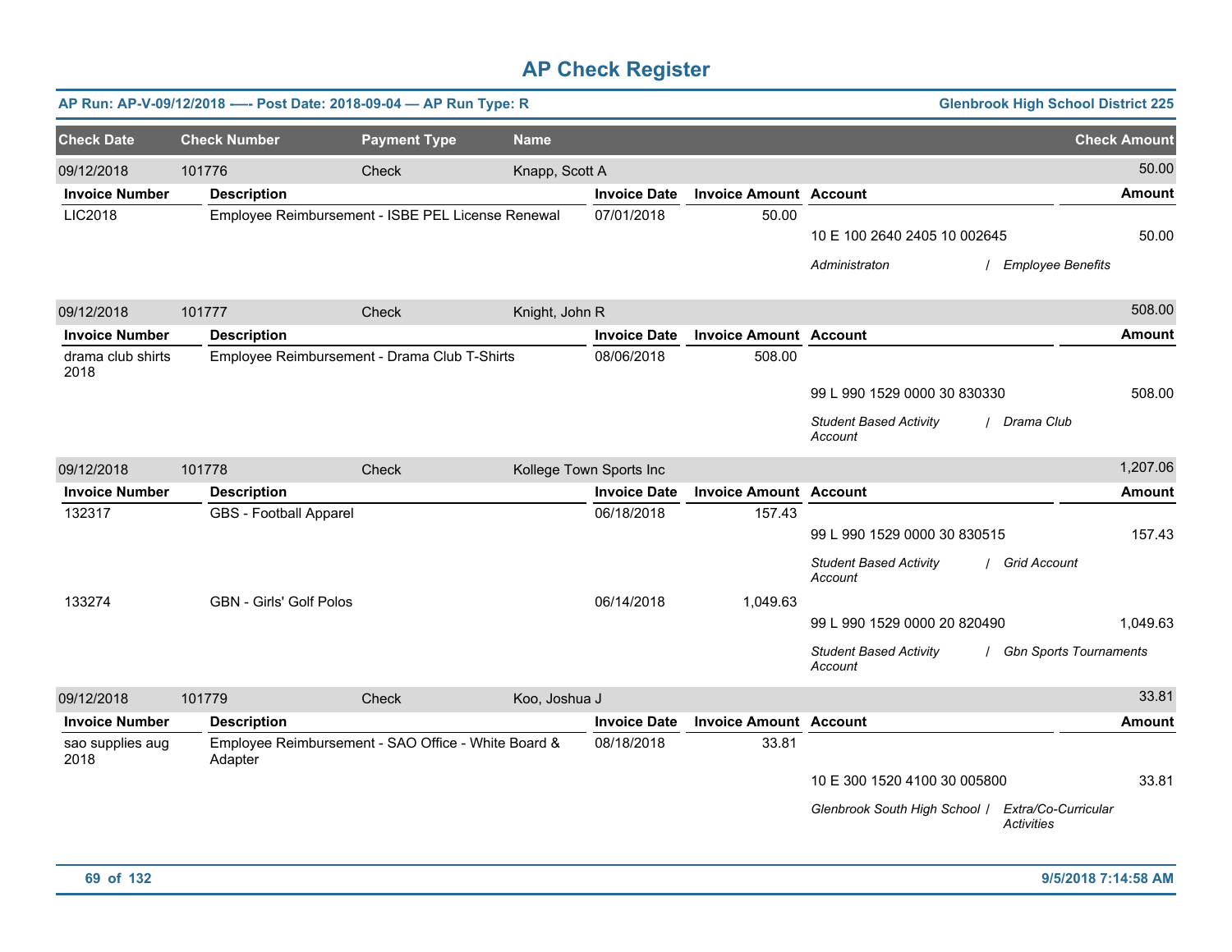# AP Check Register

**AP Run: AP-V-09/12/2018 —- Post Date: 2018-09-04 — AP Run Type: R** | **Glenbrook High School District 225**

| Check Date | Check Number | Payment Type | Name | Check Amount |
|---|---|---|---|---|
| 09/12/2018 | 101776 | Check | Knapp, Scott A | 50.00 |

| Invoice Number | Description | Invoice Date | Invoice Amount | Account | Amount |
|---|---|---|---|---|---|
| LIC2018 | Employee Reimbursement - ISBE PEL License Renewal | 07/01/2018 | 50.00 | | |
| | | | | 10 E 100 2640 2405 10 002645 | 50.00 |
| | | | | *Administraton / Employee Benefits* | |

| Check Date | Check Number | Payment Type | Name | Check Amount |
|---|---|---|---|---|
| 09/12/2018 | 101777 | Check | Knight, John R | 508.00 |

| Invoice Number | Description | Invoice Date | Invoice Amount | Account | Amount |
|---|---|---|---|---|---|
| drama club shirts 2018 | Employee Reimbursement - Drama Club T-Shirts | 08/06/2018 | 508.00 | | |
| | | | | 99 L 990 1529 0000 30 830330 | 508.00 |
| | | | | *Student Based Activity Account / Drama Club* | |

| Check Date | Check Number | Payment Type | Name | Check Amount |
|---|---|---|---|---|
| 09/12/2018 | 101778 | Check | Kollege Town Sports Inc | 1,207.06 |

| Invoice Number | Description | Invoice Date | Invoice Amount | Account | Amount |
|---|---|---|---|---|---|
| 132317 | GBS - Football Apparel | 06/18/2018 | 157.43 | | |
| | | | | 99 L 990 1529 0000 30 830515 | 157.43 |
| | | | | *Student Based Activity Account / Grid Account* | |
| 133274 | GBN - Girls' Golf Polos | 06/14/2018 | 1,049.63 | | |
| | | | | 99 L 990 1529 0000 20 820490 | 1,049.63 |
| | | | | *Student Based Activity Account / Gbn Sports Tournaments* | |

| Check Date | Check Number | Payment Type | Name | Check Amount |
|---|---|---|---|---|
| 09/12/2018 | 101779 | Check | Koo, Joshua J | 33.81 |

| Invoice Number | Description | Invoice Date | Invoice Amount | Account | Amount |
|---|---|---|---|---|---|
| sao supplies aug 2018 | Employee Reimbursement - SAO Office - White Board & Adapter | 08/18/2018 | 33.81 | | |
| | | | | 10 E 300 1520 4100 30 005800 | 33.81 |
| | | | | *Glenbrook South High School / Extra/Co-Curricular Activities* | |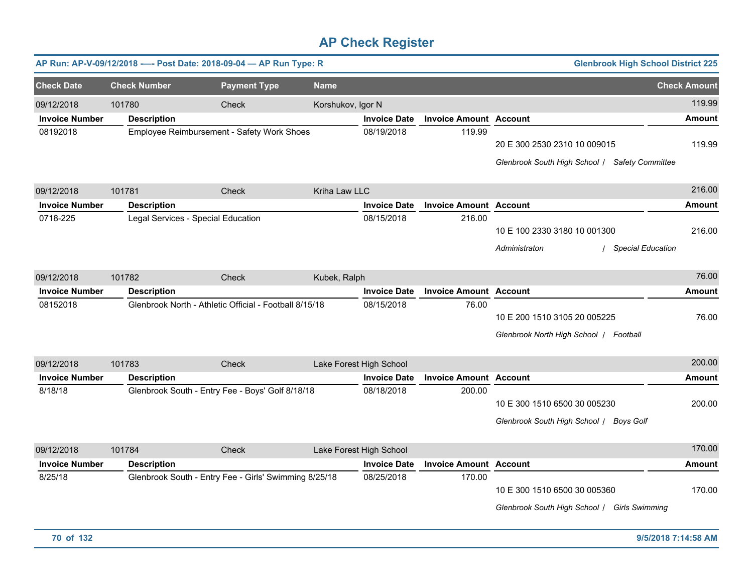# AP Check Register

**AP Run: AP-V-09/12/2018 -—- Post Date: 2018-09-04 — AP Run Type: R** — **Glenbrook High School District 225**

| Check Date | Check Number | Payment Type | Name | Check Amount |
|---|---|---|---|---|
| 09/12/2018 | 101780 | Check | Korshukov, Igor N | 119.99 |

| Invoice Number | Description | Invoice Date | Invoice Amount | Account | Amount |
|---|---|---|---|---|---|
| 08192018 | Employee Reimbursement - Safety Work Shoes | 08/19/2018 | 119.99 | 20 E 300 2530 2310 10 009015 | 119.99 |
| | | | | *Glenbrook South High School / Safety Committee* | |

| Check Date | Check Number | Payment Type | Name | Check Amount |
|---|---|---|---|---|
| 09/12/2018 | 101781 | Check | Kriha Law LLC | 216.00 |

| Invoice Number | Description | Invoice Date | Invoice Amount | Account | Amount |
|---|---|---|---|---|---|
| 0718-225 | Legal Services - Special Education | 08/15/2018 | 216.00 | 10 E 100 2330 3180 10 001300 | 216.00 |
| | | | | *Administraton / Special Education* | |

| Check Date | Check Number | Payment Type | Name | Check Amount |
|---|---|---|---|---|
| 09/12/2018 | 101782 | Check | Kubek, Ralph | 76.00 |

| Invoice Number | Description | Invoice Date | Invoice Amount | Account | Amount |
|---|---|---|---|---|---|
| 08152018 | Glenbrook North - Athletic Official - Football 8/15/18 | 08/15/2018 | 76.00 | 10 E 200 1510 3105 20 005225 | 76.00 |
| | | | | *Glenbrook North High School / Football* | |

| Check Date | Check Number | Payment Type | Name | Check Amount |
|---|---|---|---|---|
| 09/12/2018 | 101783 | Check | Lake Forest High School | 200.00 |

| Invoice Number | Description | Invoice Date | Invoice Amount | Account | Amount |
|---|---|---|---|---|---|
| 8/18/18 | Glenbrook South - Entry Fee - Boys' Golf 8/18/18 | 08/18/2018 | 200.00 | 10 E 300 1510 6500 30 005230 | 200.00 |
| | | | | *Glenbrook South High School / Boys Golf* | |

| Check Date | Check Number | Payment Type | Name | Check Amount |
|---|---|---|---|---|
| 09/12/2018 | 101784 | Check | Lake Forest High School | 170.00 |

| Invoice Number | Description | Invoice Date | Invoice Amount | Account | Amount |
|---|---|---|---|---|---|
| 8/25/18 | Glenbrook South - Entry Fee - Girls' Swimming 8/25/18 | 08/25/2018 | 170.00 | 10 E 300 1510 6500 30 005360 | 170.00 |
| | | | | *Glenbrook South High School / Girls Swimming* | |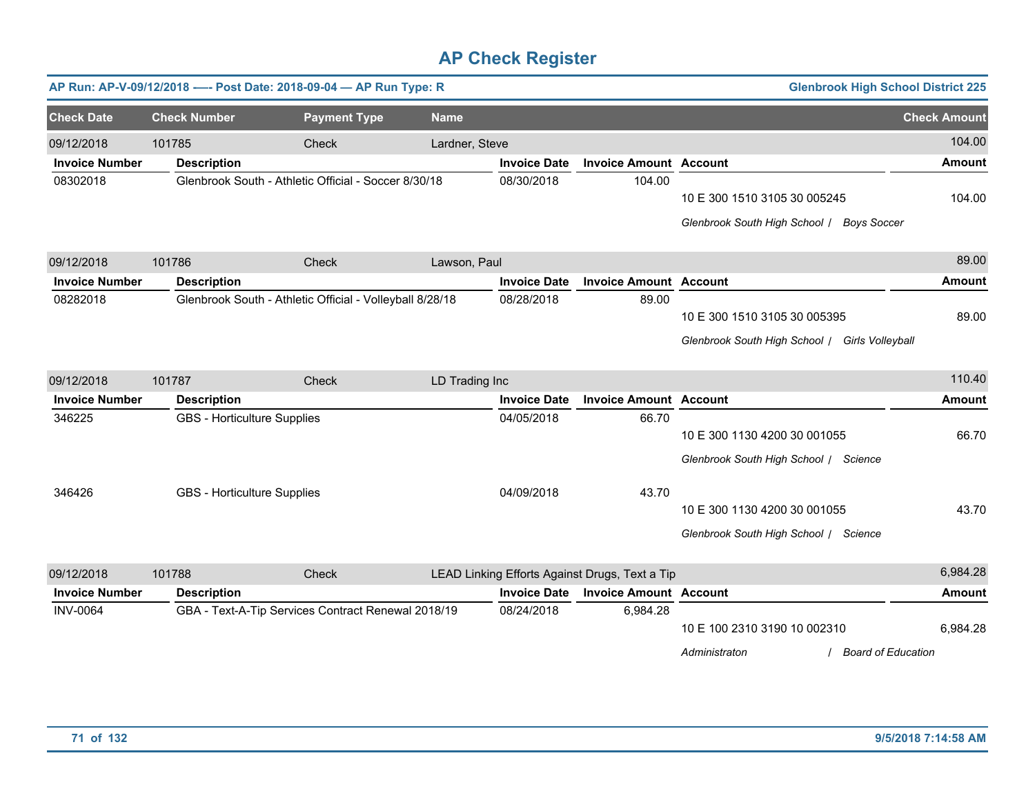# AP Check Register

**AP Run: AP-V-09/12/2018 —- Post Date: 2018-09-04 — AP Run Type: R** | **Glenbrook High School District 225**

| Check Date | Check Number | Payment Type | Name | | | | Check Amount |
|---|---|---|---|---|---|---|---|
| 09/12/2018 | 101785 | Check | Lardner, Steve | | | | 104.00 |
| **Invoice Number** | **Description** | | | **Invoice Date** | **Invoice Amount** | **Account** | **Amount** |
| 08302018 | Glenbrook South - Athletic Official - Soccer 8/30/18 | | | 08/30/2018 | 104.00 | 10 E 300 1510 3105 30 005245 | 104.00 |
| | | | | | | *Glenbrook South High School / Boys Soccer* | |
| 09/12/2018 | 101786 | Check | Lawson, Paul | | | | 89.00 |
| **Invoice Number** | **Description** | | | **Invoice Date** | **Invoice Amount** | **Account** | **Amount** |
| 08282018 | Glenbrook South - Athletic Official - Volleyball 8/28/18 | | | 08/28/2018 | 89.00 | 10 E 300 1510 3105 30 005395 | 89.00 |
| | | | | | | *Glenbrook South High School / Girls Volleyball* | |
| 09/12/2018 | 101787 | Check | LD Trading Inc | | | | 110.40 |
| **Invoice Number** | **Description** | | | **Invoice Date** | **Invoice Amount** | **Account** | **Amount** |
| 346225 | GBS - Horticulture Supplies | | | 04/05/2018 | 66.70 | 10 E 300 1130 4200 30 001055 | 66.70 |
| | | | | | | *Glenbrook South High School / Science* | |
| 346426 | GBS - Horticulture Supplies | | | 04/09/2018 | 43.70 | 10 E 300 1130 4200 30 001055 | 43.70 |
| | | | | | | *Glenbrook South High School / Science* | |
| 09/12/2018 | 101788 | Check | LEAD Linking Efforts Against Drugs, Text a Tip | | | | 6,984.28 |
| **Invoice Number** | **Description** | | | **Invoice Date** | **Invoice Amount** | **Account** | **Amount** |
| INV-0064 | GBA - Text-A-Tip Services Contract Renewal 2018/19 | | | 08/24/2018 | 6,984.28 | 10 E 100 2310 3190 10 002310 | 6,984.28 |
| | | | | | | *Administraton / Board of Education* | |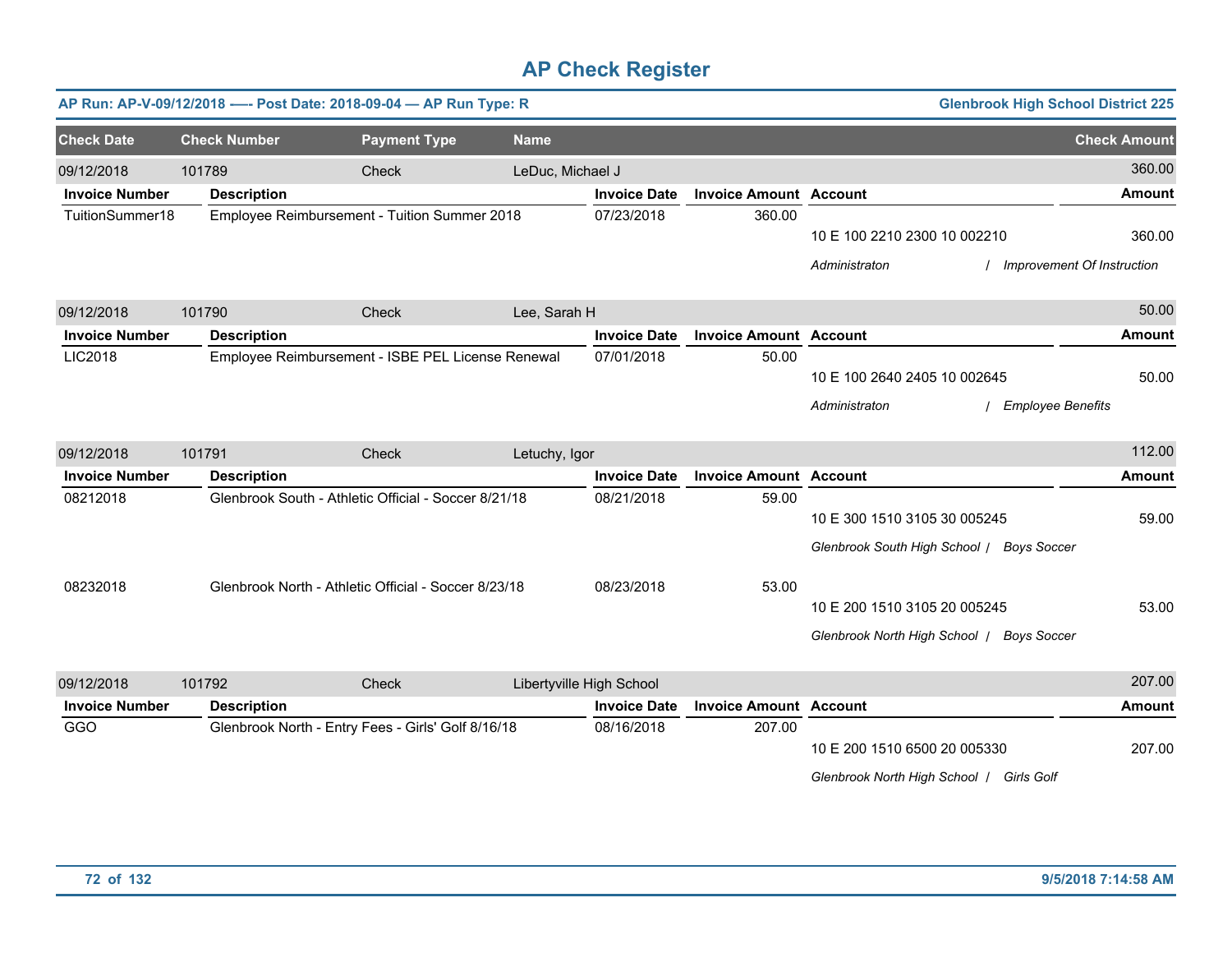# AP Check Register

**AP Run: AP-V-09/12/2018 —- Post Date: 2018-09-04 — AP Run Type: R** | **Glenbrook High School District 225**

| Check Date | Check Number | Payment Type | Name | Check Amount |
|---|---|---|---|---|
| 09/12/2018 | 101789 | Check | LeDuc, Michael J | 360.00 |

| Invoice Number | Description | Invoice Date | Invoice Amount | Account | Amount |
|---|---|---|---|---|---|
| TuitionSummer18 | Employee Reimbursement - Tuition Summer 2018 | 07/23/2018 | 360.00 | 10 E 100 2210 2300 10 002210 | 360.00 |
| | | | | *Administraton / Improvement Of Instruction* | |

| Check Date | Check Number | Payment Type | Name | Check Amount |
|---|---|---|---|---|
| 09/12/2018 | 101790 | Check | Lee, Sarah H | 50.00 |

| Invoice Number | Description | Invoice Date | Invoice Amount | Account | Amount |
|---|---|---|---|---|---|
| LIC2018 | Employee Reimbursement - ISBE PEL License Renewal | 07/01/2018 | 50.00 | 10 E 100 2640 2405 10 002645 | 50.00 |
| | | | | *Administraton / Employee Benefits* | |

| Check Date | Check Number | Payment Type | Name | Check Amount |
|---|---|---|---|---|
| 09/12/2018 | 101791 | Check | Letuchy, Igor | 112.00 |

| Invoice Number | Description | Invoice Date | Invoice Amount | Account | Amount |
|---|---|---|---|---|---|
| 08212018 | Glenbrook South - Athletic Official - Soccer 8/21/18 | 08/21/2018 | 59.00 | 10 E 300 1510 3105 30 005245 | 59.00 |
| | | | | *Glenbrook South High School / Boys Soccer* | |
| 08232018 | Glenbrook North - Athletic Official - Soccer 8/23/18 | 08/23/2018 | 53.00 | 10 E 200 1510 3105 20 005245 | 53.00 |
| | | | | *Glenbrook North High School / Boys Soccer* | |

| Check Date | Check Number | Payment Type | Name | Check Amount |
|---|---|---|---|---|
| 09/12/2018 | 101792 | Check | Libertyville High School | 207.00 |

| Invoice Number | Description | Invoice Date | Invoice Amount | Account | Amount |
|---|---|---|---|---|---|
| GGO | Glenbrook North - Entry Fees - Girls' Golf 8/16/18 | 08/16/2018 | 207.00 | 10 E 200 1510 6500 20 005330 | 207.00 |
| | | | | *Glenbrook North High School / Girls Golf* | |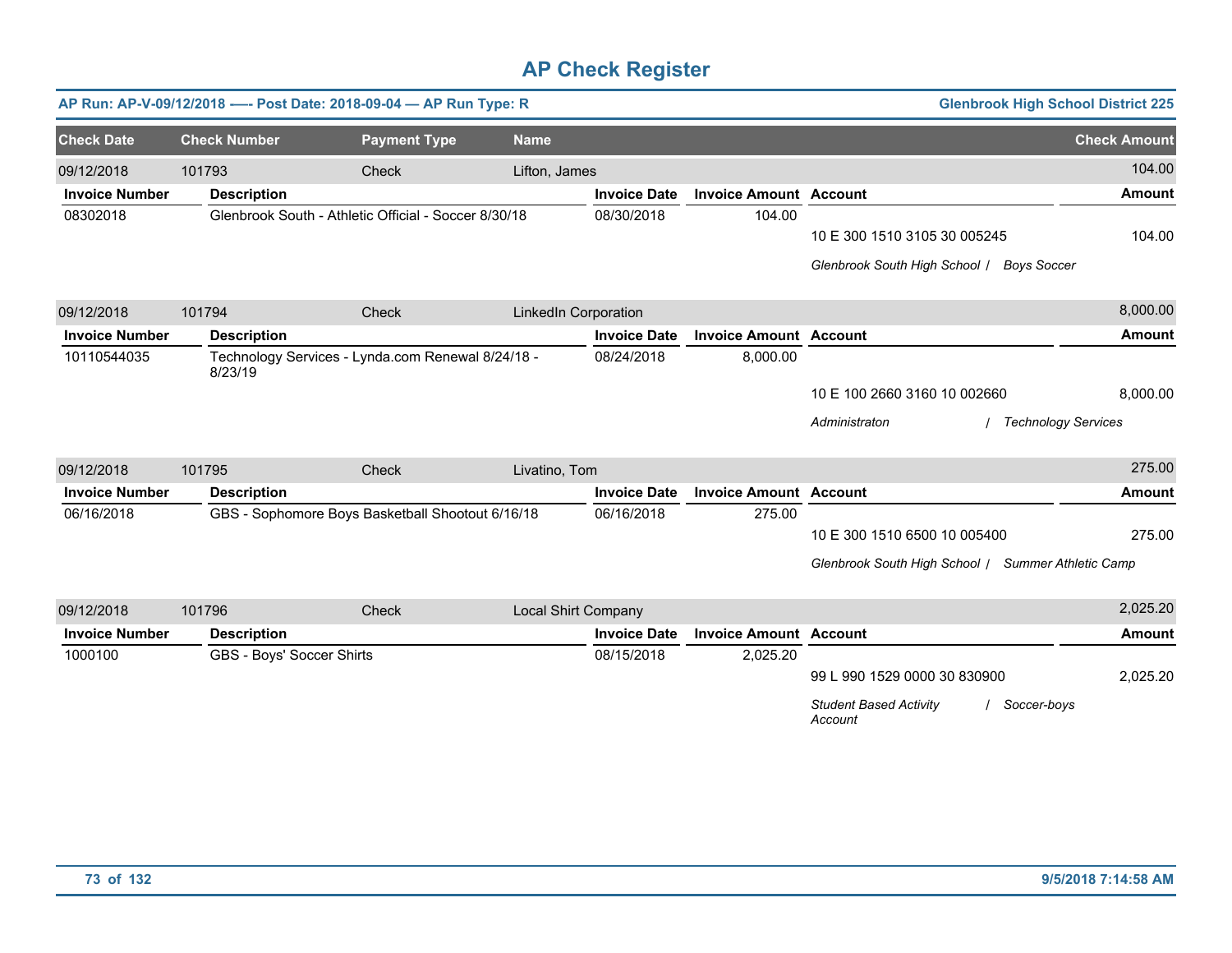# AP Check Register

**AP Run: AP-V-09/12/2018 —- Post Date: 2018-09-04 — AP Run Type: R** — **Glenbrook High School District 225**

| Check Date | Check Number | Payment Type | Name | Check Amount |
|---|---|---|---|---|
| 09/12/2018 | 101793 | Check | Lifton, James | 104.00 |

| Invoice Number | Description | Invoice Date | Invoice Amount | Account | Amount |
|---|---|---|---|---|---|
| 08302018 | Glenbrook South - Athletic Official - Soccer 8/30/18 | 08/30/2018 | 104.00 | | |
| | | | | 10 E 300 1510 3105 30 005245 | 104.00 |
| | | | | *Glenbrook South High School / Boys Soccer* | |

| Check Date | Check Number | Payment Type | Name | Check Amount |
|---|---|---|---|---|
| 09/12/2018 | 101794 | Check | LinkedIn Corporation | 8,000.00 |

| Invoice Number | Description | Invoice Date | Invoice Amount | Account | Amount |
|---|---|---|---|---|---|
| 10110544035 | Technology Services - Lynda.com Renewal 8/24/18 - 8/23/19 | 08/24/2018 | 8,000.00 | | |
| | | | | 10 E 100 2660 3160 10 002660 | 8,000.00 |
| | | | | *Administraton / Technology Services* | |

| Check Date | Check Number | Payment Type | Name | Check Amount |
|---|---|---|---|---|
| 09/12/2018 | 101795 | Check | Livatino, Tom | 275.00 |

| Invoice Number | Description | Invoice Date | Invoice Amount | Account | Amount |
|---|---|---|---|---|---|
| 06/16/2018 | GBS - Sophomore Boys Basketball Shootout 6/16/18 | 06/16/2018 | 275.00 | | |
| | | | | 10 E 300 1510 6500 10 005400 | 275.00 |
| | | | | *Glenbrook South High School / Summer Athletic Camp* | |

| Check Date | Check Number | Payment Type | Name | Check Amount |
|---|---|---|---|---|
| 09/12/2018 | 101796 | Check | Local Shirt Company | 2,025.20 |

| Invoice Number | Description | Invoice Date | Invoice Amount | Account | Amount |
|---|---|---|---|---|---|
| 1000100 | GBS - Boys' Soccer Shirts | 08/15/2018 | 2,025.20 | | |
| | | | | 99 L 990 1529 0000 30 830900 | 2,025.20 |
| | | | | *Student Based Activity Account / Soccer-boys* | |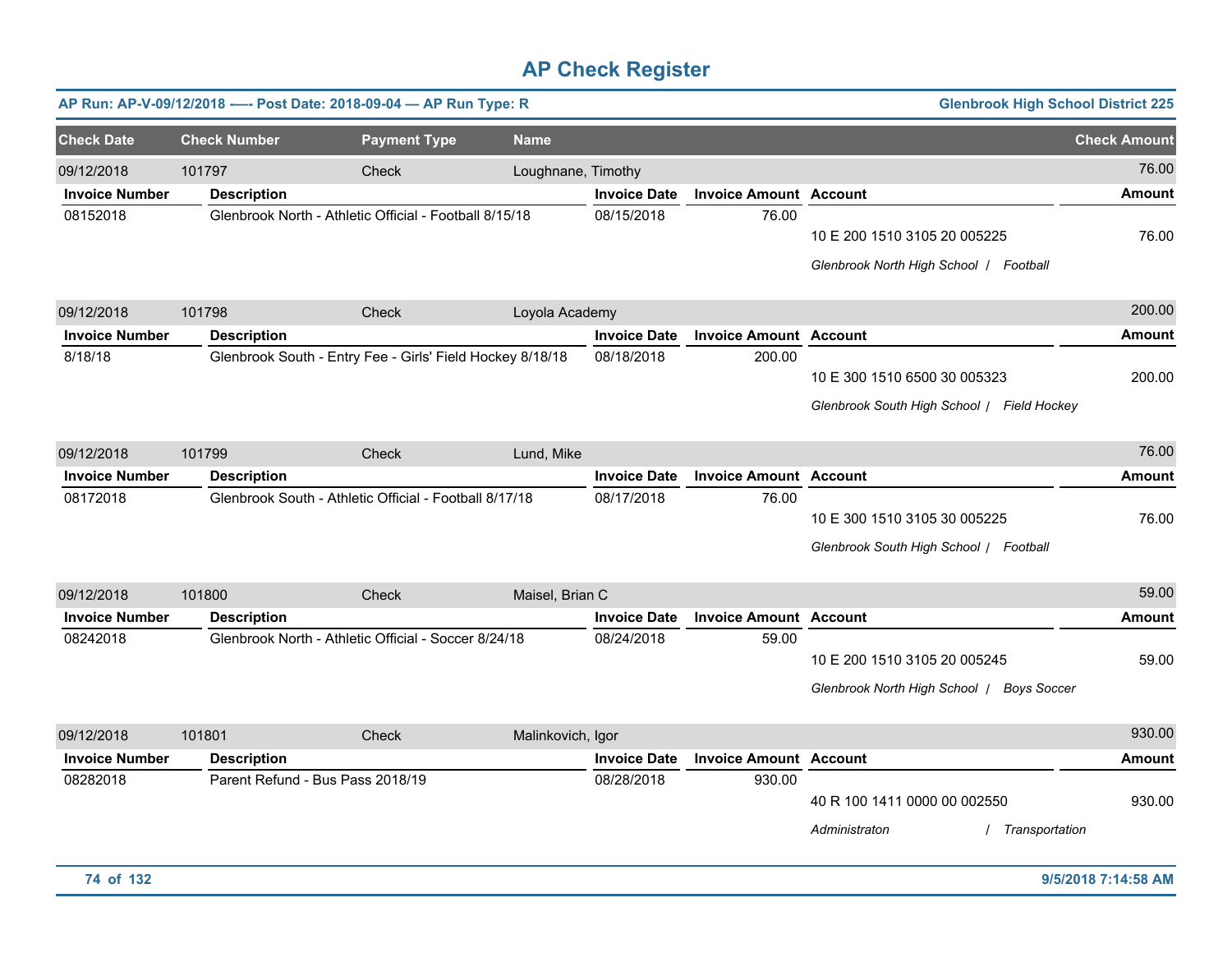# AP Check Register

**AP Run: AP-V-09/12/2018 —- Post Date: 2018-09-04 — AP Run Type: R** | **Glenbrook High School District 225**

| Check Date | Check Number | Payment Type | Name | Check Amount |
|---|---|---|---|---|
| 09/12/2018 | 101797 | Check | Loughnane, Timothy | 76.00 |

| Invoice Number | Description | Invoice Date | Invoice Amount | Account | Amount |
|---|---|---|---|---|---|
| 08152018 | Glenbrook North - Athletic Official - Football 8/15/18 | 08/15/2018 | 76.00 | | |
| | | | | 10 E 200 1510 3105 20 005225 | 76.00 |
| | | | | *Glenbrook North High School / Football* | |

| Check Date | Check Number | Payment Type | Name | Check Amount |
|---|---|---|---|---|
| 09/12/2018 | 101798 | Check | Loyola Academy | 200.00 |

| Invoice Number | Description | Invoice Date | Invoice Amount | Account | Amount |
|---|---|---|---|---|---|
| 8/18/18 | Glenbrook South - Entry Fee - Girls' Field Hockey 8/18/18 | 08/18/2018 | 200.00 | | |
| | | | | 10 E 300 1510 6500 30 005323 | 200.00 |
| | | | | *Glenbrook South High School / Field Hockey* | |

| Check Date | Check Number | Payment Type | Name | Check Amount |
|---|---|---|---|---|
| 09/12/2018 | 101799 | Check | Lund, Mike | 76.00 |

| Invoice Number | Description | Invoice Date | Invoice Amount | Account | Amount |
|---|---|---|---|---|---|
| 08172018 | Glenbrook South - Athletic Official - Football 8/17/18 | 08/17/2018 | 76.00 | | |
| | | | | 10 E 300 1510 3105 30 005225 | 76.00 |
| | | | | *Glenbrook South High School / Football* | |

| Check Date | Check Number | Payment Type | Name | Check Amount |
|---|---|---|---|---|
| 09/12/2018 | 101800 | Check | Maisel, Brian C | 59.00 |

| Invoice Number | Description | Invoice Date | Invoice Amount | Account | Amount |
|---|---|---|---|---|---|
| 08242018 | Glenbrook North - Athletic Official - Soccer 8/24/18 | 08/24/2018 | 59.00 | | |
| | | | | 10 E 200 1510 3105 20 005245 | 59.00 |
| | | | | *Glenbrook North High School / Boys Soccer* | |

| Check Date | Check Number | Payment Type | Name | Check Amount |
|---|---|---|---|---|
| 09/12/2018 | 101801 | Check | Malinkovich, Igor | 930.00 |

| Invoice Number | Description | Invoice Date | Invoice Amount | Account | Amount |
|---|---|---|---|---|---|
| 08282018 | Parent Refund - Bus Pass 2018/19 | 08/28/2018 | 930.00 | | |
| | | | | 40 R 100 1411 0000 00 002550 | 930.00 |
| | | | | *Administraton / Transportation* | |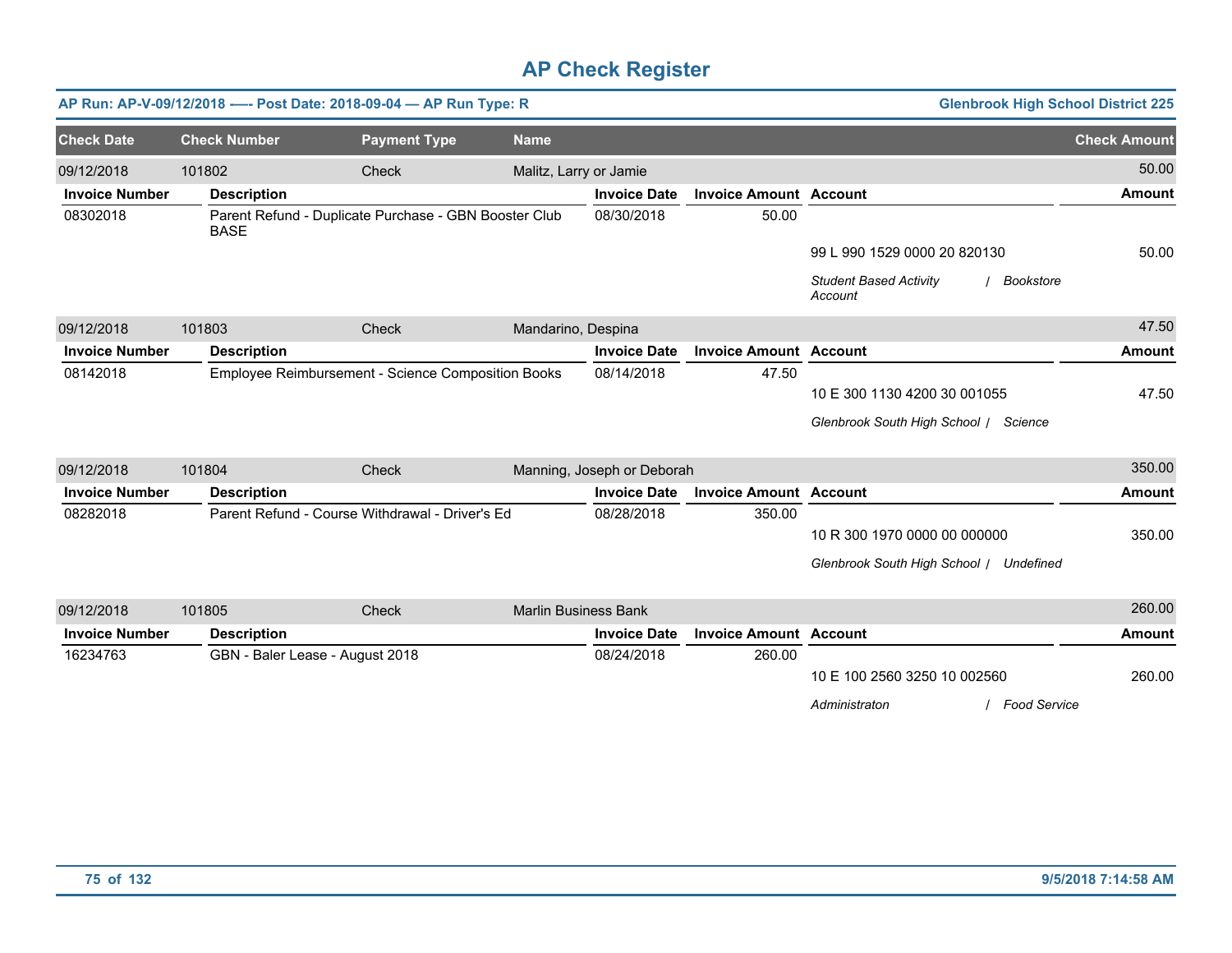# AP Check Register

**AP Run: AP-V-09/12/2018 —- Post Date: 2018-09-04 — AP Run Type: R** | **Glenbrook High School District 225**

| Check Date | Check Number | Payment Type | Name | Check Amount |
|---|---|---|---|---|
| 09/12/2018 | 101802 | Check | Malitz, Larry or Jamie | 50.00 |

| Invoice Number | Description | Invoice Date | Invoice Amount | Account | Amount |
|---|---|---|---|---|---|
| 08302018 | Parent Refund - Duplicate Purchase - GBN Booster Club BASE | 08/30/2018 | 50.00 | | |
| | | | | 99 L 990 1529 0000 20 820130 | 50.00 |
| | | | | *Student Based Activity Account / Bookstore* | |

| Check Date | Check Number | Payment Type | Name | Check Amount |
|---|---|---|---|---|
| 09/12/2018 | 101803 | Check | Mandarino, Despina | 47.50 |

| Invoice Number | Description | Invoice Date | Invoice Amount | Account | Amount |
|---|---|---|---|---|---|
| 08142018 | Employee Reimbursement - Science Composition Books | 08/14/2018 | 47.50 | | |
| | | | | 10 E 300 1130 4200 30 001055 | 47.50 |
| | | | | *Glenbrook South High School / Science* | |

| Check Date | Check Number | Payment Type | Name | Check Amount |
|---|---|---|---|---|
| 09/12/2018 | 101804 | Check | Manning, Joseph or Deborah | 350.00 |

| Invoice Number | Description | Invoice Date | Invoice Amount | Account | Amount |
|---|---|---|---|---|---|
| 08282018 | Parent Refund - Course Withdrawal - Driver's Ed | 08/28/2018 | 350.00 | | |
| | | | | 10 R 300 1970 0000 00 000000 | 350.00 |
| | | | | *Glenbrook South High School / Undefined* | |

| Check Date | Check Number | Payment Type | Name | Check Amount |
|---|---|---|---|---|
| 09/12/2018 | 101805 | Check | Marlin Business Bank | 260.00 |

| Invoice Number | Description | Invoice Date | Invoice Amount | Account | Amount |
|---|---|---|---|---|---|
| 16234763 | GBN - Baler Lease - August 2018 | 08/24/2018 | 260.00 | | |
| | | | | 10 E 100 2560 3250 10 002560 | 260.00 |
| | | | | *Administraton / Food Service* | |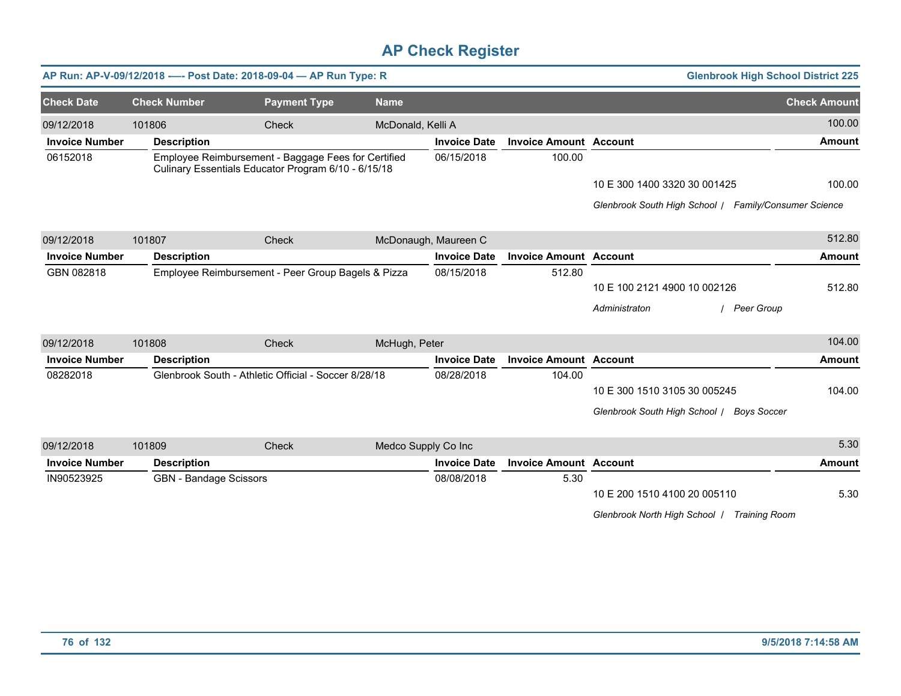# AP Check Register

**AP Run: AP-V-09/12/2018 —- Post Date: 2018-09-04 — AP Run Type: R** | **Glenbrook High School District 225**

| Check Date | Check Number | Payment Type | Name | Check Amount |
|---|---|---|---|---|
| 09/12/2018 | 101806 | Check | McDonald, Kelli A | 100.00 |

| Invoice Number | Description | Invoice Date | Invoice Amount | Account | Amount |
|---|---|---|---|---|---|
| 06152018 | Employee Reimbursement - Baggage Fees for Certified Culinary Essentials Educator Program 6/10 - 6/15/18 | 06/15/2018 | 100.00 | | |
| | | | | 10 E 300 1400 3320 30 001425 | 100.00 |
| | | | | *Glenbrook South High School / Family/Consumer Science* | |

| Check Date | Check Number | Payment Type | Name | Check Amount |
|---|---|---|---|---|
| 09/12/2018 | 101807 | Check | McDonaugh, Maureen C | 512.80 |

| Invoice Number | Description | Invoice Date | Invoice Amount | Account | Amount |
|---|---|---|---|---|---|
| GBN 082818 | Employee Reimbursement - Peer Group Bagels & Pizza | 08/15/2018 | 512.80 | | |
| | | | | 10 E 100 2121 4900 10 002126 | 512.80 |
| | | | | *Administraton / Peer Group* | |

| Check Date | Check Number | Payment Type | Name | Check Amount |
|---|---|---|---|---|
| 09/12/2018 | 101808 | Check | McHugh, Peter | 104.00 |

| Invoice Number | Description | Invoice Date | Invoice Amount | Account | Amount |
|---|---|---|---|---|---|
| 08282018 | Glenbrook South - Athletic Official - Soccer 8/28/18 | 08/28/2018 | 104.00 | | |
| | | | | 10 E 300 1510 3105 30 005245 | 104.00 |
| | | | | *Glenbrook South High School / Boys Soccer* | |

| Check Date | Check Number | Payment Type | Name | Check Amount |
|---|---|---|---|---|
| 09/12/2018 | 101809 | Check | Medco Supply Co Inc | 5.30 |

| Invoice Number | Description | Invoice Date | Invoice Amount | Account | Amount |
|---|---|---|---|---|---|
| IN90523925 | GBN - Bandage Scissors | 08/08/2018 | 5.30 | | |
| | | | | 10 E 200 1510 4100 20 005110 | 5.30 |
| | | | | *Glenbrook North High School / Training Room* | |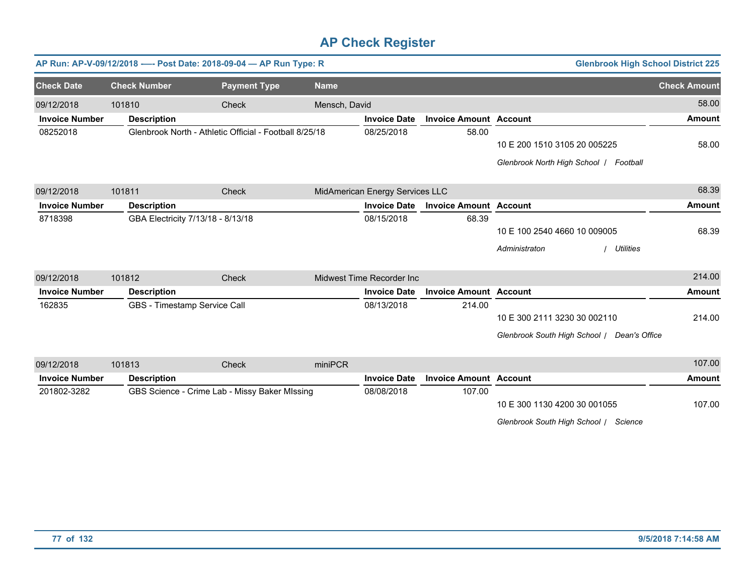# AP Check Register

**AP Run: AP-V-09/12/2018 —- Post Date: 2018-09-04 — AP Run Type: R** | **Glenbrook High School District 225**

| Check Date | Check Number | Payment Type | Name | Check Amount |
|---|---|---|---|---|
| 09/12/2018 | 101810 | Check | Mensch, David | 58.00 |

| Invoice Number | Description | Invoice Date | Invoice Amount | Account | Amount |
|---|---|---|---|---|---|
| 08252018 | Glenbrook North - Athletic Official - Football 8/25/18 | 08/25/2018 | 58.00 | 10 E 200 1510 3105 20 005225 | 58.00 |
| | | | | *Glenbrook North High School / Football* | |

| Check Date | Check Number | Payment Type | Name | Check Amount |
|---|---|---|---|---|
| 09/12/2018 | 101811 | Check | MidAmerican Energy Services LLC | 68.39 |

| Invoice Number | Description | Invoice Date | Invoice Amount | Account | Amount |
|---|---|---|---|---|---|
| 8718398 | GBA Electricity 7/13/18 - 8/13/18 | 08/15/2018 | 68.39 | 10 E 100 2540 4660 10 009005 | 68.39 |
| | | | | *Administraton / Utilities* | |

| Check Date | Check Number | Payment Type | Name | Check Amount |
|---|---|---|---|---|
| 09/12/2018 | 101812 | Check | Midwest Time Recorder Inc | 214.00 |

| Invoice Number | Description | Invoice Date | Invoice Amount | Account | Amount |
|---|---|---|---|---|---|
| 162835 | GBS - Timestamp Service Call | 08/13/2018 | 214.00 | 10 E 300 2111 3230 30 002110 | 214.00 |
| | | | | *Glenbrook South High School / Dean's Office* | |

| Check Date | Check Number | Payment Type | Name | Check Amount |
|---|---|---|---|---|
| 09/12/2018 | 101813 | Check | miniPCR | 107.00 |

| Invoice Number | Description | Invoice Date | Invoice Amount | Account | Amount |
|---|---|---|---|---|---|
| 201802-3282 | GBS Science - Crime Lab - Missy Baker MIssing | 08/08/2018 | 107.00 | 10 E 300 1130 4200 30 001055 | 107.00 |
| | | | | *Glenbrook South High School / Science* | |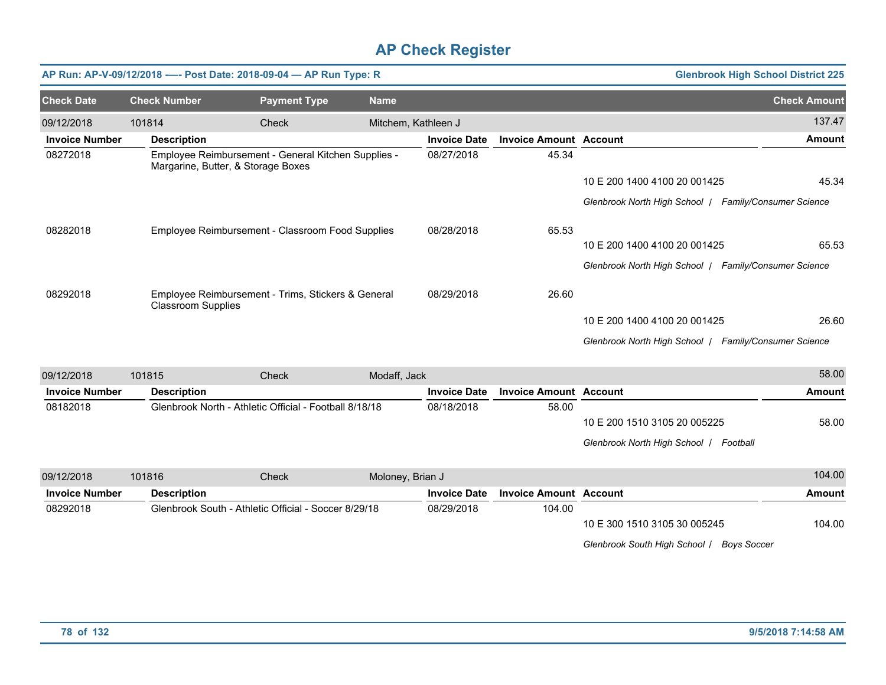# AP Check Register

**AP Run: AP-V-09/12/2018 —- Post Date: 2018-09-04 — AP Run Type: R** | **Glenbrook High School District 225**

| Check Date | Check Number | Payment Type | Name | | | | Check Amount |
|---|---|---|---|---|---|---|---|
| 09/12/2018 | 101814 | Check | Mitchem, Kathleen J | | | | 137.47 |
| **Invoice Number** | **Description** | | | **Invoice Date** | **Invoice Amount** | **Account** | **Amount** |
| 08272018 | Employee Reimbursement - General Kitchen Supplies - Margarine, Butter, & Storage Boxes | | | 08/27/2018 | 45.34 | | |
| | | | | | | 10 E 200 1400 4100 20 001425 | 45.34 |
| | | | | | | *Glenbrook North High School / Family/Consumer Science* | |
| 08282018 | Employee Reimbursement - Classroom Food Supplies | | | 08/28/2018 | 65.53 | | |
| | | | | | | 10 E 200 1400 4100 20 001425 | 65.53 |
| | | | | | | *Glenbrook North High School / Family/Consumer Science* | |
| 08292018 | Employee Reimbursement - Trims, Stickers & General Classroom Supplies | | | 08/29/2018 | 26.60 | | |
| | | | | | | 10 E 200 1400 4100 20 001425 | 26.60 |
| | | | | | | *Glenbrook North High School / Family/Consumer Science* | |
| 09/12/2018 | 101815 | Check | Modaff, Jack | | | | 58.00 |
| **Invoice Number** | **Description** | | | **Invoice Date** | **Invoice Amount** | **Account** | **Amount** |
| 08182018 | Glenbrook North - Athletic Official - Football 8/18/18 | | | 08/18/2018 | 58.00 | | |
| | | | | | | 10 E 200 1510 3105 20 005225 | 58.00 |
| | | | | | | *Glenbrook North High School / Football* | |
| 09/12/2018 | 101816 | Check | Moloney, Brian J | | | | 104.00 |
| **Invoice Number** | **Description** | | | **Invoice Date** | **Invoice Amount** | **Account** | **Amount** |
| 08292018 | Glenbrook South - Athletic Official - Soccer 8/29/18 | | | 08/29/2018 | 104.00 | | |
| | | | | | | 10 E 300 1510 3105 30 005245 | 104.00 |
| | | | | | | *Glenbrook South High School / Boys Soccer* | |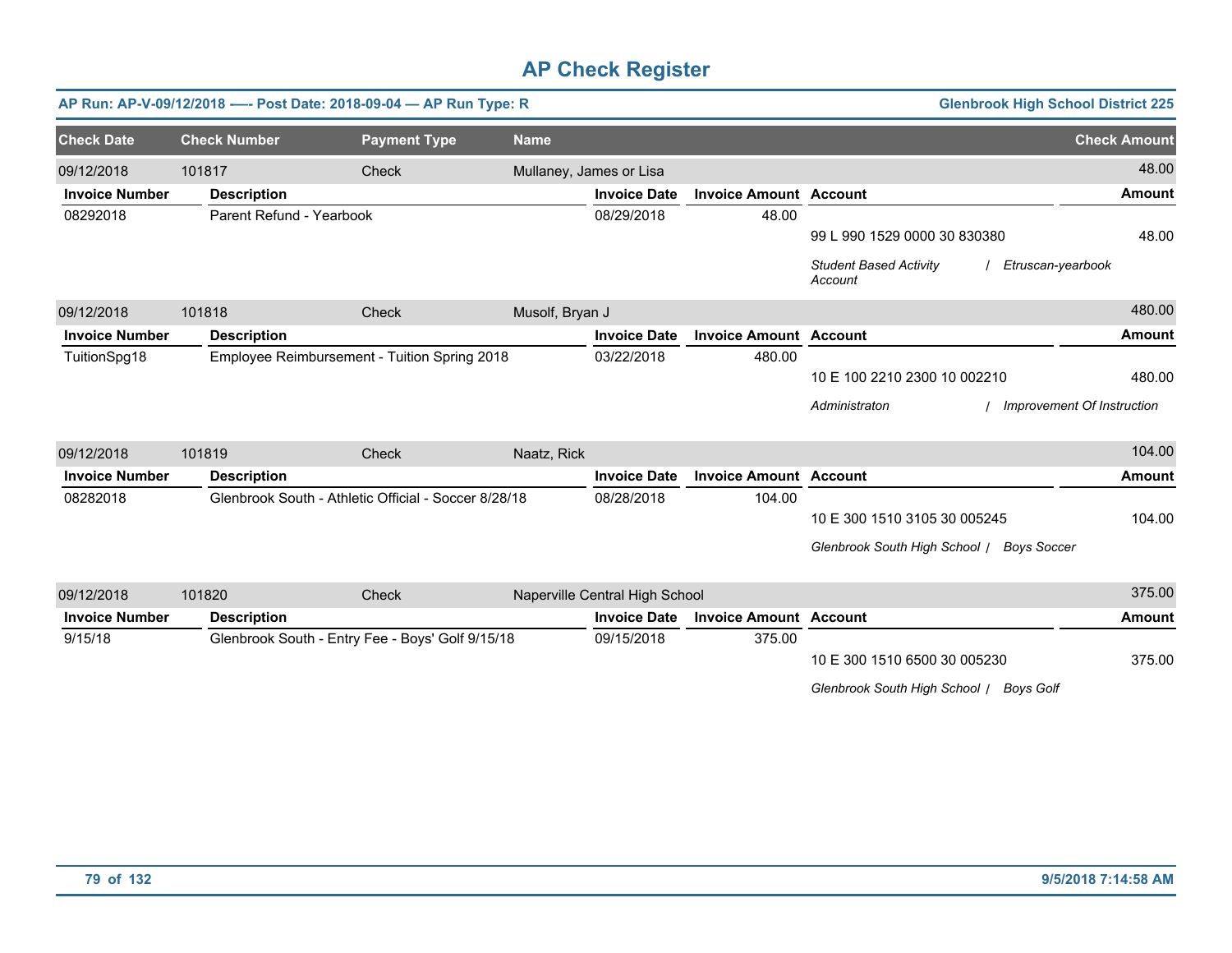# AP Check Register

**AP Run: AP-V-09/12/2018 -—- Post Date: 2018-09-04 — AP Run Type: R** | **Glenbrook High School District 225**

| Check Date | Check Number | Payment Type | Name | Check Amount |
|---|---|---|---|---|
| 09/12/2018 | 101817 | Check | Mullaney, James or Lisa | 48.00 |

| Invoice Number | Description | Invoice Date | Invoice Amount | Account | Amount |
|---|---|---|---|---|---|
| 08292018 | Parent Refund - Yearbook | 08/29/2018 | 48.00 | 99 L 990 1529 0000 30 830380 | 48.00 |
| | | | | *Student Based Activity Account / Etruscan-yearbook* | |

| Check Date | Check Number | Payment Type | Name | Check Amount |
|---|---|---|---|---|
| 09/12/2018 | 101818 | Check | Musolf, Bryan J | 480.00 |

| Invoice Number | Description | Invoice Date | Invoice Amount | Account | Amount |
|---|---|---|---|---|---|
| TuitionSpg18 | Employee Reimbursement - Tuition Spring 2018 | 03/22/2018 | 480.00 | 10 E 100 2210 2300 10 002210 | 480.00 |
| | | | | *Administraton / Improvement Of Instruction* | |

| Check Date | Check Number | Payment Type | Name | Check Amount |
|---|---|---|---|---|
| 09/12/2018 | 101819 | Check | Naatz, Rick | 104.00 |

| Invoice Number | Description | Invoice Date | Invoice Amount | Account | Amount |
|---|---|---|---|---|---|
| 08282018 | Glenbrook South - Athletic Official - Soccer 8/28/18 | 08/28/2018 | 104.00 | 10 E 300 1510 3105 30 005245 | 104.00 |
| | | | | *Glenbrook South High School / Boys Soccer* | |

| Check Date | Check Number | Payment Type | Name | Check Amount |
|---|---|---|---|---|
| 09/12/2018 | 101820 | Check | Naperville Central High School | 375.00 |

| Invoice Number | Description | Invoice Date | Invoice Amount | Account | Amount |
|---|---|---|---|---|---|
| 9/15/18 | Glenbrook South - Entry Fee - Boys' Golf 9/15/18 | 09/15/2018 | 375.00 | 10 E 300 1510 6500 30 005230 | 375.00 |
| | | | | *Glenbrook South High School / Boys Golf* | |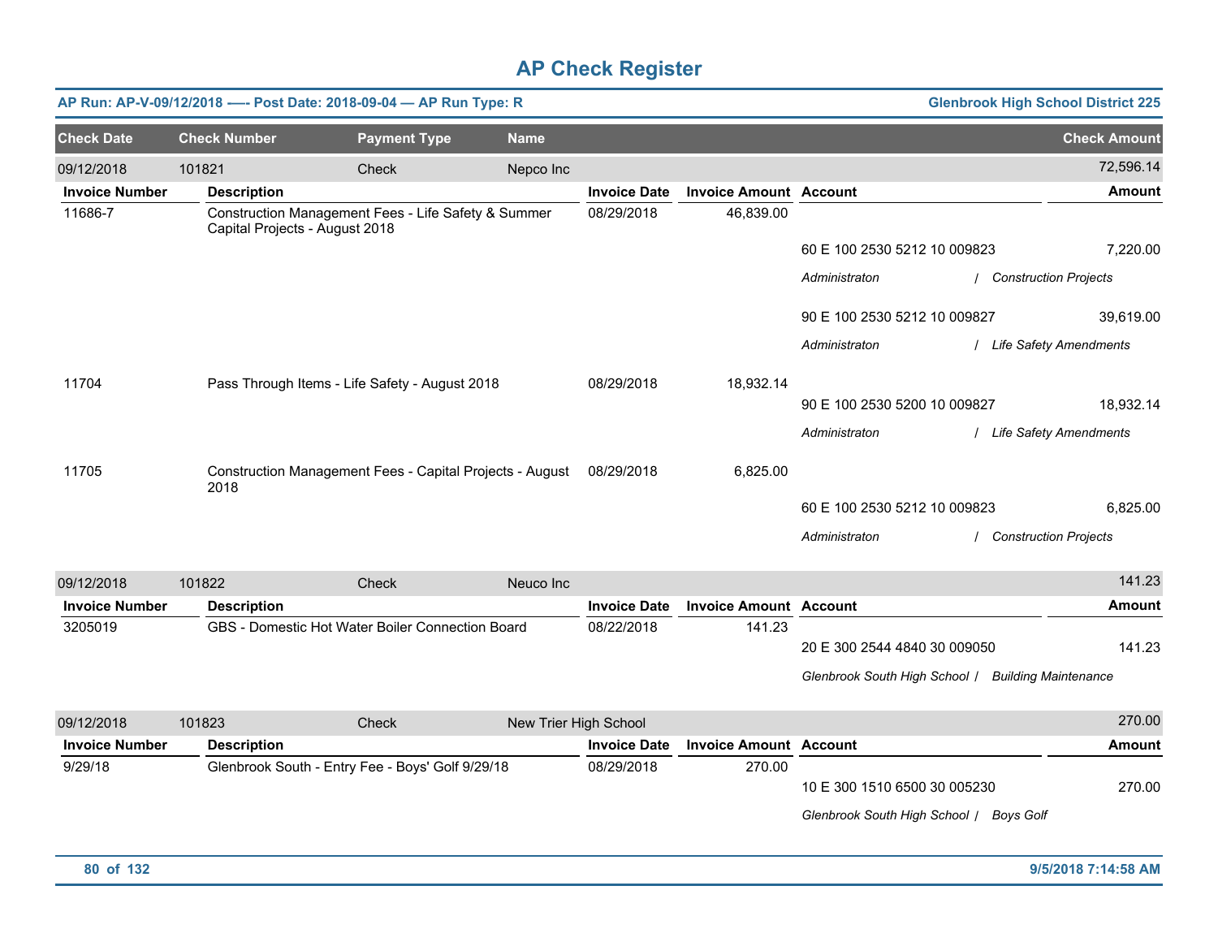# AP Check Register

**AP Run: AP-V-09/12/2018 -—- Post Date: 2018-09-04 — AP Run Type: R** | **Glenbrook High School District 225**

| Check Date | Check Number | Payment Type | Name | Check Amount |
|---|---|---|---|---|
| 09/12/2018 | 101821 | Check | Nepco Inc | 72,596.14 |

| Invoice Number | Description | Invoice Date | Invoice Amount | Account | Amount |
|---|---|---|---|---|---|
| 11686-7 | Construction Management Fees - Life Safety & Summer Capital Projects - August 2018 | 08/29/2018 | 46,839.00 | | |
| | | | | 60 E 100 2530 5212 10 009823 | 7,220.00 |
| | | | | *Administraton / Construction Projects* | |
| | | | | 90 E 100 2530 5212 10 009827 | 39,619.00 |
| | | | | *Administraton / Life Safety Amendments* | |
| 11704 | Pass Through Items - Life Safety - August 2018 | 08/29/2018 | 18,932.14 | | |
| | | | | 90 E 100 2530 5200 10 009827 | 18,932.14 |
| | | | | *Administraton / Life Safety Amendments* | |
| 11705 | Construction Management Fees - Capital Projects - August 2018 | 08/29/2018 | 6,825.00 | | |
| | | | | 60 E 100 2530 5212 10 009823 | 6,825.00 |
| | | | | *Administraton / Construction Projects* | |

| Check Date | Check Number | Payment Type | Name | Check Amount |
|---|---|---|---|---|
| 09/12/2018 | 101822 | Check | Neuco Inc | 141.23 |

| Invoice Number | Description | Invoice Date | Invoice Amount | Account | Amount |
|---|---|---|---|---|---|
| 3205019 | GBS - Domestic Hot Water Boiler Connection Board | 08/22/2018 | 141.23 | | |
| | | | | 20 E 300 2544 4840 30 009050 | 141.23 |
| | | | | *Glenbrook South High School / Building Maintenance* | |

| Check Date | Check Number | Payment Type | Name | Check Amount |
|---|---|---|---|---|
| 09/12/2018 | 101823 | Check | New Trier High School | 270.00 |

| Invoice Number | Description | Invoice Date | Invoice Amount | Account | Amount |
|---|---|---|---|---|---|
| 9/29/18 | Glenbrook South - Entry Fee - Boys' Golf 9/29/18 | 08/29/2018 | 270.00 | | |
| | | | | 10 E 300 1510 6500 30 005230 | 270.00 |
| | | | | *Glenbrook South High School / Boys Golf* | |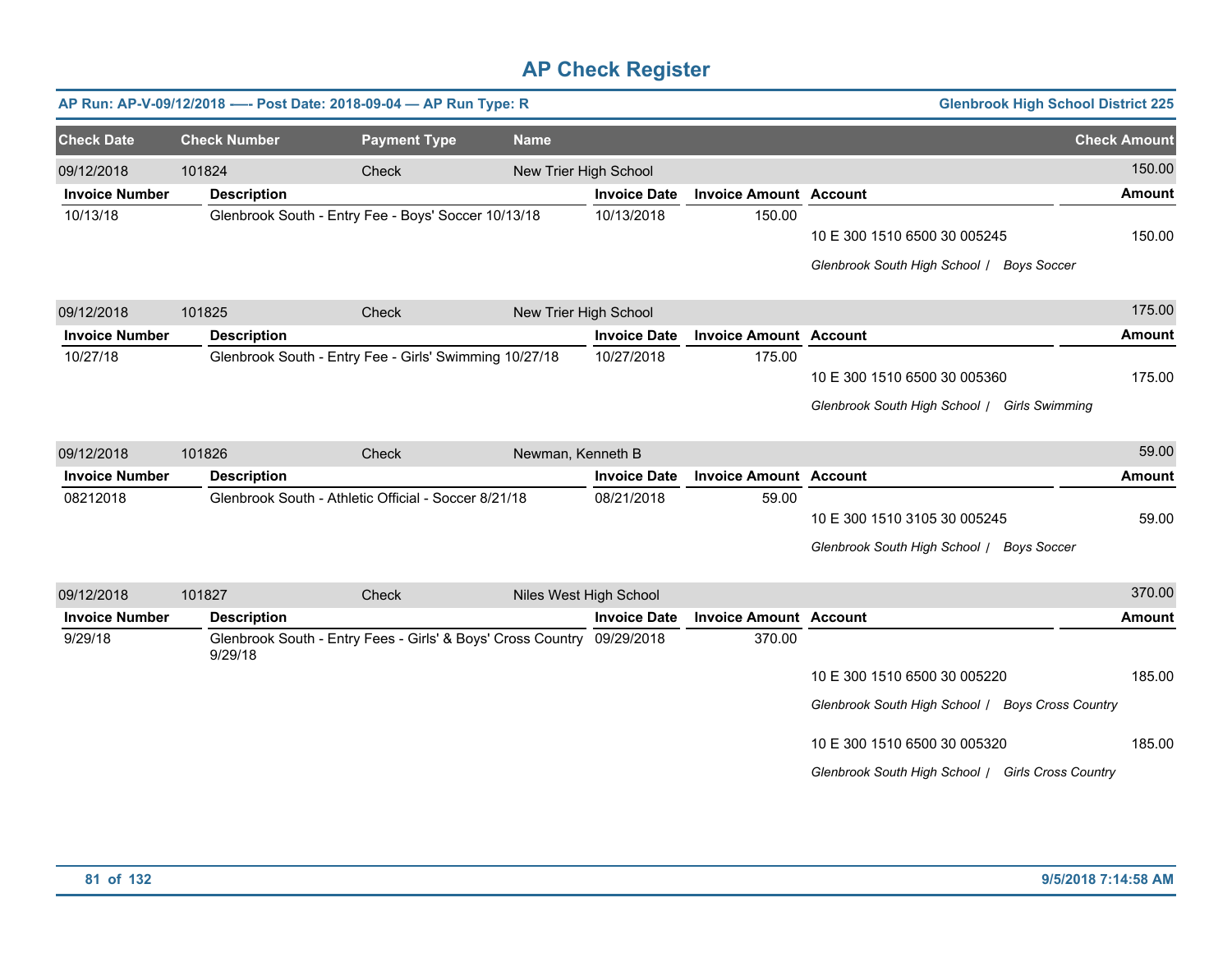# AP Check Register

**AP Run: AP-V-09/12/2018 —- Post Date: 2018-09-04 — AP Run Type: R** | **Glenbrook High School District 225**

| Check Date | Check Number | Payment Type | Name | | | Check Amount |
|---|---|---|---|---|---|---|
| 09/12/2018 | 101824 | Check | New Trier High School | | | 150.00 |
| **Invoice Number** | **Description** | | **Invoice Date** | **Invoice Amount** | **Account** | **Amount** |
| 10/13/18 | Glenbrook South - Entry Fee - Boys' Soccer 10/13/18 | | 10/13/2018 | 150.00 | | |
| | | | | | 10 E 300 1510 6500 30 005245 | 150.00 |
| | | | | | *Glenbrook South High School / Boys Soccer* | |
| 09/12/2018 | 101825 | Check | New Trier High School | | | 175.00 |
| **Invoice Number** | **Description** | | **Invoice Date** | **Invoice Amount** | **Account** | **Amount** |
| 10/27/18 | Glenbrook South - Entry Fee - Girls' Swimming 10/27/18 | | 10/27/2018 | 175.00 | | |
| | | | | | 10 E 300 1510 6500 30 005360 | 175.00 |
| | | | | | *Glenbrook South High School / Girls Swimming* | |
| 09/12/2018 | 101826 | Check | Newman, Kenneth B | | | 59.00 |
| **Invoice Number** | **Description** | | **Invoice Date** | **Invoice Amount** | **Account** | **Amount** |
| 08212018 | Glenbrook South - Athletic Official - Soccer 8/21/18 | | 08/21/2018 | 59.00 | | |
| | | | | | 10 E 300 1510 3105 30 005245 | 59.00 |
| | | | | | *Glenbrook South High School / Boys Soccer* | |
| 09/12/2018 | 101827 | Check | Niles West High School | | | 370.00 |
| **Invoice Number** | **Description** | | **Invoice Date** | **Invoice Amount** | **Account** | **Amount** |
| 9/29/18 | Glenbrook South - Entry Fees - Girls' & Boys' Cross Country 9/29/18 | | 09/29/2018 | 370.00 | | |
| | | | | | 10 E 300 1510 6500 30 005220 | 185.00 |
| | | | | | *Glenbrook South High School / Boys Cross Country* | |
| | | | | | 10 E 300 1510 6500 30 005320 | 185.00 |
| | | | | | *Glenbrook South High School / Girls Cross Country* | |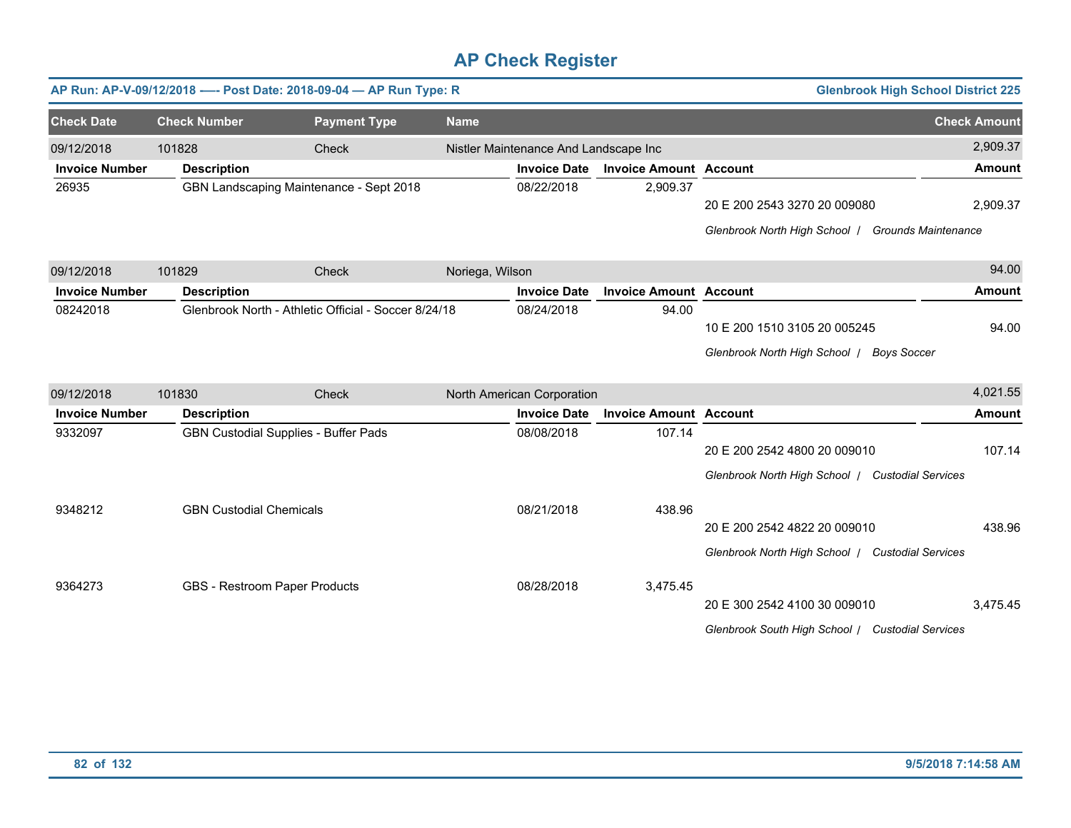# AP Check Register

**AP Run: AP-V-09/12/2018 —- Post Date: 2018-09-04 — AP Run Type: R** | **Glenbrook High School District 225**

| Check Date | Check Number | Payment Type | Name | Check Amount |
|---|---|---|---|---|
| 09/12/2018 | 101828 | Check | Nistler Maintenance And Landscape Inc | 2,909.37 |

| Invoice Number | Description | Invoice Date | Invoice Amount | Account | Amount |
|---|---|---|---|---|---|
| 26935 | GBN Landscaping Maintenance - Sept 2018 | 08/22/2018 | 2,909.37 | 20 E 200 2543 3270 20 009080 | 2,909.37 |
| | | | | *Glenbrook North High School / Grounds Maintenance* | |

| Check Date | Check Number | Payment Type | Name | Check Amount |
|---|---|---|---|---|
| 09/12/2018 | 101829 | Check | Noriega, Wilson | 94.00 |

| Invoice Number | Description | Invoice Date | Invoice Amount | Account | Amount |
|---|---|---|---|---|---|
| 08242018 | Glenbrook North - Athletic Official - Soccer 8/24/18 | 08/24/2018 | 94.00 | 10 E 200 1510 3105 20 005245 | 94.00 |
| | | | | *Glenbrook North High School / Boys Soccer* | |

| Check Date | Check Number | Payment Type | Name | Check Amount |
|---|---|---|---|---|
| 09/12/2018 | 101830 | Check | North American Corporation | 4,021.55 |

| Invoice Number | Description | Invoice Date | Invoice Amount | Account | Amount |
|---|---|---|---|---|---|
| 9332097 | GBN Custodial Supplies - Buffer Pads | 08/08/2018 | 107.14 | 20 E 200 2542 4800 20 009010 | 107.14 |
| | | | | *Glenbrook North High School / Custodial Services* | |
| 9348212 | GBN Custodial Chemicals | 08/21/2018 | 438.96 | 20 E 200 2542 4822 20 009010 | 438.96 |
| | | | | *Glenbrook North High School / Custodial Services* | |
| 9364273 | GBS - Restroom Paper Products | 08/28/2018 | 3,475.45 | 20 E 300 2542 4100 30 009010 | 3,475.45 |
| | | | | *Glenbrook South High School / Custodial Services* | |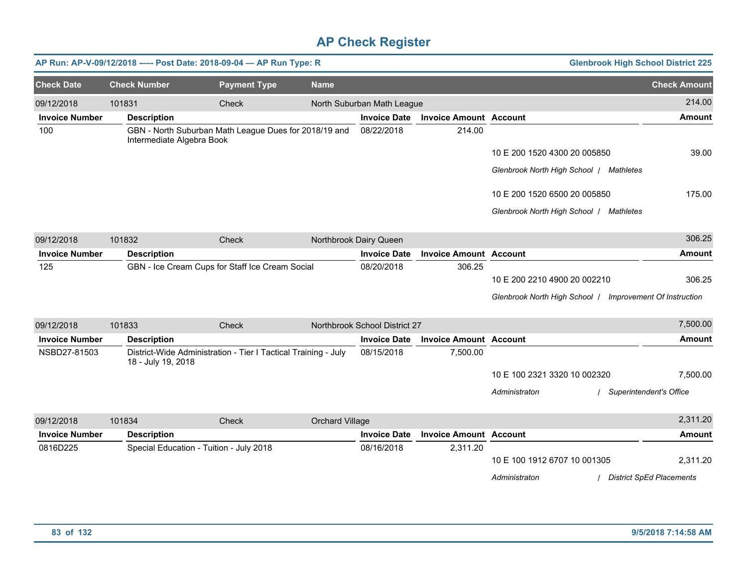# AP Check Register

**AP Run: AP-V-09/12/2018 —- Post Date: 2018-09-04 — AP Run Type: R** | **Glenbrook High School District 225**

| Check Date | Check Number | Payment Type | Name | Check Amount |
|---|---|---|---|---|
| 09/12/2018 | 101831 | Check | North Suburban Math League | 214.00 |

| Invoice Number | Description | Invoice Date | Invoice Amount | Account | Amount |
|---|---|---|---|---|---|
| 100 | GBN - North Suburban Math League Dues for 2018/19 and Intermediate Algebra Book | 08/22/2018 | 214.00 | | |
| | | | | 10 E 200 1520 4300 20 005850 | 39.00 |
| | | | | *Glenbrook North High School / Mathletes* | |
| | | | | 10 E 200 1520 6500 20 005850 | 175.00 |
| | | | | *Glenbrook North High School / Mathletes* | |

| Check Date | Check Number | Payment Type | Name | Check Amount |
|---|---|---|---|---|
| 09/12/2018 | 101832 | Check | Northbrook Dairy Queen | 306.25 |

| Invoice Number | Description | Invoice Date | Invoice Amount | Account | Amount |
|---|---|---|---|---|---|
| 125 | GBN - Ice Cream Cups for Staff Ice Cream Social | 08/20/2018 | 306.25 | | |
| | | | | 10 E 200 2210 4900 20 002210 | 306.25 |
| | | | | *Glenbrook North High School / Improvement Of Instruction* | |

| Check Date | Check Number | Payment Type | Name | Check Amount |
|---|---|---|---|---|
| 09/12/2018 | 101833 | Check | Northbrook School District 27 | 7,500.00 |

| Invoice Number | Description | Invoice Date | Invoice Amount | Account | Amount |
|---|---|---|---|---|---|
| NSBD27-81503 | District-Wide Administration - Tier I Tactical Training - July 18 - July 19, 2018 | 08/15/2018 | 7,500.00 | | |
| | | | | 10 E 100 2321 3320 10 002320 | 7,500.00 |
| | | | | *Administraton / Superintendent's Office* | |

| Check Date | Check Number | Payment Type | Name | Check Amount |
|---|---|---|---|---|
| 09/12/2018 | 101834 | Check | Orchard Village | 2,311.20 |

| Invoice Number | Description | Invoice Date | Invoice Amount | Account | Amount |
|---|---|---|---|---|---|
| 0816D225 | Special Education - Tuition - July 2018 | 08/16/2018 | 2,311.20 | | |
| | | | | 10 E 100 1912 6707 10 001305 | 2,311.20 |
| | | | | *Administraton / District SpEd Placements* | |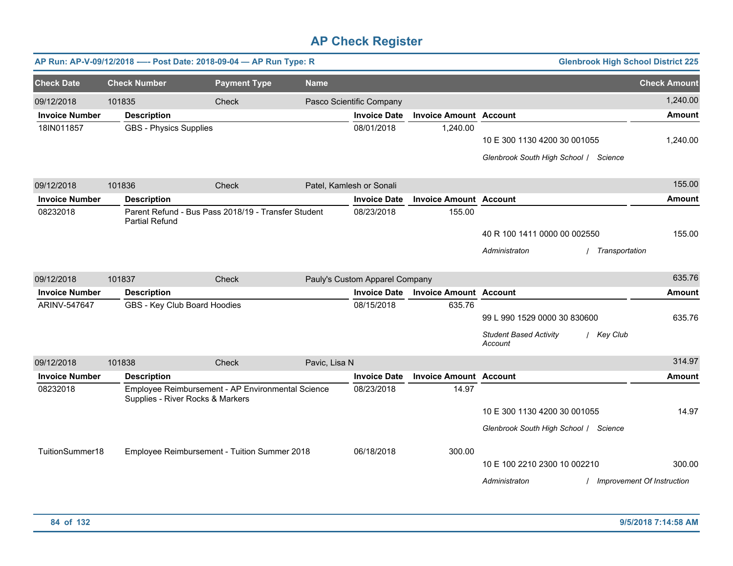# AP Check Register

**AP Run: AP-V-09/12/2018 —- Post Date: 2018-09-04 — AP Run Type: R** — **Glenbrook High School District 225**

| Check Date | Check Number | Payment Type | Name | Check Amount |
|---|---|---|---|---|
| 09/12/2018 | 101835 | Check | Pasco Scientific Company | 1,240.00 |

| Invoice Number | Description | Invoice Date | Invoice Amount | Account | Amount |
|---|---|---|---|---|---|
| 18IN011857 | GBS - Physics Supplies | 08/01/2018 | 1,240.00 | | |
| | | | | 10 E 300 1130 4200 30 001055 | 1,240.00 |
| | | | | *Glenbrook South High School / Science* | |

| Check Date | Check Number | Payment Type | Name | Check Amount |
|---|---|---|---|---|
| 09/12/2018 | 101836 | Check | Patel, Kamlesh or Sonali | 155.00 |

| Invoice Number | Description | Invoice Date | Invoice Amount | Account | Amount |
|---|---|---|---|---|---|
| 08232018 | Parent Refund - Bus Pass 2018/19 - Transfer Student Partial Refund | 08/23/2018 | 155.00 | | |
| | | | | 40 R 100 1411 0000 00 002550 | 155.00 |
| | | | | *Administraton / Transportation* | |

| Check Date | Check Number | Payment Type | Name | Check Amount |
|---|---|---|---|---|
| 09/12/2018 | 101837 | Check | Pauly's Custom Apparel Company | 635.76 |

| Invoice Number | Description | Invoice Date | Invoice Amount | Account | Amount |
|---|---|---|---|---|---|
| ARINV-547647 | GBS - Key Club Board Hoodies | 08/15/2018 | 635.76 | | |
| | | | | 99 L 990 1529 0000 30 830600 | 635.76 |
| | | | | *Student Based Activity Account / Key Club* | |

| Check Date | Check Number | Payment Type | Name | Check Amount |
|---|---|---|---|---|
| 09/12/2018 | 101838 | Check | Pavic, Lisa N | 314.97 |

| Invoice Number | Description | Invoice Date | Invoice Amount | Account | Amount |
|---|---|---|---|---|---|
| 08232018 | Employee Reimbursement - AP Environmental Science Supplies - River Rocks & Markers | 08/23/2018 | 14.97 | | |
| | | | | 10 E 300 1130 4200 30 001055 | 14.97 |
| | | | | *Glenbrook South High School / Science* | |
| TuitionSummer18 | Employee Reimbursement - Tuition Summer 2018 | 06/18/2018 | 300.00 | | |
| | | | | 10 E 100 2210 2300 10 002210 | 300.00 |
| | | | | *Administraton / Improvement Of Instruction* | |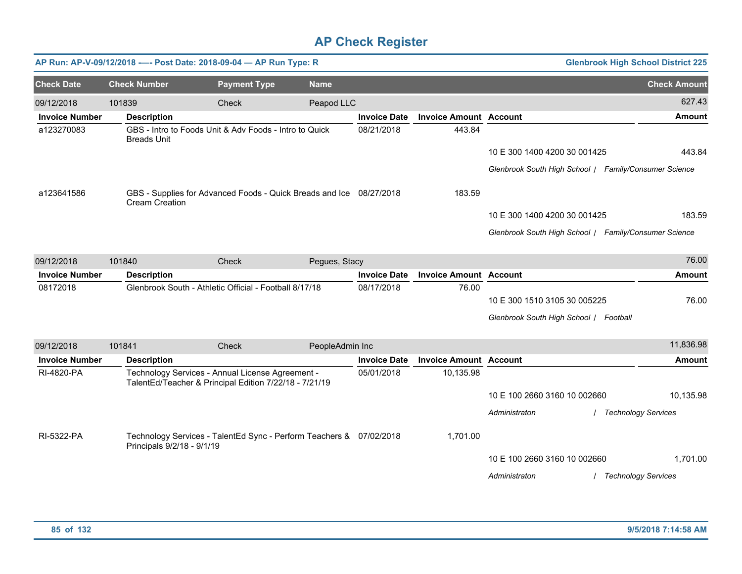# AP Check Register

**AP Run: AP-V-09/12/2018 -—- Post Date: 2018-09-04 — AP Run Type: R** | **Glenbrook High School District 225**

| Check Date | Check Number | Payment Type | Name | Check Amount |
|---|---|---|---|---|
| 09/12/2018 | 101839 | Check | Peapod LLC | 627.43 |

| Invoice Number | Description | Invoice Date | Invoice Amount | Account | Amount |
|---|---|---|---|---|---|
| a123270083 | GBS - Intro to Foods Unit & Adv Foods - Intro to Quick Breads Unit | 08/21/2018 | 443.84 | | |
| | | | | 10 E 300 1400 4200 30 001425 | 443.84 |
| | | | | *Glenbrook South High School / Family/Consumer Science* | |
| a123641586 | GBS - Supplies for Advanced Foods - Quick Breads and Ice Cream Creation | 08/27/2018 | 183.59 | | |
| | | | | 10 E 300 1400 4200 30 001425 | 183.59 |
| | | | | *Glenbrook South High School / Family/Consumer Science* | |

| Check Date | Check Number | Payment Type | Name | Check Amount |
|---|---|---|---|---|
| 09/12/2018 | 101840 | Check | Pegues, Stacy | 76.00 |

| Invoice Number | Description | Invoice Date | Invoice Amount | Account | Amount |
|---|---|---|---|---|---|
| 08172018 | Glenbrook South - Athletic Official - Football 8/17/18 | 08/17/2018 | 76.00 | | |
| | | | | 10 E 300 1510 3105 30 005225 | 76.00 |
| | | | | *Glenbrook South High School / Football* | |

| Check Date | Check Number | Payment Type | Name | Check Amount |
|---|---|---|---|---|
| 09/12/2018 | 101841 | Check | PeopleAdmin Inc | 11,836.98 |

| Invoice Number | Description | Invoice Date | Invoice Amount | Account | Amount |
|---|---|---|---|---|---|
| RI-4820-PA | Technology Services - Annual License Agreement - TalentEd/Teacher & Principal Edition 7/22/18 - 7/21/19 | 05/01/2018 | 10,135.98 | | |
| | | | | 10 E 100 2660 3160 10 002660 | 10,135.98 |
| | | | | *Administraton / Technology Services* | |
| RI-5322-PA | Technology Services - TalentEd Sync - Perform Teachers & Principals 9/2/18 - 9/1/19 | 07/02/2018 | 1,701.00 | | |
| | | | | 10 E 100 2660 3160 10 002660 | 1,701.00 |
| | | | | *Administraton / Technology Services* | |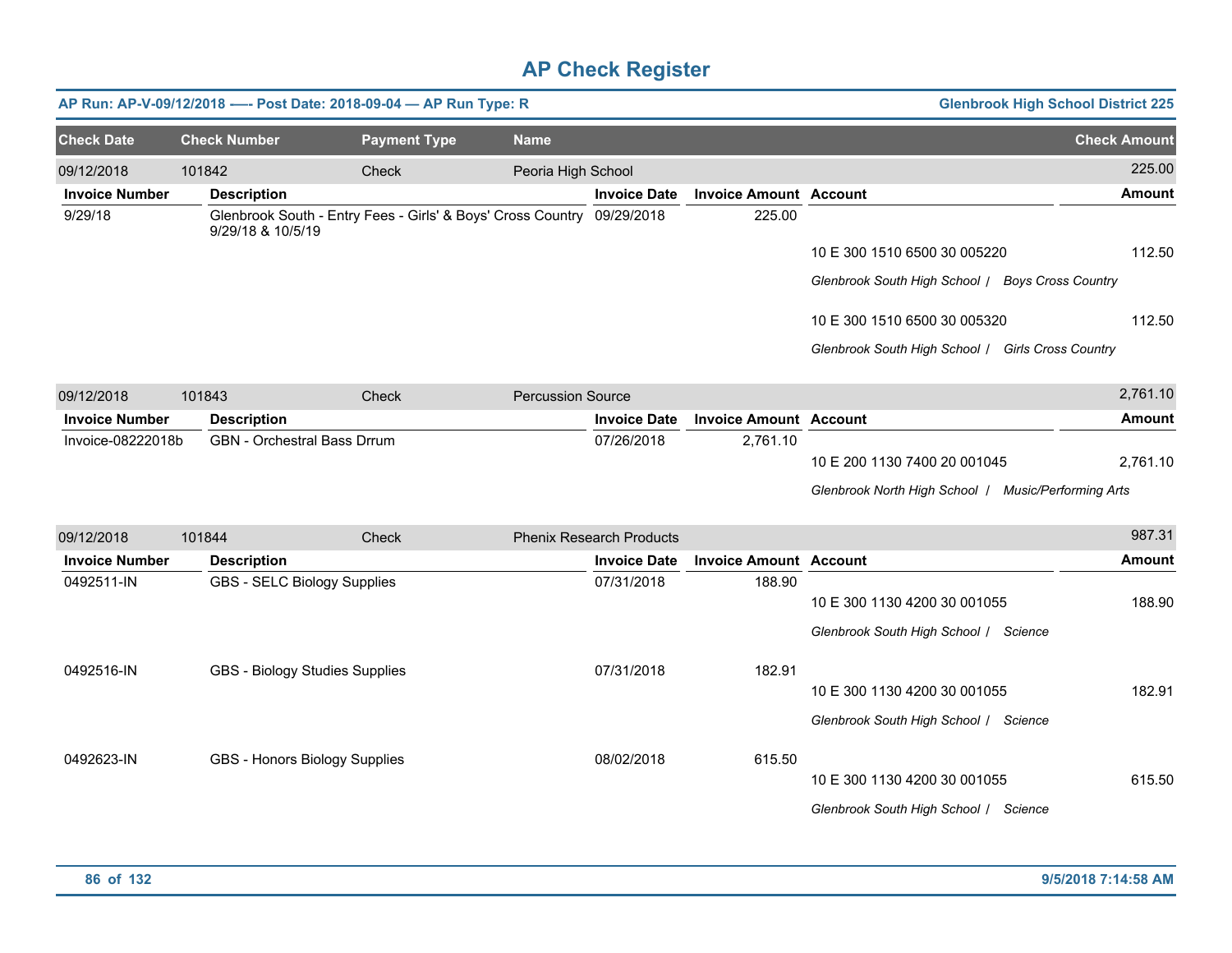# AP Check Register

**AP Run: AP-V-09/12/2018 -—- Post Date: 2018-09-04 — AP Run Type: R** | **Glenbrook High School District 225**

| Check Date | Check Number | Payment Type | Name | Check Amount |
|---|---|---|---|---|
| 09/12/2018 | 101842 | Check | Peoria High School | 225.00 |

| Invoice Number | Description | Invoice Date | Invoice Amount | Account | Amount |
|---|---|---|---|---|---|
| 9/29/18 | Glenbrook South - Entry Fees - Girls' & Boys' Cross Country 9/29/18 & 10/5/19 | 09/29/2018 | 225.00 | | |
| | | | | 10 E 300 1510 6500 30 005220 | 112.50 |
| | | | | *Glenbrook South High School / Boys Cross Country* | |
| | | | | 10 E 300 1510 6500 30 005320 | 112.50 |
| | | | | *Glenbrook South High School / Girls Cross Country* | |

| Check Date | Check Number | Payment Type | Name | Check Amount |
|---|---|---|---|---|
| 09/12/2018 | 101843 | Check | Percussion Source | 2,761.10 |

| Invoice Number | Description | Invoice Date | Invoice Amount | Account | Amount |
|---|---|---|---|---|---|
| Invoice-08222018b | GBN - Orchestral Bass Drrum | 07/26/2018 | 2,761.10 | | |
| | | | | 10 E 200 1130 7400 20 001045 | 2,761.10 |
| | | | | *Glenbrook North High School / Music/Performing Arts* | |

| Check Date | Check Number | Payment Type | Name | Check Amount |
|---|---|---|---|---|
| 09/12/2018 | 101844 | Check | Phenix Research Products | 987.31 |

| Invoice Number | Description | Invoice Date | Invoice Amount | Account | Amount |
|---|---|---|---|---|---|
| 0492511-IN | GBS - SELC Biology Supplies | 07/31/2018 | 188.90 | | |
| | | | | 10 E 300 1130 4200 30 001055 | 188.90 |
| | | | | *Glenbrook South High School / Science* | |
| 0492516-IN | GBS - Biology Studies Supplies | 07/31/2018 | 182.91 | | |
| | | | | 10 E 300 1130 4200 30 001055 | 182.91 |
| | | | | *Glenbrook South High School / Science* | |
| 0492623-IN | GBS - Honors Biology Supplies | 08/02/2018 | 615.50 | | |
| | | | | 10 E 300 1130 4200 30 001055 | 615.50 |
| | | | | *Glenbrook South High School / Science* | |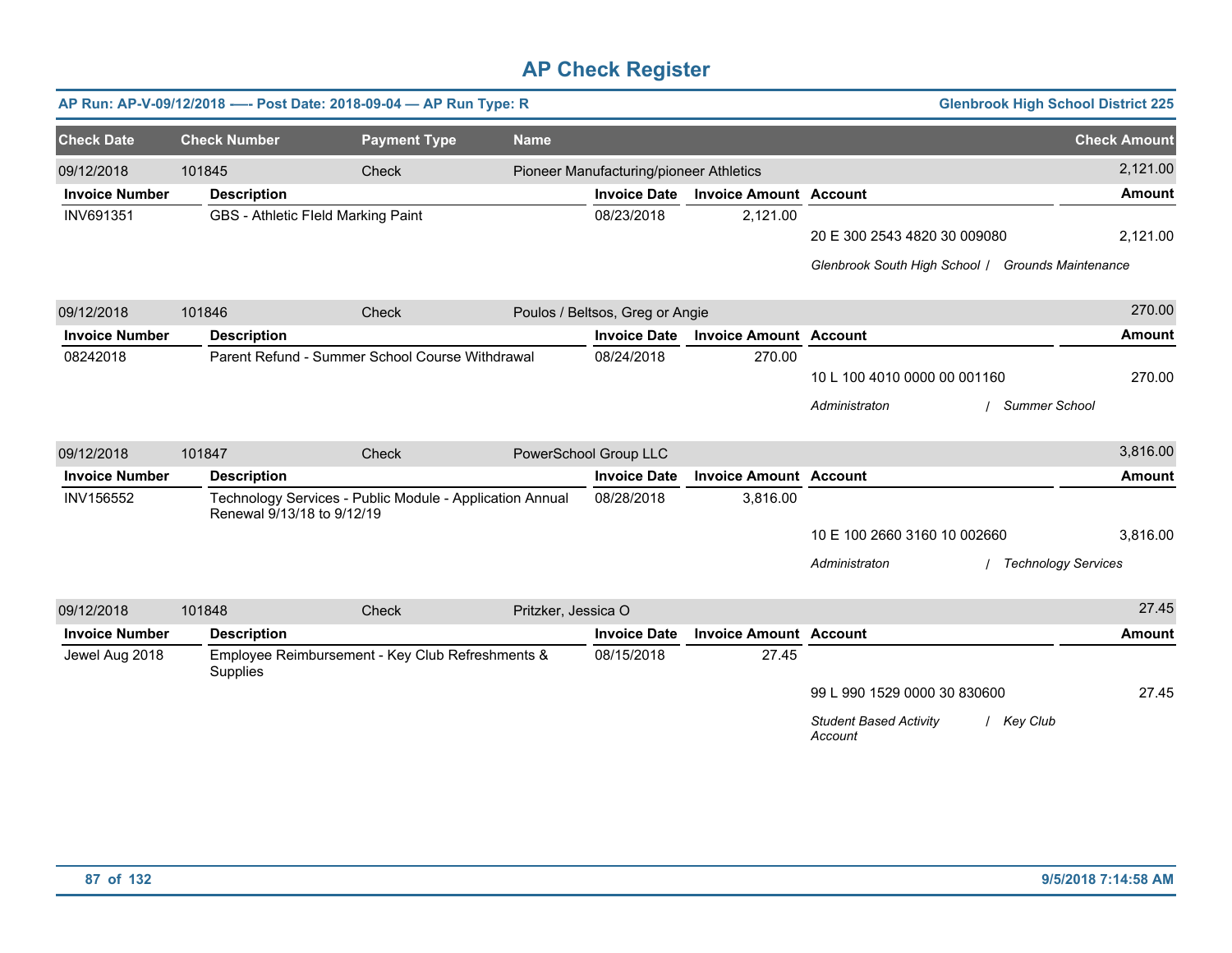# AP Check Register

**AP Run: AP-V-09/12/2018 —- Post Date: 2018-09-04 — AP Run Type: R** | **Glenbrook High School District 225**

| Check Date | Check Number | Payment Type | Name | Check Amount |
|---|---|---|---|---|
| 09/12/2018 | 101845 | Check | Pioneer Manufacturing/pioneer Athletics | 2,121.00 |

| Invoice Number | Description | Invoice Date | Invoice Amount | Account | Amount |
|---|---|---|---|---|---|
| INV691351 | GBS - Athletic FIeld Marking Paint | 08/23/2018 | 2,121.00 | 20 E 300 2543 4820 30 009080 | 2,121.00 |
| | | | | *Glenbrook South High School / Grounds Maintenance* | |

| Check Date | Check Number | Payment Type | Name | Check Amount |
|---|---|---|---|---|
| 09/12/2018 | 101846 | Check | Poulos / Beltsos, Greg or Angie | 270.00 |

| Invoice Number | Description | Invoice Date | Invoice Amount | Account | Amount |
|---|---|---|---|---|---|
| 08242018 | Parent Refund - Summer School Course Withdrawal | 08/24/2018 | 270.00 | 10 L 100 4010 0000 00 001160 | 270.00 |
| | | | | *Administraton / Summer School* | |

| Check Date | Check Number | Payment Type | Name | Check Amount |
|---|---|---|---|---|
| 09/12/2018 | 101847 | Check | PowerSchool Group LLC | 3,816.00 |

| Invoice Number | Description | Invoice Date | Invoice Amount | Account | Amount |
|---|---|---|---|---|---|
| INV156552 | Technology Services - Public Module - Application Annual Renewal 9/13/18 to 9/12/19 | 08/28/2018 | 3,816.00 | 10 E 100 2660 3160 10 002660 | 3,816.00 |
| | | | | *Administraton / Technology Services* | |

| Check Date | Check Number | Payment Type | Name | Check Amount |
|---|---|---|---|---|
| 09/12/2018 | 101848 | Check | Pritzker, Jessica O | 27.45 |

| Invoice Number | Description | Invoice Date | Invoice Amount | Account | Amount |
|---|---|---|---|---|---|
| Jewel Aug 2018 | Employee Reimbursement - Key Club Refreshments & Supplies | 08/15/2018 | 27.45 | 99 L 990 1529 0000 30 830600 | 27.45 |
| | | | | *Student Based Activity Account / Key Club* | |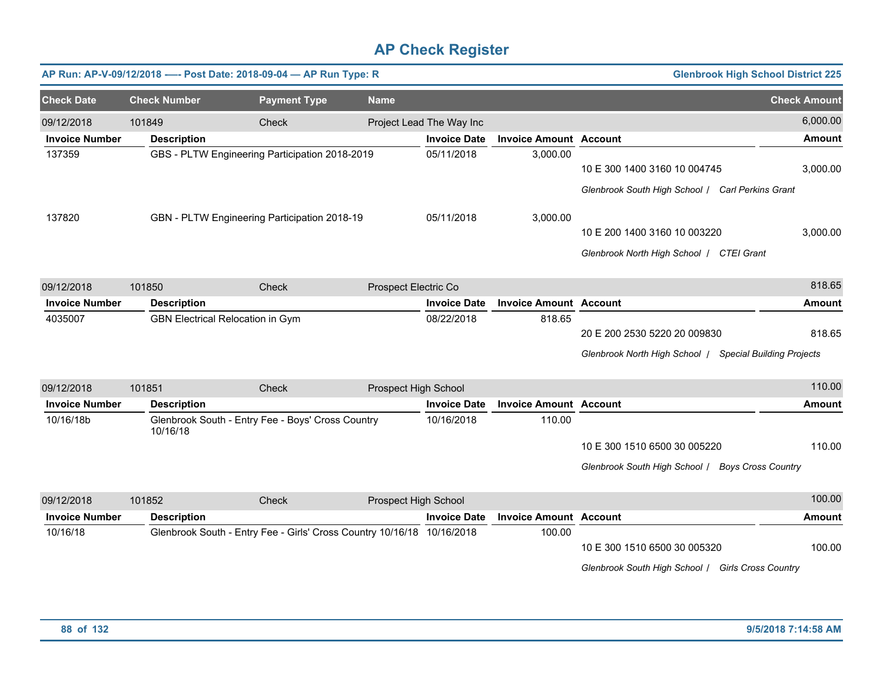# AP Check Register

**AP Run: AP-V-09/12/2018 -—- Post Date: 2018-09-04 — AP Run Type: R** | **Glenbrook High School District 225**

| Check Date | Check Number | Payment Type | Name | Check Amount |
|---|---|---|---|---|
| 09/12/2018 | 101849 | Check | Project Lead The Way Inc | 6,000.00 |

| Invoice Number | Description | Invoice Date | Invoice Amount | Account | Amount |
|---|---|---|---|---|---|
| 137359 | GBS - PLTW Engineering Participation 2018-2019 | 05/11/2018 | 3,000.00 | 10 E 300 1400 3160 10 004745 | 3,000.00 |
| | | | | *Glenbrook South High School / Carl Perkins Grant* | |
| 137820 | GBN - PLTW Engineering Participation 2018-19 | 05/11/2018 | 3,000.00 | 10 E 200 1400 3160 10 003220 | 3,000.00 |
| | | | | *Glenbrook North High School / CTEI Grant* | |

| Check Date | Check Number | Payment Type | Name | Check Amount |
|---|---|---|---|---|
| 09/12/2018 | 101850 | Check | Prospect Electric Co | 818.65 |

| Invoice Number | Description | Invoice Date | Invoice Amount | Account | Amount |
|---|---|---|---|---|---|
| 4035007 | GBN Electrical Relocation in Gym | 08/22/2018 | 818.65 | 20 E 200 2530 5220 20 009830 | 818.65 |
| | | | | *Glenbrook North High School / Special Building Projects* | |

| Check Date | Check Number | Payment Type | Name | Check Amount |
|---|---|---|---|---|
| 09/12/2018 | 101851 | Check | Prospect High School | 110.00 |

| Invoice Number | Description | Invoice Date | Invoice Amount | Account | Amount |
|---|---|---|---|---|---|
| 10/16/18b | Glenbrook South - Entry Fee - Boys' Cross Country 10/16/18 | 10/16/2018 | 110.00 | 10 E 300 1510 6500 30 005220 | 110.00 |
| | | | | *Glenbrook South High School / Boys Cross Country* | |

| Check Date | Check Number | Payment Type | Name | Check Amount |
|---|---|---|---|---|
| 09/12/2018 | 101852 | Check | Prospect High School | 100.00 |

| Invoice Number | Description | Invoice Date | Invoice Amount | Account | Amount |
|---|---|---|---|---|---|
| 10/16/18 | Glenbrook South - Entry Fee - Girls' Cross Country 10/16/18 | 10/16/2018 | 100.00 | 10 E 300 1510 6500 30 005320 | 100.00 |
| | | | | *Glenbrook South High School / Girls Cross Country* | |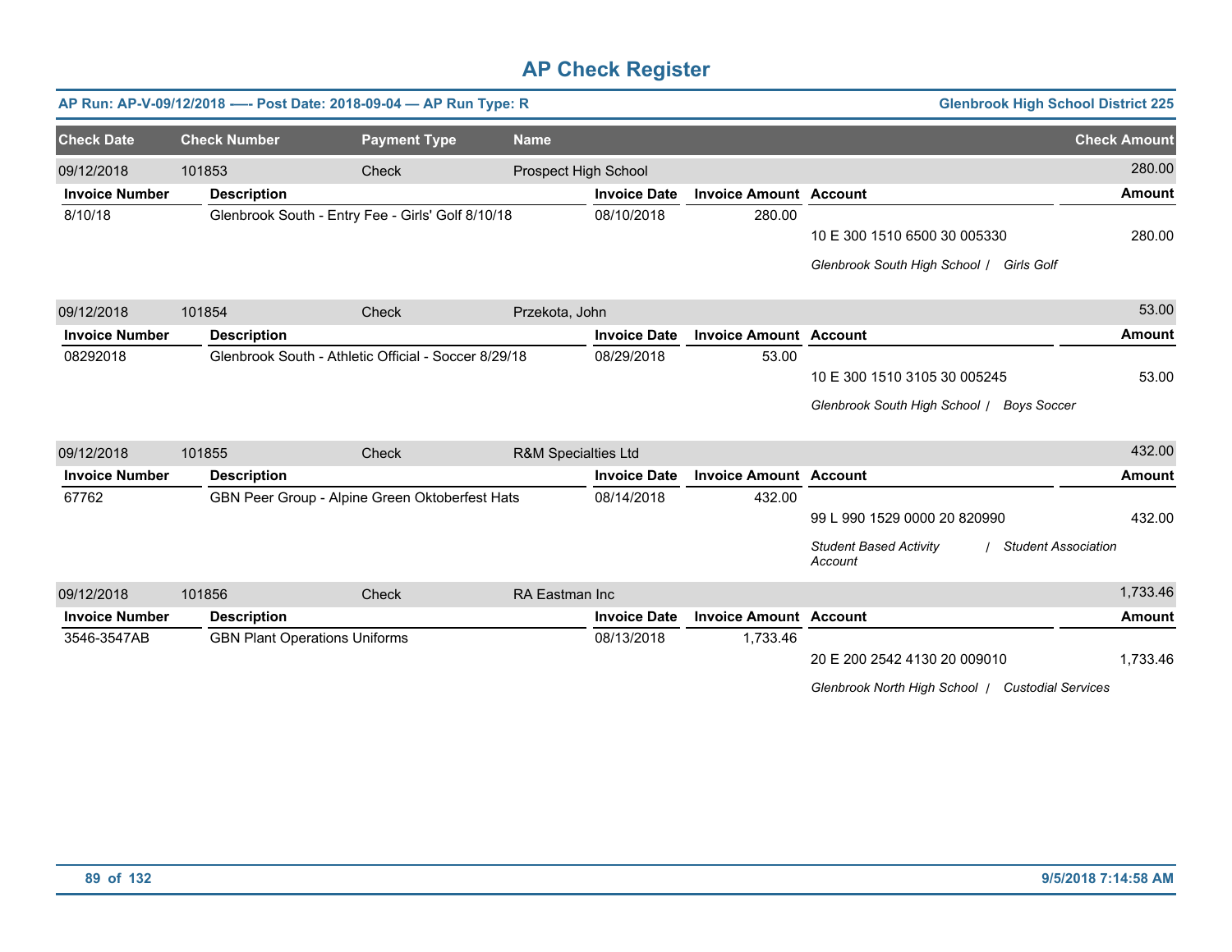# AP Check Register

**AP Run: AP-V-09/12/2018 —- Post Date: 2018-09-04 — AP Run Type: R** **Glenbrook High School District 225**

| Check Date | Check Number | Payment Type | Name | Check Amount |
|---|---|---|---|---|
| 09/12/2018 | 101853 | Check | Prospect High School | 280.00 |

| Invoice Number | Description | Invoice Date | Invoice Amount | Account | Amount |
|---|---|---|---|---|---|
| 8/10/18 | Glenbrook South - Entry Fee - Girls' Golf 8/10/18 | 08/10/2018 | 280.00 | 10 E 300 1510 6500 30 005330 | 280.00 |
| | | | | *Glenbrook South High School / Girls Golf* | |

| Check Date | Check Number | Payment Type | Name | Check Amount |
|---|---|---|---|---|
| 09/12/2018 | 101854 | Check | Przekota, John | 53.00 |

| Invoice Number | Description | Invoice Date | Invoice Amount | Account | Amount |
|---|---|---|---|---|---|
| 08292018 | Glenbrook South - Athletic Official - Soccer 8/29/18 | 08/29/2018 | 53.00 | 10 E 300 1510 3105 30 005245 | 53.00 |
| | | | | *Glenbrook South High School / Boys Soccer* | |

| Check Date | Check Number | Payment Type | Name | Check Amount |
|---|---|---|---|---|
| 09/12/2018 | 101855 | Check | R&M Specialties Ltd | 432.00 |

| Invoice Number | Description | Invoice Date | Invoice Amount | Account | Amount |
|---|---|---|---|---|---|
| 67762 | GBN Peer Group - Alpine Green Oktoberfest Hats | 08/14/2018 | 432.00 | 99 L 990 1529 0000 20 820990 | 432.00 |
| | | | | *Student Based Activity Account / Student Association* | |

| Check Date | Check Number | Payment Type | Name | Check Amount |
|---|---|---|---|---|
| 09/12/2018 | 101856 | Check | RA Eastman Inc | 1,733.46 |

| Invoice Number | Description | Invoice Date | Invoice Amount | Account | Amount |
|---|---|---|---|---|---|
| 3546-3547AB | GBN Plant Operations Uniforms | 08/13/2018 | 1,733.46 | 20 E 200 2542 4130 20 009010 | 1,733.46 |
| | | | | *Glenbrook North High School / Custodial Services* | |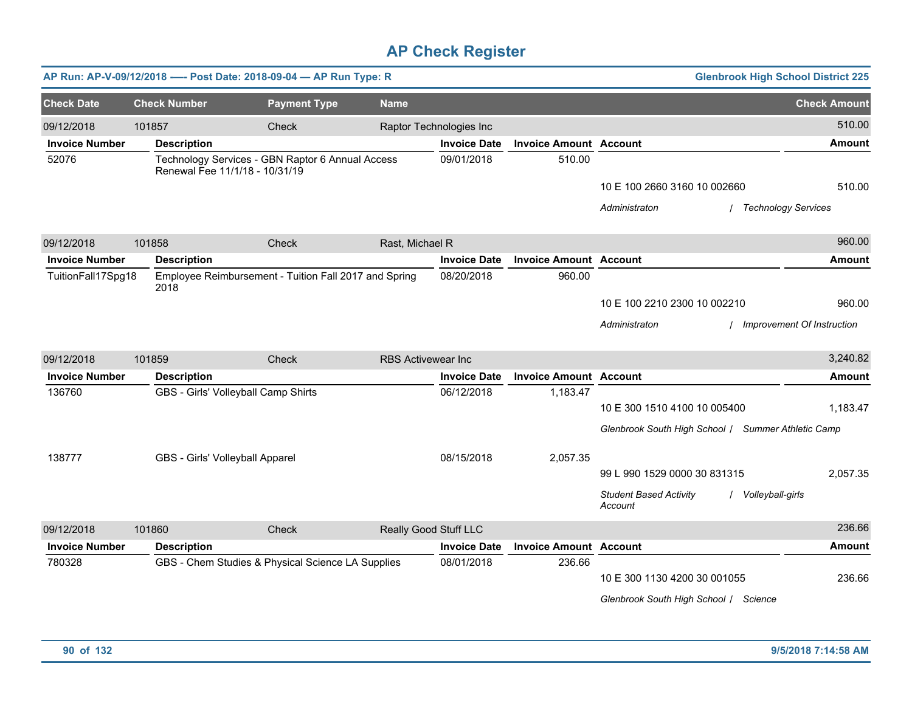# AP Check Register

**AP Run: AP-V-09/12/2018 —- Post Date: 2018-09-04 — AP Run Type: R** — **Glenbrook High School District 225**

| Check Date | Check Number | Payment Type | Name | | | Check Amount |
|---|---|---|---|---|---|---|
| 09/12/2018 | 101857 | Check | Raptor Technologies Inc | | | 510.00 |
| **Invoice Number** | **Description** | | **Invoice Date** | **Invoice Amount** | **Account** | **Amount** |
| 52076 | Technology Services - GBN Raptor 6 Annual Access Renewal Fee 11/1/18 - 10/31/19 | | 09/01/2018 | 510.00 | 10 E 100 2660 3160 10 002660 | 510.00 |
| | | | | | *Administraton / Technology Services* | |
| 09/12/2018 | 101858 | Check | Rast, Michael R | | | 960.00 |
| **Invoice Number** | **Description** | | **Invoice Date** | **Invoice Amount** | **Account** | **Amount** |
| TuitionFall17Spg18 | Employee Reimbursement - Tuition Fall 2017 and Spring 2018 | | 08/20/2018 | 960.00 | 10 E 100 2210 2300 10 002210 | 960.00 |
| | | | | | *Administraton / Improvement Of Instruction* | |
| 09/12/2018 | 101859 | Check | RBS Activewear Inc | | | 3,240.82 |
| **Invoice Number** | **Description** | | **Invoice Date** | **Invoice Amount** | **Account** | **Amount** |
| 136760 | GBS - Girls' Volleyball Camp Shirts | | 06/12/2018 | 1,183.47 | 10 E 300 1510 4100 10 005400 | 1,183.47 |
| | | | | | *Glenbrook South High School / Summer Athletic Camp* | |
| 138777 | GBS - Girls' Volleyball Apparel | | 08/15/2018 | 2,057.35 | 99 L 990 1529 0000 30 831315 | 2,057.35 |
| | | | | | *Student Based Activity Account / Volleyball-girls* | |
| 09/12/2018 | 101860 | Check | Really Good Stuff LLC | | | 236.66 |
| **Invoice Number** | **Description** | | **Invoice Date** | **Invoice Amount** | **Account** | **Amount** |
| 780328 | GBS - Chem Studies & Physical Science LA Supplies | | 08/01/2018 | 236.66 | 10 E 300 1130 4200 30 001055 | 236.66 |
| | | | | | *Glenbrook South High School / Science* | |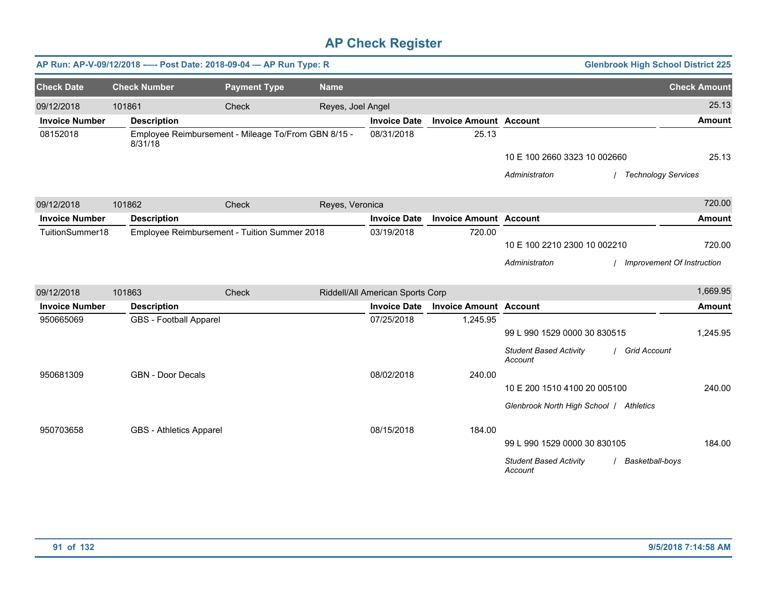# AP Check Register

**AP Run: AP-V-09/12/2018 -—- Post Date: 2018-09-04 — AP Run Type: R** | **Glenbrook High School District 225**

| Check Date | Check Number | Payment Type | Name | Check Amount |
|---|---|---|---|---|
| 09/12/2018 | 101861 | Check | Reyes, Joel Angel | 25.13 |

| Invoice Number | Description | Invoice Date | Invoice Amount | Account | Amount |
|---|---|---|---|---|---|
| 08152018 | Employee Reimbursement - Mileage To/From GBN 8/15 - 8/31/18 | 08/31/2018 | 25.13 | | |
| | | | | 10 E 100 2660 3323 10 002660 | 25.13 |
| | | | | *Administraton / Technology Services* | |

| Check Date | Check Number | Payment Type | Name | Check Amount |
|---|---|---|---|---|
| 09/12/2018 | 101862 | Check | Reyes, Veronica | 720.00 |

| Invoice Number | Description | Invoice Date | Invoice Amount | Account | Amount |
|---|---|---|---|---|---|
| TuitionSummer18 | Employee Reimbursement - Tuition Summer 2018 | 03/19/2018 | 720.00 | | |
| | | | | 10 E 100 2210 2300 10 002210 | 720.00 |
| | | | | *Administraton / Improvement Of Instruction* | |

| Check Date | Check Number | Payment Type | Name | Check Amount |
|---|---|---|---|---|
| 09/12/2018 | 101863 | Check | Riddell/All American Sports Corp | 1,669.95 |

| Invoice Number | Description | Invoice Date | Invoice Amount | Account | Amount |
|---|---|---|---|---|---|
| 950665069 | GBS - Football Apparel | 07/25/2018 | 1,245.95 | | |
| | | | | 99 L 990 1529 0000 30 830515 | 1,245.95 |
| | | | | *Student Based Activity Account / Grid Account* | |
| 950681309 | GBN - Door Decals | 08/02/2018 | 240.00 | | |
| | | | | 10 E 200 1510 4100 20 005100 | 240.00 |
| | | | | *Glenbrook North High School / Athletics* | |
| 950703658 | GBS - Athletics Apparel | 08/15/2018 | 184.00 | | |
| | | | | 99 L 990 1529 0000 30 830105 | 184.00 |
| | | | | *Student Based Activity Account / Basketball-boys* | |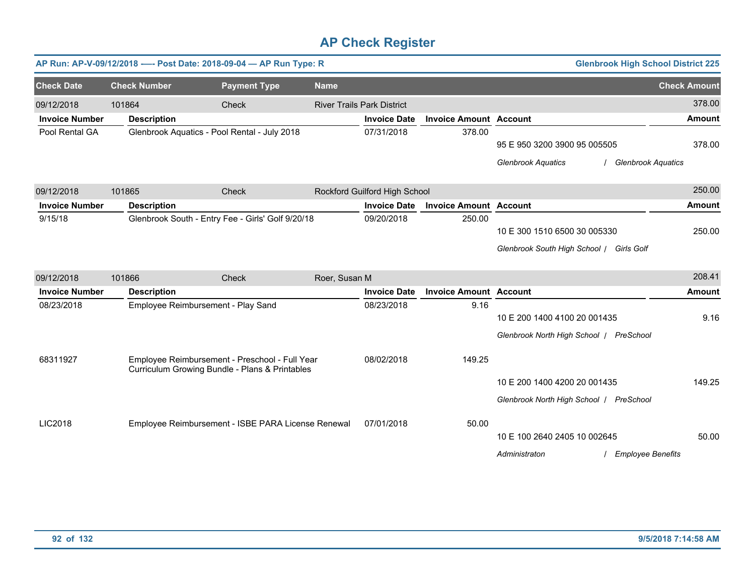# AP Check Register

**AP Run: AP-V-09/12/2018 —- Post Date: 2018-09-04 — AP Run Type: R** | **Glenbrook High School District 225**

| Check Date | Check Number | Payment Type | Name | Check Amount |
|---|---|---|---|---|
| 09/12/2018 | 101864 | Check | River Trails Park District | 378.00 |

| Invoice Number | Description | Invoice Date | Invoice Amount | Account | Amount |
|---|---|---|---|---|---|
| Pool Rental GA | Glenbrook Aquatics - Pool Rental - July 2018 | 07/31/2018 | 378.00 | | |
| | | | | 95 E 950 3200 3900 95 005505 | 378.00 |
| | | | | *Glenbrook Aquatics / Glenbrook Aquatics* | |

| Check Date | Check Number | Payment Type | Name | Check Amount |
|---|---|---|---|---|
| 09/12/2018 | 101865 | Check | Rockford Guilford High School | 250.00 |

| Invoice Number | Description | Invoice Date | Invoice Amount | Account | Amount |
|---|---|---|---|---|---|
| 9/15/18 | Glenbrook South - Entry Fee - Girls' Golf 9/20/18 | 09/20/2018 | 250.00 | | |
| | | | | 10 E 300 1510 6500 30 005330 | 250.00 |
| | | | | *Glenbrook South High School / Girls Golf* | |

| Check Date | Check Number | Payment Type | Name | Check Amount |
|---|---|---|---|---|
| 09/12/2018 | 101866 | Check | Roer, Susan M | 208.41 |

| Invoice Number | Description | Invoice Date | Invoice Amount | Account | Amount |
|---|---|---|---|---|---|
| 08/23/2018 | Employee Reimbursement - Play Sand | 08/23/2018 | 9.16 | | |
| | | | | 10 E 200 1400 4100 20 001435 | 9.16 |
| | | | | *Glenbrook North High School / PreSchool* | |
| 68311927 | Employee Reimbursement - Preschool - Full Year Curriculum Growing Bundle - Plans & Printables | 08/02/2018 | 149.25 | | |
| | | | | 10 E 200 1400 4200 20 001435 | 149.25 |
| | | | | *Glenbrook North High School / PreSchool* | |
| LIC2018 | Employee Reimbursement - ISBE PARA License Renewal | 07/01/2018 | 50.00 | | |
| | | | | 10 E 100 2640 2405 10 002645 | 50.00 |
| | | | | *Administraton / Employee Benefits* | |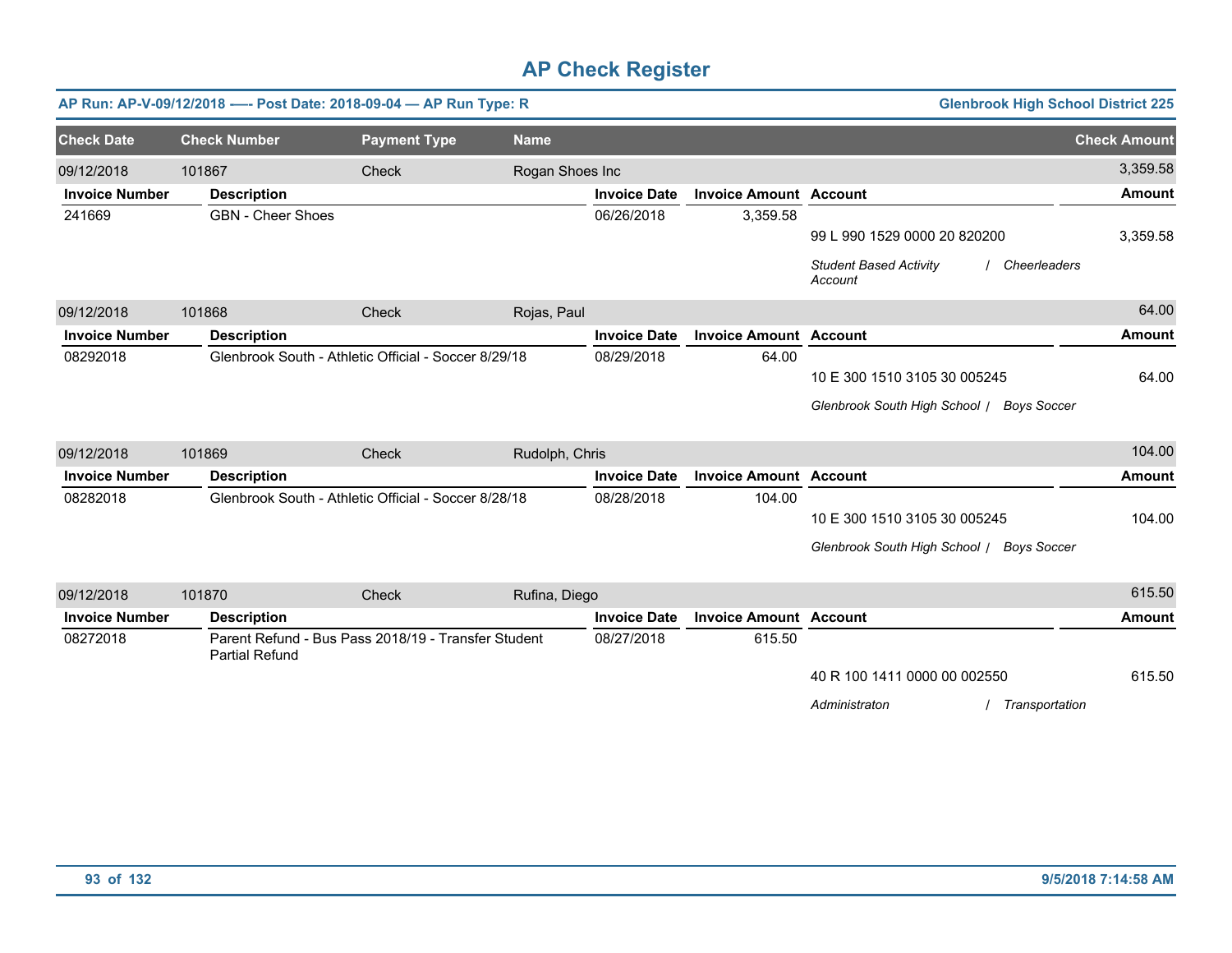# AP Check Register

**AP Run: AP-V-09/12/2018 —- Post Date: 2018-09-04 — AP Run Type: R** | **Glenbrook High School District 225**

| Check Date | Check Number | Payment Type | Name | Check Amount |
|---|---|---|---|---|
| 09/12/2018 | 101867 | Check | Rogan Shoes Inc | 3,359.58 |

| Invoice Number | Description | Invoice Date | Invoice Amount | Account | Amount |
|---|---|---|---|---|---|
| 241669 | GBN - Cheer Shoes | 06/26/2018 | 3,359.58 | 99 L 990 1529 0000 20 820200 | 3,359.58 |
| | | | | *Student Based Activity Account / Cheerleaders* | |

| Check Date | Check Number | Payment Type | Name | Check Amount |
|---|---|---|---|---|
| 09/12/2018 | 101868 | Check | Rojas, Paul | 64.00 |

| Invoice Number | Description | Invoice Date | Invoice Amount | Account | Amount |
|---|---|---|---|---|---|
| 08292018 | Glenbrook South - Athletic Official - Soccer 8/29/18 | 08/29/2018 | 64.00 | 10 E 300 1510 3105 30 005245 | 64.00 |
| | | | | *Glenbrook South High School / Boys Soccer* | |

| Check Date | Check Number | Payment Type | Name | Check Amount |
|---|---|---|---|---|
| 09/12/2018 | 101869 | Check | Rudolph, Chris | 104.00 |

| Invoice Number | Description | Invoice Date | Invoice Amount | Account | Amount |
|---|---|---|---|---|---|
| 08282018 | Glenbrook South - Athletic Official - Soccer 8/28/18 | 08/28/2018 | 104.00 | 10 E 300 1510 3105 30 005245 | 104.00 |
| | | | | *Glenbrook South High School / Boys Soccer* | |

| Check Date | Check Number | Payment Type | Name | Check Amount |
|---|---|---|---|---|
| 09/12/2018 | 101870 | Check | Rufina, Diego | 615.50 |

| Invoice Number | Description | Invoice Date | Invoice Amount | Account | Amount |
|---|---|---|---|---|---|
| 08272018 | Parent Refund - Bus Pass 2018/19 - Transfer Student Partial Refund | 08/27/2018 | 615.50 | 40 R 100 1411 0000 00 002550 | 615.50 |
| | | | | *Administraton / Transportation* | |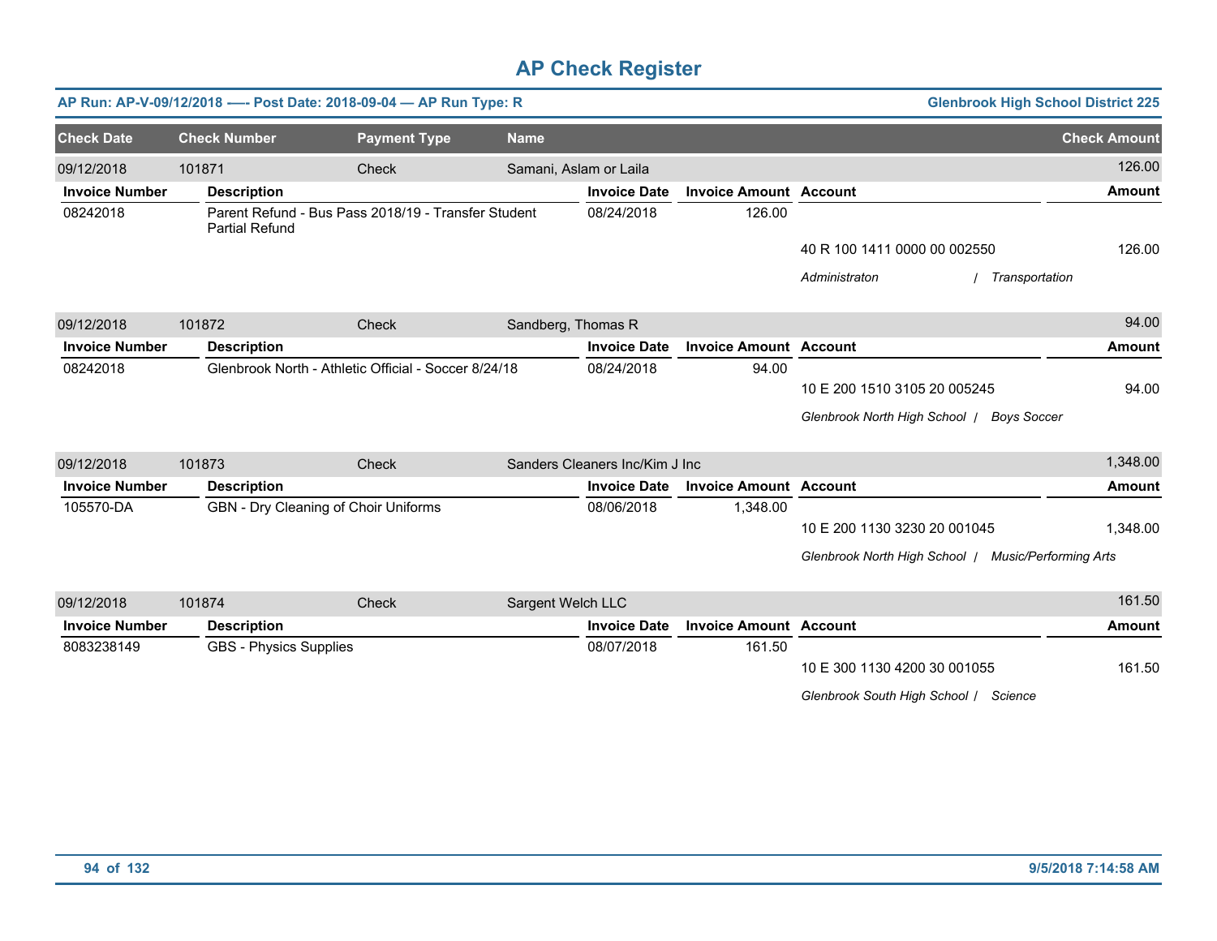# AP Check Register

**AP Run: AP-V-09/12/2018 -—- Post Date: 2018-09-04 — AP Run Type: R** | **Glenbrook High School District 225**

| Check Date | Check Number | Payment Type | Name | Check Amount |
|---|---|---|---|---|
| 09/12/2018 | 101871 | Check | Samani, Aslam or Laila | 126.00 |

| Invoice Number | Description | Invoice Date | Invoice Amount | Account | Amount |
|---|---|---|---|---|---|
| 08242018 | Parent Refund - Bus Pass 2018/19 - Transfer Student Partial Refund | 08/24/2018 | 126.00 | 40 R 100 1411 0000 00 002550 | 126.00 |
| | | | | *Administraton / Transportation* | |

| Check Date | Check Number | Payment Type | Name | Check Amount |
|---|---|---|---|---|
| 09/12/2018 | 101872 | Check | Sandberg, Thomas R | 94.00 |

| Invoice Number | Description | Invoice Date | Invoice Amount | Account | Amount |
|---|---|---|---|---|---|
| 08242018 | Glenbrook North - Athletic Official - Soccer 8/24/18 | 08/24/2018 | 94.00 | 10 E 200 1510 3105 20 005245 | 94.00 |
| | | | | *Glenbrook North High School / Boys Soccer* | |

| Check Date | Check Number | Payment Type | Name | Check Amount |
|---|---|---|---|---|
| 09/12/2018 | 101873 | Check | Sanders Cleaners Inc/Kim J Inc | 1,348.00 |

| Invoice Number | Description | Invoice Date | Invoice Amount | Account | Amount |
|---|---|---|---|---|---|
| 105570-DA | GBN - Dry Cleaning of Choir Uniforms | 08/06/2018 | 1,348.00 | 10 E 200 1130 3230 20 001045 | 1,348.00 |
| | | | | *Glenbrook North High School / Music/Performing Arts* | |

| Check Date | Check Number | Payment Type | Name | Check Amount |
|---|---|---|---|---|
| 09/12/2018 | 101874 | Check | Sargent Welch LLC | 161.50 |

| Invoice Number | Description | Invoice Date | Invoice Amount | Account | Amount |
|---|---|---|---|---|---|
| 8083238149 | GBS - Physics Supplies | 08/07/2018 | 161.50 | 10 E 300 1130 4200 30 001055 | 161.50 |
| | | | | *Glenbrook South High School / Science* | |

9/5/2018 7:14:58 AM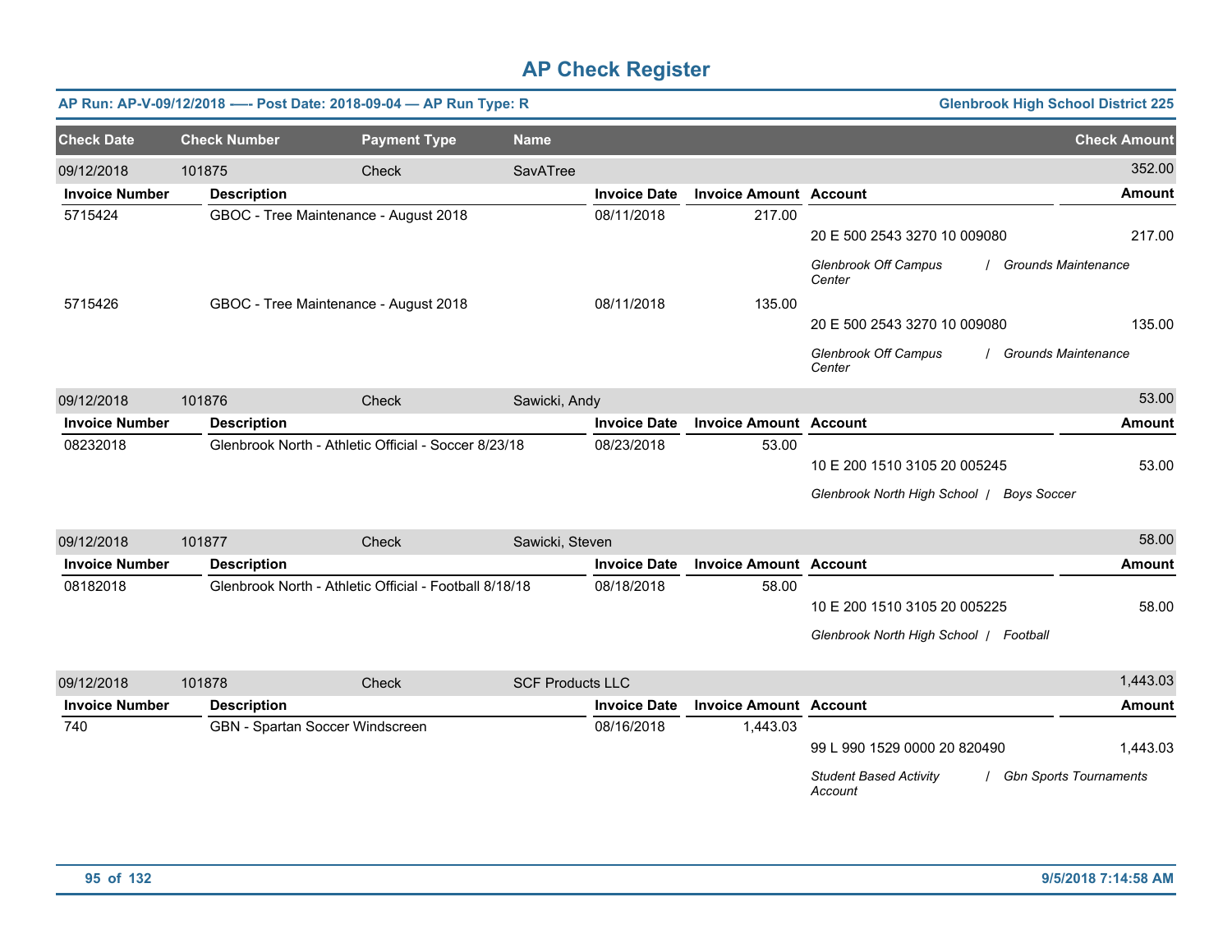# AP Check Register

**AP Run: AP-V-09/12/2018 —- Post Date: 2018-09-04 — AP Run Type: R** | **Glenbrook High School District 225**

| Check Date | Check Number | Payment Type | Name | Check Amount |
|---|---|---|---|---|
| 09/12/2018 | 101875 | Check | SavATree | 352.00 |

| Invoice Number | Description | Invoice Date | Invoice Amount | Account | Amount |
|---|---|---|---|---|---|
| 5715424 | GBOC - Tree Maintenance - August 2018 | 08/11/2018 | 217.00 | 20 E 500 2543 3270 10 009080 | 217.00 |
| | | | | *Glenbrook Off Campus Center / Grounds Maintenance* | |
| 5715426 | GBOC - Tree Maintenance - August 2018 | 08/11/2018 | 135.00 | 20 E 500 2543 3270 10 009080 | 135.00 |
| | | | | *Glenbrook Off Campus Center / Grounds Maintenance* | |

| Check Date | Check Number | Payment Type | Name | Check Amount |
|---|---|---|---|---|
| 09/12/2018 | 101876 | Check | Sawicki, Andy | 53.00 |

| Invoice Number | Description | Invoice Date | Invoice Amount | Account | Amount |
|---|---|---|---|---|---|
| 08232018 | Glenbrook North - Athletic Official - Soccer 8/23/18 | 08/23/2018 | 53.00 | 10 E 200 1510 3105 20 005245 | 53.00 |
| | | | | *Glenbrook North High School / Boys Soccer* | |

| Check Date | Check Number | Payment Type | Name | Check Amount |
|---|---|---|---|---|
| 09/12/2018 | 101877 | Check | Sawicki, Steven | 58.00 |

| Invoice Number | Description | Invoice Date | Invoice Amount | Account | Amount |
|---|---|---|---|---|---|
| 08182018 | Glenbrook North - Athletic Official - Football 8/18/18 | 08/18/2018 | 58.00 | 10 E 200 1510 3105 20 005225 | 58.00 |
| | | | | *Glenbrook North High School / Football* | |

| Check Date | Check Number | Payment Type | Name | Check Amount |
|---|---|---|---|---|
| 09/12/2018 | 101878 | Check | SCF Products LLC | 1,443.03 |

| Invoice Number | Description | Invoice Date | Invoice Amount | Account | Amount |
|---|---|---|---|---|---|
| 740 | GBN - Spartan Soccer Windscreen | 08/16/2018 | 1,443.03 | 99 L 990 1529 0000 20 820490 | 1,443.03 |
| | | | | *Student Based Activity Account / Gbn Sports Tournaments* | |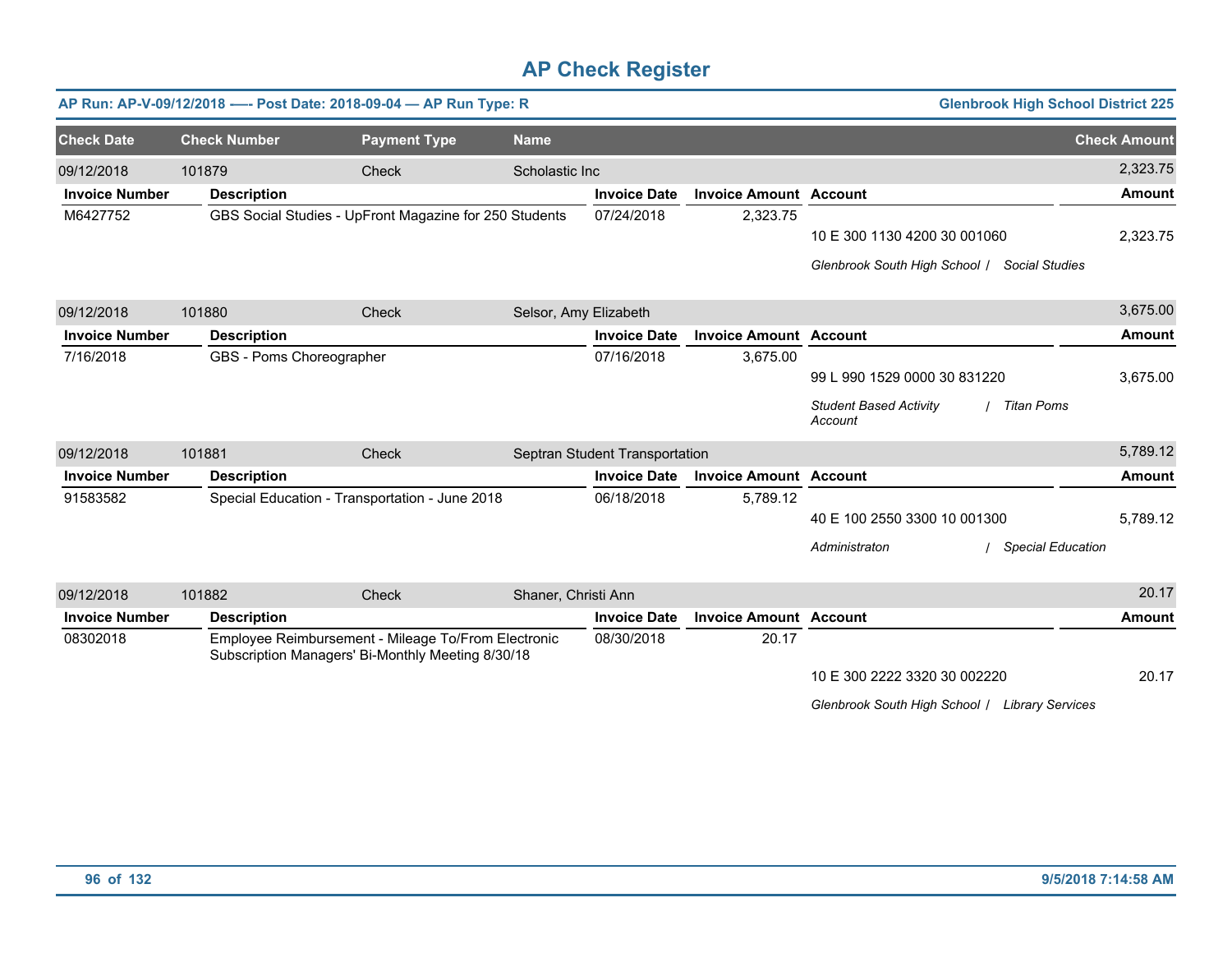# AP Check Register

**AP Run: AP-V-09/12/2018 -—- Post Date: 2018-09-04 — AP Run Type: R** | **Glenbrook High School District 225**

| Check Date | Check Number | Payment Type | Name | Check Amount |
|---|---|---|---|---|
| 09/12/2018 | 101879 | Check | Scholastic Inc | 2,323.75 |

| Invoice Number | Description | Invoice Date | Invoice Amount | Account | Amount |
|---|---|---|---|---|---|
| M6427752 | GBS Social Studies - UpFront Magazine for 250 Students | 07/24/2018 | 2,323.75 | 10 E 300 1130 4200 30 001060 | 2,323.75 |
| | | | | *Glenbrook South High School / Social Studies* | |

| Check Date | Check Number | Payment Type | Name | Check Amount |
|---|---|---|---|---|
| 09/12/2018 | 101880 | Check | Selsor, Amy Elizabeth | 3,675.00 |

| Invoice Number | Description | Invoice Date | Invoice Amount | Account | Amount |
|---|---|---|---|---|---|
| 7/16/2018 | GBS - Poms Choreographer | 07/16/2018 | 3,675.00 | 99 L 990 1529 0000 30 831220 | 3,675.00 |
| | | | | *Student Based Activity Account / Titan Poms* | |

| Check Date | Check Number | Payment Type | Name | Check Amount |
|---|---|---|---|---|
| 09/12/2018 | 101881 | Check | Septran Student Transportation | 5,789.12 |

| Invoice Number | Description | Invoice Date | Invoice Amount | Account | Amount |
|---|---|---|---|---|---|
| 91583582 | Special Education - Transportation - June 2018 | 06/18/2018 | 5,789.12 | 40 E 100 2550 3300 10 001300 | 5,789.12 |
| | | | | *Administraton / Special Education* | |

| Check Date | Check Number | Payment Type | Name | Check Amount |
|---|---|---|---|---|
| 09/12/2018 | 101882 | Check | Shaner, Christi Ann | 20.17 |

| Invoice Number | Description | Invoice Date | Invoice Amount | Account | Amount |
|---|---|---|---|---|---|
| 08302018 | Employee Reimbursement - Mileage To/From Electronic Subscription Managers' Bi-Monthly Meeting 8/30/18 | 08/30/2018 | 20.17 | 10 E 300 2222 3320 30 002220 | 20.17 |
| | | | | *Glenbrook South High School / Library Services* | |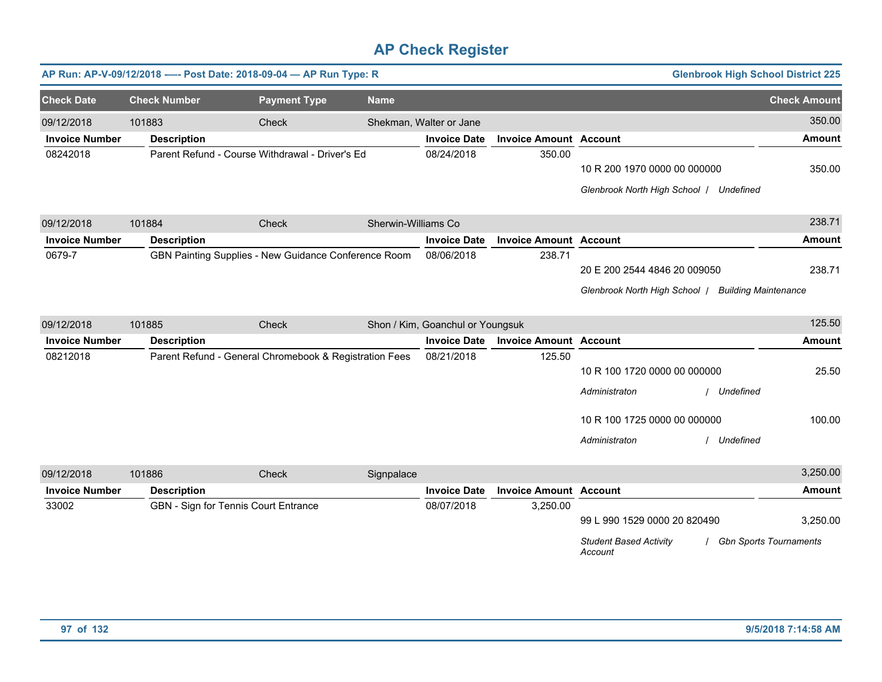# AP Check Register

**AP Run: AP-V-09/12/2018 —- Post Date: 2018-09-04 — AP Run Type: R** | **Glenbrook High School District 225**

| Check Date | Check Number | Payment Type | Name | Check Amount |
|---|---|---|---|---|
| 09/12/2018 | 101883 | Check | Shekman, Walter or Jane | 350.00 |

| Invoice Number | Description | Invoice Date | Invoice Amount | Account | Amount |
|---|---|---|---|---|---|
| 08242018 | Parent Refund - Course Withdrawal - Driver's Ed | 08/24/2018 | 350.00 | 10 R 200 1970 0000 00 000000 | 350.00 |
| | | | | *Glenbrook North High School / Undefined* | |

| Check Date | Check Number | Payment Type | Name | Check Amount |
|---|---|---|---|---|
| 09/12/2018 | 101884 | Check | Sherwin-Williams Co | 238.71 |

| Invoice Number | Description | Invoice Date | Invoice Amount | Account | Amount |
|---|---|---|---|---|---|
| 0679-7 | GBN Painting Supplies - New Guidance Conference Room | 08/06/2018 | 238.71 | 20 E 200 2544 4846 20 009050 | 238.71 |
| | | | | *Glenbrook North High School / Building Maintenance* | |

| Check Date | Check Number | Payment Type | Name | Check Amount |
|---|---|---|---|---|
| 09/12/2018 | 101885 | Check | Shon / Kim, Goanchul or Youngsuk | 125.50 |

| Invoice Number | Description | Invoice Date | Invoice Amount | Account | Amount |
|---|---|---|---|---|---|
| 08212018 | Parent Refund - General Chromebook & Registration Fees | 08/21/2018 | 125.50 | 10 R 100 1720 0000 00 000000 | 25.50 |
| | | | | *Administraton / Undefined* | |
| | | | | 10 R 100 1725 0000 00 000000 | 100.00 |
| | | | | *Administraton / Undefined* | |

| Check Date | Check Number | Payment Type | Name | Check Amount |
|---|---|---|---|---|
| 09/12/2018 | 101886 | Check | Signpalace | 3,250.00 |

| Invoice Number | Description | Invoice Date | Invoice Amount | Account | Amount |
|---|---|---|---|---|---|
| 33002 | GBN - Sign for Tennis Court Entrance | 08/07/2018 | 3,250.00 | 99 L 990 1529 0000 20 820490 | 3,250.00 |
| | | | | *Student Based Activity Account / Gbn Sports Tournaments* | |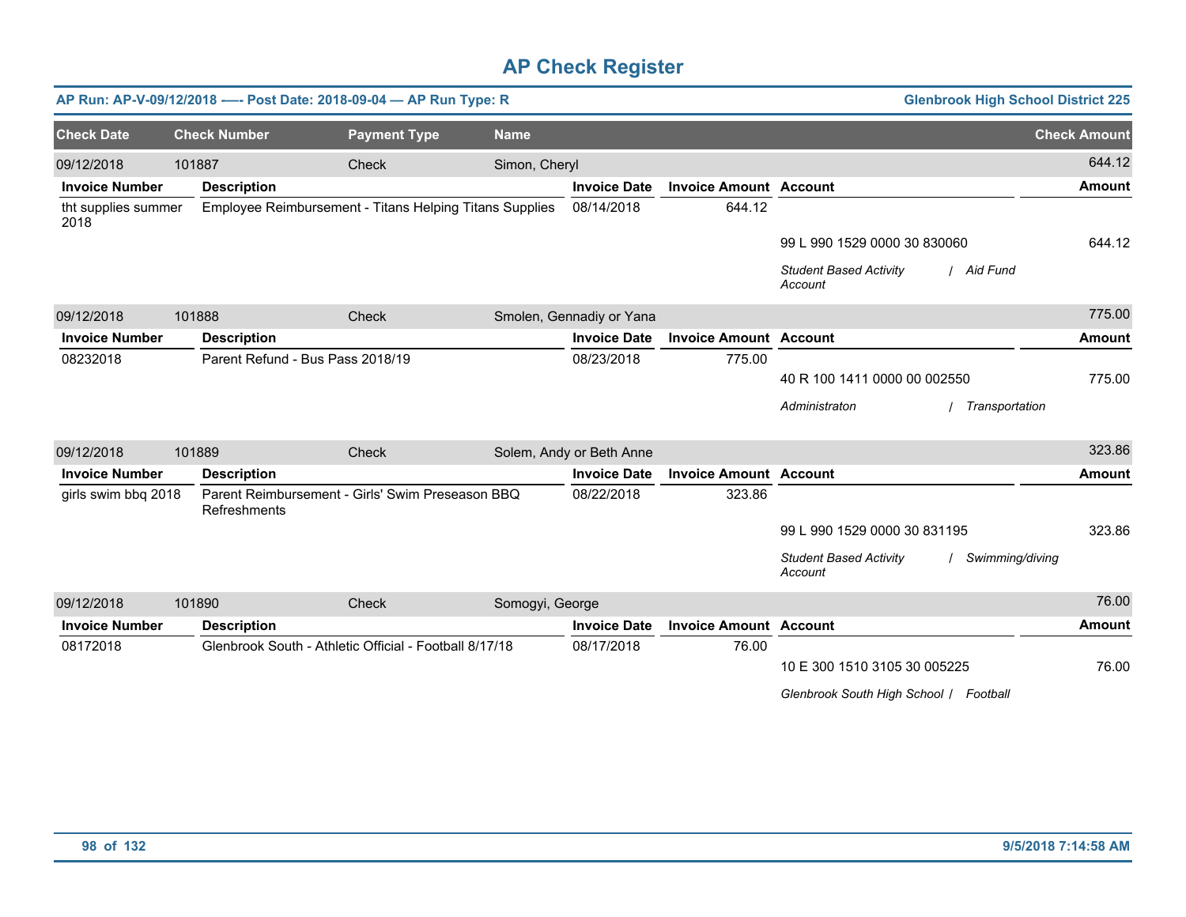# AP Check Register

**AP Run: AP-V-09/12/2018 -—- Post Date: 2018-09-04 — AP Run Type: R** | **Glenbrook High School District 225**

| Check Date | Check Number | Payment Type | Name | Check Amount |
|---|---|---|---|---|
| 09/12/2018 | 101887 | Check | Simon, Cheryl | 644.12 |

| Invoice Number | Description | Invoice Date | Invoice Amount | Account | Amount |
|---|---|---|---|---|---|
| tht supplies summer 2018 | Employee Reimbursement - Titans Helping Titans Supplies | 08/14/2018 | 644.12 | | |
| | | | | 99 L 990 1529 0000 30 830060 | 644.12 |
| | | | | *Student Based Activity Account / Aid Fund* | |

| Check Date | Check Number | Payment Type | Name | Check Amount |
|---|---|---|---|---|
| 09/12/2018 | 101888 | Check | Smolen, Gennadiy or Yana | 775.00 |

| Invoice Number | Description | Invoice Date | Invoice Amount | Account | Amount |
|---|---|---|---|---|---|
| 08232018 | Parent Refund - Bus Pass 2018/19 | 08/23/2018 | 775.00 | | |
| | | | | 40 R 100 1411 0000 00 002550 | 775.00 |
| | | | | *Administraton / Transportation* | |

| Check Date | Check Number | Payment Type | Name | Check Amount |
|---|---|---|---|---|
| 09/12/2018 | 101889 | Check | Solem, Andy or Beth Anne | 323.86 |

| Invoice Number | Description | Invoice Date | Invoice Amount | Account | Amount |
|---|---|---|---|---|---|
| girls swim bbq 2018 | Parent Reimbursement - Girls' Swim Preseason BBQ Refreshments | 08/22/2018 | 323.86 | | |
| | | | | 99 L 990 1529 0000 30 831195 | 323.86 |
| | | | | *Student Based Activity Account / Swimming/diving* | |

| Check Date | Check Number | Payment Type | Name | Check Amount |
|---|---|---|---|---|
| 09/12/2018 | 101890 | Check | Somogyi, George | 76.00 |

| Invoice Number | Description | Invoice Date | Invoice Amount | Account | Amount |
|---|---|---|---|---|---|
| 08172018 | Glenbrook South - Athletic Official - Football 8/17/18 | 08/17/2018 | 76.00 | | |
| | | | | 10 E 300 1510 3105 30 005225 | 76.00 |
| | | | | *Glenbrook South High School / Football* | |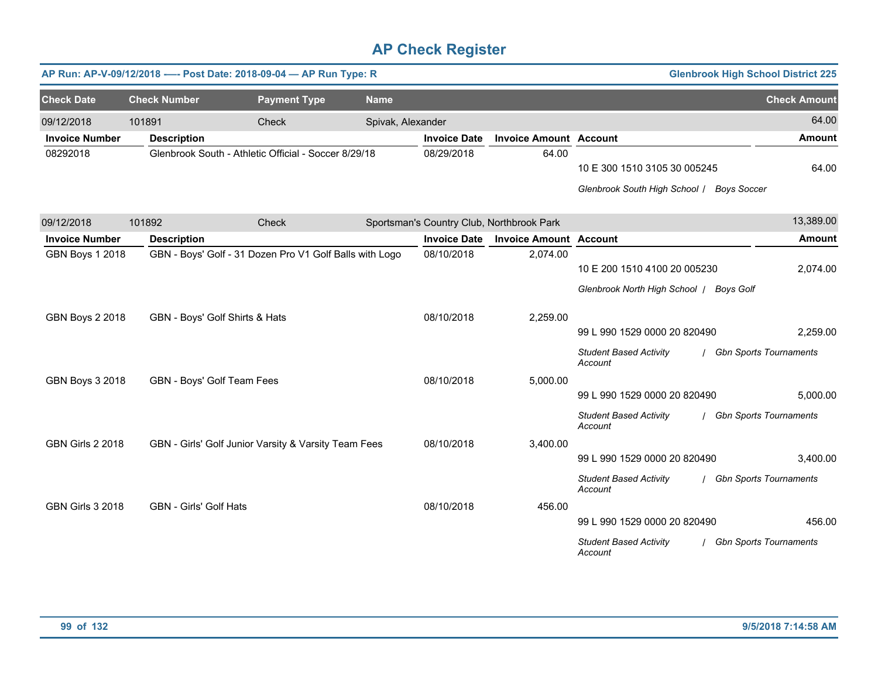# AP Check Register

**AP Run: AP-V-09/12/2018 -—- Post Date: 2018-09-04 — AP Run Type: R** | **Glenbrook High School District 225**

| Check Date | Check Number | Payment Type | Name | Check Amount |
|---|---|---|---|---|
| 09/12/2018 | 101891 | Check | Spivak, Alexander | 64.00 |

| Invoice Number | Description | Invoice Date | Invoice Amount | Account | Amount |
|---|---|---|---|---|---|
| 08292018 | Glenbrook South - Athletic Official - Soccer 8/29/18 | 08/29/2018 | 64.00 | 10 E 300 1510 3105 30 005245 | 64.00 |
| | | | | *Glenbrook South High School / Boys Soccer* | |

| Check Date | Check Number | Payment Type | Name | Check Amount |
|---|---|---|---|---|
| 09/12/2018 | 101892 | Check | Sportsman's Country Club, Northbrook Park | 13,389.00 |

| Invoice Number | Description | Invoice Date | Invoice Amount | Account | Amount |
|---|---|---|---|---|---|
| GBN Boys 1 2018 | GBN - Boys' Golf - 31 Dozen Pro V1 Golf Balls with Logo | 08/10/2018 | 2,074.00 | 10 E 200 1510 4100 20 005230 | 2,074.00 |
| | | | | *Glenbrook North High School / Boys Golf* | |
| GBN Boys 2 2018 | GBN - Boys' Golf Shirts & Hats | 08/10/2018 | 2,259.00 | 99 L 990 1529 0000 20 820490 | 2,259.00 |
| | | | | *Student Based Activity Account / Gbn Sports Tournaments* | |
| GBN Boys 3 2018 | GBN - Boys' Golf Team Fees | 08/10/2018 | 5,000.00 | 99 L 990 1529 0000 20 820490 | 5,000.00 |
| | | | | *Student Based Activity Account / Gbn Sports Tournaments* | |
| GBN Girls 2 2018 | GBN - Girls' Golf Junior Varsity & Varsity Team Fees | 08/10/2018 | 3,400.00 | 99 L 990 1529 0000 20 820490 | 3,400.00 |
| | | | | *Student Based Activity Account / Gbn Sports Tournaments* | |
| GBN Girls 3 2018 | GBN - Girls' Golf Hats | 08/10/2018 | 456.00 | 99 L 990 1529 0000 20 820490 | 456.00 |
| | | | | *Student Based Activity Account / Gbn Sports Tournaments* | |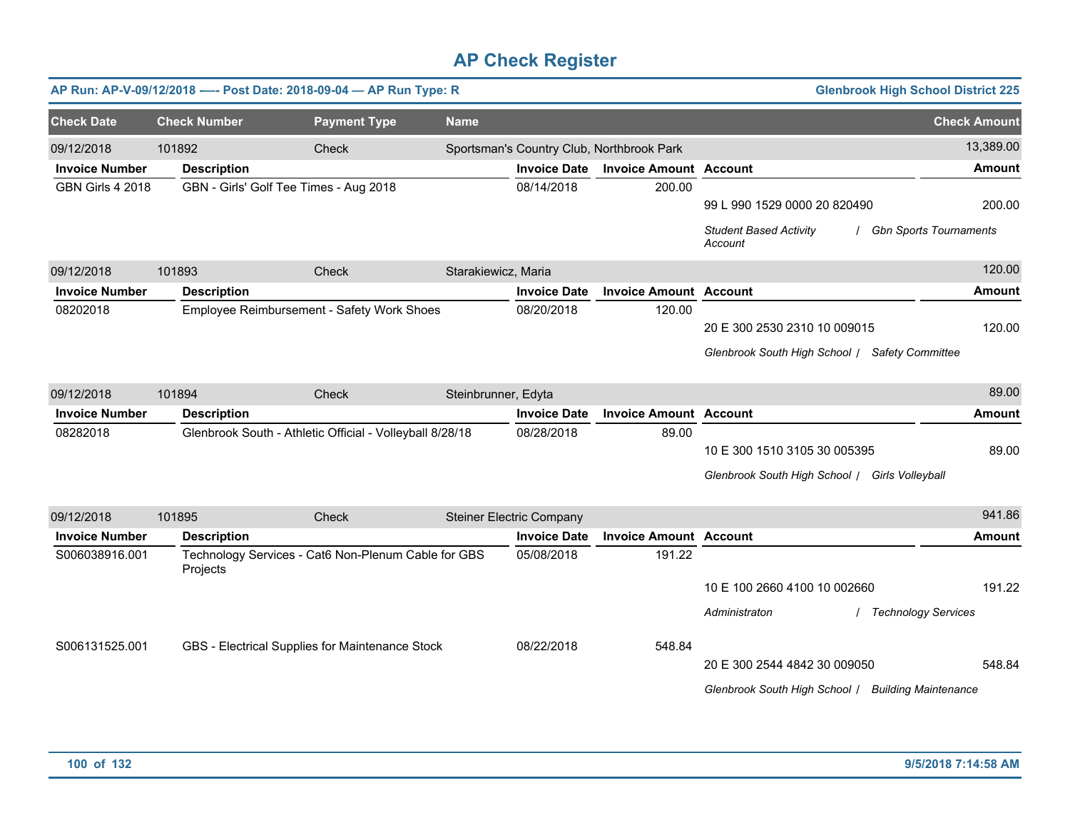# AP Check Register

**AP Run: AP-V-09/12/2018 —- Post Date: 2018-09-04 — AP Run Type: R** | **Glenbrook High School District 225**

| Check Date | Check Number | Payment Type | Name | Check Amount |
|---|---|---|---|---|
| 09/12/2018 | 101892 | Check | Sportsman's Country Club, Northbrook Park | 13,389.00 |

| Invoice Number | Description | Invoice Date | Invoice Amount | Account | Amount |
|---|---|---|---|---|---|
| GBN Girls 4 2018 | GBN - Girls' Golf Tee Times - Aug 2018 | 08/14/2018 | 200.00 | 99 L 990 1529 0000 20 820490 | 200.00 |
| | | | | *Student Based Activity Account / Gbn Sports Tournaments* | |

| Check Date | Check Number | Payment Type | Name | Check Amount |
|---|---|---|---|---|
| 09/12/2018 | 101893 | Check | Starakiewicz, Maria | 120.00 |

| Invoice Number | Description | Invoice Date | Invoice Amount | Account | Amount |
|---|---|---|---|---|---|
| 08202018 | Employee Reimbursement - Safety Work Shoes | 08/20/2018 | 120.00 | 20 E 300 2530 2310 10 009015 | 120.00 |
| | | | | *Glenbrook South High School / Safety Committee* | |

| Check Date | Check Number | Payment Type | Name | Check Amount |
|---|---|---|---|---|
| 09/12/2018 | 101894 | Check | Steinbrunner, Edyta | 89.00 |

| Invoice Number | Description | Invoice Date | Invoice Amount | Account | Amount |
|---|---|---|---|---|---|
| 08282018 | Glenbrook South - Athletic Official - Volleyball 8/28/18 | 08/28/2018 | 89.00 | 10 E 300 1510 3105 30 005395 | 89.00 |
| | | | | *Glenbrook South High School / Girls Volleyball* | |

| Check Date | Check Number | Payment Type | Name | Check Amount |
|---|---|---|---|---|
| 09/12/2018 | 101895 | Check | Steiner Electric Company | 941.86 |

| Invoice Number | Description | Invoice Date | Invoice Amount | Account | Amount |
|---|---|---|---|---|---|
| S006038916.001 | Technology Services - Cat6 Non-Plenum Cable for GBS Projects | 05/08/2018 | 191.22 | 10 E 100 2660 4100 10 002660 | 191.22 |
| | | | | *Administraton / Technology Services* | |
| S006131525.001 | GBS - Electrical Supplies for Maintenance Stock | 08/22/2018 | 548.84 | 20 E 300 2544 4842 30 009050 | 548.84 |
| | | | | *Glenbrook South High School / Building Maintenance* | |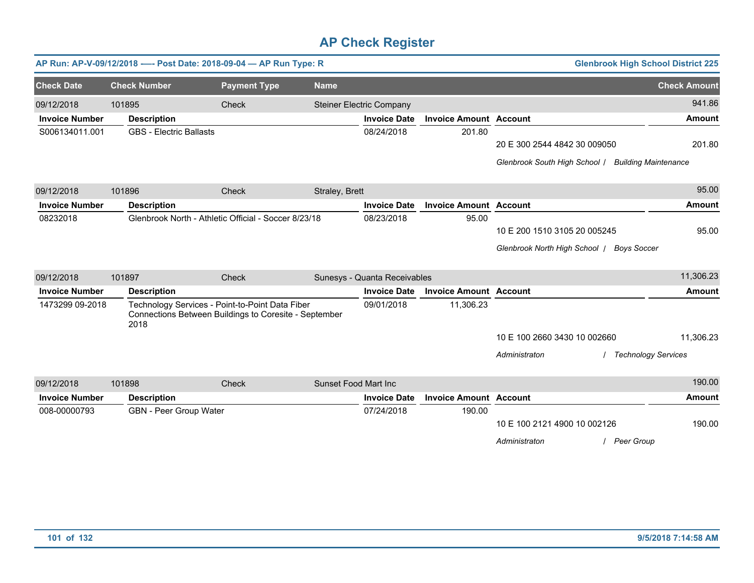# AP Check Register

**AP Run: AP-V-09/12/2018 —- Post Date: 2018-09-04 — AP Run Type: R** | **Glenbrook High School District 225**

| Check Date | Check Number | Payment Type | Name | Check Amount |
|---|---|---|---|---|
| 09/12/2018 | 101895 | Check | Steiner Electric Company | 941.86 |

| Invoice Number | Description | Invoice Date | Invoice Amount | Account | Amount |
|---|---|---|---|---|---|
| S006134011.001 | GBS - Electric Ballasts | 08/24/2018 | 201.80 | 20 E 300 2544 4842 30 009050 | 201.80 |
| | | | | *Glenbrook South High School / Building Maintenance* | |

| Check Date | Check Number | Payment Type | Name | Check Amount |
|---|---|---|---|---|
| 09/12/2018 | 101896 | Check | Straley, Brett | 95.00 |

| Invoice Number | Description | Invoice Date | Invoice Amount | Account | Amount |
|---|---|---|---|---|---|
| 08232018 | Glenbrook North - Athletic Official - Soccer 8/23/18 | 08/23/2018 | 95.00 | 10 E 200 1510 3105 20 005245 | 95.00 |
| | | | | *Glenbrook North High School / Boys Soccer* | |

| Check Date | Check Number | Payment Type | Name | Check Amount |
|---|---|---|---|---|
| 09/12/2018 | 101897 | Check | Sunesys - Quanta Receivables | 11,306.23 |

| Invoice Number | Description | Invoice Date | Invoice Amount | Account | Amount |
|---|---|---|---|---|---|
| 1473299 09-2018 | Technology Services - Point-to-Point Data Fiber Connections Between Buildings to Coresite - September 2018 | 09/01/2018 | 11,306.23 | 10 E 100 2660 3430 10 002660 | 11,306.23 |
| | | | | *Administraton / Technology Services* | |

| Check Date | Check Number | Payment Type | Name | Check Amount |
|---|---|---|---|---|
| 09/12/2018 | 101898 | Check | Sunset Food Mart Inc | 190.00 |

| Invoice Number | Description | Invoice Date | Invoice Amount | Account | Amount |
|---|---|---|---|---|---|
| 008-00000793 | GBN - Peer Group Water | 07/24/2018 | 190.00 | 10 E 100 2121 4900 10 002126 | 190.00 |
| | | | | *Administraton / Peer Group* | |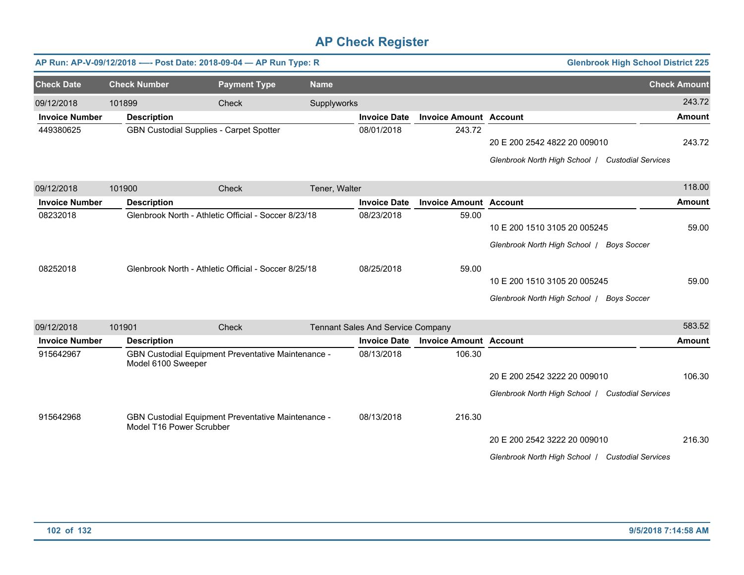# AP Check Register

**AP Run: AP-V-09/12/2018 —- Post Date: 2018-09-04 — AP Run Type: R** — **Glenbrook High School District 225**

| Check Date | Check Number | Payment Type | Name | Check Amount |
|---|---|---|---|---|
| 09/12/2018 | 101899 | Check | Supplyworks | 243.72 |

| Invoice Number | Description | Invoice Date | Invoice Amount | Account | Amount |
|---|---|---|---|---|---|
| 449380625 | GBN Custodial Supplies - Carpet Spotter | 08/01/2018 | 243.72 | 20 E 200 2542 4822 20 009010 | 243.72 |
| | | | | *Glenbrook North High School / Custodial Services* | |

| Check Date | Check Number | Payment Type | Name | Check Amount |
|---|---|---|---|---|
| 09/12/2018 | 101900 | Check | Tener, Walter | 118.00 |

| Invoice Number | Description | Invoice Date | Invoice Amount | Account | Amount |
|---|---|---|---|---|---|
| 08232018 | Glenbrook North - Athletic Official - Soccer 8/23/18 | 08/23/2018 | 59.00 | 10 E 200 1510 3105 20 005245 | 59.00 |
| | | | | *Glenbrook North High School / Boys Soccer* | |
| 08252018 | Glenbrook North - Athletic Official - Soccer 8/25/18 | 08/25/2018 | 59.00 | 10 E 200 1510 3105 20 005245 | 59.00 |
| | | | | *Glenbrook North High School / Boys Soccer* | |

| Check Date | Check Number | Payment Type | Name | Check Amount |
|---|---|---|---|---|
| 09/12/2018 | 101901 | Check | Tennant Sales And Service Company | 583.52 |

| Invoice Number | Description | Invoice Date | Invoice Amount | Account | Amount |
|---|---|---|---|---|---|
| 915642967 | GBN Custodial Equipment Preventative Maintenance - Model 6100 Sweeper | 08/13/2018 | 106.30 | 20 E 200 2542 3222 20 009010 | 106.30 |
| | | | | *Glenbrook North High School / Custodial Services* | |
| 915642968 | GBN Custodial Equipment Preventative Maintenance - Model T16 Power Scrubber | 08/13/2018 | 216.30 | 20 E 200 2542 3222 20 009010 | 216.30 |
| | | | | *Glenbrook North High School / Custodial Services* | |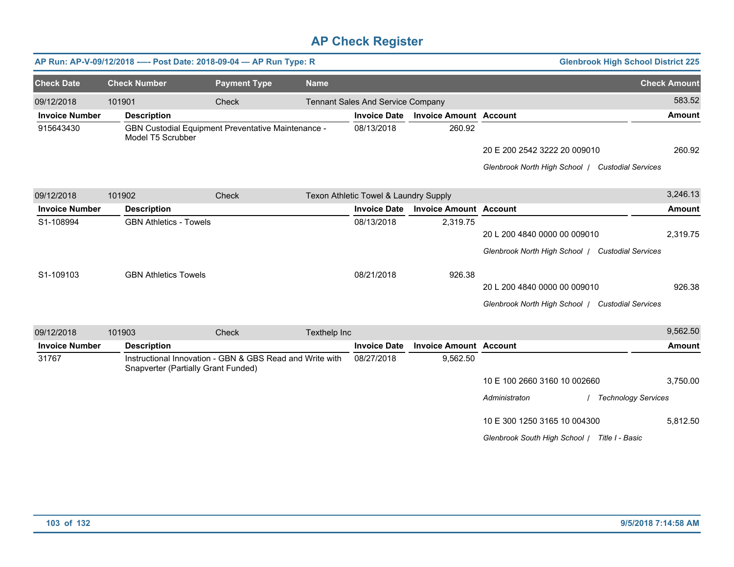# AP Check Register

**AP Run: AP-V-09/12/2018 —- Post Date: 2018-09-04 — AP Run Type: R** | **Glenbrook High School District 225**

| Check Date | Check Number | Payment Type | Name | Check Amount |
|---|---|---|---|---|
| 09/12/2018 | 101901 | Check | Tennant Sales And Service Company | 583.52 |

| Invoice Number | Description | Invoice Date | Invoice Amount | Account | Amount |
|---|---|---|---|---|---|
| 915643430 | GBN Custodial Equipment Preventative Maintenance - Model T5 Scrubber | 08/13/2018 | 260.92 | | |
| | | | | 20 E 200 2542 3222 20 009010 | 260.92 |
| | | | | *Glenbrook North High School / Custodial Services* | |

| Check Date | Check Number | Payment Type | Name | Check Amount |
|---|---|---|---|---|
| 09/12/2018 | 101902 | Check | Texon Athletic Towel & Laundry Supply | 3,246.13 |

| Invoice Number | Description | Invoice Date | Invoice Amount | Account | Amount |
|---|---|---|---|---|---|
| S1-108994 | GBN Athletics - Towels | 08/13/2018 | 2,319.75 | | |
| | | | | 20 L 200 4840 0000 00 009010 | 2,319.75 |
| | | | | *Glenbrook North High School / Custodial Services* | |
| S1-109103 | GBN Athletics Towels | 08/21/2018 | 926.38 | | |
| | | | | 20 L 200 4840 0000 00 009010 | 926.38 |
| | | | | *Glenbrook North High School / Custodial Services* | |

| Check Date | Check Number | Payment Type | Name | Check Amount |
|---|---|---|---|---|
| 09/12/2018 | 101903 | Check | Texthelp Inc | 9,562.50 |

| Invoice Number | Description | Invoice Date | Invoice Amount | Account | Amount |
|---|---|---|---|---|---|
| 31767 | Instructional Innovation - GBN & GBS Read and Write with Snapverter (Partially Grant Funded) | 08/27/2018 | 9,562.50 | | |
| | | | | 10 E 100 2660 3160 10 002660 | 3,750.00 |
| | | | | *Administraton / Technology Services* | |
| | | | | 10 E 300 1250 3165 10 004300 | 5,812.50 |
| | | | | *Glenbrook South High School / Title I - Basic* | |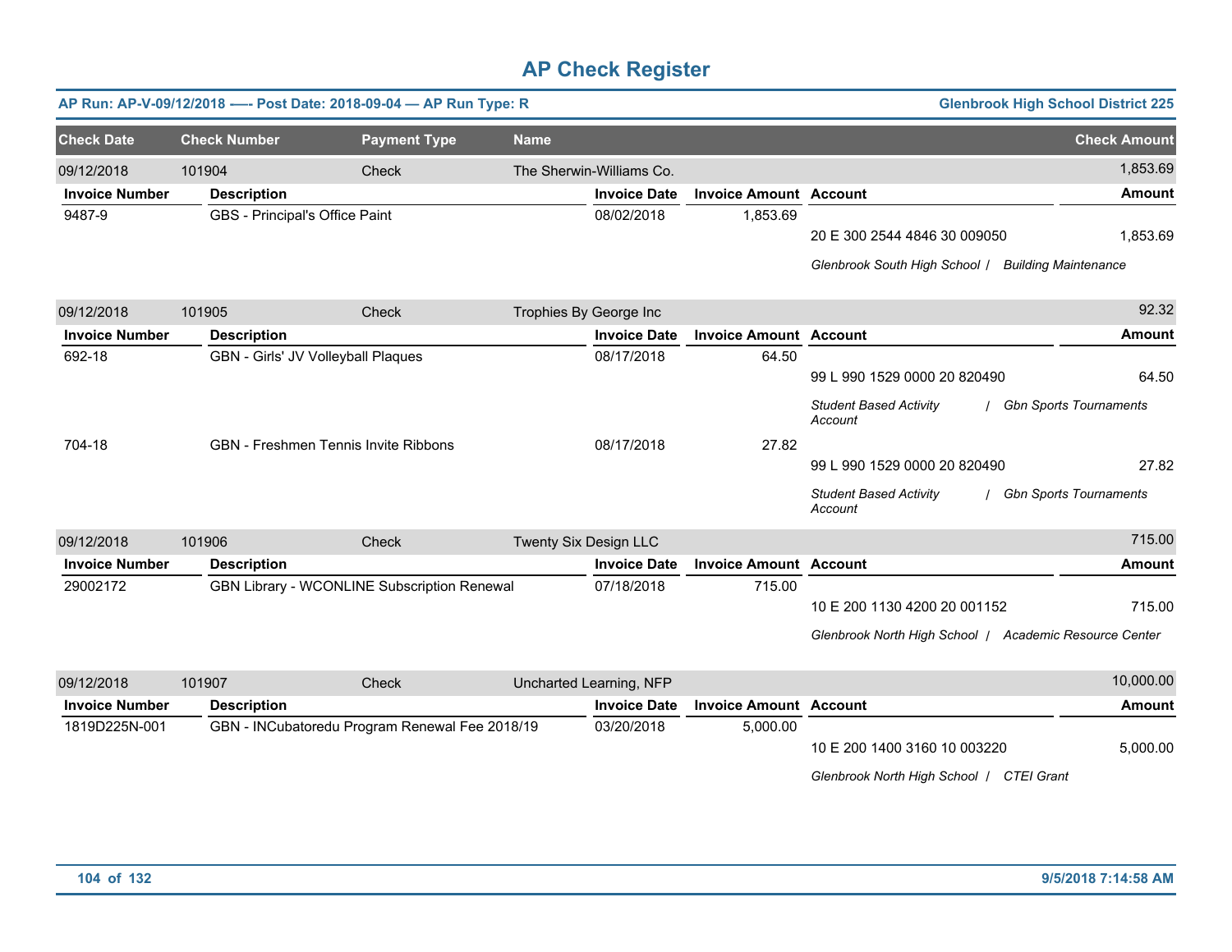# AP Check Register

**AP Run: AP-V-09/12/2018 -—- Post Date: 2018-09-04 — AP Run Type: R** | **Glenbrook High School District 225**

| Check Date | Check Number | Payment Type | Name | Check Amount |
|---|---|---|---|---|
| 09/12/2018 | 101904 | Check | The Sherwin-Williams Co. | 1,853.69 |

| Invoice Number | Description | Invoice Date | Invoice Amount | Account | Amount |
|---|---|---|---|---|---|
| 9487-9 | GBS - Principal's Office Paint | 08/02/2018 | 1,853.69 | 20 E 300 2544 4846 30 009050 | 1,853.69 |
| | | | | *Glenbrook South High School / Building Maintenance* | |

| Check Date | Check Number | Payment Type | Name | Check Amount |
|---|---|---|---|---|
| 09/12/2018 | 101905 | Check | Trophies By George Inc | 92.32 |

| Invoice Number | Description | Invoice Date | Invoice Amount | Account | Amount |
|---|---|---|---|---|---|
| 692-18 | GBN - Girls' JV Volleyball Plaques | 08/17/2018 | 64.50 | 99 L 990 1529 0000 20 820490 | 64.50 |
| | | | | *Student Based Activity Account / Gbn Sports Tournaments* | |
| 704-18 | GBN - Freshmen Tennis Invite Ribbons | 08/17/2018 | 27.82 | 99 L 990 1529 0000 20 820490 | 27.82 |
| | | | | *Student Based Activity Account / Gbn Sports Tournaments* | |

| Check Date | Check Number | Payment Type | Name | Check Amount |
|---|---|---|---|---|
| 09/12/2018 | 101906 | Check | Twenty Six Design LLC | 715.00 |

| Invoice Number | Description | Invoice Date | Invoice Amount | Account | Amount |
|---|---|---|---|---|---|
| 29002172 | GBN Library - WCONLINE Subscription Renewal | 07/18/2018 | 715.00 | 10 E 200 1130 4200 20 001152 | 715.00 |
| | | | | *Glenbrook North High School / Academic Resource Center* | |

| Check Date | Check Number | Payment Type | Name | Check Amount |
|---|---|---|---|---|
| 09/12/2018 | 101907 | Check | Uncharted Learning, NFP | 10,000.00 |

| Invoice Number | Description | Invoice Date | Invoice Amount | Account | Amount |
|---|---|---|---|---|---|
| 1819D225N-001 | GBN - INCubatoredu Program Renewal Fee 2018/19 | 03/20/2018 | 5,000.00 | 10 E 200 1400 3160 10 003220 | 5,000.00 |
| | | | | *Glenbrook North High School / CTEI Grant* | |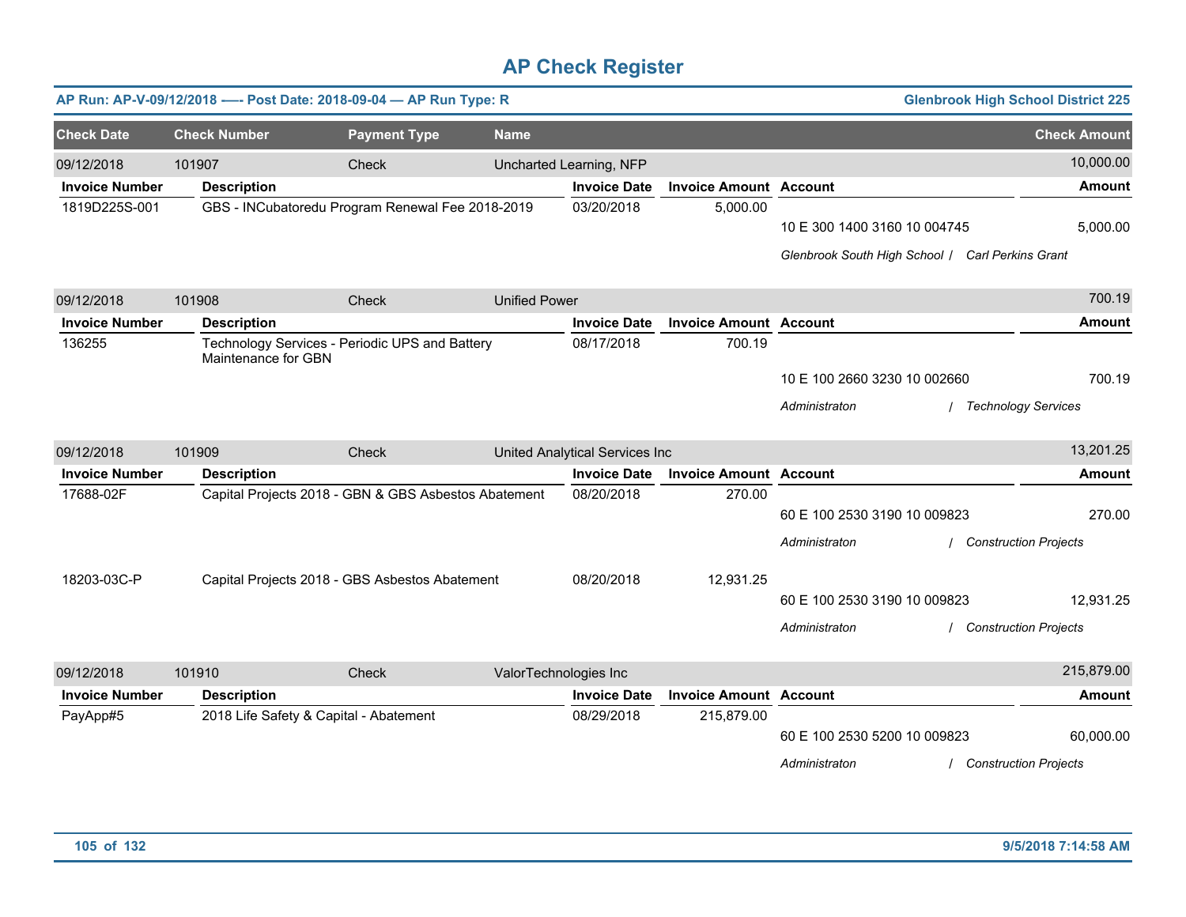# AP Check Register

**AP Run: AP-V-09/12/2018 -—- Post Date: 2018-09-04 — AP Run Type: R** | **Glenbrook High School District 225**

| Check Date | Check Number | Payment Type | Name | Check Amount |
|---|---|---|---|---|
| 09/12/2018 | 101907 | Check | Uncharted Learning, NFP | 10,000.00 |

| Invoice Number | Description | Invoice Date | Invoice Amount | Account | Amount |
|---|---|---|---|---|---|
| 1819D225S-001 | GBS - INCubatoredu Program Renewal Fee 2018-2019 | 03/20/2018 | 5,000.00 | 10 E 300 1400 3160 10 004745 | 5,000.00 |
| | | | | *Glenbrook South High School / Carl Perkins Grant* | |

| Check Date | Check Number | Payment Type | Name | Check Amount |
|---|---|---|---|---|
| 09/12/2018 | 101908 | Check | Unified Power | 700.19 |

| Invoice Number | Description | Invoice Date | Invoice Amount | Account | Amount |
|---|---|---|---|---|---|
| 136255 | Technology Services - Periodic UPS and Battery Maintenance for GBN | 08/17/2018 | 700.19 | 10 E 100 2660 3230 10 002660 | 700.19 |
| | | | | *Administraton / Technology Services* | |

| Check Date | Check Number | Payment Type | Name | Check Amount |
|---|---|---|---|---|
| 09/12/2018 | 101909 | Check | United Analytical Services Inc | 13,201.25 |

| Invoice Number | Description | Invoice Date | Invoice Amount | Account | Amount |
|---|---|---|---|---|---|
| 17688-02F | Capital Projects 2018 - GBN & GBS Asbestos Abatement | 08/20/2018 | 270.00 | 60 E 100 2530 3190 10 009823 | 270.00 |
| | | | | *Administraton / Construction Projects* | |
| 18203-03C-P | Capital Projects 2018 - GBS Asbestos Abatement | 08/20/2018 | 12,931.25 | 60 E 100 2530 3190 10 009823 | 12,931.25 |
| | | | | *Administraton / Construction Projects* | |

| Check Date | Check Number | Payment Type | Name | Check Amount |
|---|---|---|---|---|
| 09/12/2018 | 101910 | Check | ValorTechnologies Inc | 215,879.00 |

| Invoice Number | Description | Invoice Date | Invoice Amount | Account | Amount |
|---|---|---|---|---|---|
| PayApp#5 | 2018 Life Safety & Capital - Abatement | 08/29/2018 | 215,879.00 | 60 E 100 2530 5200 10 009823 | 60,000.00 |
| | | | | *Administraton / Construction Projects* | |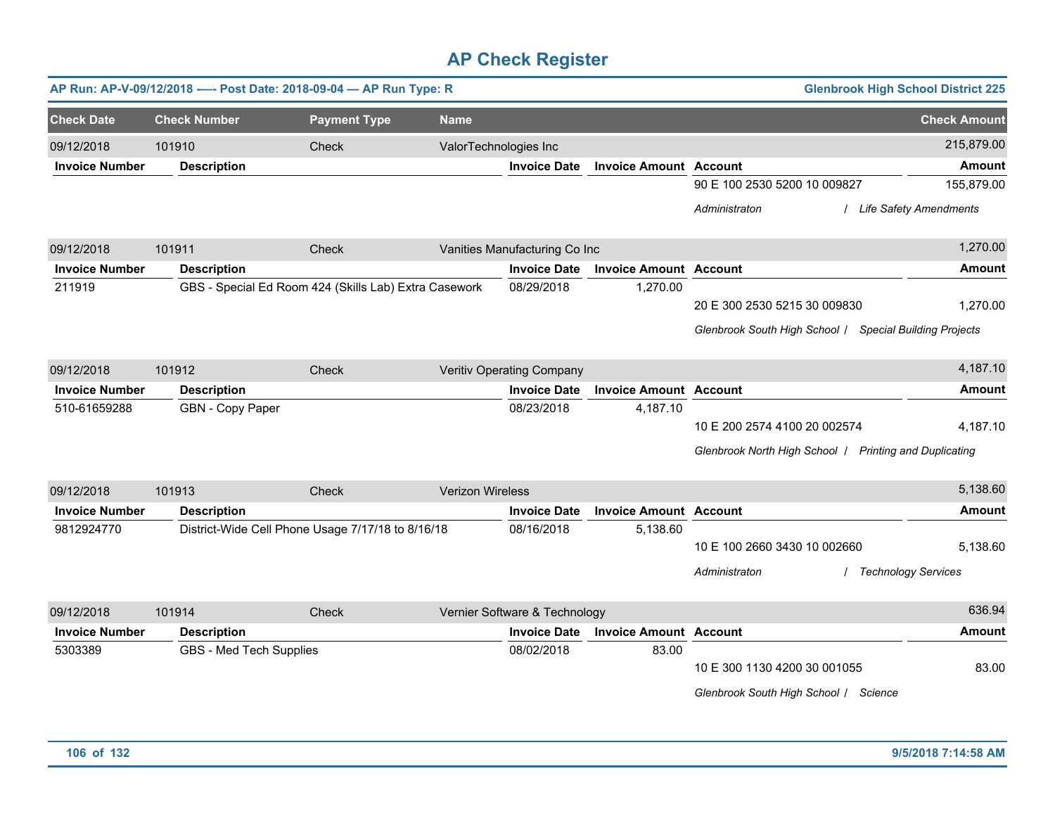# AP Check Register

**AP Run: AP-V-09/12/2018 -—- Post Date: 2018-09-04 — AP Run Type: R** | **Glenbrook High School District 225**

| Check Date | Check Number | Payment Type | Name | Check Amount |
|---|---|---|---|---|
| 09/12/2018 | 101910 | Check | ValorTechnologies Inc | 215,879.00 |

| Invoice Number | Description | Invoice Date | Invoice Amount | Account | Amount |
|---|---|---|---|---|---|
| | | | | 90 E 100 2530 5200 10 009827 | 155,879.00 |
| | | | | *Administraton / Life Safety Amendments* | |

| Check Date | Check Number | Payment Type | Name | Check Amount |
|---|---|---|---|---|
| 09/12/2018 | 101911 | Check | Vanities Manufacturing Co Inc | 1,270.00 |

| Invoice Number | Description | Invoice Date | Invoice Amount | Account | Amount |
|---|---|---|---|---|---|
| 211919 | GBS - Special Ed Room 424 (Skills Lab) Extra Casework | 08/29/2018 | 1,270.00 | | |
| | | | | 20 E 300 2530 5215 30 009830 | 1,270.00 |
| | | | | *Glenbrook South High School / Special Building Projects* | |

| Check Date | Check Number | Payment Type | Name | Check Amount |
|---|---|---|---|---|
| 09/12/2018 | 101912 | Check | Veritiv Operating Company | 4,187.10 |

| Invoice Number | Description | Invoice Date | Invoice Amount | Account | Amount |
|---|---|---|---|---|---|
| 510-61659288 | GBN - Copy Paper | 08/23/2018 | 4,187.10 | | |
| | | | | 10 E 200 2574 4100 20 002574 | 4,187.10 |
| | | | | *Glenbrook North High School / Printing and Duplicating* | |

| Check Date | Check Number | Payment Type | Name | Check Amount |
|---|---|---|---|---|
| 09/12/2018 | 101913 | Check | Verizon Wireless | 5,138.60 |

| Invoice Number | Description | Invoice Date | Invoice Amount | Account | Amount |
|---|---|---|---|---|---|
| 9812924770 | District-Wide Cell Phone Usage 7/17/18 to 8/16/18 | 08/16/2018 | 5,138.60 | | |
| | | | | 10 E 100 2660 3430 10 002660 | 5,138.60 |
| | | | | *Administraton / Technology Services* | |

| Check Date | Check Number | Payment Type | Name | Check Amount |
|---|---|---|---|---|
| 09/12/2018 | 101914 | Check | Vernier Software & Technology | 636.94 |

| Invoice Number | Description | Invoice Date | Invoice Amount | Account | Amount |
|---|---|---|---|---|---|
| 5303389 | GBS - Med Tech Supplies | 08/02/2018 | 83.00 | | |
| | | | | 10 E 300 1130 4200 30 001055 | 83.00 |
| | | | | *Glenbrook South High School / Science* | |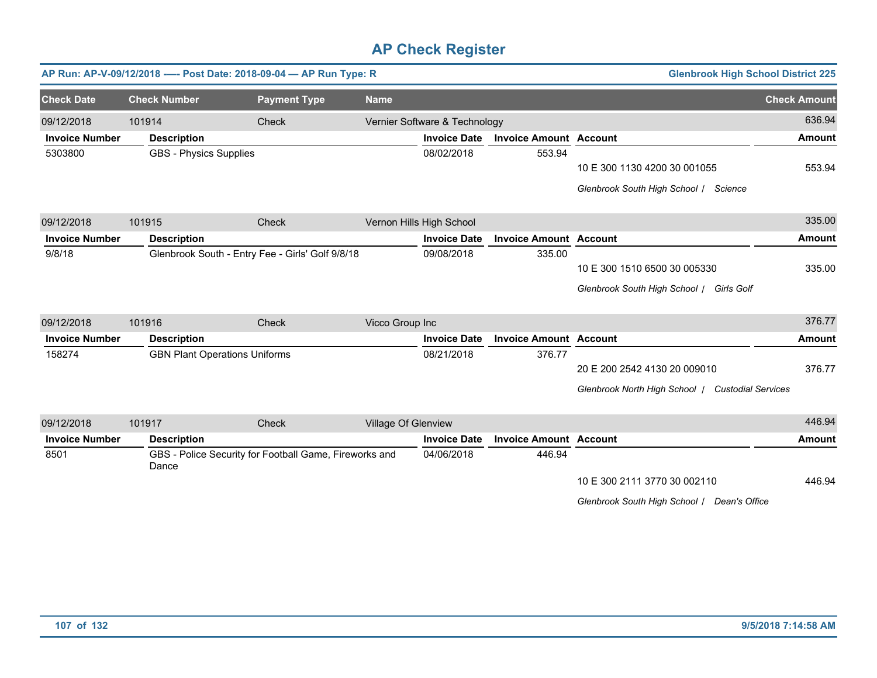# AP Check Register

**AP Run: AP-V-09/12/2018 —- Post Date: 2018-09-04 — AP Run Type: R** | **Glenbrook High School District 225**

| Check Date | Check Number | Payment Type | Name | Check Amount |
|---|---|---|---|---|
| 09/12/2018 | 101914 | Check | Vernier Software & Technology | 636.94 |

| Invoice Number | Description | Invoice Date | Invoice Amount | Account | Amount |
|---|---|---|---|---|---|
| 5303800 | GBS - Physics Supplies | 08/02/2018 | 553.94 | 10 E 300 1130 4200 30 001055 | 553.94 |
| | | | | *Glenbrook South High School / Science* | |

| Check Date | Check Number | Payment Type | Name | Check Amount |
|---|---|---|---|---|
| 09/12/2018 | 101915 | Check | Vernon Hills High School | 335.00 |

| Invoice Number | Description | Invoice Date | Invoice Amount | Account | Amount |
|---|---|---|---|---|---|
| 9/8/18 | Glenbrook South - Entry Fee - Girls' Golf 9/8/18 | 09/08/2018 | 335.00 | 10 E 300 1510 6500 30 005330 | 335.00 |
| | | | | *Glenbrook South High School / Girls Golf* | |

| Check Date | Check Number | Payment Type | Name | Check Amount |
|---|---|---|---|---|
| 09/12/2018 | 101916 | Check | Vicco Group Inc | 376.77 |

| Invoice Number | Description | Invoice Date | Invoice Amount | Account | Amount |
|---|---|---|---|---|---|
| 158274 | GBN Plant Operations Uniforms | 08/21/2018 | 376.77 | 20 E 200 2542 4130 20 009010 | 376.77 |
| | | | | *Glenbrook North High School / Custodial Services* | |

| Check Date | Check Number | Payment Type | Name | Check Amount |
|---|---|---|---|---|
| 09/12/2018 | 101917 | Check | Village Of Glenview | 446.94 |

| Invoice Number | Description | Invoice Date | Invoice Amount | Account | Amount |
|---|---|---|---|---|---|
| 8501 | GBS - Police Security for Football Game, Fireworks and Dance | 04/06/2018 | 446.94 | 10 E 300 2111 3770 30 002110 | 446.94 |
| | | | | *Glenbrook South High School / Dean's Office* | |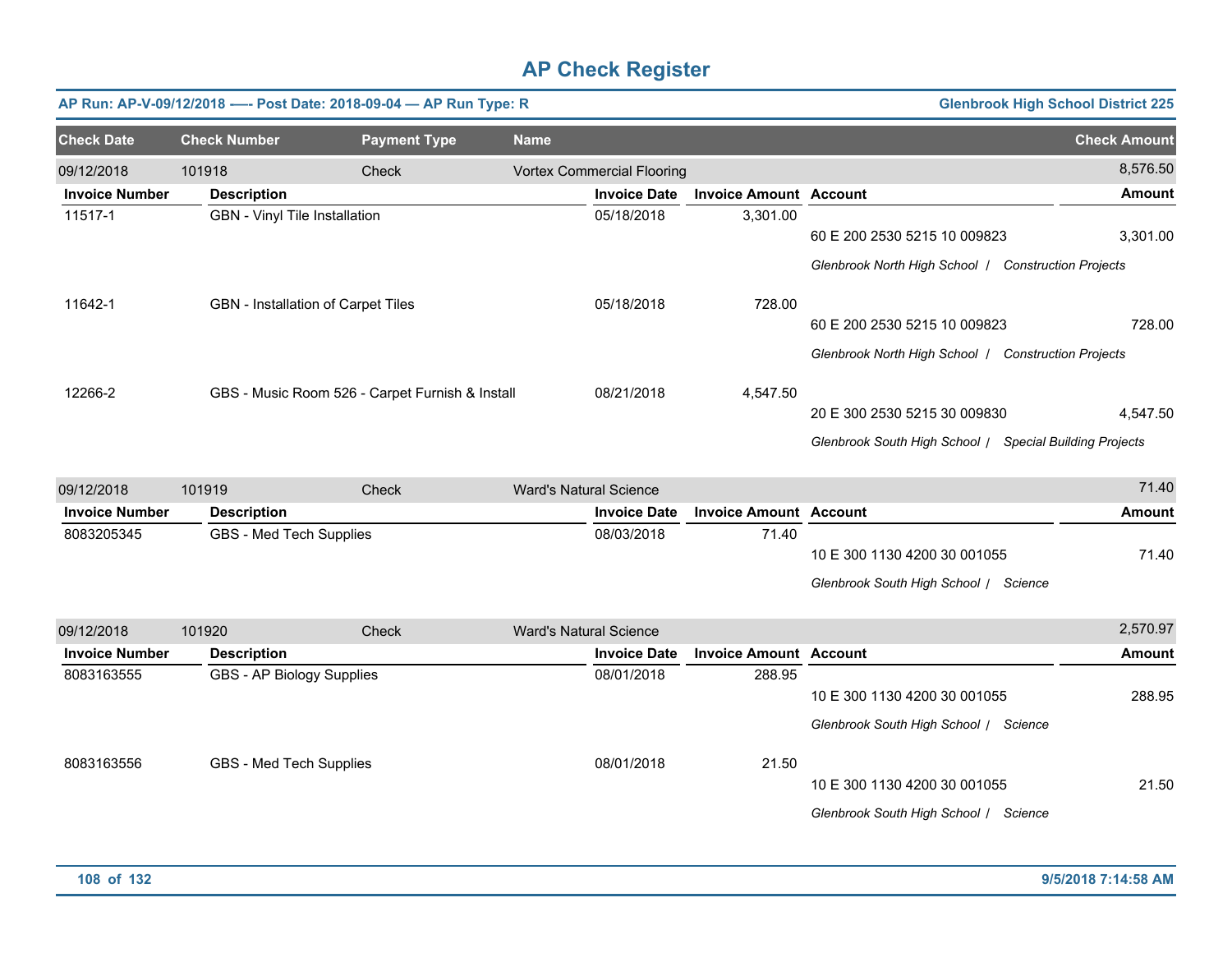# AP Check Register

**AP Run: AP-V-09/12/2018 —- Post Date: 2018-09-04 — AP Run Type: R** | **Glenbrook High School District 225**

| Check Date | Check Number | Payment Type | Name | Check Amount |
|---|---|---|---|---|
| 09/12/2018 | 101918 | Check | Vortex Commercial Flooring | 8,576.50 |

| Invoice Number | Description | Invoice Date | Invoice Amount | Account | Amount |
|---|---|---|---|---|---|
| 11517-1 | GBN - Vinyl Tile Installation | 05/18/2018 | 3,301.00 | 60 E 200 2530 5215 10 009823 | 3,301.00 |
| | | | | *Glenbrook North High School / Construction Projects* | |
| 11642-1 | GBN - Installation of Carpet Tiles | 05/18/2018 | 728.00 | 60 E 200 2530 5215 10 009823 | 728.00 |
| | | | | *Glenbrook North High School / Construction Projects* | |
| 12266-2 | GBS - Music Room 526 - Carpet Furnish & Install | 08/21/2018 | 4,547.50 | 20 E 300 2530 5215 30 009830 | 4,547.50 |
| | | | | *Glenbrook South High School / Special Building Projects* | |

| Check Date | Check Number | Payment Type | Name | Check Amount |
|---|---|---|---|---|
| 09/12/2018 | 101919 | Check | Ward's Natural Science | 71.40 |

| Invoice Number | Description | Invoice Date | Invoice Amount | Account | Amount |
|---|---|---|---|---|---|
| 8083205345 | GBS - Med Tech Supplies | 08/03/2018 | 71.40 | 10 E 300 1130 4200 30 001055 | 71.40 |
| | | | | *Glenbrook South High School / Science* | |

| Check Date | Check Number | Payment Type | Name | Check Amount |
|---|---|---|---|---|
| 09/12/2018 | 101920 | Check | Ward's Natural Science | 2,570.97 |

| Invoice Number | Description | Invoice Date | Invoice Amount | Account | Amount |
|---|---|---|---|---|---|
| 8083163555 | GBS - AP Biology Supplies | 08/01/2018 | 288.95 | 10 E 300 1130 4200 30 001055 | 288.95 |
| | | | | *Glenbrook South High School / Science* | |
| 8083163556 | GBS - Med Tech Supplies | 08/01/2018 | 21.50 | 10 E 300 1130 4200 30 001055 | 21.50 |
| | | | | *Glenbrook South High School / Science* | |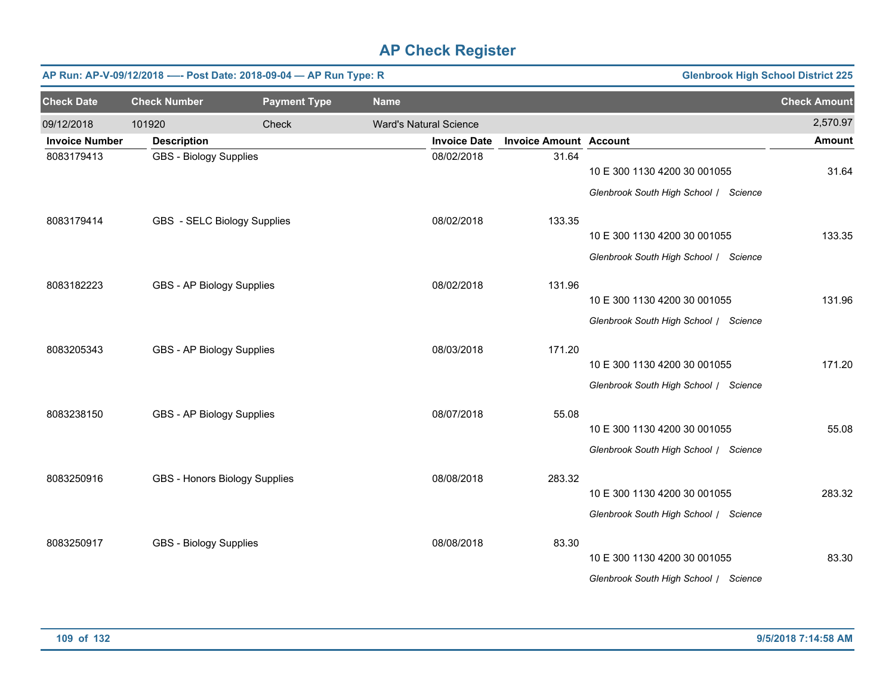# AP Check Register

**AP Run: AP-V-09/12/2018 -— Post Date: 2018-09-04 — AP Run Type: R** | **Glenbrook High School District 225**

| Check Date | Check Number | Payment Type | Name | Check Amount |
|---|---|---|---|---|
| 09/12/2018 | 101920 | Check | Ward's Natural Science | 2,570.97 |

| Invoice Number | Description | Invoice Date | Invoice Amount | Account | Amount |
|---|---|---|---|---|---|
| 8083179413 | GBS - Biology Supplies | 08/02/2018 | 31.64 | 10 E 300 1130 4200 30 001055<br>*Glenbrook South High School / Science* | 31.64 |
| 8083179414 | GBS - SELC Biology Supplies | 08/02/2018 | 133.35 | 10 E 300 1130 4200 30 001055<br>*Glenbrook South High School / Science* | 133.35 |
| 8083182223 | GBS - AP Biology Supplies | 08/02/2018 | 131.96 | 10 E 300 1130 4200 30 001055<br>*Glenbrook South High School / Science* | 131.96 |
| 8083205343 | GBS - AP Biology Supplies | 08/03/2018 | 171.20 | 10 E 300 1130 4200 30 001055<br>*Glenbrook South High School / Science* | 171.20 |
| 8083238150 | GBS - AP Biology Supplies | 08/07/2018 | 55.08 | 10 E 300 1130 4200 30 001055<br>*Glenbrook South High School / Science* | 55.08 |
| 8083250916 | GBS - Honors Biology Supplies | 08/08/2018 | 283.32 | 10 E 300 1130 4200 30 001055<br>*Glenbrook South High School / Science* | 283.32 |
| 8083250917 | GBS - Biology Supplies | 08/08/2018 | 83.30 | 10 E 300 1130 4200 30 001055<br>*Glenbrook South High School / Science* | 83.30 |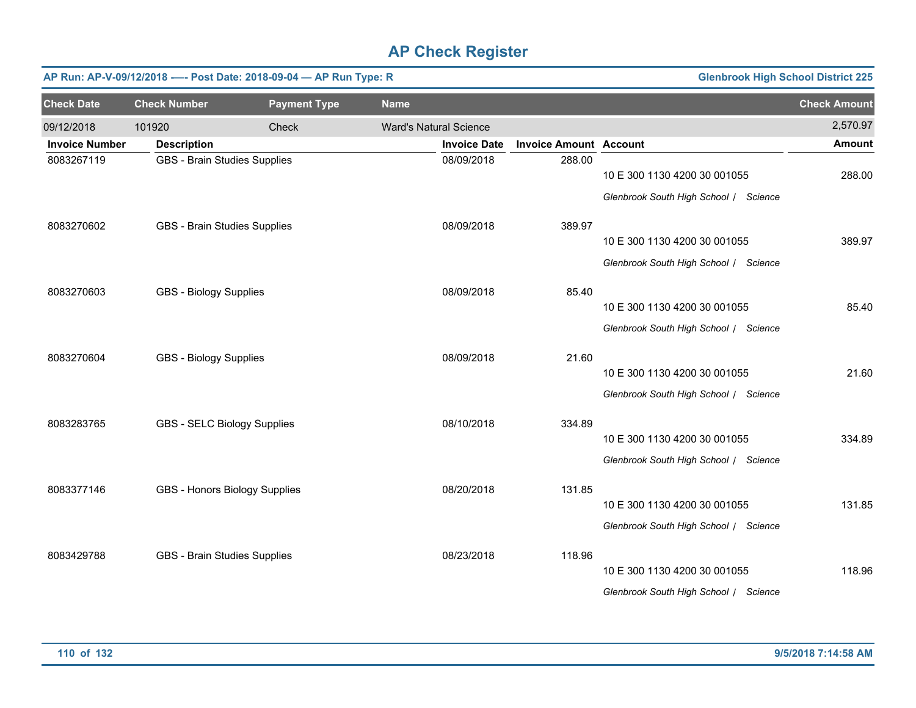# AP Check Register

**AP Run: AP-V-09/12/2018 -—- Post Date: 2018-09-04 — AP Run Type: R** | **Glenbrook High School District 225**

| Check Date | Check Number | Payment Type | Name | Check Amount |
|---|---|---|---|---|
| 09/12/2018 | 101920 | Check | Ward's Natural Science | 2,570.97 |

| Invoice Number | Description | Invoice Date | Invoice Amount | Account | Amount |
|---|---|---|---|---|---|
| 8083267119 | GBS - Brain Studies Supplies | 08/09/2018 | 288.00 | 10 E 300 1130 4200 30 001055<br>*Glenbrook South High School / Science* | 288.00 |
| 8083270602 | GBS - Brain Studies Supplies | 08/09/2018 | 389.97 | 10 E 300 1130 4200 30 001055<br>*Glenbrook South High School / Science* | 389.97 |
| 8083270603 | GBS - Biology Supplies | 08/09/2018 | 85.40 | 10 E 300 1130 4200 30 001055<br>*Glenbrook South High School / Science* | 85.40 |
| 8083270604 | GBS - Biology Supplies | 08/09/2018 | 21.60 | 10 E 300 1130 4200 30 001055<br>*Glenbrook South High School / Science* | 21.60 |
| 8083283765 | GBS - SELC Biology Supplies | 08/10/2018 | 334.89 | 10 E 300 1130 4200 30 001055<br>*Glenbrook South High School / Science* | 334.89 |
| 8083377146 | GBS - Honors Biology Supplies | 08/20/2018 | 131.85 | 10 E 300 1130 4200 30 001055<br>*Glenbrook South High School / Science* | 131.85 |
| 8083429788 | GBS - Brain Studies Supplies | 08/23/2018 | 118.96 | 10 E 300 1130 4200 30 001055<br>*Glenbrook South High School / Science* | 118.96 |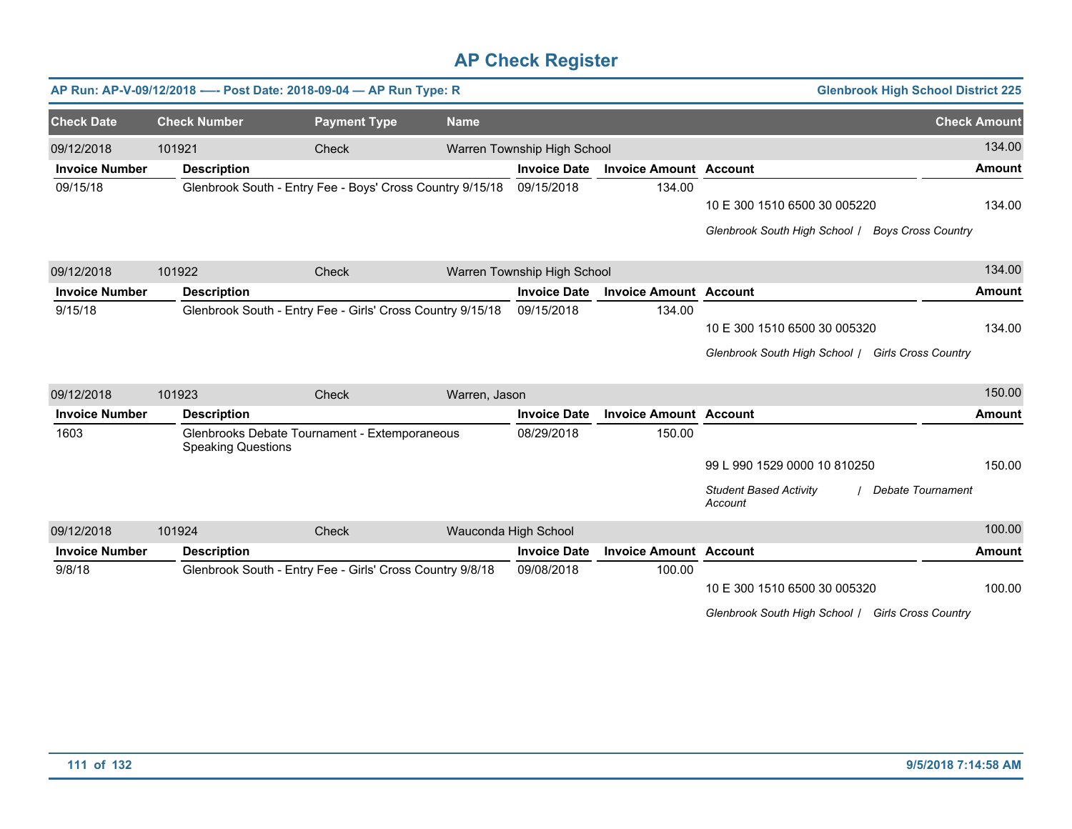# AP Check Register

**AP Run: AP-V-09/12/2018 —- Post Date: 2018-09-04 — AP Run Type: R** | **Glenbrook High School District 225**

| Check Date | Check Number | Payment Type | Name | Check Amount |
|---|---|---|---|---|
| 09/12/2018 | 101921 | Check | Warren Township High School | 134.00 |

| Invoice Number | Description | Invoice Date | Invoice Amount | Account | Amount |
|---|---|---|---|---|---|
| 09/15/18 | Glenbrook South - Entry Fee - Boys' Cross Country 9/15/18 | 09/15/2018 | 134.00 | | |
| | | | | 10 E 300 1510 6500 30 005220 | 134.00 |
| | | | | *Glenbrook South High School / Boys Cross Country* | |

| Check Date | Check Number | Payment Type | Name | Check Amount |
|---|---|---|---|---|
| 09/12/2018 | 101922 | Check | Warren Township High School | 134.00 |

| Invoice Number | Description | Invoice Date | Invoice Amount | Account | Amount |
|---|---|---|---|---|---|
| 9/15/18 | Glenbrook South - Entry Fee - Girls' Cross Country 9/15/18 | 09/15/2018 | 134.00 | | |
| | | | | 10 E 300 1510 6500 30 005320 | 134.00 |
| | | | | *Glenbrook South High School / Girls Cross Country* | |

| Check Date | Check Number | Payment Type | Name | Check Amount |
|---|---|---|---|---|
| 09/12/2018 | 101923 | Check | Warren, Jason | 150.00 |

| Invoice Number | Description | Invoice Date | Invoice Amount | Account | Amount |
|---|---|---|---|---|---|
| 1603 | Glenbrooks Debate Tournament - Extemporaneous Speaking Questions | 08/29/2018 | 150.00 | | |
| | | | | 99 L 990 1529 0000 10 810250 | 150.00 |
| | | | | *Student Based Activity Account / Debate Tournament* | |

| Check Date | Check Number | Payment Type | Name | Check Amount |
|---|---|---|---|---|
| 09/12/2018 | 101924 | Check | Wauconda High School | 100.00 |

| Invoice Number | Description | Invoice Date | Invoice Amount | Account | Amount |
|---|---|---|---|---|---|
| 9/8/18 | Glenbrook South - Entry Fee - Girls' Cross Country 9/8/18 | 09/08/2018 | 100.00 | | |
| | | | | 10 E 300 1510 6500 30 005320 | 100.00 |
| | | | | *Glenbrook South High School / Girls Cross Country* | |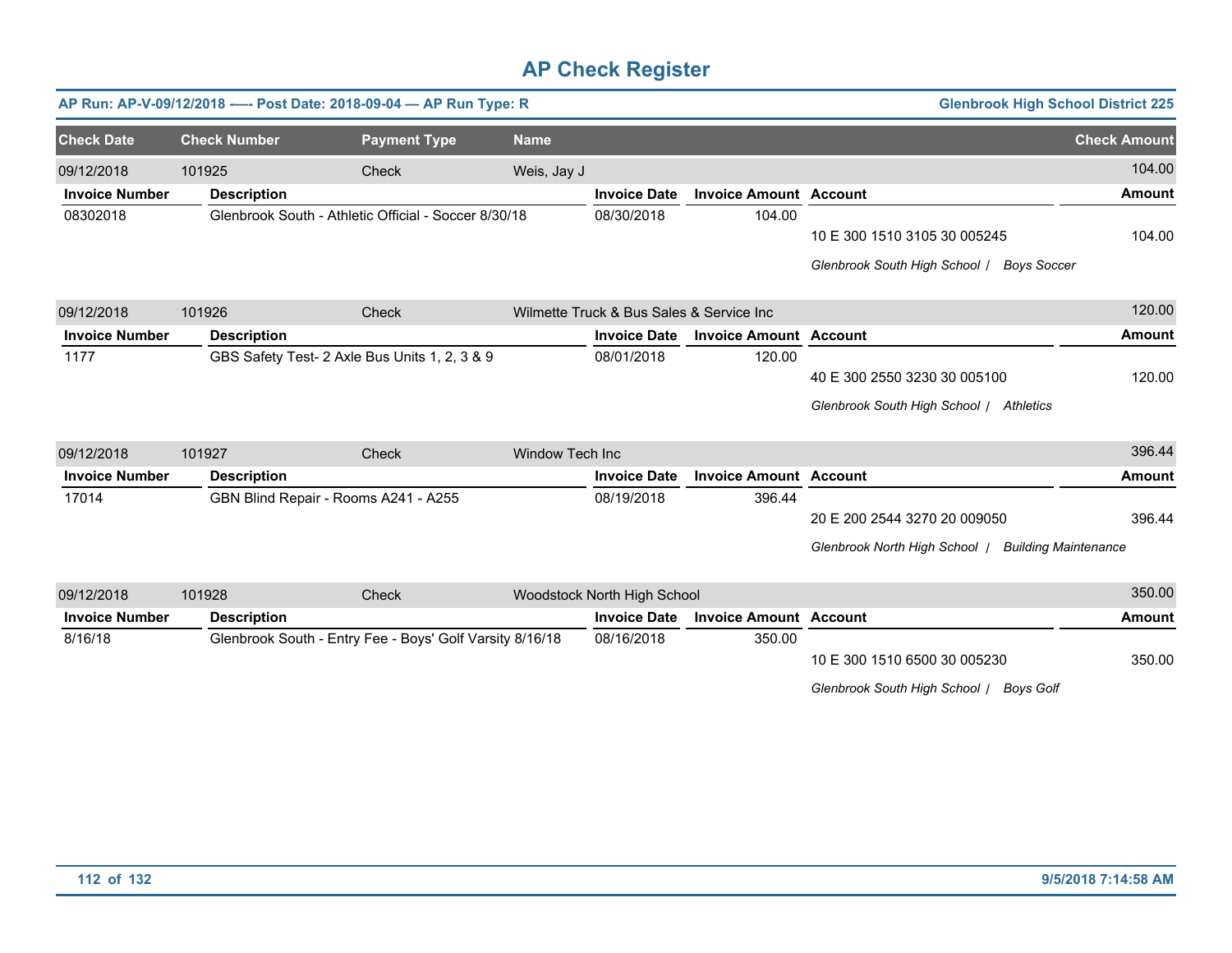# AP Check Register

**AP Run: AP-V-09/12/2018 —- Post Date: 2018-09-04 — AP Run Type: R** | **Glenbrook High School District 225**

| Check Date | Check Number | Payment Type | Name | Check Amount |
|---|---|---|---|---|
| 09/12/2018 | 101925 | Check | Weis, Jay J | 104.00 |

| Invoice Number | Description | Invoice Date | Invoice Amount | Account | Amount |
|---|---|---|---|---|---|
| 08302018 | Glenbrook South - Athletic Official - Soccer 8/30/18 | 08/30/2018 | 104.00 | 10 E 300 1510 3105 30 005245 | 104.00 |
| | | | | *Glenbrook South High School / Boys Soccer* | |

| Check Date | Check Number | Payment Type | Name | Check Amount |
|---|---|---|---|---|
| 09/12/2018 | 101926 | Check | Wilmette Truck & Bus Sales & Service Inc | 120.00 |

| Invoice Number | Description | Invoice Date | Invoice Amount | Account | Amount |
|---|---|---|---|---|---|
| 1177 | GBS Safety Test- 2 Axle Bus Units 1, 2, 3 & 9 | 08/01/2018 | 120.00 | 40 E 300 2550 3230 30 005100 | 120.00 |
| | | | | *Glenbrook South High School / Athletics* | |

| Check Date | Check Number | Payment Type | Name | Check Amount |
|---|---|---|---|---|
| 09/12/2018 | 101927 | Check | Window Tech Inc | 396.44 |

| Invoice Number | Description | Invoice Date | Invoice Amount | Account | Amount |
|---|---|---|---|---|---|
| 17014 | GBN Blind Repair - Rooms A241 - A255 | 08/19/2018 | 396.44 | 20 E 200 2544 3270 20 009050 | 396.44 |
| | | | | *Glenbrook North High School / Building Maintenance* | |

| Check Date | Check Number | Payment Type | Name | Check Amount |
|---|---|---|---|---|
| 09/12/2018 | 101928 | Check | Woodstock North High School | 350.00 |

| Invoice Number | Description | Invoice Date | Invoice Amount | Account | Amount |
|---|---|---|---|---|---|
| 8/16/18 | Glenbrook South - Entry Fee - Boys' Golf Varsity 8/16/18 | 08/16/2018 | 350.00 | 10 E 300 1510 6500 30 005230 | 350.00 |
| | | | | *Glenbrook South High School / Boys Golf* | |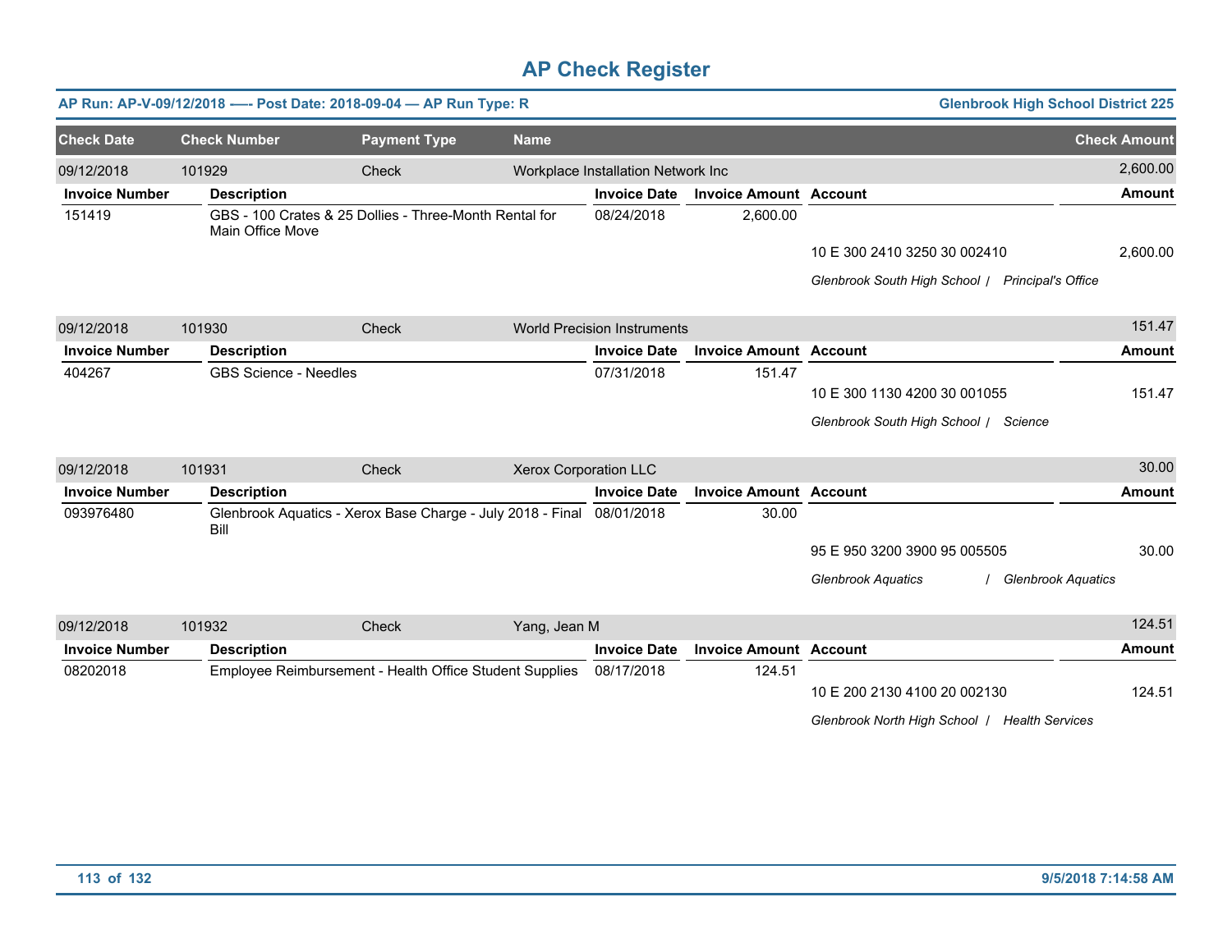# AP Check Register

**AP Run: AP-V-09/12/2018 —- Post Date: 2018-09-04 — AP Run Type: R** | **Glenbrook High School District 225**

| Check Date | Check Number | Payment Type | Name | Check Amount |
|---|---|---|---|---|
| 09/12/2018 | 101929 | Check | Workplace Installation Network Inc | 2,600.00 |

| Invoice Number | Description | Invoice Date | Invoice Amount | Account | Amount |
|---|---|---|---|---|---|
| 151419 | GBS - 100 Crates & 25 Dollies - Three-Month Rental for Main Office Move | 08/24/2018 | 2,600.00 | | |
| | | | | 10 E 300 2410 3250 30 002410 | 2,600.00 |
| | | | | *Glenbrook South High School / Principal's Office* | |

| Check Date | Check Number | Payment Type | Name | Check Amount |
|---|---|---|---|---|
| 09/12/2018 | 101930 | Check | World Precision Instruments | 151.47 |

| Invoice Number | Description | Invoice Date | Invoice Amount | Account | Amount |
|---|---|---|---|---|---|
| 404267 | GBS Science - Needles | 07/31/2018 | 151.47 | | |
| | | | | 10 E 300 1130 4200 30 001055 | 151.47 |
| | | | | *Glenbrook South High School / Science* | |

| Check Date | Check Number | Payment Type | Name | Check Amount |
|---|---|---|---|---|
| 09/12/2018 | 101931 | Check | Xerox Corporation LLC | 30.00 |

| Invoice Number | Description | Invoice Date | Invoice Amount | Account | Amount |
|---|---|---|---|---|---|
| 093976480 | Glenbrook Aquatics - Xerox Base Charge - July 2018 - Final Bill | 08/01/2018 | 30.00 | | |
| | | | | 95 E 950 3200 3900 95 005505 | 30.00 |
| | | | | *Glenbrook Aquatics / Glenbrook Aquatics* | |

| Check Date | Check Number | Payment Type | Name | Check Amount |
|---|---|---|---|---|
| 09/12/2018 | 101932 | Check | Yang, Jean M | 124.51 |

| Invoice Number | Description | Invoice Date | Invoice Amount | Account | Amount |
|---|---|---|---|---|---|
| 08202018 | Employee Reimbursement - Health Office Student Supplies | 08/17/2018 | 124.51 | | |
| | | | | 10 E 200 2130 4100 20 002130 | 124.51 |
| | | | | *Glenbrook North High School / Health Services* | |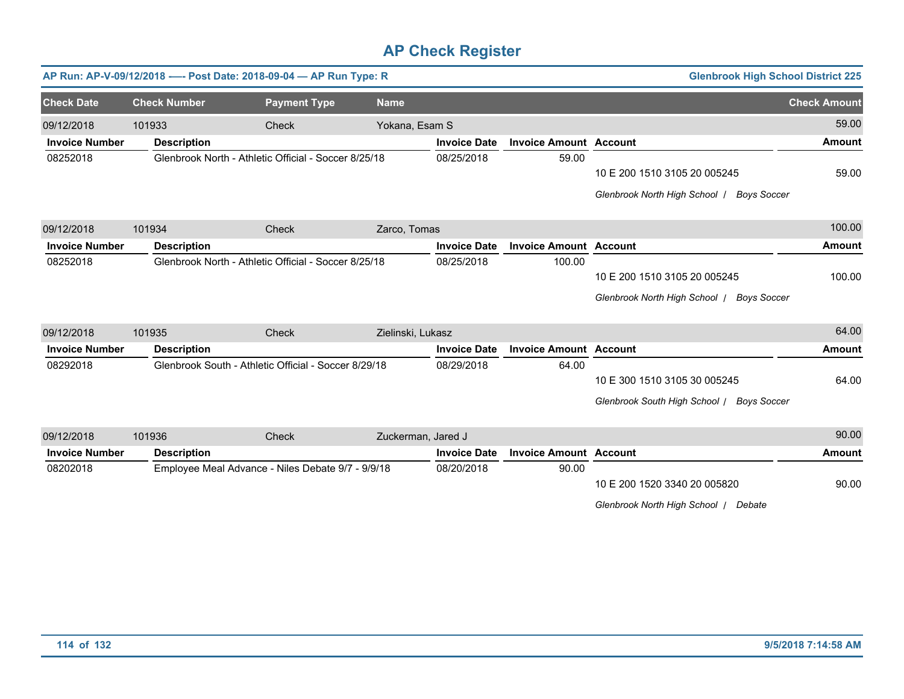# AP Check Register

**AP Run: AP-V-09/12/2018 —- Post Date: 2018-09-04 — AP Run Type: R** | **Glenbrook High School District 225**

| Check Date | Check Number | Payment Type | Name | Check Amount |
|---|---|---|---|---|
| 09/12/2018 | 101933 | Check | Yokana, Esam S | 59.00 |

| Invoice Number | Description | Invoice Date | Invoice Amount | Account | Amount |
|---|---|---|---|---|---|
| 08252018 | Glenbrook North - Athletic Official - Soccer 8/25/18 | 08/25/2018 | 59.00 | | |
| | | | | 10 E 200 1510 3105 20 005245 | 59.00 |
| | | | | *Glenbrook North High School / Boys Soccer* | |

| Check Date | Check Number | Payment Type | Name | Check Amount |
|---|---|---|---|---|
| 09/12/2018 | 101934 | Check | Zarco, Tomas | 100.00 |

| Invoice Number | Description | Invoice Date | Invoice Amount | Account | Amount |
|---|---|---|---|---|---|
| 08252018 | Glenbrook North - Athletic Official - Soccer 8/25/18 | 08/25/2018 | 100.00 | | |
| | | | | 10 E 200 1510 3105 20 005245 | 100.00 |
| | | | | *Glenbrook North High School / Boys Soccer* | |

| Check Date | Check Number | Payment Type | Name | Check Amount |
|---|---|---|---|---|
| 09/12/2018 | 101935 | Check | Zielinski, Lukasz | 64.00 |

| Invoice Number | Description | Invoice Date | Invoice Amount | Account | Amount |
|---|---|---|---|---|---|
| 08292018 | Glenbrook South - Athletic Official - Soccer 8/29/18 | 08/29/2018 | 64.00 | | |
| | | | | 10 E 300 1510 3105 30 005245 | 64.00 |
| | | | | *Glenbrook South High School / Boys Soccer* | |

| Check Date | Check Number | Payment Type | Name | Check Amount |
|---|---|---|---|---|
| 09/12/2018 | 101936 | Check | Zuckerman, Jared J | 90.00 |

| Invoice Number | Description | Invoice Date | Invoice Amount | Account | Amount |
|---|---|---|---|---|---|
| 08202018 | Employee Meal Advance - Niles Debate 9/7 - 9/9/18 | 08/20/2018 | 90.00 | | |
| | | | | 10 E 200 1520 3340 20 005820 | 90.00 |
| | | | | *Glenbrook North High School / Debate* | |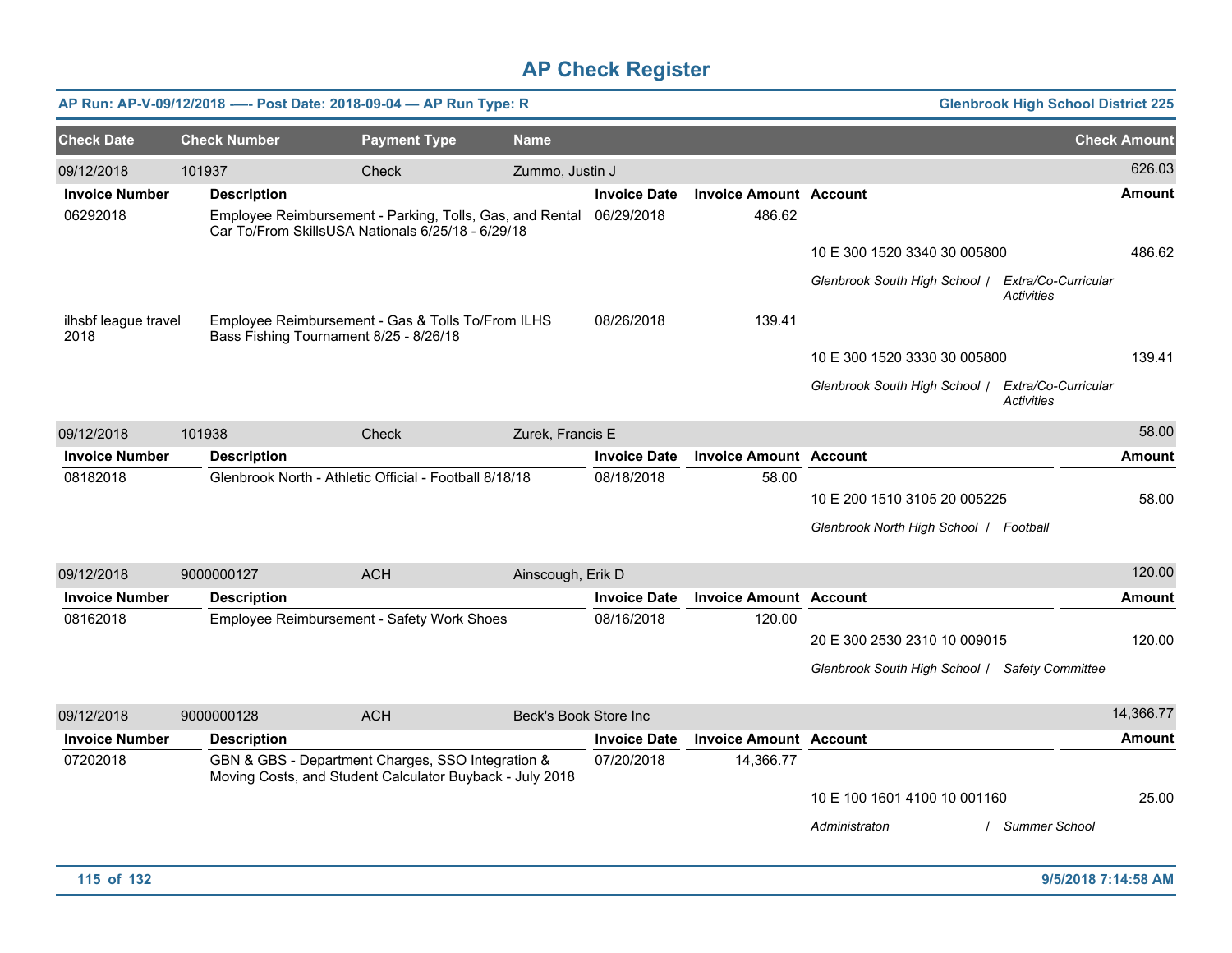# AP Check Register

**AP Run: AP-V-09/12/2018 -—- Post Date: 2018-09-04 — AP Run Type: R** **Glenbrook High School District 225**

| Check Date | Check Number | Payment Type | Name | | | | Check Amount |
|---|---|---|---|---|---|---|---|
| 09/12/2018 | 101937 | Check | Zummo, Justin J | | | | 626.03 |
| **Invoice Number** | **Description** | | | **Invoice Date** | **Invoice Amount** | **Account** | **Amount** |
| 06292018 | Employee Reimbursement - Parking, Tolls, Gas, and Rental Car To/From SkillsUSA Nationals 6/25/18 - 6/29/18 | | | 06/29/2018 | 486.62 | | |
| | | | | | | 10 E 300 1520 3340 30 005800 | 486.62 |
| | | | | | | *Glenbrook South High School / Extra/Co-Curricular Activities* | |
| ilhsbf league travel 2018 | Employee Reimbursement - Gas & Tolls To/From ILHS Bass Fishing Tournament 8/25 - 8/26/18 | | | 08/26/2018 | 139.41 | | |
| | | | | | | 10 E 300 1520 3330 30 005800 | 139.41 |
| | | | | | | *Glenbrook South High School / Extra/Co-Curricular Activities* | |
| 09/12/2018 | 101938 | Check | Zurek, Francis E | | | | 58.00 |
| **Invoice Number** | **Description** | | | **Invoice Date** | **Invoice Amount** | **Account** | **Amount** |
| 08182018 | Glenbrook North - Athletic Official - Football 8/18/18 | | | 08/18/2018 | 58.00 | | |
| | | | | | | 10 E 200 1510 3105 20 005225 | 58.00 |
| | | | | | | *Glenbrook North High School / Football* | |
| 09/12/2018 | 9000000127 | ACH | Ainscough, Erik D | | | | 120.00 |
| **Invoice Number** | **Description** | | | **Invoice Date** | **Invoice Amount** | **Account** | **Amount** |
| 08162018 | Employee Reimbursement - Safety Work Shoes | | | 08/16/2018 | 120.00 | | |
| | | | | | | 20 E 300 2530 2310 10 009015 | 120.00 |
| | | | | | | *Glenbrook South High School / Safety Committee* | |
| 09/12/2018 | 9000000128 | ACH | Beck's Book Store Inc | | | | 14,366.77 |
| **Invoice Number** | **Description** | | | **Invoice Date** | **Invoice Amount** | **Account** | **Amount** |
| 07202018 | GBN & GBS - Department Charges, SSO Integration & Moving Costs, and Student Calculator Buyback - July 2018 | | | 07/20/2018 | 14,366.77 | | |
| | | | | | | 10 E 100 1601 4100 10 001160 | 25.00 |
| | | | | | | *Administraton / Summer School* | |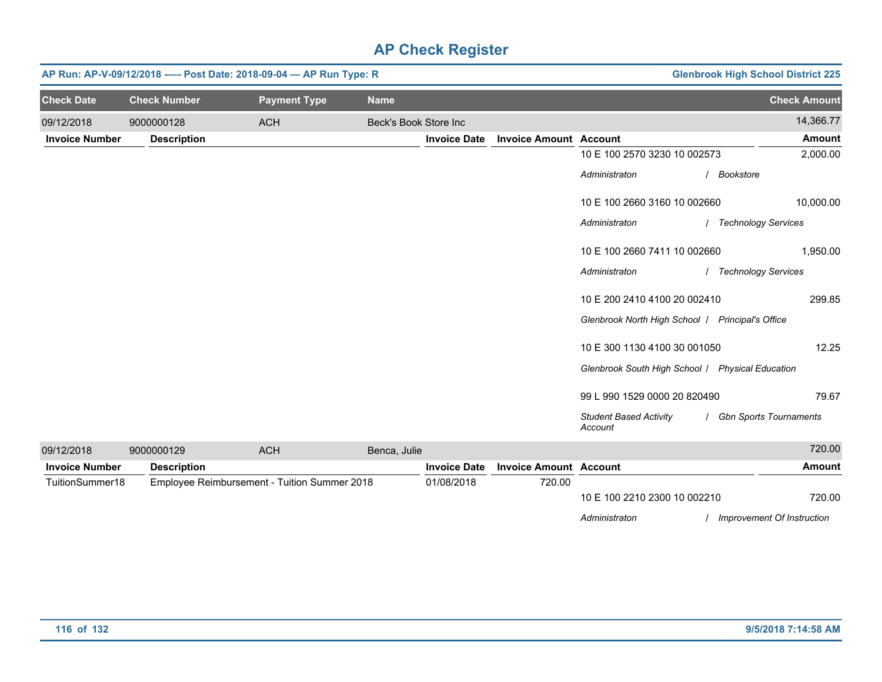# AP Check Register

**AP Run: AP-V-09/12/2018 -–- Post Date: 2018-09-04 — AP Run Type: R** — **Glenbrook High School District 225**

| Check Date | Check Number | Payment Type | Name | Check Amount |
|---|---|---|---|---|
| 09/12/2018 | 9000000128 | ACH | Beck's Book Store Inc | 14,366.77 |

| Invoice Number | Description | Invoice Date | Invoice Amount | Account | Amount |
|---|---|---|---|---|---|
| | | | | 10 E 100 2570 3230 10 002573<br>*Administraton / Bookstore* | 2,000.00 |
| | | | | 10 E 100 2660 3160 10 002660<br>*Administraton / Technology Services* | 10,000.00 |
| | | | | 10 E 100 2660 7411 10 002660<br>*Administraton / Technology Services* | 1,950.00 |
| | | | | 10 E 200 2410 4100 20 002410<br>*Glenbrook North High School / Principal's Office* | 299.85 |
| | | | | 10 E 300 1130 4100 30 001050<br>*Glenbrook South High School / Physical Education* | 12.25 |
| | | | | 99 L 990 1529 0000 20 820490<br>*Student Based Activity Account / Gbn Sports Tournaments* | 79.67 |

| Check Date | Check Number | Payment Type | Name | Check Amount |
|---|---|---|---|---|
| 09/12/2018 | 9000000129 | ACH | Benca, Julie | 720.00 |

| Invoice Number | Description | Invoice Date | Invoice Amount | Account | Amount |
|---|---|---|---|---|---|
| TuitionSummer18 | Employee Reimbursement - Tuition Summer 2018 | 01/08/2018 | 720.00 | | |
| | | | | 10 E 100 2210 2300 10 002210<br>*Administraton / Improvement Of Instruction* | 720.00 |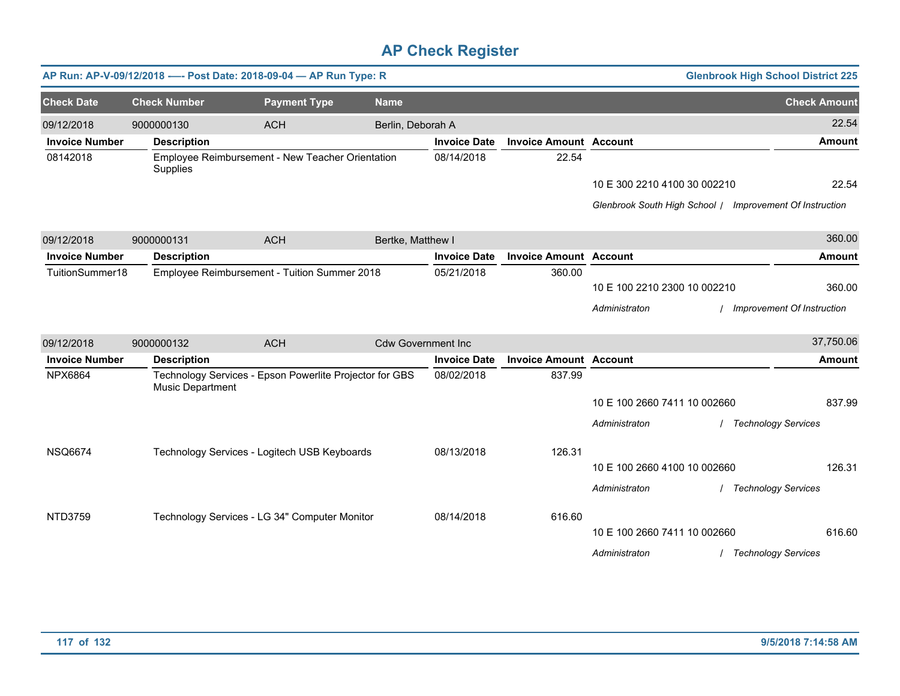# AP Check Register

**AP Run: AP-V-09/12/2018 —- Post Date: 2018-09-04 — AP Run Type: R** — **Glenbrook High School District 225**

| Check Date | Check Number | Payment Type | Name | Check Amount |
|---|---|---|---|---|
| 09/12/2018 | 9000000130 | ACH | Berlin, Deborah A | 22.54 |

| Invoice Number | Description | Invoice Date | Invoice Amount | Account | Amount |
|---|---|---|---|---|---|
| 08142018 | Employee Reimbursement - New Teacher Orientation Supplies | 08/14/2018 | 22.54 | 10 E 300 2210 4100 30 002210 | 22.54 |
| | | | | *Glenbrook South High School / Improvement Of Instruction* | |

| Check Date | Check Number | Payment Type | Name | Check Amount |
|---|---|---|---|---|
| 09/12/2018 | 9000000131 | ACH | Bertke, Matthew I | 360.00 |

| Invoice Number | Description | Invoice Date | Invoice Amount | Account | Amount |
|---|---|---|---|---|---|
| TuitionSummer18 | Employee Reimbursement - Tuition Summer 2018 | 05/21/2018 | 360.00 | 10 E 100 2210 2300 10 002210 | 360.00 |
| | | | | *Administraton / Improvement Of Instruction* | |

| Check Date | Check Number | Payment Type | Name | Check Amount |
|---|---|---|---|---|
| 09/12/2018 | 9000000132 | ACH | Cdw Government Inc | 37,750.06 |

| Invoice Number | Description | Invoice Date | Invoice Amount | Account | Amount |
|---|---|---|---|---|---|
| NPX6864 | Technology Services - Epson Powerlite Projector for GBS Music Department | 08/02/2018 | 837.99 | 10 E 100 2660 7411 10 002660 | 837.99 |
| | | | | *Administraton / Technology Services* | |
| NSQ6674 | Technology Services - Logitech USB Keyboards | 08/13/2018 | 126.31 | 10 E 100 2660 4100 10 002660 | 126.31 |
| | | | | *Administraton / Technology Services* | |
| NTD3759 | Technology Services - LG 34" Computer Monitor | 08/14/2018 | 616.60 | 10 E 100 2660 7411 10 002660 | 616.60 |
| | | | | *Administraton / Technology Services* | |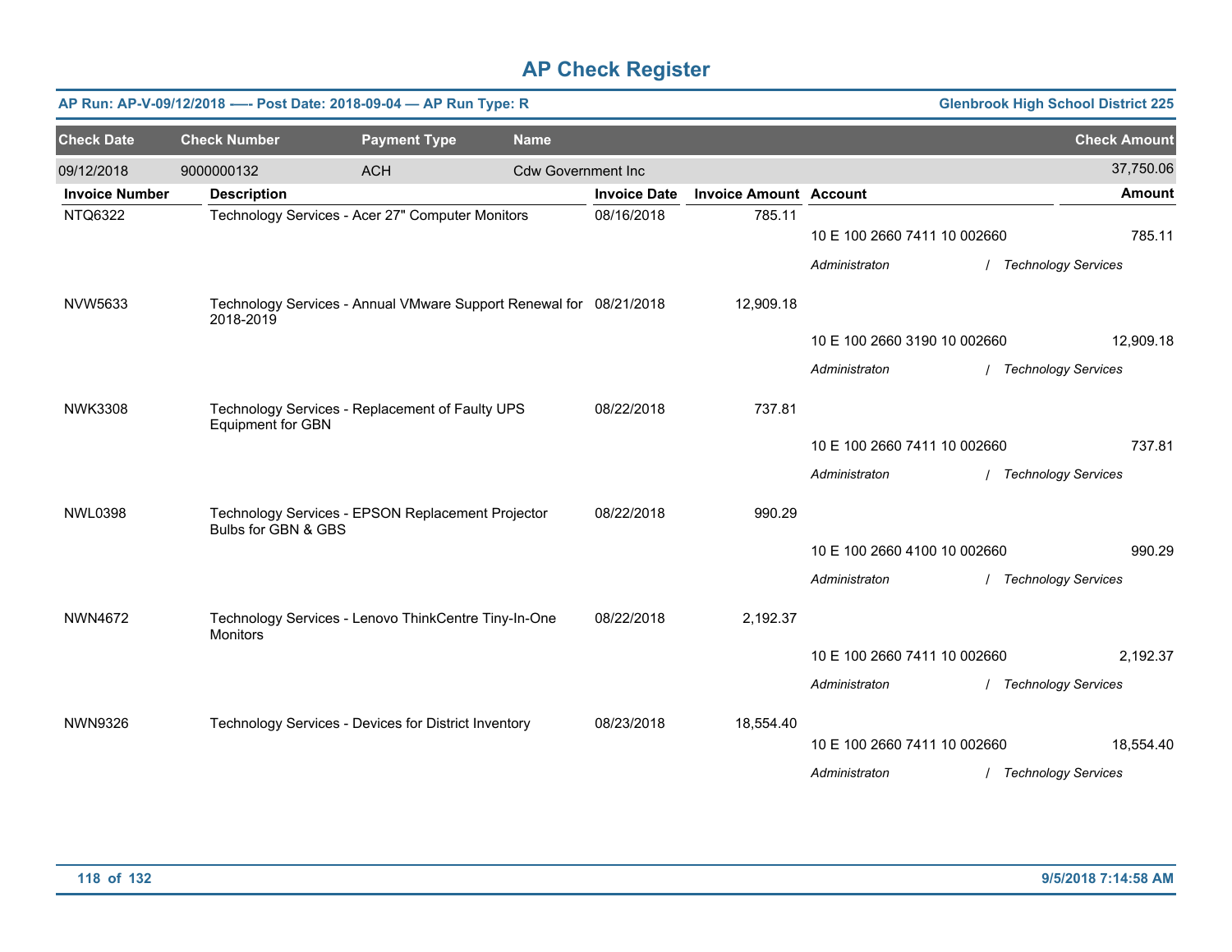# AP Check Register

**AP Run: AP-V-09/12/2018 —- Post Date: 2018-09-04 — AP Run Type: R** | **Glenbrook High School District 225**

| Check Date | Check Number | Payment Type | Name | Check Amount |
|---|---|---|---|---|
| 09/12/2018 | 9000000132 | ACH | Cdw Government Inc | 37,750.06 |

| Invoice Number | Description | Invoice Date | Invoice Amount | Account | Amount |
|---|---|---|---|---|---|
| NTQ6322 | Technology Services - Acer 27" Computer Monitors | 08/16/2018 | 785.11 | | |
| | | | | 10 E 100 2660 7411 10 002660 | 785.11 |
| | | | | *Administraton / Technology Services* | |
| NVW5633 | Technology Services - Annual VMware Support Renewal for 2018-2019 | 08/21/2018 | 12,909.18 | | |
| | | | | 10 E 100 2660 3190 10 002660 | 12,909.18 |
| | | | | *Administraton / Technology Services* | |
| NWK3308 | Technology Services - Replacement of Faulty UPS Equipment for GBN | 08/22/2018 | 737.81 | | |
| | | | | 10 E 100 2660 7411 10 002660 | 737.81 |
| | | | | *Administraton / Technology Services* | |
| NWL0398 | Technology Services - EPSON Replacement Projector Bulbs for GBN & GBS | 08/22/2018 | 990.29 | | |
| | | | | 10 E 100 2660 4100 10 002660 | 990.29 |
| | | | | *Administraton / Technology Services* | |
| NWN4672 | Technology Services - Lenovo ThinkCentre Tiny-In-One Monitors | 08/22/2018 | 2,192.37 | | |
| | | | | 10 E 100 2660 7411 10 002660 | 2,192.37 |
| | | | | *Administraton / Technology Services* | |
| NWN9326 | Technology Services - Devices for District Inventory | 08/23/2018 | 18,554.40 | | |
| | | | | 10 E 100 2660 7411 10 002660 | 18,554.40 |
| | | | | *Administraton / Technology Services* | |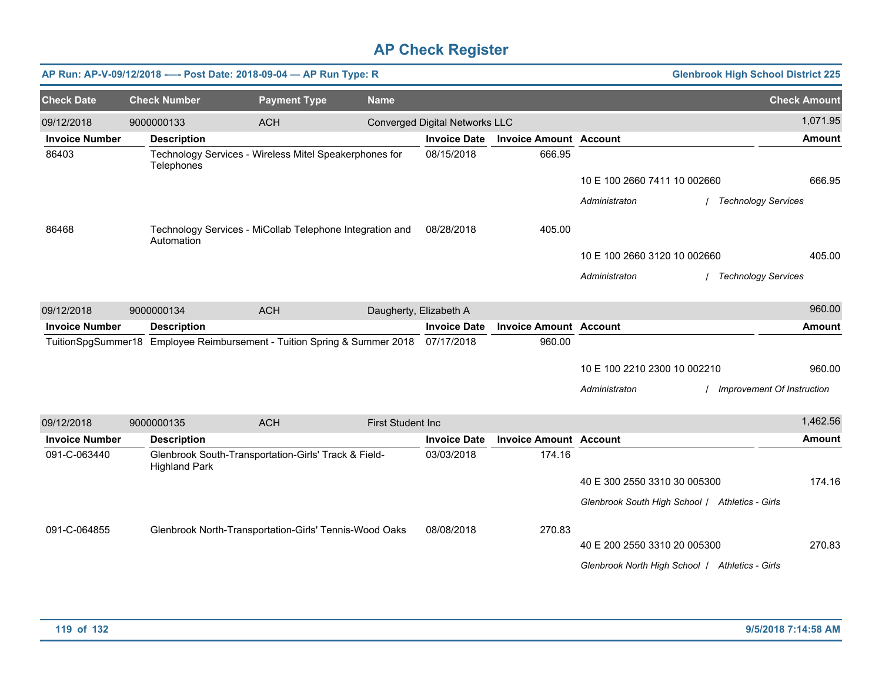# AP Check Register

**AP Run: AP-V-09/12/2018 -—- Post Date: 2018-09-04 — AP Run Type: R** | **Glenbrook High School District 225**

| Check Date | Check Number | Payment Type | Name | Check Amount |
|---|---|---|---|---|
| 09/12/2018 | 9000000133 | ACH | Converged Digital Networks LLC | 1,071.95 |

| Invoice Number | Description | Invoice Date | Invoice Amount | Account | Amount |
|---|---|---|---|---|---|
| 86403 | Technology Services - Wireless Mitel Speakerphones for Telephones | 08/15/2018 | 666.95 | | |
| | | | | 10 E 100 2660 7411 10 002660 | 666.95 |
| | | | | *Administraton / Technology Services* | |
| 86468 | Technology Services - MiCollab Telephone Integration and Automation | 08/28/2018 | 405.00 | | |
| | | | | 10 E 100 2660 3120 10 002660 | 405.00 |
| | | | | *Administraton / Technology Services* | |

| Check Date | Check Number | Payment Type | Name | Check Amount |
|---|---|---|---|---|
| 09/12/2018 | 9000000134 | ACH | Daugherty, Elizabeth A | 960.00 |

| Invoice Number | Description | Invoice Date | Invoice Amount | Account | Amount |
|---|---|---|---|---|---|
| TuitionSpgSummer18 | Employee Reimbursement - Tuition Spring & Summer 2018 | 07/17/2018 | 960.00 | | |
| | | | | 10 E 100 2210 2300 10 002210 | 960.00 |
| | | | | *Administraton / Improvement Of Instruction* | |

| Check Date | Check Number | Payment Type | Name | Check Amount |
|---|---|---|---|---|
| 09/12/2018 | 9000000135 | ACH | First Student Inc | 1,462.56 |

| Invoice Number | Description | Invoice Date | Invoice Amount | Account | Amount |
|---|---|---|---|---|---|
| 091-C-063440 | Glenbrook South-Transportation-Girls' Track & Field-Highland Park | 03/03/2018 | 174.16 | | |
| | | | | 40 E 300 2550 3310 30 005300 | 174.16 |
| | | | | *Glenbrook South High School / Athletics - Girls* | |
| 091-C-064855 | Glenbrook North-Transportation-Girls' Tennis-Wood Oaks | 08/08/2018 | 270.83 | | |
| | | | | 40 E 200 2550 3310 20 005300 | 270.83 |
| | | | | *Glenbrook North High School / Athletics - Girls* | |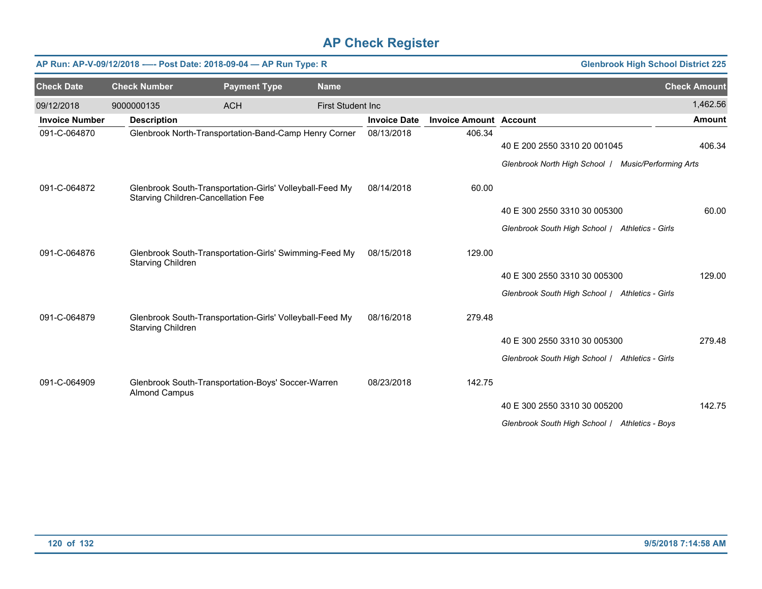# AP Check Register

**AP Run: AP-V-09/12/2018 -—- Post Date: 2018-09-04 — AP Run Type: R** **Glenbrook High School District 225**

| Check Date | Check Number | Payment Type | Name | Check Amount |
|---|---|---|---|---|
| 09/12/2018 | 9000000135 | ACH | First Student Inc | 1,462.56 |

| Invoice Number | Description | Invoice Date | Invoice Amount | Account | Amount |
|---|---|---|---|---|---|
| 091-C-064870 | Glenbrook North-Transportation-Band-Camp Henry Corner | 08/13/2018 | 406.34 | | |
| | | | | 40 E 200 2550 3310 20 001045 | 406.34 |
| | | | | *Glenbrook North High School / Music/Performing Arts* | |
| 091-C-064872 | Glenbrook South-Transportation-Girls' Volleyball-Feed My Starving Children-Cancellation Fee | 08/14/2018 | 60.00 | | |
| | | | | 40 E 300 2550 3310 30 005300 | 60.00 |
| | | | | *Glenbrook South High School / Athletics - Girls* | |
| 091-C-064876 | Glenbrook South-Transportation-Girls' Swimming-Feed My Starving Children | 08/15/2018 | 129.00 | | |
| | | | | 40 E 300 2550 3310 30 005300 | 129.00 |
| | | | | *Glenbrook South High School / Athletics - Girls* | |
| 091-C-064879 | Glenbrook South-Transportation-Girls' Volleyball-Feed My Starving Children | 08/16/2018 | 279.48 | | |
| | | | | 40 E 300 2550 3310 30 005300 | 279.48 |
| | | | | *Glenbrook South High School / Athletics - Girls* | |
| 091-C-064909 | Glenbrook South-Transportation-Boys' Soccer-Warren Almond Campus | 08/23/2018 | 142.75 | | |
| | | | | 40 E 300 2550 3310 30 005200 | 142.75 |
| | | | | *Glenbrook South High School / Athletics - Boys* | |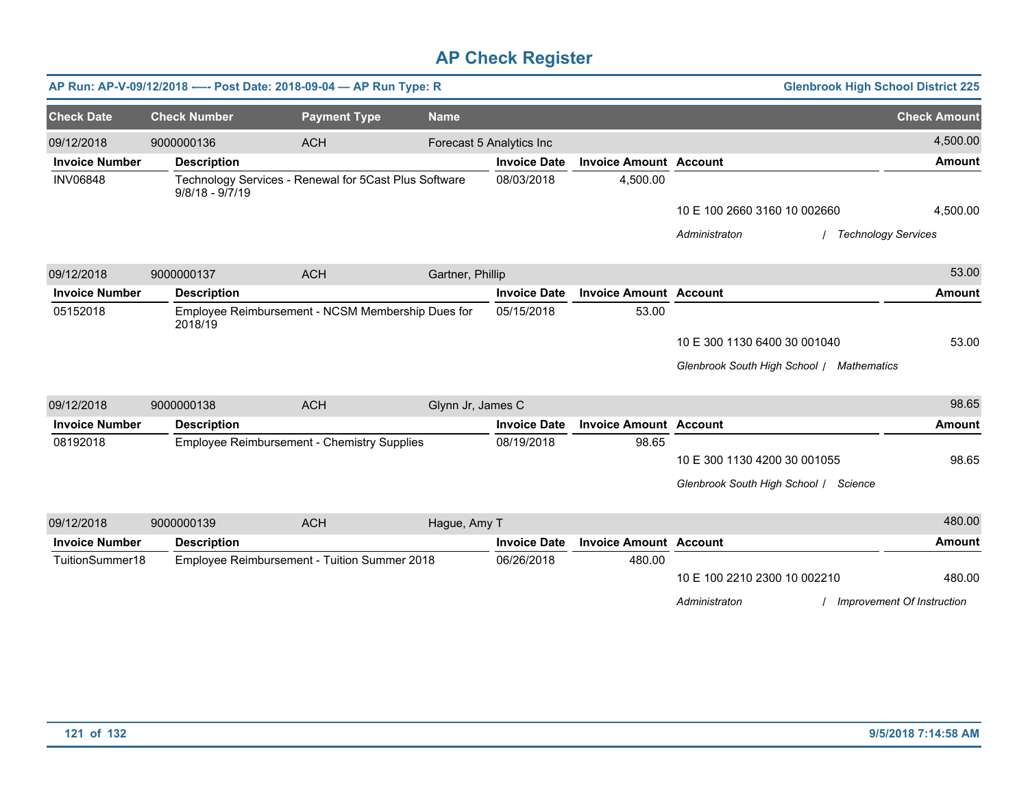# AP Check Register

**AP Run: AP-V-09/12/2018 —- Post Date: 2018-09-04 — AP Run Type: R** | **Glenbrook High School District 225**

| Check Date | Check Number | Payment Type | Name | Check Amount |
|---|---|---|---|---|
| 09/12/2018 | 9000000136 | ACH | Forecast 5 Analytics Inc | 4,500.00 |

| Invoice Number | Description | Invoice Date | Invoice Amount | Account | Amount |
|---|---|---|---|---|---|
| INV06848 | Technology Services - Renewal for 5Cast Plus Software 9/8/18 - 9/7/19 | 08/03/2018 | 4,500.00 | | |
| | | | | 10 E 100 2660 3160 10 002660 | 4,500.00 |
| | | | | *Administraton / Technology Services* | |

| Check Date | Check Number | Payment Type | Name | Check Amount |
|---|---|---|---|---|
| 09/12/2018 | 9000000137 | ACH | Gartner, Phillip | 53.00 |

| Invoice Number | Description | Invoice Date | Invoice Amount | Account | Amount |
|---|---|---|---|---|---|
| 05152018 | Employee Reimbursement - NCSM Membership Dues for 2018/19 | 05/15/2018 | 53.00 | | |
| | | | | 10 E 300 1130 6400 30 001040 | 53.00 |
| | | | | *Glenbrook South High School / Mathematics* | |

| Check Date | Check Number | Payment Type | Name | Check Amount |
|---|---|---|---|---|
| 09/12/2018 | 9000000138 | ACH | Glynn Jr, James C | 98.65 |

| Invoice Number | Description | Invoice Date | Invoice Amount | Account | Amount |
|---|---|---|---|---|---|
| 08192018 | Employee Reimbursement - Chemistry Supplies | 08/19/2018 | 98.65 | | |
| | | | | 10 E 300 1130 4200 30 001055 | 98.65 |
| | | | | *Glenbrook South High School / Science* | |

| Check Date | Check Number | Payment Type | Name | Check Amount |
|---|---|---|---|---|
| 09/12/2018 | 9000000139 | ACH | Hague, Amy T | 480.00 |

| Invoice Number | Description | Invoice Date | Invoice Amount | Account | Amount |
|---|---|---|---|---|---|
| TuitionSummer18 | Employee Reimbursement - Tuition Summer 2018 | 06/26/2018 | 480.00 | | |
| | | | | 10 E 100 2210 2300 10 002210 | 480.00 |
| | | | | *Administraton / Improvement Of Instruction* | |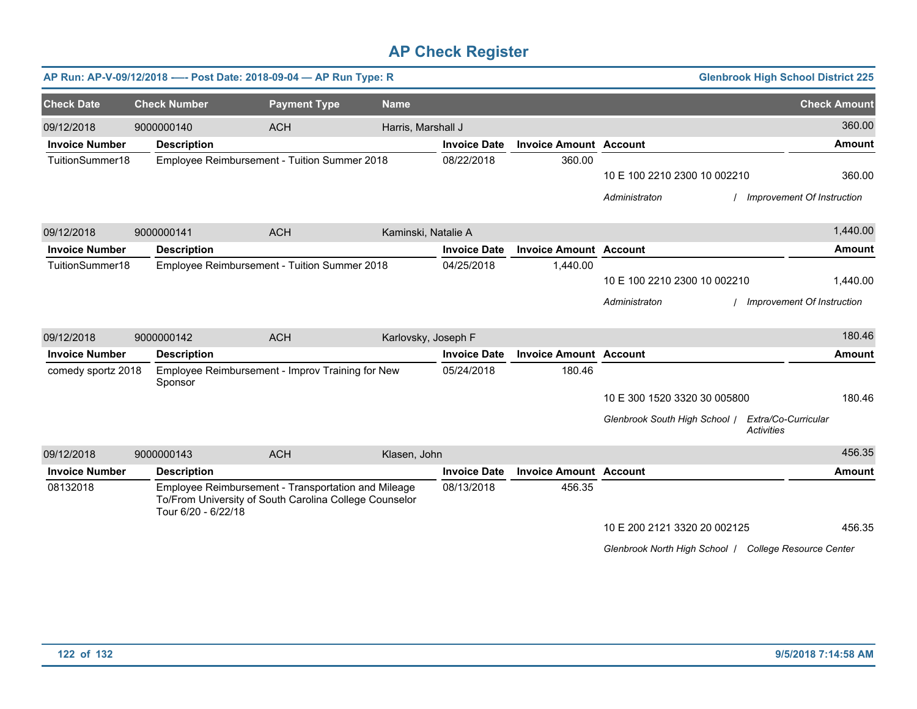# AP Check Register

**AP Run: AP-V-09/12/2018 —- Post Date: 2018-09-04 — AP Run Type: R** — **Glenbrook High School District 225**

| Check Date | Check Number | Payment Type | Name | Check Amount |
|---|---|---|---|---|
| 09/12/2018 | 9000000140 | ACH | Harris, Marshall J | 360.00 |

| Invoice Number | Description | Invoice Date | Invoice Amount | Account | Amount |
|---|---|---|---|---|---|
| TuitionSummer18 | Employee Reimbursement - Tuition Summer 2018 | 08/22/2018 | 360.00 | | |
| | | | | 10 E 100 2210 2300 10 002210 | 360.00 |
| | | | | *Administraton / Improvement Of Instruction* | |

| Check Date | Check Number | Payment Type | Name | Check Amount |
|---|---|---|---|---|
| 09/12/2018 | 9000000141 | ACH | Kaminski, Natalie A | 1,440.00 |

| Invoice Number | Description | Invoice Date | Invoice Amount | Account | Amount |
|---|---|---|---|---|---|
| TuitionSummer18 | Employee Reimbursement - Tuition Summer 2018 | 04/25/2018 | 1,440.00 | | |
| | | | | 10 E 100 2210 2300 10 002210 | 1,440.00 |
| | | | | *Administraton / Improvement Of Instruction* | |

| Check Date | Check Number | Payment Type | Name | Check Amount |
|---|---|---|---|---|
| 09/12/2018 | 9000000142 | ACH | Karlovsky, Joseph F | 180.46 |

| Invoice Number | Description | Invoice Date | Invoice Amount | Account | Amount |
|---|---|---|---|---|---|
| comedy sportz 2018 | Employee Reimbursement - Improv Training for New Sponsor | 05/24/2018 | 180.46 | | |
| | | | | 10 E 300 1520 3320 30 005800 | 180.46 |
| | | | | *Glenbrook South High School / Extra/Co-Curricular Activities* | |

| Check Date | Check Number | Payment Type | Name | Check Amount |
|---|---|---|---|---|
| 09/12/2018 | 9000000143 | ACH | Klasen, John | 456.35 |

| Invoice Number | Description | Invoice Date | Invoice Amount | Account | Amount |
|---|---|---|---|---|---|
| 08132018 | Employee Reimbursement - Transportation and Mileage To/From University of South Carolina College Counselor Tour 6/20 - 6/22/18 | 08/13/2018 | 456.35 | | |
| | | | | 10 E 200 2121 3320 20 002125 | 456.35 |
| | | | | *Glenbrook North High School / College Resource Center* | |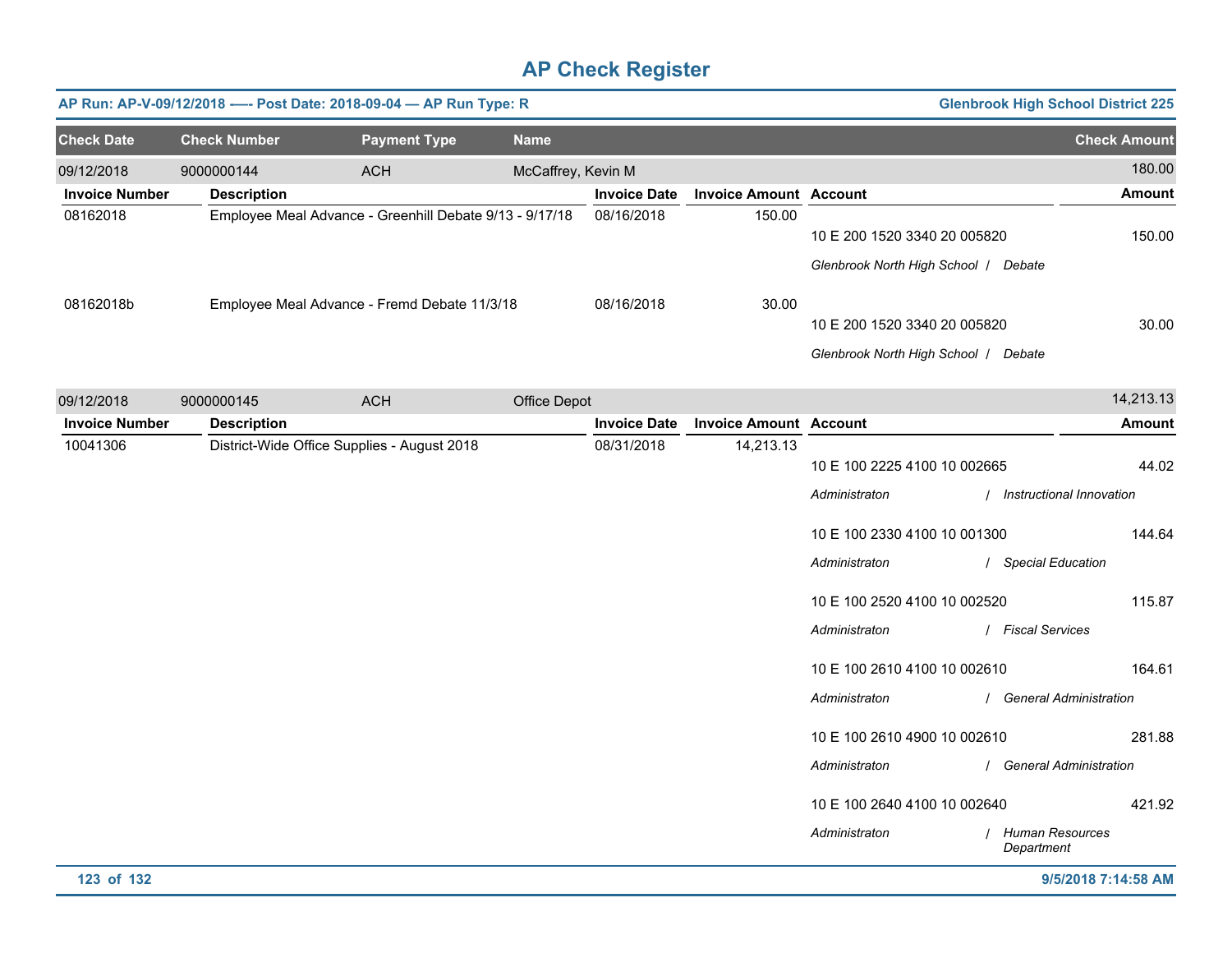# AP Check Register

**AP Run: AP-V-09/12/2018 —- Post Date: 2018-09-04 — AP Run Type: R** | **Glenbrook High School District 225**

| Check Date | Check Number | Payment Type | Name | | | Check Amount |
|---|---|---|---|---|---|---|
| 09/12/2018 | 9000000144 | ACH | McCaffrey, Kevin M | | | 180.00 |

| Invoice Number | Description | Invoice Date | Invoice Amount | Account | Amount |
|---|---|---|---|---|---|
| 08162018 | Employee Meal Advance - Greenhill Debate 9/13 - 9/17/18 | 08/16/2018 | 150.00 | 10 E 200 1520 3340 20 005820 | 150.00 |
| | | | | *Glenbrook North High School / Debate* | |
| 08162018b | Employee Meal Advance - Fremd Debate 11/3/18 | 08/16/2018 | 30.00 | 10 E 200 1520 3340 20 005820 | 30.00 |
| | | | | *Glenbrook North High School / Debate* | |

| Check Date | Check Number | Payment Type | Name | | | Check Amount |
|---|---|---|---|---|---|---|
| 09/12/2018 | 9000000145 | ACH | Office Depot | | | 14,213.13 |

| Invoice Number | Description | Invoice Date | Invoice Amount | Account | Amount |
|---|---|---|---|---|---|
| 10041306 | District-Wide Office Supplies - August 2018 | 08/31/2018 | 14,213.13 | 10 E 100 2225 4100 10 002665 | 44.02 |
| | | | | *Administraton / Instructional Innovation* | |
| | | | | 10 E 100 2330 4100 10 001300 | 144.64 |
| | | | | *Administraton / Special Education* | |
| | | | | 10 E 100 2520 4100 10 002520 | 115.87 |
| | | | | *Administraton / Fiscal Services* | |
| | | | | 10 E 100 2610 4100 10 002610 | 164.61 |
| | | | | *Administraton / General Administration* | |
| | | | | 10 E 100 2610 4900 10 002610 | 281.88 |
| | | | | *Administraton / General Administration* | |
| | | | | 10 E 100 2640 4100 10 002640 | 421.92 |
| | | | | *Administraton / Human Resources Department* | |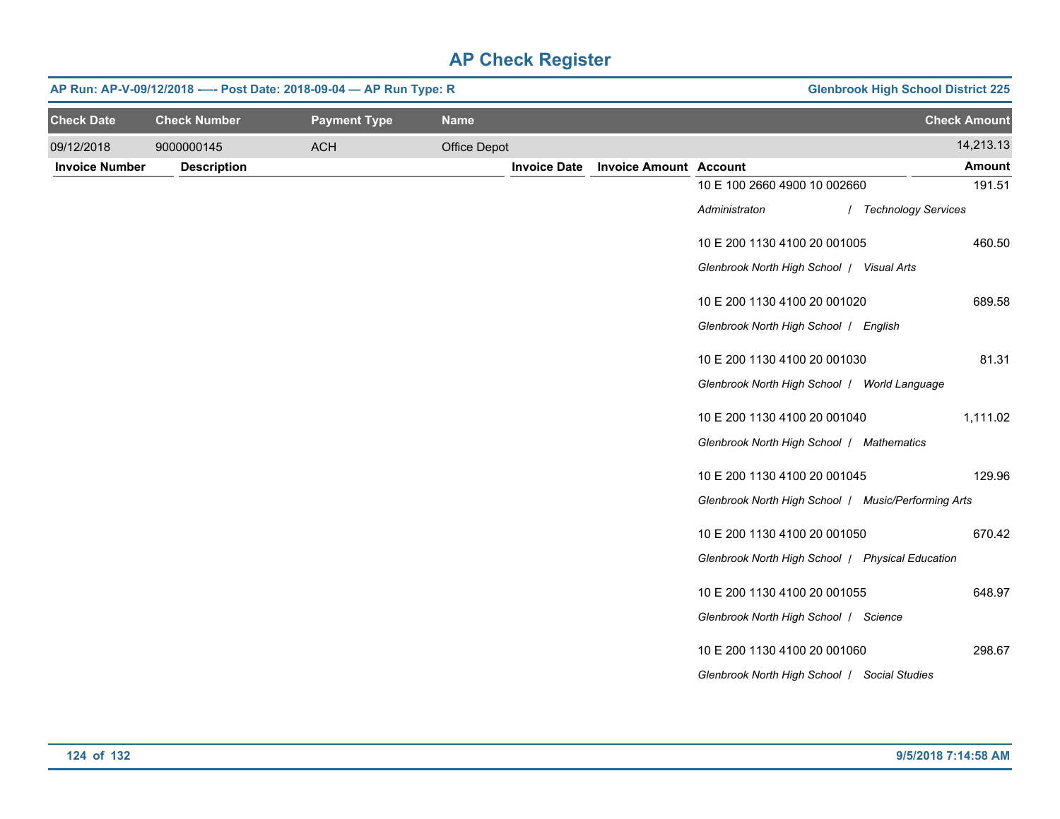# AP Check Register

**AP Run: AP-V-09/12/2018 -—- Post Date: 2018-09-04 — AP Run Type: R** — **Glenbrook High School District 225**

| Check Date | Check Number | Payment Type | Name | Check Amount |
|---|---|---|---|---|
| 09/12/2018 | 9000000145 | ACH | Office Depot | 14,213.13 |

| Invoice Number | Description | Invoice Date | Invoice Amount | Account | Amount |
|---|---|---|---|---|---|
| | | | | 10 E 100 2660 4900 10 002660<br>*Administraton / Technology Services* | 191.51 |
| | | | | 10 E 200 1130 4100 20 001005<br>*Glenbrook North High School / Visual Arts* | 460.50 |
| | | | | 10 E 200 1130 4100 20 001020<br>*Glenbrook North High School / English* | 689.58 |
| | | | | 10 E 200 1130 4100 20 001030<br>*Glenbrook North High School / World Language* | 81.31 |
| | | | | 10 E 200 1130 4100 20 001040<br>*Glenbrook North High School / Mathematics* | 1,111.02 |
| | | | | 10 E 200 1130 4100 20 001045<br>*Glenbrook North High School / Music/Performing Arts* | 129.96 |
| | | | | 10 E 200 1130 4100 20 001050<br>*Glenbrook North High School / Physical Education* | 670.42 |
| | | | | 10 E 200 1130 4100 20 001055<br>*Glenbrook North High School / Science* | 648.97 |
| | | | | 10 E 200 1130 4100 20 001060<br>*Glenbrook North High School / Social Studies* | 298.67 |

9/5/2018 7:14:58 AM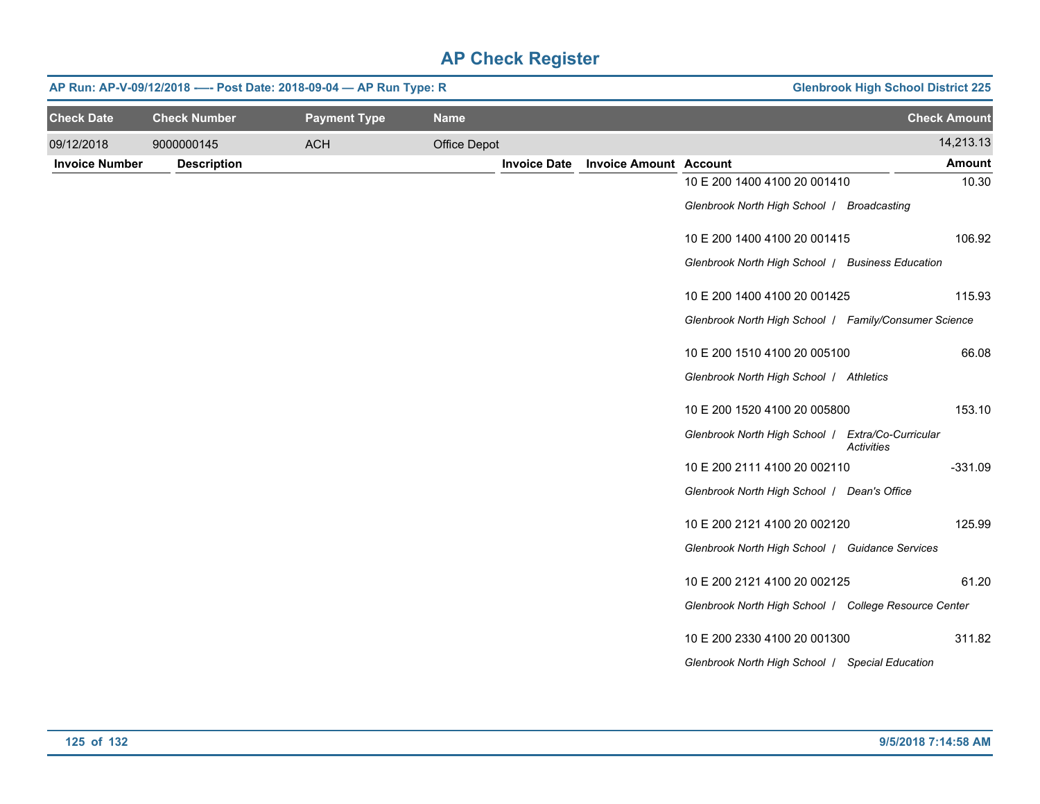# AP Check Register

**AP Run: AP-V-09/12/2018 —- Post Date: 2018-09-04 — AP Run Type: R** | **Glenbrook High School District 225**

| Check Date | Check Number | Payment Type | Name | Check Amount |
|---|---|---|---|---|
| 09/12/2018 | 9000000145 | ACH | Office Depot | 14,213.13 |

| Invoice Number | Description | Invoice Date | Invoice Amount | Account | Amount |
|---|---|---|---|---|---|
| | | | | 10 E 200 1400 4100 20 001410<br>*Glenbrook North High School / Broadcasting* | 10.30 |
| | | | | 10 E 200 1400 4100 20 001415<br>*Glenbrook North High School / Business Education* | 106.92 |
| | | | | 10 E 200 1400 4100 20 001425<br>*Glenbrook North High School / Family/Consumer Science* | 115.93 |
| | | | | 10 E 200 1510 4100 20 005100<br>*Glenbrook North High School / Athletics* | 66.08 |
| | | | | 10 E 200 1520 4100 20 005800<br>*Glenbrook North High School / Extra/Co-Curricular Activities* | 153.10 |
| | | | | 10 E 200 2111 4100 20 002110<br>*Glenbrook North High School / Dean's Office* | -331.09 |
| | | | | 10 E 200 2121 4100 20 002120<br>*Glenbrook North High School / Guidance Services* | 125.99 |
| | | | | 10 E 200 2121 4100 20 002125<br>*Glenbrook North High School / College Resource Center* | 61.20 |
| | | | | 10 E 200 2330 4100 20 001300<br>*Glenbrook North High School / Special Education* | 311.82 |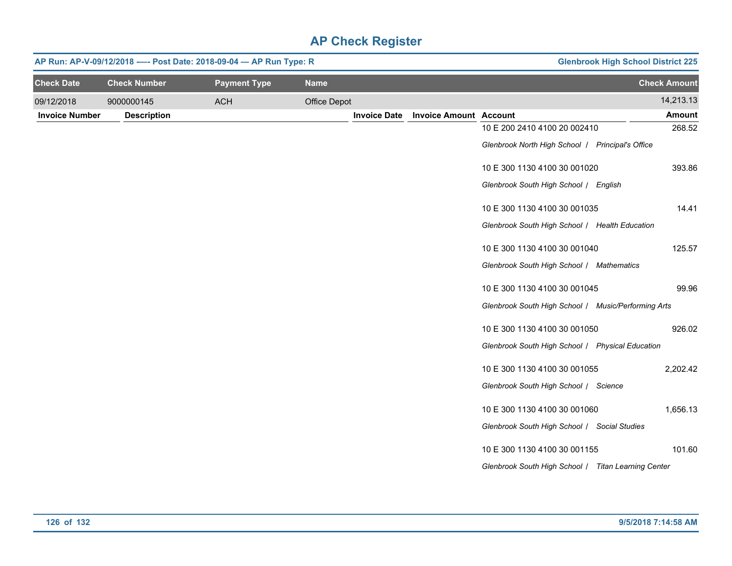# AP Check Register

**AP Run: AP-V-09/12/2018 -—- Post Date: 2018-09-04 — AP Run Type: R** | **Glenbrook High School District 225**

| Check Date | Check Number | Payment Type | Name | Check Amount |
|---|---|---|---|---|
| 09/12/2018 | 9000000145 | ACH | Office Depot | 14,213.13 |

| Invoice Number | Description | Invoice Date | Invoice Amount | Account | Amount |
|---|---|---|---|---|---|
| | | | | 10 E 200 2410 4100 20 002410<br>*Glenbrook North High School / Principal's Office* | 268.52 |
| | | | | 10 E 300 1130 4100 30 001020<br>*Glenbrook South High School / English* | 393.86 |
| | | | | 10 E 300 1130 4100 30 001035<br>*Glenbrook South High School / Health Education* | 14.41 |
| | | | | 10 E 300 1130 4100 30 001040<br>*Glenbrook South High School / Mathematics* | 125.57 |
| | | | | 10 E 300 1130 4100 30 001045<br>*Glenbrook South High School / Music/Performing Arts* | 99.96 |
| | | | | 10 E 300 1130 4100 30 001050<br>*Glenbrook South High School / Physical Education* | 926.02 |
| | | | | 10 E 300 1130 4100 30 001055<br>*Glenbrook South High School / Science* | 2,202.42 |
| | | | | 10 E 300 1130 4100 30 001060<br>*Glenbrook South High School / Social Studies* | 1,656.13 |
| | | | | 10 E 300 1130 4100 30 001155<br>*Glenbrook South High School / Titan Learning Center* | 101.60 |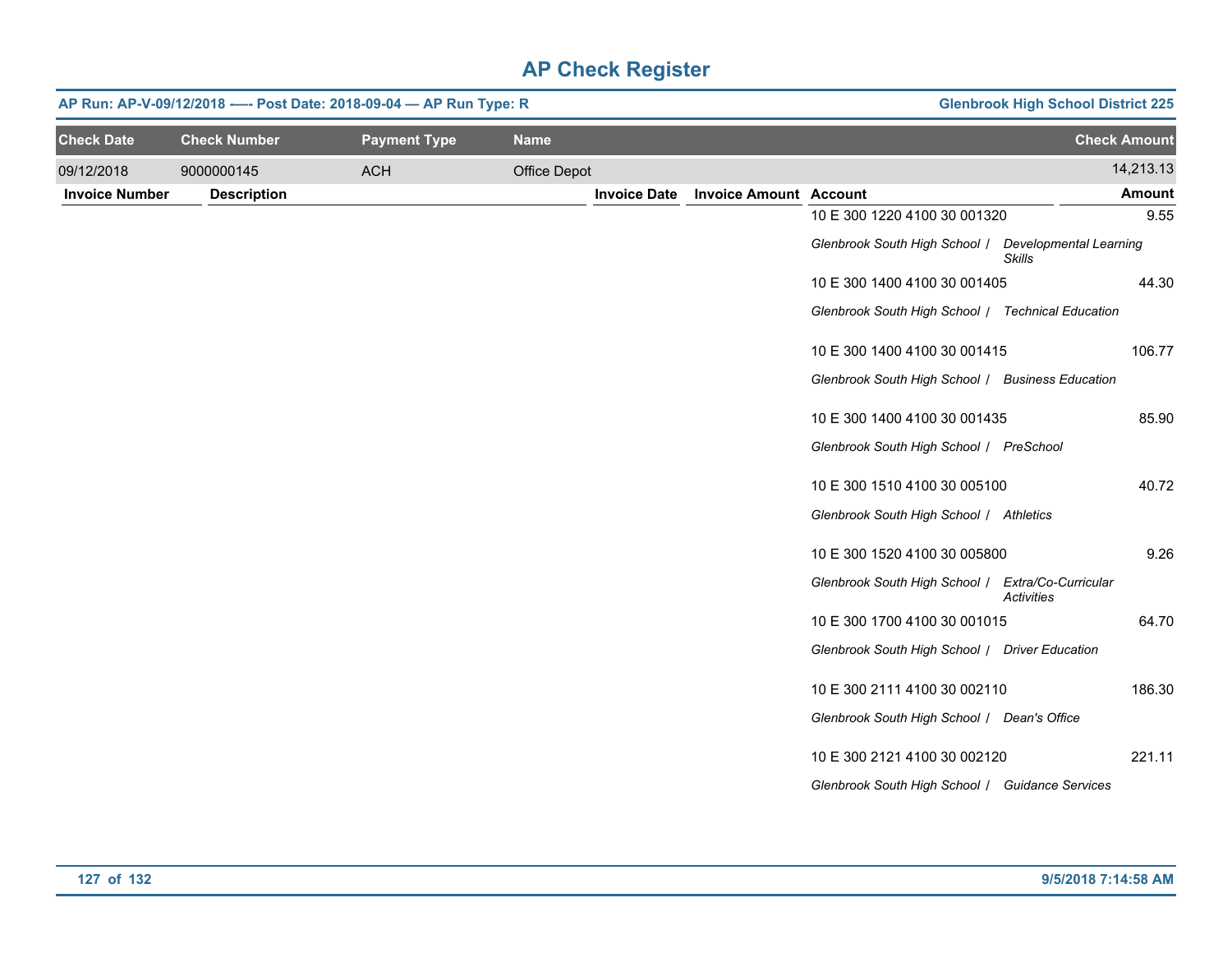# AP Check Register

**AP Run: AP-V-09/12/2018 —- Post Date: 2018-09-04 — AP Run Type: R** | **Glenbrook High School District 225**

| Check Date | Check Number | Payment Type | Name | Check Amount |
|---|---|---|---|---|
| 09/12/2018 | 9000000145 | ACH | Office Depot | 14,213.13 |

| Invoice Number | Description | Invoice Date | Invoice Amount | Account | Amount |
|---|---|---|---|---|---|
| | | | | 10 E 300 1220 4100 30 001320<br>*Glenbrook South High School / Developmental Learning Skills* | 9.55 |
| | | | | 10 E 300 1400 4100 30 001405<br>*Glenbrook South High School / Technical Education* | 44.30 |
| | | | | 10 E 300 1400 4100 30 001415<br>*Glenbrook South High School / Business Education* | 106.77 |
| | | | | 10 E 300 1400 4100 30 001435<br>*Glenbrook South High School / PreSchool* | 85.90 |
| | | | | 10 E 300 1510 4100 30 005100<br>*Glenbrook South High School / Athletics* | 40.72 |
| | | | | 10 E 300 1520 4100 30 005800<br>*Glenbrook South High School / Extra/Co-Curricular Activities* | 9.26 |
| | | | | 10 E 300 1700 4100 30 001015<br>*Glenbrook South High School / Driver Education* | 64.70 |
| | | | | 10 E 300 2111 4100 30 002110<br>*Glenbrook South High School / Dean's Office* | 186.30 |
| | | | | 10 E 300 2121 4100 30 002120<br>*Glenbrook South High School / Guidance Services* | 221.11 |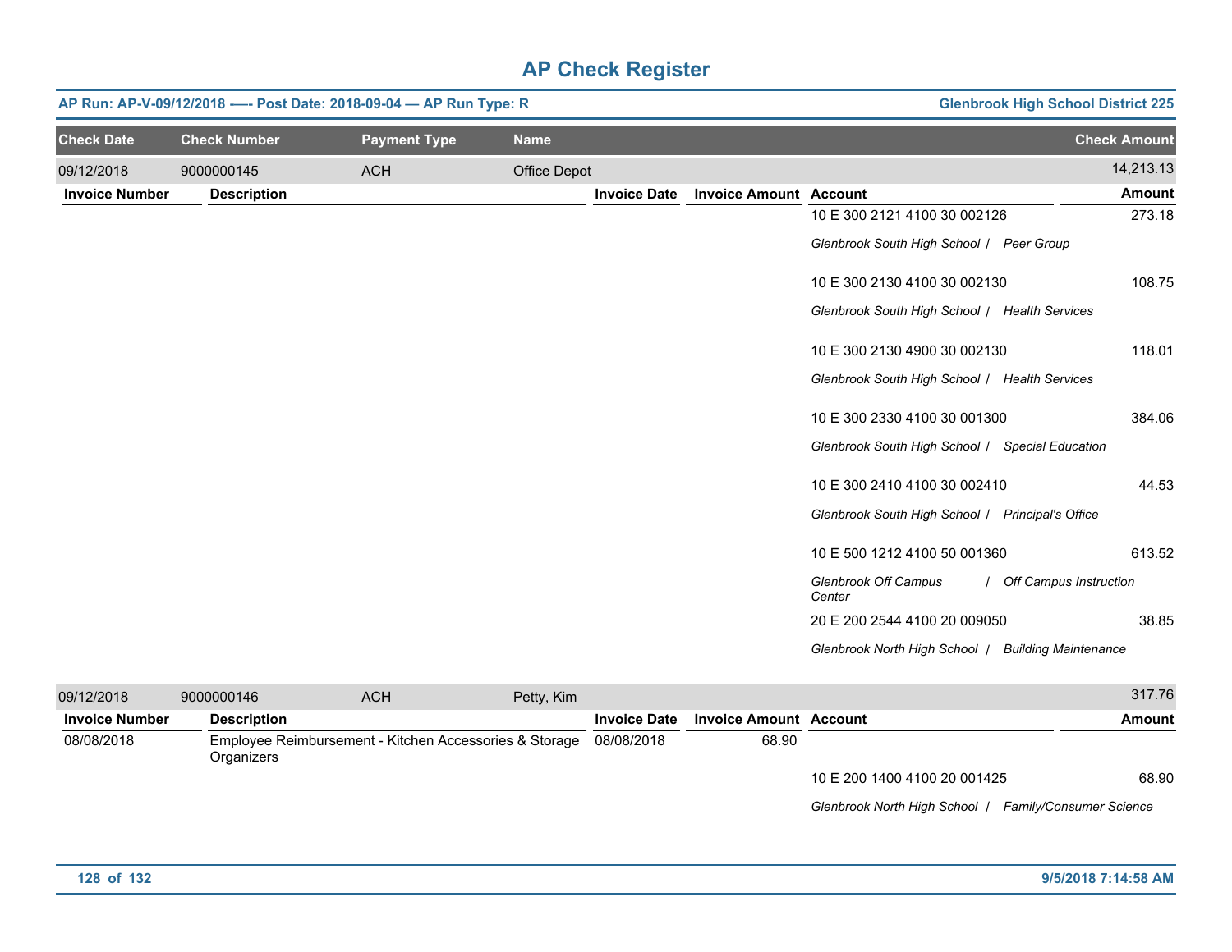# AP Check Register

**AP Run: AP-V-09/12/2018 —- Post Date: 2018-09-04 — AP Run Type: R** — **Glenbrook High School District 225**

| Check Date | Check Number | Payment Type | Name | Check Amount |
|---|---|---|---|---|
| 09/12/2018 | 9000000145 | ACH | Office Depot | 14,213.13 |

| Invoice Number | Description | Invoice Date | Invoice Amount | Account | Amount |
|---|---|---|---|---|---|
| | | | | 10 E 300 2121 4100 30 002126<br>*Glenbrook South High School / Peer Group* | 273.18 |
| | | | | 10 E 300 2130 4100 30 002130<br>*Glenbrook South High School / Health Services* | 108.75 |
| | | | | 10 E 300 2130 4900 30 002130<br>*Glenbrook South High School / Health Services* | 118.01 |
| | | | | 10 E 300 2330 4100 30 001300<br>*Glenbrook South High School / Special Education* | 384.06 |
| | | | | 10 E 300 2410 4100 30 002410<br>*Glenbrook South High School / Principal's Office* | 44.53 |
| | | | | 10 E 500 1212 4100 50 001360<br>*Glenbrook Off Campus Center / Off Campus Instruction* | 613.52 |
| | | | | 20 E 200 2544 4100 20 009050<br>*Glenbrook North High School / Building Maintenance* | 38.85 |

| Check Date | Check Number | Payment Type | Name | Check Amount |
|---|---|---|---|---|
| 09/12/2018 | 9000000146 | ACH | Petty, Kim | 317.76 |

| Invoice Number | Description | Invoice Date | Invoice Amount | Account | Amount |
|---|---|---|---|---|---|
| 08/08/2018 | Employee Reimbursement - Kitchen Accessories & Storage Organizers | 08/08/2018 | 68.90 | | |
| | | | | 10 E 200 1400 4100 20 001425<br>*Glenbrook North High School / Family/Consumer Science* | 68.90 |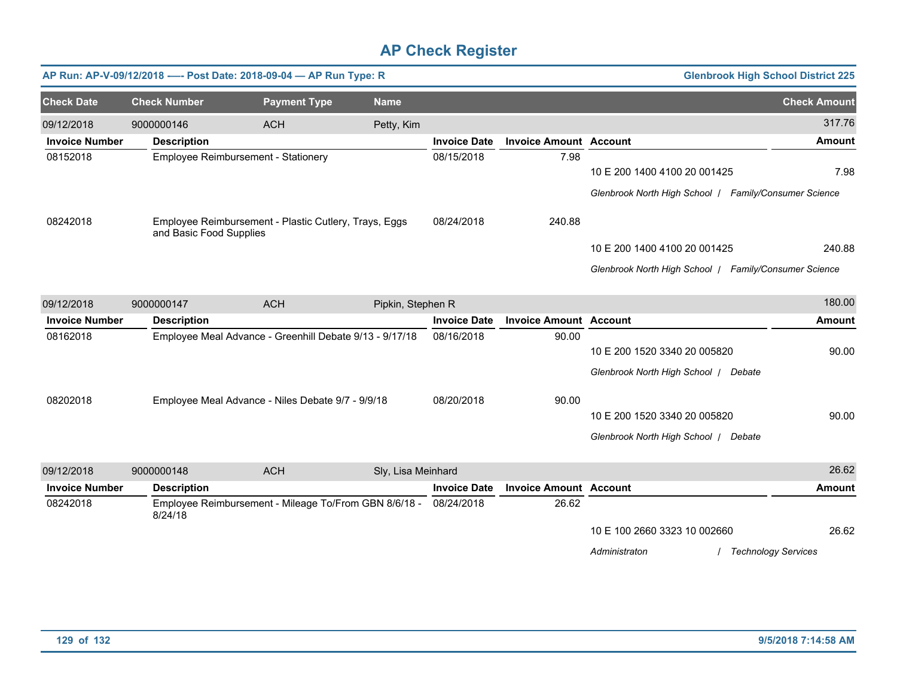# AP Check Register

**AP Run: AP-V-09/12/2018 —- Post Date: 2018-09-04 — AP Run Type: R** | **Glenbrook High School District 225**

| Check Date | Check Number | Payment Type | Name | Check Amount |
|---|---|---|---|---|
| 09/12/2018 | 9000000146 | ACH | Petty, Kim | 317.76 |

| Invoice Number | Description | Invoice Date | Invoice Amount | Account | Amount |
|---|---|---|---|---|---|
| 08152018 | Employee Reimbursement - Stationery | 08/15/2018 | 7.98 | | |
| | | | | 10 E 200 1400 4100 20 001425 | 7.98 |
| | | | | *Glenbrook North High School / Family/Consumer Science* | |
| 08242018 | Employee Reimbursement - Plastic Cutlery, Trays, Eggs and Basic Food Supplies | 08/24/2018 | 240.88 | | |
| | | | | 10 E 200 1400 4100 20 001425 | 240.88 |
| | | | | *Glenbrook North High School / Family/Consumer Science* | |

| Check Date | Check Number | Payment Type | Name | Check Amount |
|---|---|---|---|---|
| 09/12/2018 | 9000000147 | ACH | Pipkin, Stephen R | 180.00 |

| Invoice Number | Description | Invoice Date | Invoice Amount | Account | Amount |
|---|---|---|---|---|---|
| 08162018 | Employee Meal Advance - Greenhill Debate 9/13 - 9/17/18 | 08/16/2018 | 90.00 | | |
| | | | | 10 E 200 1520 3340 20 005820 | 90.00 |
| | | | | *Glenbrook North High School / Debate* | |
| 08202018 | Employee Meal Advance - Niles Debate 9/7 - 9/9/18 | 08/20/2018 | 90.00 | | |
| | | | | 10 E 200 1520 3340 20 005820 | 90.00 |
| | | | | *Glenbrook North High School / Debate* | |

| Check Date | Check Number | Payment Type | Name | Check Amount |
|---|---|---|---|---|
| 09/12/2018 | 9000000148 | ACH | Sly, Lisa Meinhard | 26.62 |

| Invoice Number | Description | Invoice Date | Invoice Amount | Account | Amount |
|---|---|---|---|---|---|
| 08242018 | Employee Reimbursement - Mileage To/From GBN 8/6/18 - 8/24/18 | 08/24/2018 | 26.62 | | |
| | | | | 10 E 100 2660 3323 10 002660 | 26.62 |
| | | | | *Administraton / Technology Services* | |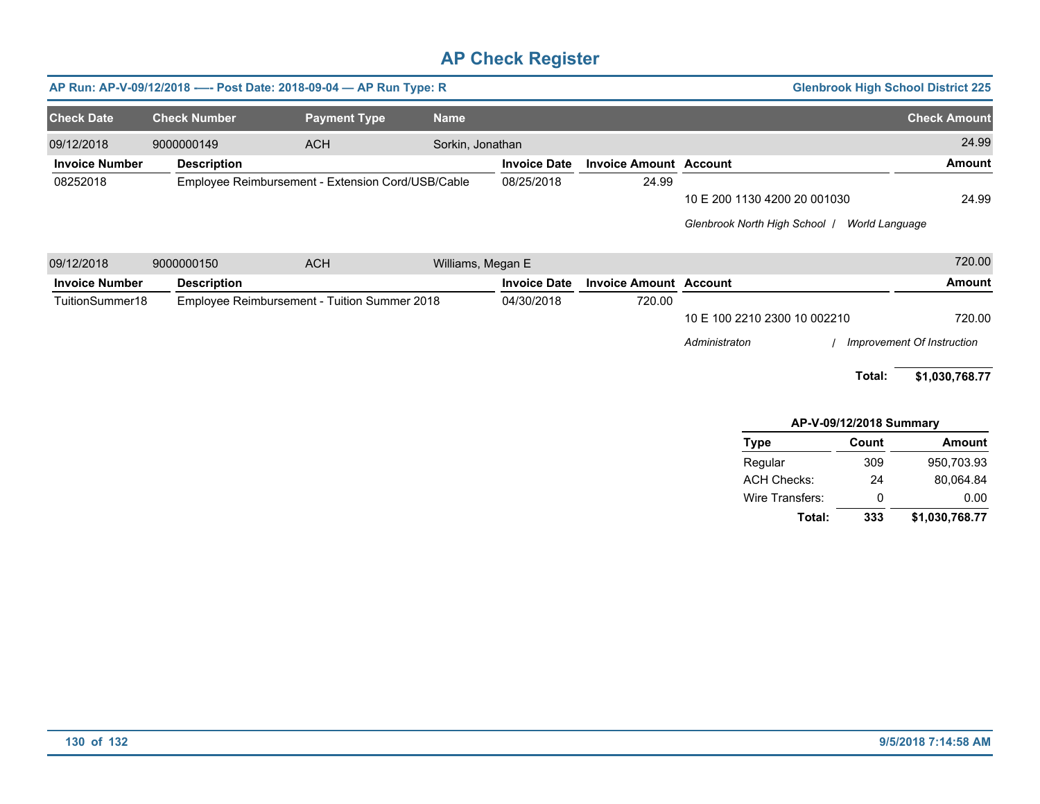# AP Check Register

**AP Run: AP-V-09/12/2018 —- Post Date: 2018-09-04 — AP Run Type: R** | **Glenbrook High School District 225**

| Check Date | Check Number | Payment Type | Name | Check Amount |
|---|---|---|---|---|
| 09/12/2018 | 9000000149 | ACH | Sorkin, Jonathan | 24.99 |

| Invoice Number | Description | Invoice Date | Invoice Amount | Account | Amount |
|---|---|---|---|---|---|
| 08252018 | Employee Reimbursement - Extension Cord/USB/Cable | 08/25/2018 | 24.99 | | |
| | | | | 10 E 200 1130 4200 20 001030 | 24.99 |
| | | | | *Glenbrook North High School / World Language* | |

| Check Date | Check Number | Payment Type | Name | Check Amount |
|---|---|---|---|---|
| 09/12/2018 | 9000000150 | ACH | Williams, Megan E | 720.00 |

| Invoice Number | Description | Invoice Date | Invoice Amount | Account | Amount |
|---|---|---|---|---|---|
| TuitionSummer18 | Employee Reimbursement - Tuition Summer 2018 | 04/30/2018 | 720.00 | | |
| | | | | 10 E 100 2210 2300 10 002210 | 720.00 |
| | | | | *Administraton / Improvement Of Instruction* | |

**Total: $1,030,768.77**

### AP-V-09/12/2018 Summary

| Type | Count | Amount |
|---|---|---|
| Regular | 309 | 950,703.93 |
| ACH Checks: | 24 | 80,064.84 |
| Wire Transfers: | 0 | 0.00 |
| **Total:** | **333** | **$1,030,768.77** |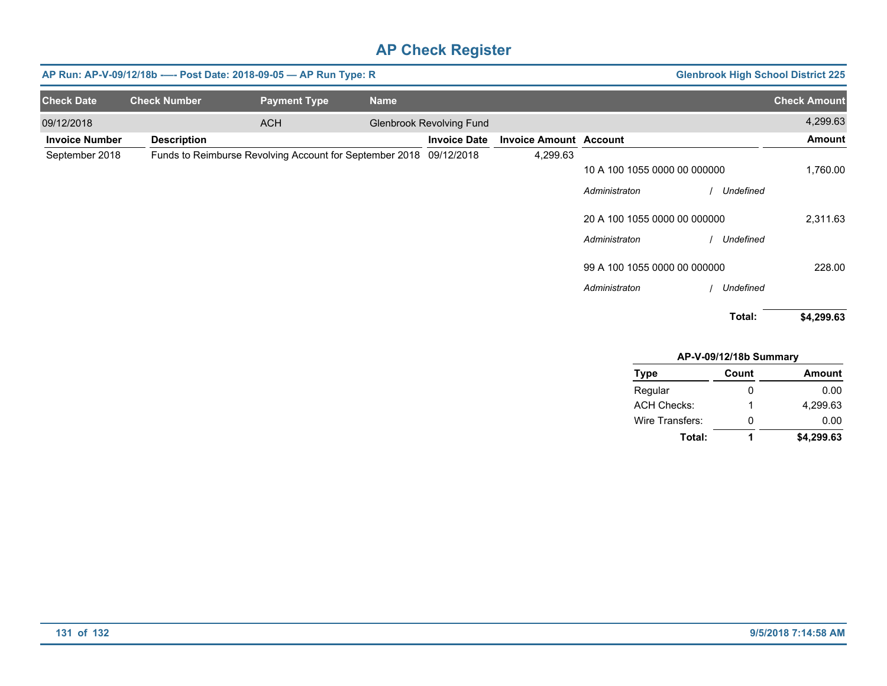# AP Check Register

**AP Run: AP-V-09/12/18b -—- Post Date: 2018-09-05 — AP Run Type: R** | **Glenbrook High School District 225**

| Check Date | Check Number | Payment Type | Name | Check Amount |
|---|---|---|---|---|
| 09/12/2018 | | ACH | Glenbrook Revolving Fund | 4,299.63 |

| Invoice Number | Description | Invoice Date | Invoice Amount | Account | Amount |
|---|---|---|---|---|---|
| September 2018 | Funds to Reimburse Revolving Account for September 2018 | 09/12/2018 | 4,299.63 | | |
| | | | | 10 A 100 1055 0000 00 000000 | 1,760.00 |
| | | | | *Administraton / Undefined* | |
| | | | | 20 A 100 1055 0000 00 000000 | 2,311.63 |
| | | | | *Administraton / Undefined* | |
| | | | | 99 A 100 1055 0000 00 000000 | 228.00 |
| | | | | *Administraton / Undefined* | |
| | | | | **Total:** | **$4,299.63** |

**AP-V-09/12/18b Summary**

| Type | Count | Amount |
|---|---|---|
| Regular | 0 | 0.00 |
| ACH Checks: | 1 | 4,299.63 |
| Wire Transfers: | 0 | 0.00 |
| **Total:** | **1** | **$4,299.63** |

9/5/2018 7:14:58 AM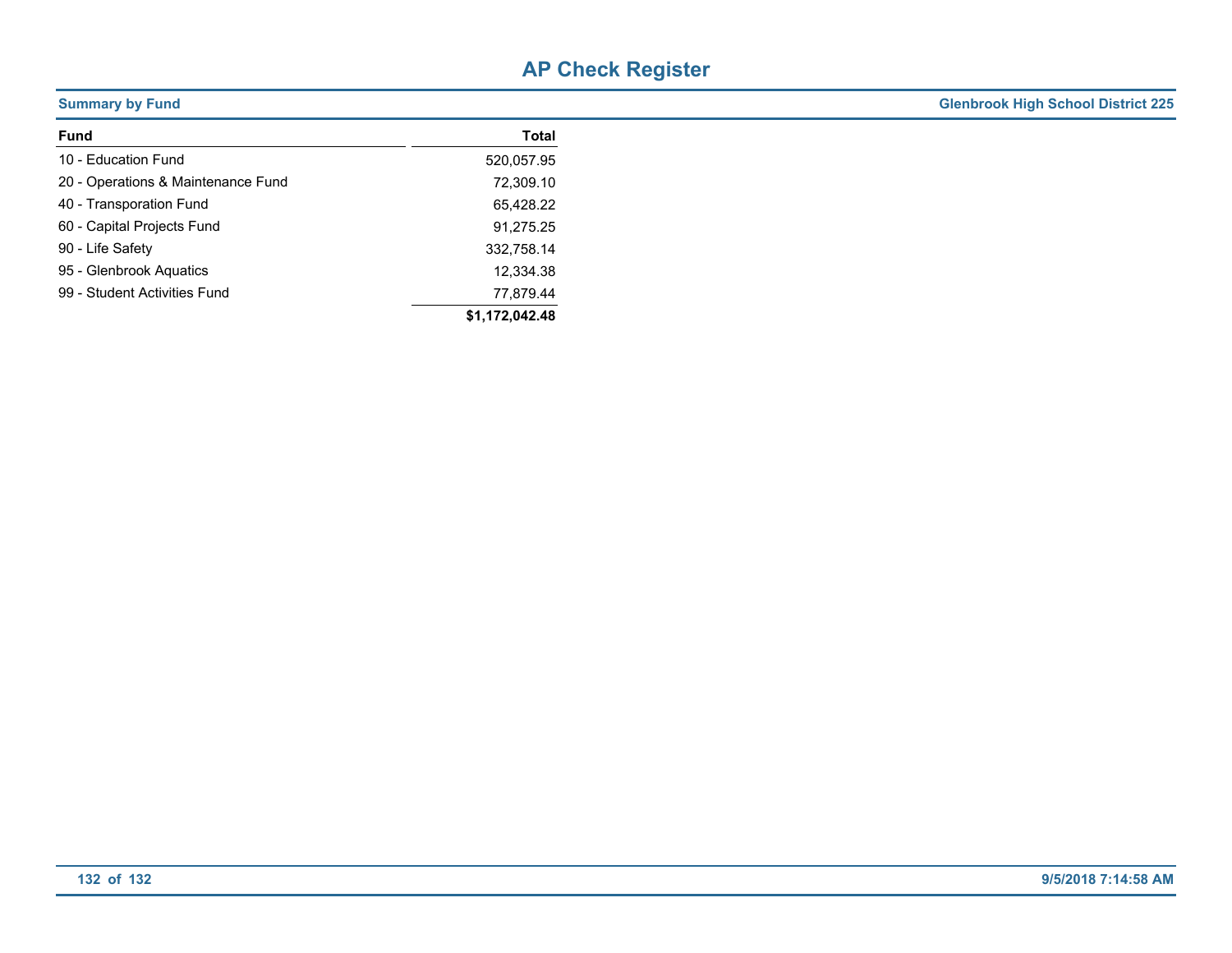# AP Check Register

**Summary by Fund** | **Glenbrook High School District 225**

| Fund | Total |
|---|---|
| 10 - Education Fund | 520,057.95 |
| 20 - Operations & Maintenance Fund | 72,309.10 |
| 40 - Transporation Fund | 65,428.22 |
| 60 - Capital Projects Fund | 91,275.25 |
| 90 - Life Safety | 332,758.14 |
| 95 - Glenbrook Aquatics | 12,334.38 |
| 99 - Student Activities Fund | 77,879.44 |
| | **$1,172,042.48** |